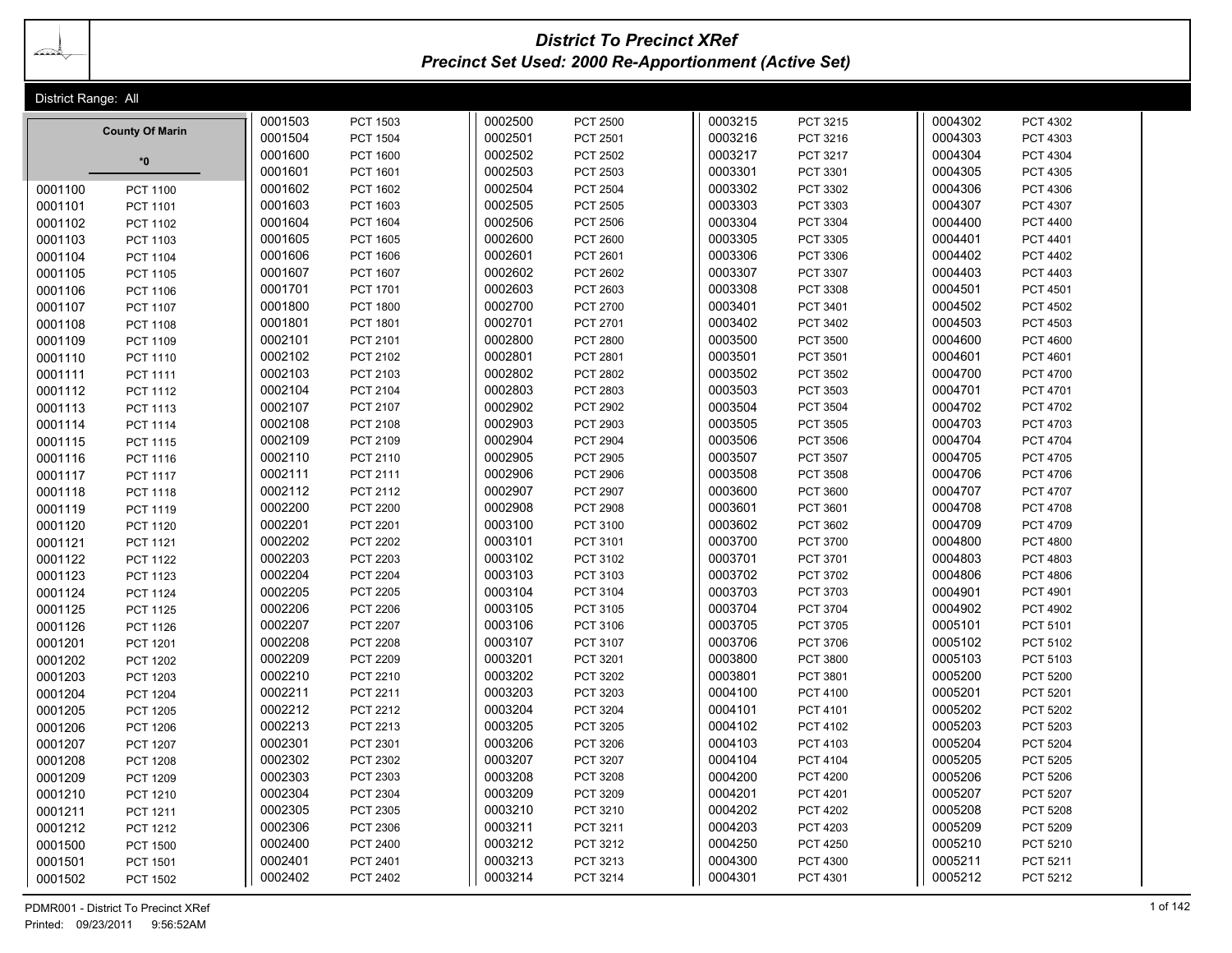# District To Precinct XRef

## Precinct Set Used: 2000 Re-Apportionment (Active Set)

District Range: All

**County Of Marin**

**\*0**

| District | Precinct |
|---|---|
| 0001100 | PCT 1100 |
| 0001101 | PCT 1101 |
| 0001102 | PCT 1102 |
| 0001103 | PCT 1103 |
| 0001104 | PCT 1104 |
| 0001105 | PCT 1105 |
| 0001106 | PCT 1106 |
| 0001107 | PCT 1107 |
| 0001108 | PCT 1108 |
| 0001109 | PCT 1109 |
| 0001110 | PCT 1110 |
| 0001111 | PCT 1111 |
| 0001112 | PCT 1112 |
| 0001113 | PCT 1113 |
| 0001114 | PCT 1114 |
| 0001115 | PCT 1115 |
| 0001116 | PCT 1116 |
| 0001117 | PCT 1117 |
| 0001118 | PCT 1118 |
| 0001119 | PCT 1119 |
| 0001120 | PCT 1120 |
| 0001121 | PCT 1121 |
| 0001122 | PCT 1122 |
| 0001123 | PCT 1123 |
| 0001124 | PCT 1124 |
| 0001125 | PCT 1125 |
| 0001126 | PCT 1126 |
| 0001201 | PCT 1201 |
| 0001202 | PCT 1202 |
| 0001203 | PCT 1203 |
| 0001204 | PCT 1204 |
| 0001205 | PCT 1205 |
| 0001206 | PCT 1206 |
| 0001207 | PCT 1207 |
| 0001208 | PCT 1208 |
| 0001209 | PCT 1209 |
| 0001210 | PCT 1210 |
| 0001211 | PCT 1211 |
| 0001212 | PCT 1212 |
| 0001500 | PCT 1500 |
| 0001501 | PCT 1501 |
| 0001502 | PCT 1502 |
| 0001503 | PCT 1503 |
| 0001504 | PCT 1504 |
| 0001600 | PCT 1600 |
| 0001601 | PCT 1601 |
| 0001602 | PCT 1602 |
| 0001603 | PCT 1603 |
| 0001604 | PCT 1604 |
| 0001605 | PCT 1605 |
| 0001606 | PCT 1606 |
| 0001607 | PCT 1607 |
| 0001701 | PCT 1701 |
| 0001800 | PCT 1800 |
| 0001801 | PCT 1801 |
| 0002101 | PCT 2101 |
| 0002102 | PCT 2102 |
| 0002103 | PCT 2103 |
| 0002104 | PCT 2104 |
| 0002107 | PCT 2107 |
| 0002108 | PCT 2108 |
| 0002109 | PCT 2109 |
| 0002110 | PCT 2110 |
| 0002111 | PCT 2111 |
| 0002112 | PCT 2112 |
| 0002200 | PCT 2200 |
| 0002201 | PCT 2201 |
| 0002202 | PCT 2202 |
| 0002203 | PCT 2203 |
| 0002204 | PCT 2204 |
| 0002205 | PCT 2205 |
| 0002206 | PCT 2206 |
| 0002207 | PCT 2207 |
| 0002208 | PCT 2208 |
| 0002209 | PCT 2209 |
| 0002210 | PCT 2210 |
| 0002211 | PCT 2211 |
| 0002212 | PCT 2212 |
| 0002213 | PCT 2213 |
| 0002301 | PCT 2301 |
| 0002302 | PCT 2302 |
| 0002303 | PCT 2303 |
| 0002304 | PCT 2304 |
| 0002305 | PCT 2305 |
| 0002306 | PCT 2306 |
| 0002400 | PCT 2400 |
| 0002401 | PCT 2401 |
| 0002402 | PCT 2402 |
| 0002500 | PCT 2500 |
| 0002501 | PCT 2501 |
| 0002502 | PCT 2502 |
| 0002503 | PCT 2503 |
| 0002504 | PCT 2504 |
| 0002505 | PCT 2505 |
| 0002506 | PCT 2506 |
| 0002600 | PCT 2600 |
| 0002601 | PCT 2601 |
| 0002602 | PCT 2602 |
| 0002603 | PCT 2603 |
| 0002700 | PCT 2700 |
| 0002701 | PCT 2701 |
| 0002800 | PCT 2800 |
| 0002801 | PCT 2801 |
| 0002802 | PCT 2802 |
| 0002803 | PCT 2803 |
| 0002902 | PCT 2902 |
| 0002903 | PCT 2903 |
| 0002904 | PCT 2904 |
| 0002905 | PCT 2905 |
| 0002906 | PCT 2906 |
| 0002907 | PCT 2907 |
| 0002908 | PCT 2908 |
| 0003100 | PCT 3100 |
| 0003101 | PCT 3101 |
| 0003102 | PCT 3102 |
| 0003103 | PCT 3103 |
| 0003104 | PCT 3104 |
| 0003105 | PCT 3105 |
| 0003106 | PCT 3106 |
| 0003107 | PCT 3107 |
| 0003201 | PCT 3201 |
| 0003202 | PCT 3202 |
| 0003203 | PCT 3203 |
| 0003204 | PCT 3204 |
| 0003205 | PCT 3205 |
| 0003206 | PCT 3206 |
| 0003207 | PCT 3207 |
| 0003208 | PCT 3208 |
| 0003209 | PCT 3209 |
| 0003210 | PCT 3210 |
| 0003211 | PCT 3211 |
| 0003212 | PCT 3212 |
| 0003213 | PCT 3213 |
| 0003214 | PCT 3214 |
| 0003215 | PCT 3215 |
| 0003216 | PCT 3216 |
| 0003217 | PCT 3217 |
| 0003301 | PCT 3301 |
| 0003302 | PCT 3302 |
| 0003303 | PCT 3303 |
| 0003304 | PCT 3304 |
| 0003305 | PCT 3305 |
| 0003306 | PCT 3306 |
| 0003307 | PCT 3307 |
| 0003308 | PCT 3308 |
| 0003401 | PCT 3401 |
| 0003402 | PCT 3402 |
| 0003500 | PCT 3500 |
| 0003501 | PCT 3501 |
| 0003502 | PCT 3502 |
| 0003503 | PCT 3503 |
| 0003504 | PCT 3504 |
| 0003505 | PCT 3505 |
| 0003506 | PCT 3506 |
| 0003507 | PCT 3507 |
| 0003508 | PCT 3508 |
| 0003600 | PCT 3600 |
| 0003601 | PCT 3601 |
| 0003602 | PCT 3602 |
| 0003700 | PCT 3700 |
| 0003701 | PCT 3701 |
| 0003702 | PCT 3702 |
| 0003703 | PCT 3703 |
| 0003704 | PCT 3704 |
| 0003705 | PCT 3705 |
| 0003706 | PCT 3706 |
| 0003800 | PCT 3800 |
| 0003801 | PCT 3801 |
| 0004100 | PCT 4100 |
| 0004101 | PCT 4101 |
| 0004102 | PCT 4102 |
| 0004103 | PCT 4103 |
| 0004104 | PCT 4104 |
| 0004200 | PCT 4200 |
| 0004201 | PCT 4201 |
| 0004202 | PCT 4202 |
| 0004203 | PCT 4203 |
| 0004250 | PCT 4250 |
| 0004300 | PCT 4300 |
| 0004301 | PCT 4301 |
| 0004302 | PCT 4302 |
| 0004303 | PCT 4303 |
| 0004304 | PCT 4304 |
| 0004305 | PCT 4305 |
| 0004306 | PCT 4306 |
| 0004307 | PCT 4307 |
| 0004400 | PCT 4400 |
| 0004401 | PCT 4401 |
| 0004402 | PCT 4402 |
| 0004403 | PCT 4403 |
| 0004501 | PCT 4501 |
| 0004502 | PCT 4502 |
| 0004503 | PCT 4503 |
| 0004600 | PCT 4600 |
| 0004601 | PCT 4601 |
| 0004700 | PCT 4700 |
| 0004701 | PCT 4701 |
| 0004702 | PCT 4702 |
| 0004703 | PCT 4703 |
| 0004704 | PCT 4704 |
| 0004705 | PCT 4705 |
| 0004706 | PCT 4706 |
| 0004707 | PCT 4707 |
| 0004708 | PCT 4708 |
| 0004709 | PCT 4709 |
| 0004800 | PCT 4800 |
| 0004803 | PCT 4803 |
| 0004806 | PCT 4806 |
| 0004901 | PCT 4901 |
| 0004902 | PCT 4902 |
| 0005101 | PCT 5101 |
| 0005102 | PCT 5102 |
| 0005103 | PCT 5103 |
| 0005200 | PCT 5200 |
| 0005201 | PCT 5201 |
| 0005202 | PCT 5202 |
| 0005203 | PCT 5203 |
| 0005204 | PCT 5204 |
| 0005205 | PCT 5205 |
| 0005206 | PCT 5206 |
| 0005207 | PCT 5207 |
| 0005208 | PCT 5208 |
| 0005209 | PCT 5209 |
| 0005210 | PCT 5210 |
| 0005211 | PCT 5211 |
| 0005212 | PCT 5212 |

PDMR001 - District To Precinct XRef

Printed: 09/23/2011 9:56:52AM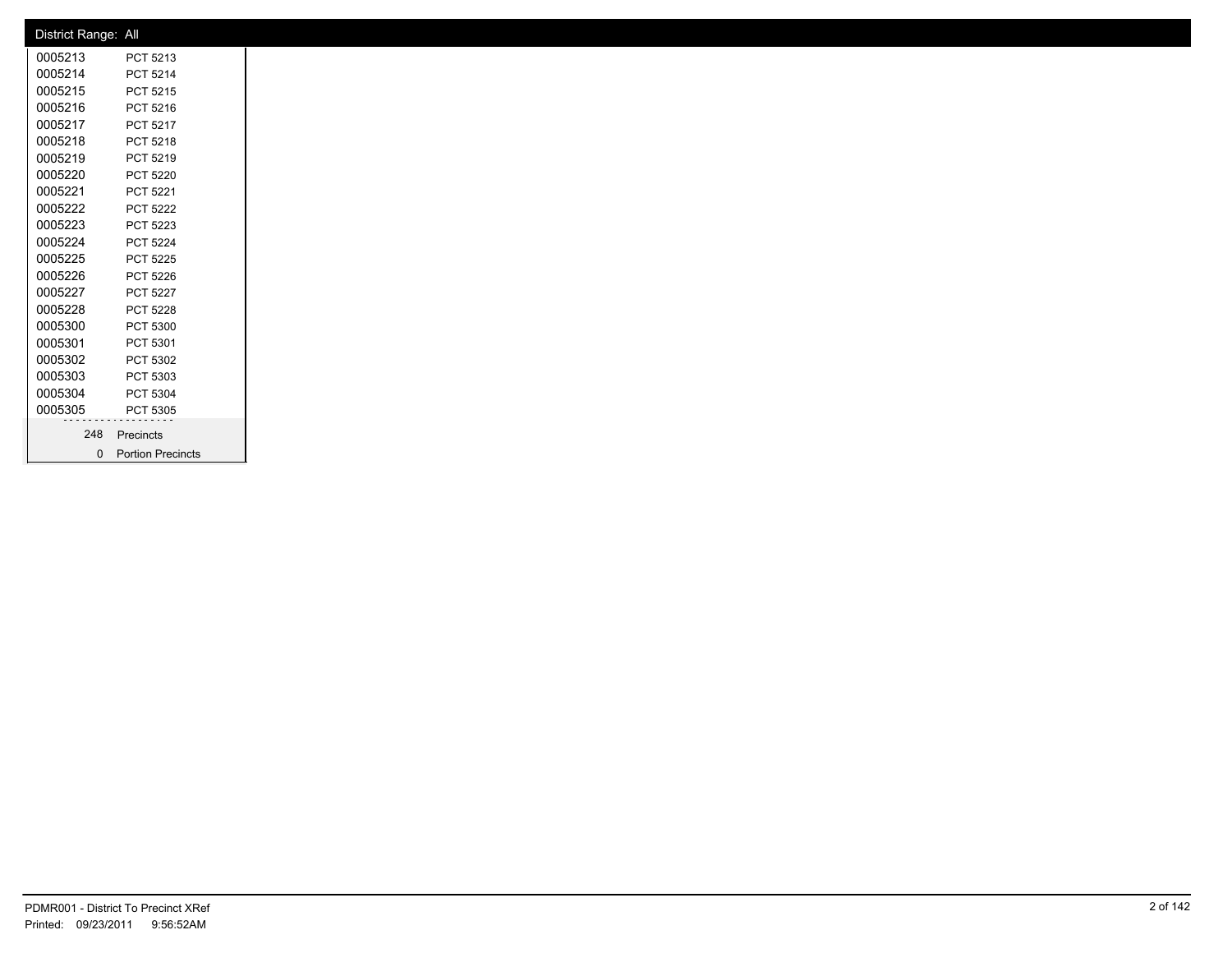District Range: All

| District | Precinct |
|---|---|
| 0005213 | PCT 5213 |
| 0005214 | PCT 5214 |
| 0005215 | PCT 5215 |
| 0005216 | PCT 5216 |
| 0005217 | PCT 5217 |
| 0005218 | PCT 5218 |
| 0005219 | PCT 5219 |
| 0005220 | PCT 5220 |
| 0005221 | PCT 5221 |
| 0005222 | PCT 5222 |
| 0005223 | PCT 5223 |
| 0005224 | PCT 5224 |
| 0005225 | PCT 5225 |
| 0005226 | PCT 5226 |
| 0005227 | PCT 5227 |
| 0005228 | PCT 5228 |
| 0005300 | PCT 5300 |
| 0005301 | PCT 5301 |
| 0005302 | PCT 5302 |
| 0005303 | PCT 5303 |
| 0005304 | PCT 5304 |
| 0005305 | PCT 5305 |

248 Precincts

0 Portion Precincts

PDMR001 - District To Precinct XRef

Printed: 09/23/2011 9:56:52AM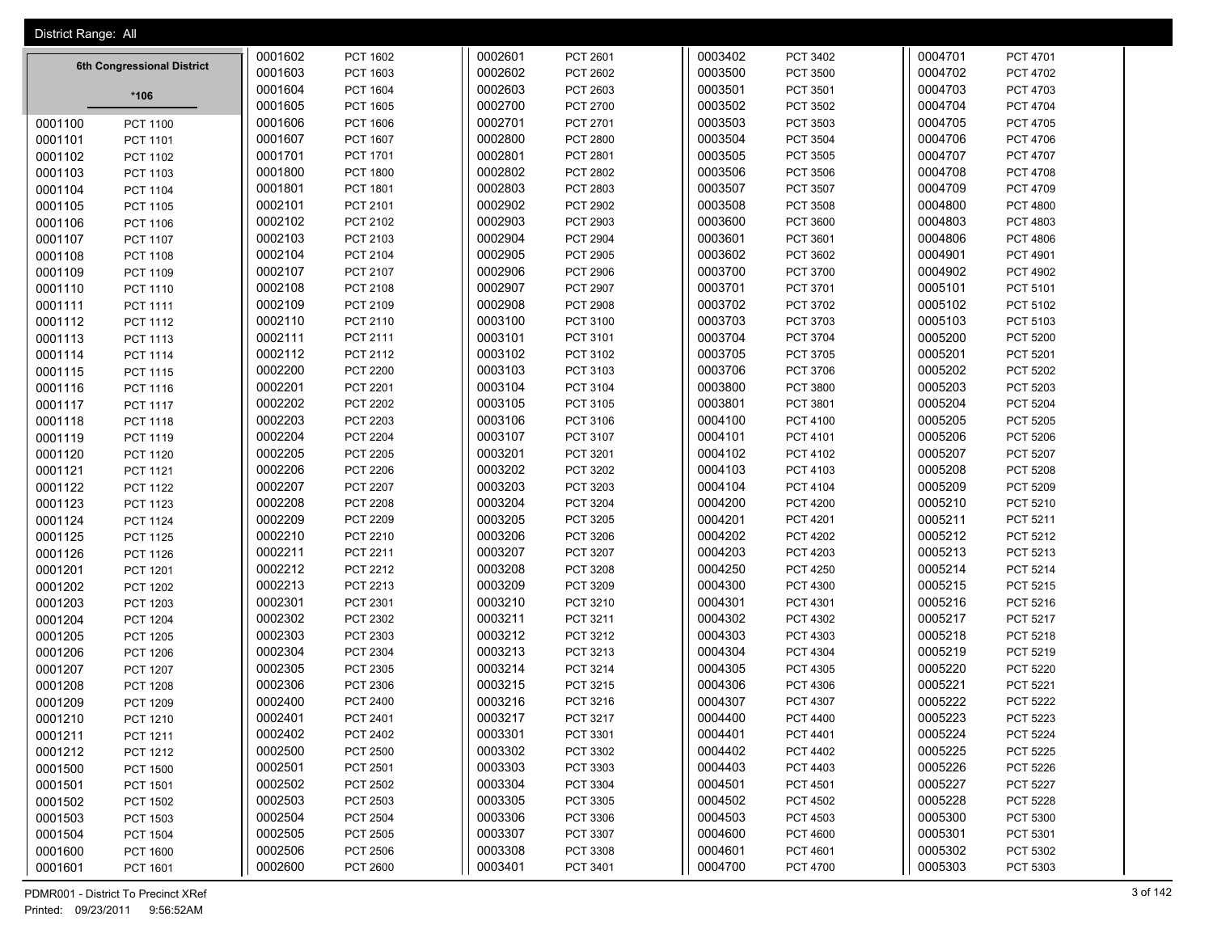District Range: All

**6th Congressional District**

***106**

| Precinct | Name |
|---|---|
| 0001100 | PCT 1100 |
| 0001101 | PCT 1101 |
| 0001102 | PCT 1102 |
| 0001103 | PCT 1103 |
| 0001104 | PCT 1104 |
| 0001105 | PCT 1105 |
| 0001106 | PCT 1106 |
| 0001107 | PCT 1107 |
| 0001108 | PCT 1108 |
| 0001109 | PCT 1109 |
| 0001110 | PCT 1110 |
| 0001111 | PCT 1111 |
| 0001112 | PCT 1112 |
| 0001113 | PCT 1113 |
| 0001114 | PCT 1114 |
| 0001115 | PCT 1115 |
| 0001116 | PCT 1116 |
| 0001117 | PCT 1117 |
| 0001118 | PCT 1118 |
| 0001119 | PCT 1119 |
| 0001120 | PCT 1120 |
| 0001121 | PCT 1121 |
| 0001122 | PCT 1122 |
| 0001123 | PCT 1123 |
| 0001124 | PCT 1124 |
| 0001125 | PCT 1125 |
| 0001126 | PCT 1126 |
| 0001201 | PCT 1201 |
| 0001202 | PCT 1202 |
| 0001203 | PCT 1203 |
| 0001204 | PCT 1204 |
| 0001205 | PCT 1205 |
| 0001206 | PCT 1206 |
| 0001207 | PCT 1207 |
| 0001208 | PCT 1208 |
| 0001209 | PCT 1209 |
| 0001210 | PCT 1210 |
| 0001211 | PCT 1211 |
| 0001212 | PCT 1212 |
| 0001500 | PCT 1500 |
| 0001501 | PCT 1501 |
| 0001502 | PCT 1502 |
| 0001503 | PCT 1503 |
| 0001504 | PCT 1504 |
| 0001600 | PCT 1600 |
| 0001601 | PCT 1601 |
| 0001602 | PCT 1602 |
| 0001603 | PCT 1603 |
| 0001604 | PCT 1604 |
| 0001605 | PCT 1605 |
| 0001606 | PCT 1606 |
| 0001607 | PCT 1607 |
| 0001701 | PCT 1701 |
| 0001800 | PCT 1800 |
| 0001801 | PCT 1801 |
| 0002101 | PCT 2101 |
| 0002102 | PCT 2102 |
| 0002103 | PCT 2103 |
| 0002104 | PCT 2104 |
| 0002107 | PCT 2107 |
| 0002108 | PCT 2108 |
| 0002109 | PCT 2109 |
| 0002110 | PCT 2110 |
| 0002111 | PCT 2111 |
| 0002112 | PCT 2112 |
| 0002200 | PCT 2200 |
| 0002201 | PCT 2201 |
| 0002202 | PCT 2202 |
| 0002203 | PCT 2203 |
| 0002204 | PCT 2204 |
| 0002205 | PCT 2205 |
| 0002206 | PCT 2206 |
| 0002207 | PCT 2207 |
| 0002208 | PCT 2208 |
| 0002209 | PCT 2209 |
| 0002210 | PCT 2210 |
| 0002211 | PCT 2211 |
| 0002212 | PCT 2212 |
| 0002213 | PCT 2213 |
| 0002301 | PCT 2301 |
| 0002302 | PCT 2302 |
| 0002303 | PCT 2303 |
| 0002304 | PCT 2304 |
| 0002305 | PCT 2305 |
| 0002306 | PCT 2306 |
| 0002400 | PCT 2400 |
| 0002401 | PCT 2401 |
| 0002402 | PCT 2402 |
| 0002500 | PCT 2500 |
| 0002501 | PCT 2501 |
| 0002502 | PCT 2502 |
| 0002503 | PCT 2503 |
| 0002504 | PCT 2504 |
| 0002505 | PCT 2505 |
| 0002506 | PCT 2506 |
| 0002600 | PCT 2600 |
| 0002601 | PCT 2601 |
| 0002602 | PCT 2602 |
| 0002603 | PCT 2603 |
| 0002700 | PCT 2700 |
| 0002701 | PCT 2701 |
| 0002800 | PCT 2800 |
| 0002801 | PCT 2801 |
| 0002802 | PCT 2802 |
| 0002803 | PCT 2803 |
| 0002902 | PCT 2902 |
| 0002903 | PCT 2903 |
| 0002904 | PCT 2904 |
| 0002905 | PCT 2905 |
| 0002906 | PCT 2906 |
| 0002907 | PCT 2907 |
| 0002908 | PCT 2908 |
| 0003100 | PCT 3100 |
| 0003101 | PCT 3101 |
| 0003102 | PCT 3102 |
| 0003103 | PCT 3103 |
| 0003104 | PCT 3104 |
| 0003105 | PCT 3105 |
| 0003106 | PCT 3106 |
| 0003107 | PCT 3107 |
| 0003201 | PCT 3201 |
| 0003202 | PCT 3202 |
| 0003203 | PCT 3203 |
| 0003204 | PCT 3204 |
| 0003205 | PCT 3205 |
| 0003206 | PCT 3206 |
| 0003207 | PCT 3207 |
| 0003208 | PCT 3208 |
| 0003209 | PCT 3209 |
| 0003210 | PCT 3210 |
| 0003211 | PCT 3211 |
| 0003212 | PCT 3212 |
| 0003213 | PCT 3213 |
| 0003214 | PCT 3214 |
| 0003215 | PCT 3215 |
| 0003216 | PCT 3216 |
| 0003217 | PCT 3217 |
| 0003301 | PCT 3301 |
| 0003302 | PCT 3302 |
| 0003303 | PCT 3303 |
| 0003304 | PCT 3304 |
| 0003305 | PCT 3305 |
| 0003306 | PCT 3306 |
| 0003307 | PCT 3307 |
| 0003308 | PCT 3308 |
| 0003401 | PCT 3401 |
| 0003402 | PCT 3402 |
| 0003500 | PCT 3500 |
| 0003501 | PCT 3501 |
| 0003502 | PCT 3502 |
| 0003503 | PCT 3503 |
| 0003504 | PCT 3504 |
| 0003505 | PCT 3505 |
| 0003506 | PCT 3506 |
| 0003507 | PCT 3507 |
| 0003508 | PCT 3508 |
| 0003600 | PCT 3600 |
| 0003601 | PCT 3601 |
| 0003602 | PCT 3602 |
| 0003700 | PCT 3700 |
| 0003701 | PCT 3701 |
| 0003702 | PCT 3702 |
| 0003703 | PCT 3703 |
| 0003704 | PCT 3704 |
| 0003705 | PCT 3705 |
| 0003706 | PCT 3706 |
| 0003800 | PCT 3800 |
| 0003801 | PCT 3801 |
| 0004100 | PCT 4100 |
| 0004101 | PCT 4101 |
| 0004102 | PCT 4102 |
| 0004103 | PCT 4103 |
| 0004104 | PCT 4104 |
| 0004200 | PCT 4200 |
| 0004201 | PCT 4201 |
| 0004202 | PCT 4202 |
| 0004203 | PCT 4203 |
| 0004250 | PCT 4250 |
| 0004300 | PCT 4300 |
| 0004301 | PCT 4301 |
| 0004302 | PCT 4302 |
| 0004303 | PCT 4303 |
| 0004304 | PCT 4304 |
| 0004305 | PCT 4305 |
| 0004306 | PCT 4306 |
| 0004307 | PCT 4307 |
| 0004400 | PCT 4400 |
| 0004401 | PCT 4401 |
| 0004402 | PCT 4402 |
| 0004403 | PCT 4403 |
| 0004501 | PCT 4501 |
| 0004502 | PCT 4502 |
| 0004503 | PCT 4503 |
| 0004600 | PCT 4600 |
| 0004601 | PCT 4601 |
| 0004700 | PCT 4700 |
| 0004701 | PCT 4701 |
| 0004702 | PCT 4702 |
| 0004703 | PCT 4703 |
| 0004704 | PCT 4704 |
| 0004705 | PCT 4705 |
| 0004706 | PCT 4706 |
| 0004707 | PCT 4707 |
| 0004708 | PCT 4708 |
| 0004709 | PCT 4709 |
| 0004800 | PCT 4800 |
| 0004803 | PCT 4803 |
| 0004806 | PCT 4806 |
| 0004901 | PCT 4901 |
| 0004902 | PCT 4902 |
| 0005101 | PCT 5101 |
| 0005102 | PCT 5102 |
| 0005103 | PCT 5103 |
| 0005200 | PCT 5200 |
| 0005201 | PCT 5201 |
| 0005202 | PCT 5202 |
| 0005203 | PCT 5203 |
| 0005204 | PCT 5204 |
| 0005205 | PCT 5205 |
| 0005206 | PCT 5206 |
| 0005207 | PCT 5207 |
| 0005208 | PCT 5208 |
| 0005209 | PCT 5209 |
| 0005210 | PCT 5210 |
| 0005211 | PCT 5211 |
| 0005212 | PCT 5212 |
| 0005213 | PCT 5213 |
| 0005214 | PCT 5214 |
| 0005215 | PCT 5215 |
| 0005216 | PCT 5216 |
| 0005217 | PCT 5217 |
| 0005218 | PCT 5218 |
| 0005219 | PCT 5219 |
| 0005220 | PCT 5220 |
| 0005221 | PCT 5221 |
| 0005222 | PCT 5222 |
| 0005223 | PCT 5223 |
| 0005224 | PCT 5224 |
| 0005225 | PCT 5225 |
| 0005226 | PCT 5226 |
| 0005227 | PCT 5227 |
| 0005228 | PCT 5228 |
| 0005300 | PCT 5300 |
| 0005301 | PCT 5301 |
| 0005302 | PCT 5302 |
| 0005303 | PCT 5303 |

PDMR001 - District To Precinct XRef
Printed: 09/23/2011 9:56:52AM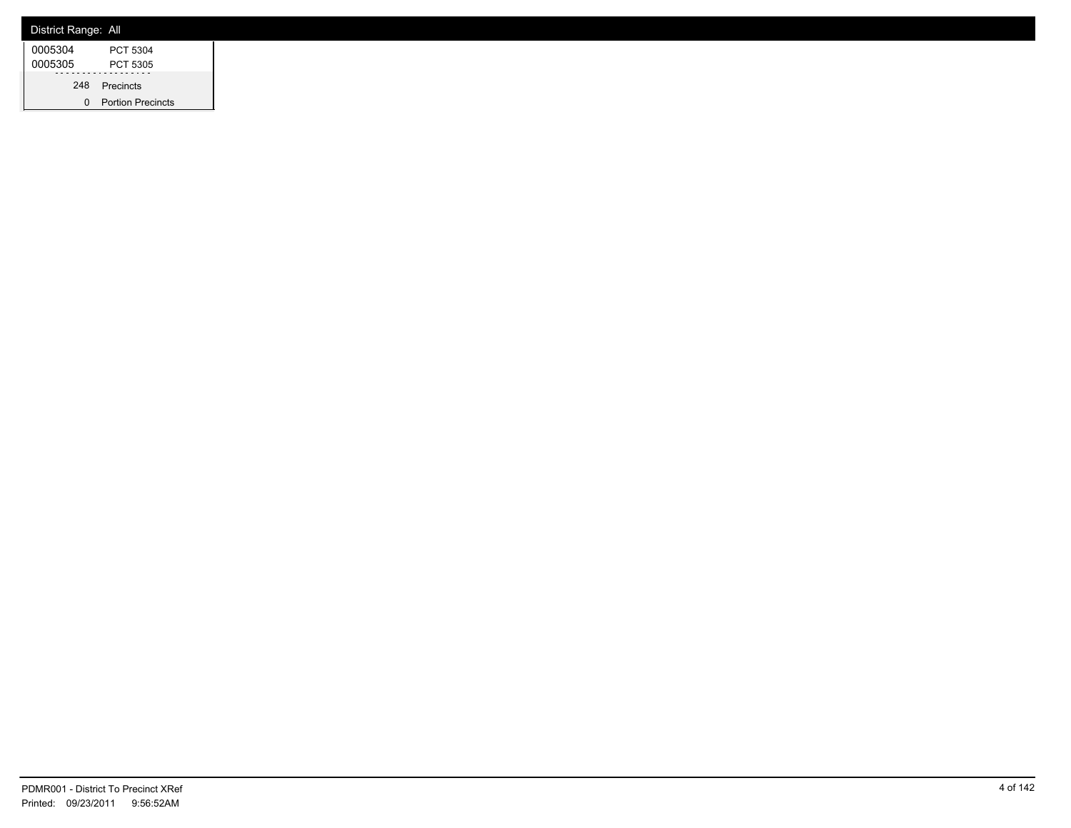**District Range: All**

| | |
|---|---|
| 0005304 | PCT 5304 |
| 0005305 | PCT 5305 |
| 248 | Precincts |
| 0 | Portion Precincts |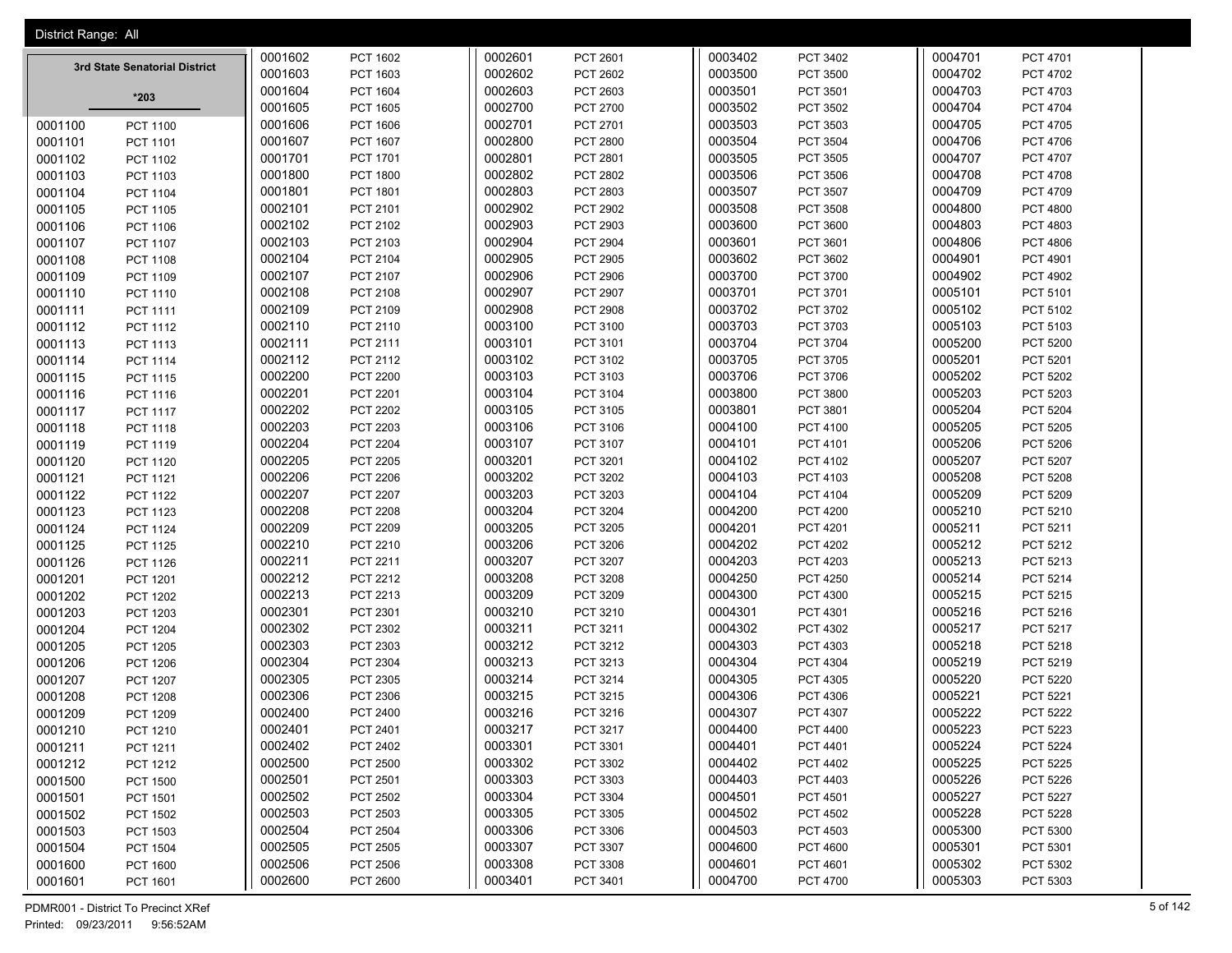District Range: All

## 3rd State Senatorial District

**\*203**

| Precinct | Name |
|---|---|
| 0001100 | PCT 1100 |
| 0001101 | PCT 1101 |
| 0001102 | PCT 1102 |
| 0001103 | PCT 1103 |
| 0001104 | PCT 1104 |
| 0001105 | PCT 1105 |
| 0001106 | PCT 1106 |
| 0001107 | PCT 1107 |
| 0001108 | PCT 1108 |
| 0001109 | PCT 1109 |
| 0001110 | PCT 1110 |
| 0001111 | PCT 1111 |
| 0001112 | PCT 1112 |
| 0001113 | PCT 1113 |
| 0001114 | PCT 1114 |
| 0001115 | PCT 1115 |
| 0001116 | PCT 1116 |
| 0001117 | PCT 1117 |
| 0001118 | PCT 1118 |
| 0001119 | PCT 1119 |
| 0001120 | PCT 1120 |
| 0001121 | PCT 1121 |
| 0001122 | PCT 1122 |
| 0001123 | PCT 1123 |
| 0001124 | PCT 1124 |
| 0001125 | PCT 1125 |
| 0001126 | PCT 1126 |
| 0001201 | PCT 1201 |
| 0001202 | PCT 1202 |
| 0001203 | PCT 1203 |
| 0001204 | PCT 1204 |
| 0001205 | PCT 1205 |
| 0001206 | PCT 1206 |
| 0001207 | PCT 1207 |
| 0001208 | PCT 1208 |
| 0001209 | PCT 1209 |
| 0001210 | PCT 1210 |
| 0001211 | PCT 1211 |
| 0001212 | PCT 1212 |
| 0001500 | PCT 1500 |
| 0001501 | PCT 1501 |
| 0001502 | PCT 1502 |
| 0001503 | PCT 1503 |
| 0001504 | PCT 1504 |
| 0001600 | PCT 1600 |
| 0001601 | PCT 1601 |
| 0001602 | PCT 1602 |
| 0001603 | PCT 1603 |
| 0001604 | PCT 1604 |
| 0001605 | PCT 1605 |
| 0001606 | PCT 1606 |
| 0001607 | PCT 1607 |
| 0001701 | PCT 1701 |
| 0001800 | PCT 1800 |
| 0001801 | PCT 1801 |
| 0002101 | PCT 2101 |
| 0002102 | PCT 2102 |
| 0002103 | PCT 2103 |
| 0002104 | PCT 2104 |
| 0002107 | PCT 2107 |
| 0002108 | PCT 2108 |
| 0002109 | PCT 2109 |
| 0002110 | PCT 2110 |
| 0002111 | PCT 2111 |
| 0002112 | PCT 2112 |
| 0002200 | PCT 2200 |
| 0002201 | PCT 2201 |
| 0002202 | PCT 2202 |
| 0002203 | PCT 2203 |
| 0002204 | PCT 2204 |
| 0002205 | PCT 2205 |
| 0002206 | PCT 2206 |
| 0002207 | PCT 2207 |
| 0002208 | PCT 2208 |
| 0002209 | PCT 2209 |
| 0002210 | PCT 2210 |
| 0002211 | PCT 2211 |
| 0002212 | PCT 2212 |
| 0002213 | PCT 2213 |
| 0002301 | PCT 2301 |
| 0002302 | PCT 2302 |
| 0002303 | PCT 2303 |
| 0002304 | PCT 2304 |
| 0002305 | PCT 2305 |
| 0002306 | PCT 2306 |
| 0002400 | PCT 2400 |
| 0002401 | PCT 2401 |
| 0002402 | PCT 2402 |
| 0002500 | PCT 2500 |
| 0002501 | PCT 2501 |
| 0002502 | PCT 2502 |
| 0002503 | PCT 2503 |
| 0002504 | PCT 2504 |
| 0002505 | PCT 2505 |
| 0002506 | PCT 2506 |
| 0002600 | PCT 2600 |
| 0002601 | PCT 2601 |
| 0002602 | PCT 2602 |
| 0002603 | PCT 2603 |
| 0002700 | PCT 2700 |
| 0002701 | PCT 2701 |
| 0002800 | PCT 2800 |
| 0002801 | PCT 2801 |
| 0002802 | PCT 2802 |
| 0002803 | PCT 2803 |
| 0002902 | PCT 2902 |
| 0002903 | PCT 2903 |
| 0002904 | PCT 2904 |
| 0002905 | PCT 2905 |
| 0002906 | PCT 2906 |
| 0002907 | PCT 2907 |
| 0002908 | PCT 2908 |
| 0003100 | PCT 3100 |
| 0003101 | PCT 3101 |
| 0003102 | PCT 3102 |
| 0003103 | PCT 3103 |
| 0003104 | PCT 3104 |
| 0003105 | PCT 3105 |
| 0003106 | PCT 3106 |
| 0003107 | PCT 3107 |
| 0003201 | PCT 3201 |
| 0003202 | PCT 3202 |
| 0003203 | PCT 3203 |
| 0003204 | PCT 3204 |
| 0003205 | PCT 3205 |
| 0003206 | PCT 3206 |
| 0003207 | PCT 3207 |
| 0003208 | PCT 3208 |
| 0003209 | PCT 3209 |
| 0003210 | PCT 3210 |
| 0003211 | PCT 3211 |
| 0003212 | PCT 3212 |
| 0003213 | PCT 3213 |
| 0003214 | PCT 3214 |
| 0003215 | PCT 3215 |
| 0003216 | PCT 3216 |
| 0003217 | PCT 3217 |
| 0003301 | PCT 3301 |
| 0003302 | PCT 3302 |
| 0003303 | PCT 3303 |
| 0003304 | PCT 3304 |
| 0003305 | PCT 3305 |
| 0003306 | PCT 3306 |
| 0003307 | PCT 3307 |
| 0003308 | PCT 3308 |
| 0003401 | PCT 3401 |
| 0003402 | PCT 3402 |
| 0003500 | PCT 3500 |
| 0003501 | PCT 3501 |
| 0003502 | PCT 3502 |
| 0003503 | PCT 3503 |
| 0003504 | PCT 3504 |
| 0003505 | PCT 3505 |
| 0003506 | PCT 3506 |
| 0003507 | PCT 3507 |
| 0003508 | PCT 3508 |
| 0003600 | PCT 3600 |
| 0003601 | PCT 3601 |
| 0003602 | PCT 3602 |
| 0003700 | PCT 3700 |
| 0003701 | PCT 3701 |
| 0003702 | PCT 3702 |
| 0003703 | PCT 3703 |
| 0003704 | PCT 3704 |
| 0003705 | PCT 3705 |
| 0003706 | PCT 3706 |
| 0003800 | PCT 3800 |
| 0003801 | PCT 3801 |
| 0004100 | PCT 4100 |
| 0004101 | PCT 4101 |
| 0004102 | PCT 4102 |
| 0004103 | PCT 4103 |
| 0004104 | PCT 4104 |
| 0004200 | PCT 4200 |
| 0004201 | PCT 4201 |
| 0004202 | PCT 4202 |
| 0004203 | PCT 4203 |
| 0004250 | PCT 4250 |
| 0004300 | PCT 4300 |
| 0004301 | PCT 4301 |
| 0004302 | PCT 4302 |
| 0004303 | PCT 4303 |
| 0004304 | PCT 4304 |
| 0004305 | PCT 4305 |
| 0004306 | PCT 4306 |
| 0004307 | PCT 4307 |
| 0004400 | PCT 4400 |
| 0004401 | PCT 4401 |
| 0004402 | PCT 4402 |
| 0004403 | PCT 4403 |
| 0004501 | PCT 4501 |
| 0004502 | PCT 4502 |
| 0004503 | PCT 4503 |
| 0004600 | PCT 4600 |
| 0004601 | PCT 4601 |
| 0004700 | PCT 4700 |
| 0004701 | PCT 4701 |
| 0004702 | PCT 4702 |
| 0004703 | PCT 4703 |
| 0004704 | PCT 4704 |
| 0004705 | PCT 4705 |
| 0004706 | PCT 4706 |
| 0004707 | PCT 4707 |
| 0004708 | PCT 4708 |
| 0004709 | PCT 4709 |
| 0004800 | PCT 4800 |
| 0004803 | PCT 4803 |
| 0004806 | PCT 4806 |
| 0004901 | PCT 4901 |
| 0004902 | PCT 4902 |
| 0005101 | PCT 5101 |
| 0005102 | PCT 5102 |
| 0005103 | PCT 5103 |
| 0005200 | PCT 5200 |
| 0005201 | PCT 5201 |
| 0005202 | PCT 5202 |
| 0005203 | PCT 5203 |
| 0005204 | PCT 5204 |
| 0005205 | PCT 5205 |
| 0005206 | PCT 5206 |
| 0005207 | PCT 5207 |
| 0005208 | PCT 5208 |
| 0005209 | PCT 5209 |
| 0005210 | PCT 5210 |
| 0005211 | PCT 5211 |
| 0005212 | PCT 5212 |
| 0005213 | PCT 5213 |
| 0005214 | PCT 5214 |
| 0005215 | PCT 5215 |
| 0005216 | PCT 5216 |
| 0005217 | PCT 5217 |
| 0005218 | PCT 5218 |
| 0005219 | PCT 5219 |
| 0005220 | PCT 5220 |
| 0005221 | PCT 5221 |
| 0005222 | PCT 5222 |
| 0005223 | PCT 5223 |
| 0005224 | PCT 5224 |
| 0005225 | PCT 5225 |
| 0005226 | PCT 5226 |
| 0005227 | PCT 5227 |
| 0005228 | PCT 5228 |
| 0005300 | PCT 5300 |
| 0005301 | PCT 5301 |
| 0005302 | PCT 5302 |
| 0005303 | PCT 5303 |

PDMR001 - District To Precinct XRef

Printed: 09/23/2011 9:56:52AM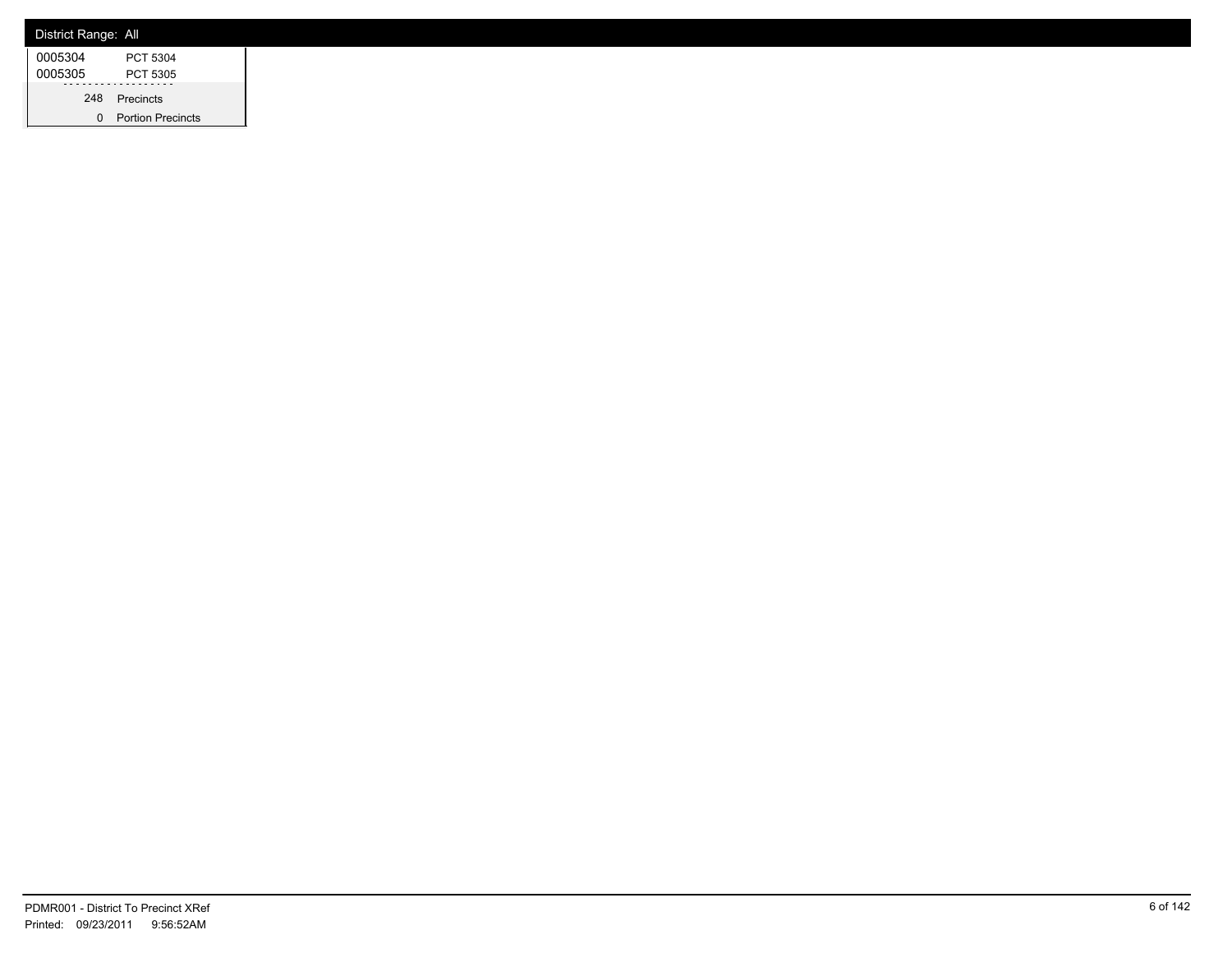District Range: All

| | |
|---|---|
| 0005304 | PCT 5304 |
| 0005305 | PCT 5305 |

| | |
|---|---|
| 248 | Precincts |
| 0 | Portion Precincts |

PDMR001 - District To Precinct XRef
Printed: 09/23/2011 9:56:52AM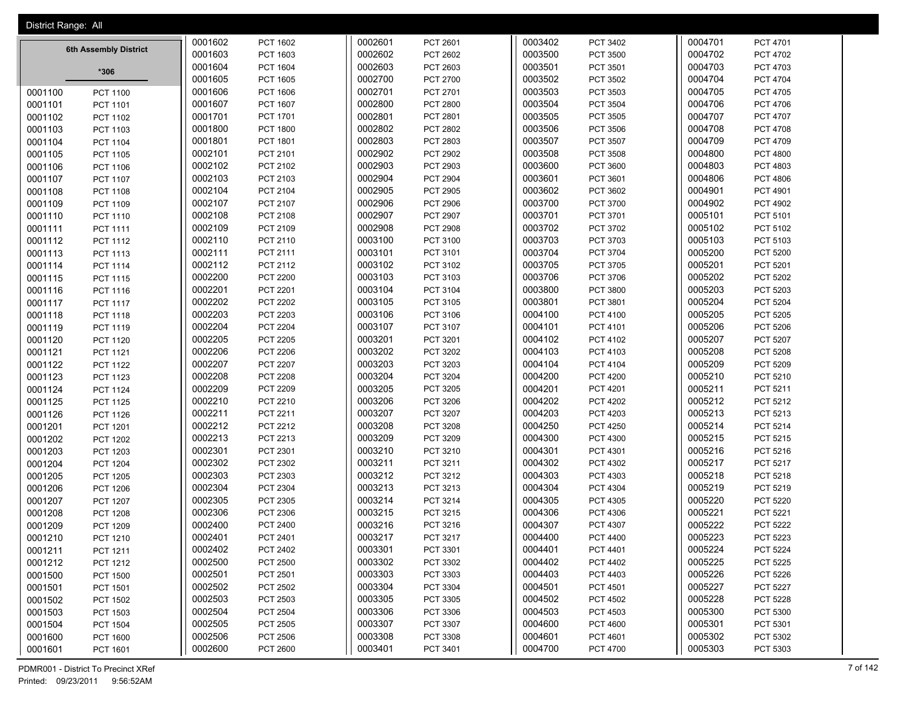District Range: All

**6th Assembly District**

***306**

| District | Precinct |
|---|---|
| 0001100 | PCT 1100 |
| 0001101 | PCT 1101 |
| 0001102 | PCT 1102 |
| 0001103 | PCT 1103 |
| 0001104 | PCT 1104 |
| 0001105 | PCT 1105 |
| 0001106 | PCT 1106 |
| 0001107 | PCT 1107 |
| 0001108 | PCT 1108 |
| 0001109 | PCT 1109 |
| 0001110 | PCT 1110 |
| 0001111 | PCT 1111 |
| 0001112 | PCT 1112 |
| 0001113 | PCT 1113 |
| 0001114 | PCT 1114 |
| 0001115 | PCT 1115 |
| 0001116 | PCT 1116 |
| 0001117 | PCT 1117 |
| 0001118 | PCT 1118 |
| 0001119 | PCT 1119 |
| 0001120 | PCT 1120 |
| 0001121 | PCT 1121 |
| 0001122 | PCT 1122 |
| 0001123 | PCT 1123 |
| 0001124 | PCT 1124 |
| 0001125 | PCT 1125 |
| 0001126 | PCT 1126 |
| 0001201 | PCT 1201 |
| 0001202 | PCT 1202 |
| 0001203 | PCT 1203 |
| 0001204 | PCT 1204 |
| 0001205 | PCT 1205 |
| 0001206 | PCT 1206 |
| 0001207 | PCT 1207 |
| 0001208 | PCT 1208 |
| 0001209 | PCT 1209 |
| 0001210 | PCT 1210 |
| 0001211 | PCT 1211 |
| 0001212 | PCT 1212 |
| 0001500 | PCT 1500 |
| 0001501 | PCT 1501 |
| 0001502 | PCT 1502 |
| 0001503 | PCT 1503 |
| 0001504 | PCT 1504 |
| 0001600 | PCT 1600 |
| 0001601 | PCT 1601 |
| 0001602 | PCT 1602 |
| 0001603 | PCT 1603 |
| 0001604 | PCT 1604 |
| 0001605 | PCT 1605 |
| 0001606 | PCT 1606 |
| 0001607 | PCT 1607 |
| 0001701 | PCT 1701 |
| 0001800 | PCT 1800 |
| 0001801 | PCT 1801 |
| 0002101 | PCT 2101 |
| 0002102 | PCT 2102 |
| 0002103 | PCT 2103 |
| 0002104 | PCT 2104 |
| 0002107 | PCT 2107 |
| 0002108 | PCT 2108 |
| 0002109 | PCT 2109 |
| 0002110 | PCT 2110 |
| 0002111 | PCT 2111 |
| 0002112 | PCT 2112 |
| 0002200 | PCT 2200 |
| 0002201 | PCT 2201 |
| 0002202 | PCT 2202 |
| 0002203 | PCT 2203 |
| 0002204 | PCT 2204 |
| 0002205 | PCT 2205 |
| 0002206 | PCT 2206 |
| 0002207 | PCT 2207 |
| 0002208 | PCT 2208 |
| 0002209 | PCT 2209 |
| 0002210 | PCT 2210 |
| 0002211 | PCT 2211 |
| 0002212 | PCT 2212 |
| 0002213 | PCT 2213 |
| 0002301 | PCT 2301 |
| 0002302 | PCT 2302 |
| 0002303 | PCT 2303 |
| 0002304 | PCT 2304 |
| 0002305 | PCT 2305 |
| 0002306 | PCT 2306 |
| 0002400 | PCT 2400 |
| 0002401 | PCT 2401 |
| 0002402 | PCT 2402 |
| 0002500 | PCT 2500 |
| 0002501 | PCT 2501 |
| 0002502 | PCT 2502 |
| 0002503 | PCT 2503 |
| 0002504 | PCT 2504 |
| 0002505 | PCT 2505 |
| 0002506 | PCT 2506 |
| 0002600 | PCT 2600 |
| 0002601 | PCT 2601 |
| 0002602 | PCT 2602 |
| 0002603 | PCT 2603 |
| 0002700 | PCT 2700 |
| 0002701 | PCT 2701 |
| 0002800 | PCT 2800 |
| 0002801 | PCT 2801 |
| 0002802 | PCT 2802 |
| 0002803 | PCT 2803 |
| 0002902 | PCT 2902 |
| 0002903 | PCT 2903 |
| 0002904 | PCT 2904 |
| 0002905 | PCT 2905 |
| 0002906 | PCT 2906 |
| 0002907 | PCT 2907 |
| 0002908 | PCT 2908 |
| 0003100 | PCT 3100 |
| 0003101 | PCT 3101 |
| 0003102 | PCT 3102 |
| 0003103 | PCT 3103 |
| 0003104 | PCT 3104 |
| 0003105 | PCT 3105 |
| 0003106 | PCT 3106 |
| 0003107 | PCT 3107 |
| 0003201 | PCT 3201 |
| 0003202 | PCT 3202 |
| 0003203 | PCT 3203 |
| 0003204 | PCT 3204 |
| 0003205 | PCT 3205 |
| 0003206 | PCT 3206 |
| 0003207 | PCT 3207 |
| 0003208 | PCT 3208 |
| 0003209 | PCT 3209 |
| 0003210 | PCT 3210 |
| 0003211 | PCT 3211 |
| 0003212 | PCT 3212 |
| 0003213 | PCT 3213 |
| 0003214 | PCT 3214 |
| 0003215 | PCT 3215 |
| 0003216 | PCT 3216 |
| 0003217 | PCT 3217 |
| 0003301 | PCT 3301 |
| 0003302 | PCT 3302 |
| 0003303 | PCT 3303 |
| 0003304 | PCT 3304 |
| 0003305 | PCT 3305 |
| 0003306 | PCT 3306 |
| 0003307 | PCT 3307 |
| 0003308 | PCT 3308 |
| 0003401 | PCT 3401 |
| 0003402 | PCT 3402 |
| 0003500 | PCT 3500 |
| 0003501 | PCT 3501 |
| 0003502 | PCT 3502 |
| 0003503 | PCT 3503 |
| 0003504 | PCT 3504 |
| 0003505 | PCT 3505 |
| 0003506 | PCT 3506 |
| 0003507 | PCT 3507 |
| 0003508 | PCT 3508 |
| 0003600 | PCT 3600 |
| 0003601 | PCT 3601 |
| 0003602 | PCT 3602 |
| 0003700 | PCT 3700 |
| 0003701 | PCT 3701 |
| 0003702 | PCT 3702 |
| 0003703 | PCT 3703 |
| 0003704 | PCT 3704 |
| 0003705 | PCT 3705 |
| 0003706 | PCT 3706 |
| 0003800 | PCT 3800 |
| 0003801 | PCT 3801 |
| 0004100 | PCT 4100 |
| 0004101 | PCT 4101 |
| 0004102 | PCT 4102 |
| 0004103 | PCT 4103 |
| 0004104 | PCT 4104 |
| 0004200 | PCT 4200 |
| 0004201 | PCT 4201 |
| 0004202 | PCT 4202 |
| 0004203 | PCT 4203 |
| 0004250 | PCT 4250 |
| 0004300 | PCT 4300 |
| 0004301 | PCT 4301 |
| 0004302 | PCT 4302 |
| 0004303 | PCT 4303 |
| 0004304 | PCT 4304 |
| 0004305 | PCT 4305 |
| 0004306 | PCT 4306 |
| 0004307 | PCT 4307 |
| 0004400 | PCT 4400 |
| 0004401 | PCT 4401 |
| 0004402 | PCT 4402 |
| 0004403 | PCT 4403 |
| 0004501 | PCT 4501 |
| 0004502 | PCT 4502 |
| 0004503 | PCT 4503 |
| 0004600 | PCT 4600 |
| 0004601 | PCT 4601 |
| 0004700 | PCT 4700 |
| 0004701 | PCT 4701 |
| 0004702 | PCT 4702 |
| 0004703 | PCT 4703 |
| 0004704 | PCT 4704 |
| 0004705 | PCT 4705 |
| 0004706 | PCT 4706 |
| 0004707 | PCT 4707 |
| 0004708 | PCT 4708 |
| 0004709 | PCT 4709 |
| 0004800 | PCT 4800 |
| 0004803 | PCT 4803 |
| 0004806 | PCT 4806 |
| 0004901 | PCT 4901 |
| 0004902 | PCT 4902 |
| 0005101 | PCT 5101 |
| 0005102 | PCT 5102 |
| 0005103 | PCT 5103 |
| 0005200 | PCT 5200 |
| 0005201 | PCT 5201 |
| 0005202 | PCT 5202 |
| 0005203 | PCT 5203 |
| 0005204 | PCT 5204 |
| 0005205 | PCT 5205 |
| 0005206 | PCT 5206 |
| 0005207 | PCT 5207 |
| 0005208 | PCT 5208 |
| 0005209 | PCT 5209 |
| 0005210 | PCT 5210 |
| 0005211 | PCT 5211 |
| 0005212 | PCT 5212 |
| 0005213 | PCT 5213 |
| 0005214 | PCT 5214 |
| 0005215 | PCT 5215 |
| 0005216 | PCT 5216 |
| 0005217 | PCT 5217 |
| 0005218 | PCT 5218 |
| 0005219 | PCT 5219 |
| 0005220 | PCT 5220 |
| 0005221 | PCT 5221 |
| 0005222 | PCT 5222 |
| 0005223 | PCT 5223 |
| 0005224 | PCT 5224 |
| 0005225 | PCT 5225 |
| 0005226 | PCT 5226 |
| 0005227 | PCT 5227 |
| 0005228 | PCT 5228 |
| 0005300 | PCT 5300 |
| 0005301 | PCT 5301 |
| 0005302 | PCT 5302 |
| 0005303 | PCT 5303 |

PDMR001 - District To Precinct XRef

Printed: 09/23/2011 9:56:52AM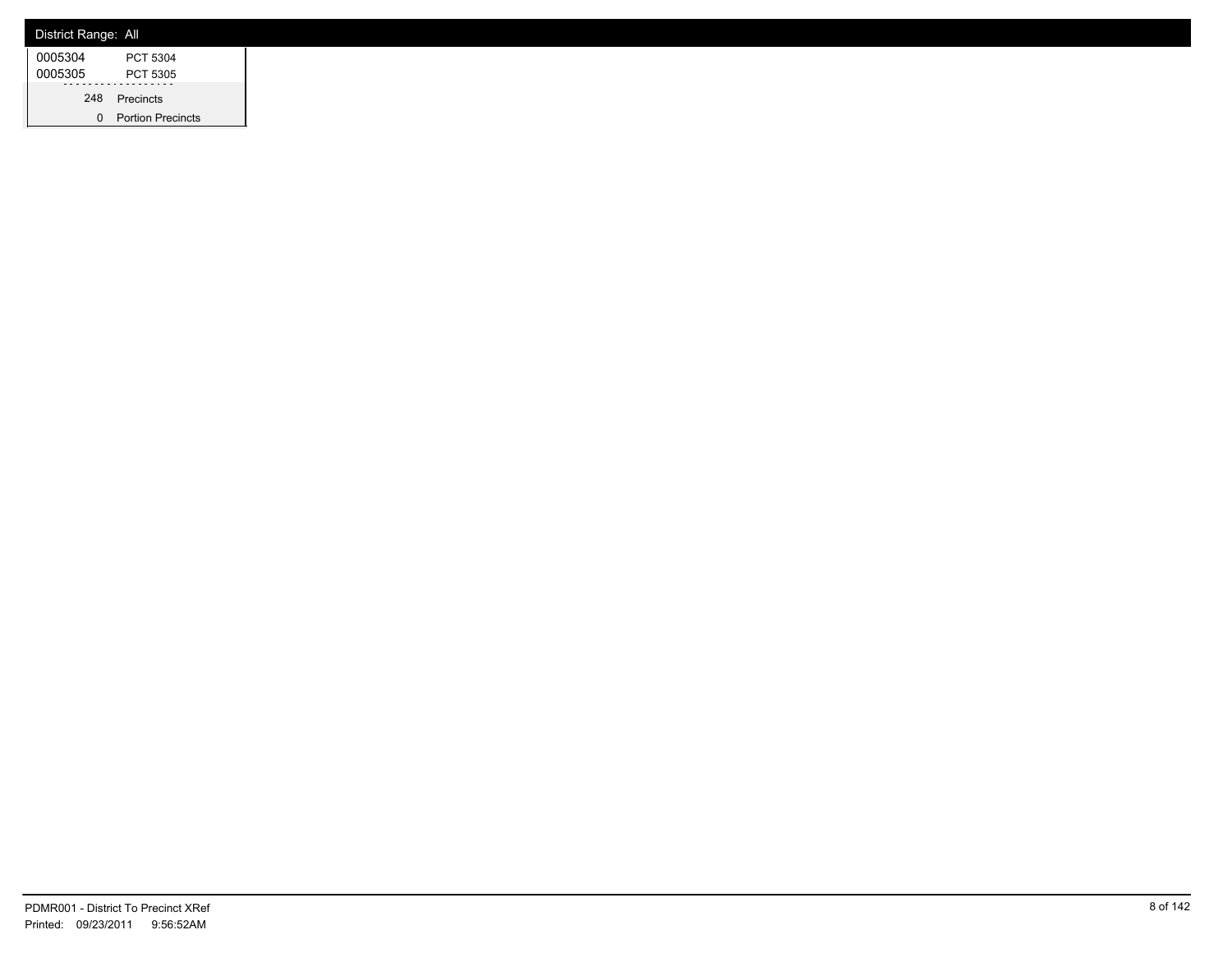District Range: All

| | |
|---|---|
| 0005304 | PCT 5304 |
| 0005305 | PCT 5305 |

| | |
|---|---|
| 248 | Precincts |
| 0 | Portion Precincts |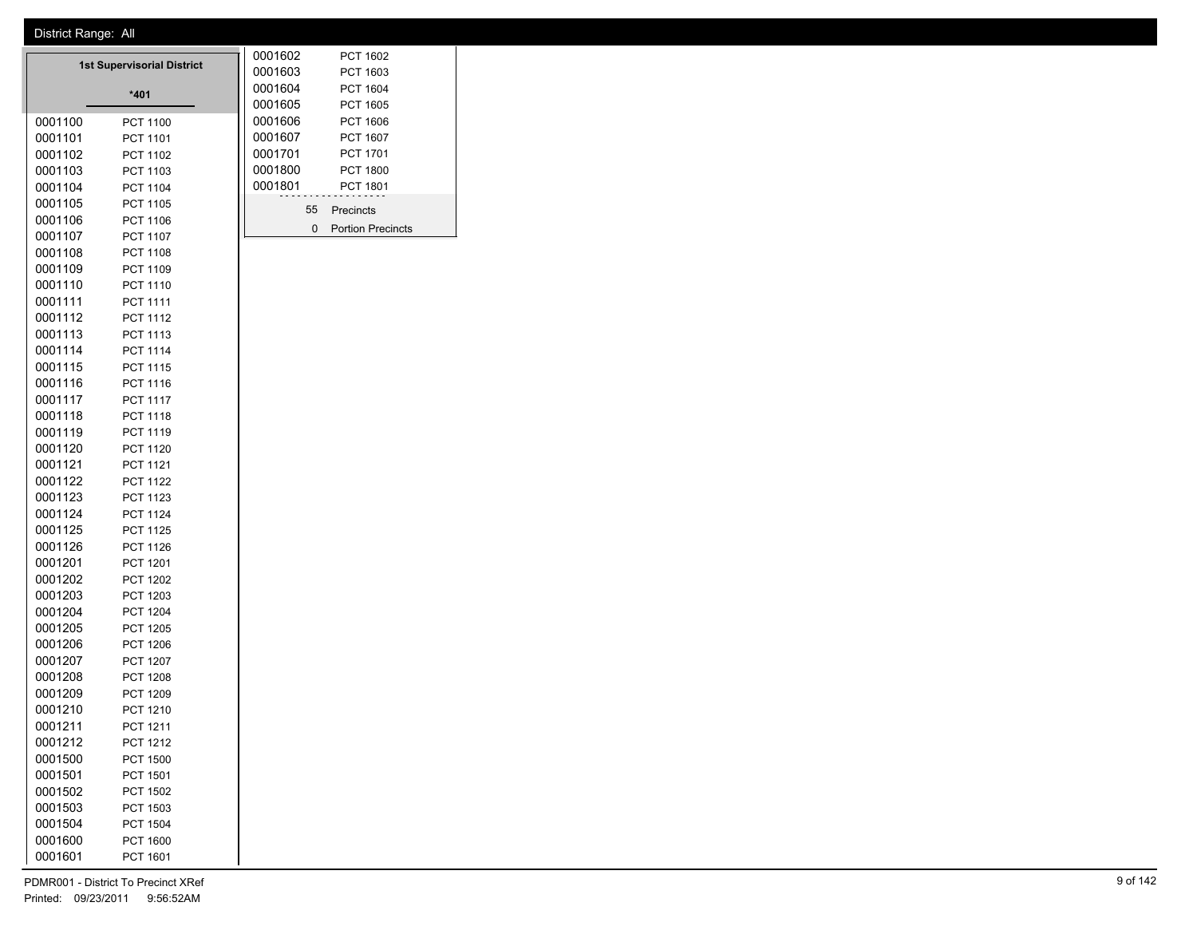District Range: All

## 1st Supervisorial District

**\*401**

| Precinct | Name |
| --- | --- |
| 0001100 | PCT 1100 |
| 0001101 | PCT 1101 |
| 0001102 | PCT 1102 |
| 0001103 | PCT 1103 |
| 0001104 | PCT 1104 |
| 0001105 | PCT 1105 |
| 0001106 | PCT 1106 |
| 0001107 | PCT 1107 |
| 0001108 | PCT 1108 |
| 0001109 | PCT 1109 |
| 0001110 | PCT 1110 |
| 0001111 | PCT 1111 |
| 0001112 | PCT 1112 |
| 0001113 | PCT 1113 |
| 0001114 | PCT 1114 |
| 0001115 | PCT 1115 |
| 0001116 | PCT 1116 |
| 0001117 | PCT 1117 |
| 0001118 | PCT 1118 |
| 0001119 | PCT 1119 |
| 0001120 | PCT 1120 |
| 0001121 | PCT 1121 |
| 0001122 | PCT 1122 |
| 0001123 | PCT 1123 |
| 0001124 | PCT 1124 |
| 0001125 | PCT 1125 |
| 0001126 | PCT 1126 |
| 0001201 | PCT 1201 |
| 0001202 | PCT 1202 |
| 0001203 | PCT 1203 |
| 0001204 | PCT 1204 |
| 0001205 | PCT 1205 |
| 0001206 | PCT 1206 |
| 0001207 | PCT 1207 |
| 0001208 | PCT 1208 |
| 0001209 | PCT 1209 |
| 0001210 | PCT 1210 |
| 0001211 | PCT 1211 |
| 0001212 | PCT 1212 |
| 0001500 | PCT 1500 |
| 0001501 | PCT 1501 |
| 0001502 | PCT 1502 |
| 0001503 | PCT 1503 |
| 0001504 | PCT 1504 |
| 0001600 | PCT 1600 |
| 0001601 | PCT 1601 |
| 0001602 | PCT 1602 |
| 0001603 | PCT 1603 |
| 0001604 | PCT 1604 |
| 0001605 | PCT 1605 |
| 0001606 | PCT 1606 |
| 0001607 | PCT 1607 |
| 0001701 | PCT 1701 |
| 0001800 | PCT 1800 |
| 0001801 | PCT 1801 |

55 Precincts

0 Portion Precincts

PDMR001 - District To Precinct XRef

Printed: 09/23/2011 9:56:52AM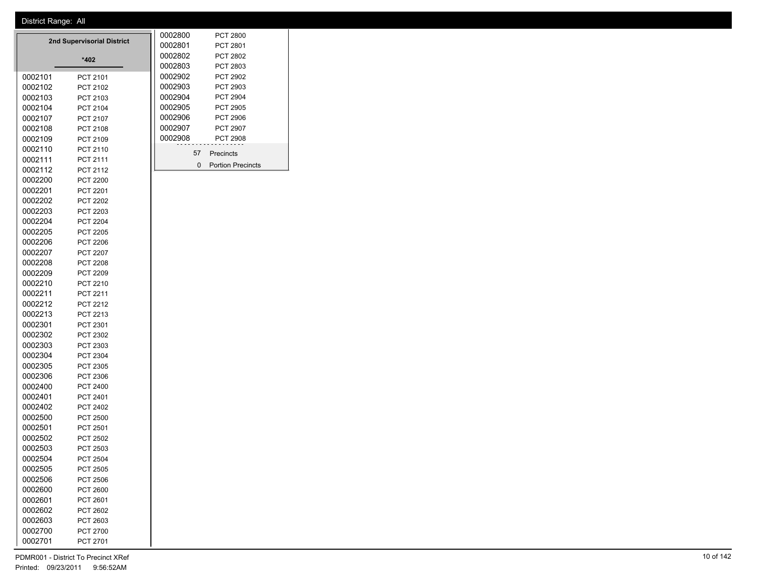District Range: All

## 2nd Supervisorial District

*402

| | |
|---|---|
| 0002101 | PCT 2101 |
| 0002102 | PCT 2102 |
| 0002103 | PCT 2103 |
| 0002104 | PCT 2104 |
| 0002107 | PCT 2107 |
| 0002108 | PCT 2108 |
| 0002109 | PCT 2109 |
| 0002110 | PCT 2110 |
| 0002111 | PCT 2111 |
| 0002112 | PCT 2112 |
| 0002200 | PCT 2200 |
| 0002201 | PCT 2201 |
| 0002202 | PCT 2202 |
| 0002203 | PCT 2203 |
| 0002204 | PCT 2204 |
| 0002205 | PCT 2205 |
| 0002206 | PCT 2206 |
| 0002207 | PCT 2207 |
| 0002208 | PCT 2208 |
| 0002209 | PCT 2209 |
| 0002210 | PCT 2210 |
| 0002211 | PCT 2211 |
| 0002212 | PCT 2212 |
| 0002213 | PCT 2213 |
| 0002301 | PCT 2301 |
| 0002302 | PCT 2302 |
| 0002303 | PCT 2303 |
| 0002304 | PCT 2304 |
| 0002305 | PCT 2305 |
| 0002306 | PCT 2306 |
| 0002400 | PCT 2400 |
| 0002401 | PCT 2401 |
| 0002402 | PCT 2402 |
| 0002500 | PCT 2500 |
| 0002501 | PCT 2501 |
| 0002502 | PCT 2502 |
| 0002503 | PCT 2503 |
| 0002504 | PCT 2504 |
| 0002505 | PCT 2505 |
| 0002506 | PCT 2506 |
| 0002600 | PCT 2600 |
| 0002601 | PCT 2601 |
| 0002602 | PCT 2602 |
| 0002603 | PCT 2603 |
| 0002700 | PCT 2700 |
| 0002701 | PCT 2701 |
| 0002800 | PCT 2800 |
| 0002801 | PCT 2801 |
| 0002802 | PCT 2802 |
| 0002803 | PCT 2803 |
| 0002902 | PCT 2902 |
| 0002903 | PCT 2903 |
| 0002904 | PCT 2904 |
| 0002905 | PCT 2905 |
| 0002906 | PCT 2906 |
| 0002907 | PCT 2907 |
| 0002908 | PCT 2908 |

57 Precincts

0 Portion Precincts

PDMR001 - District To Precinct XRef

Printed: 09/23/2011 9:56:52AM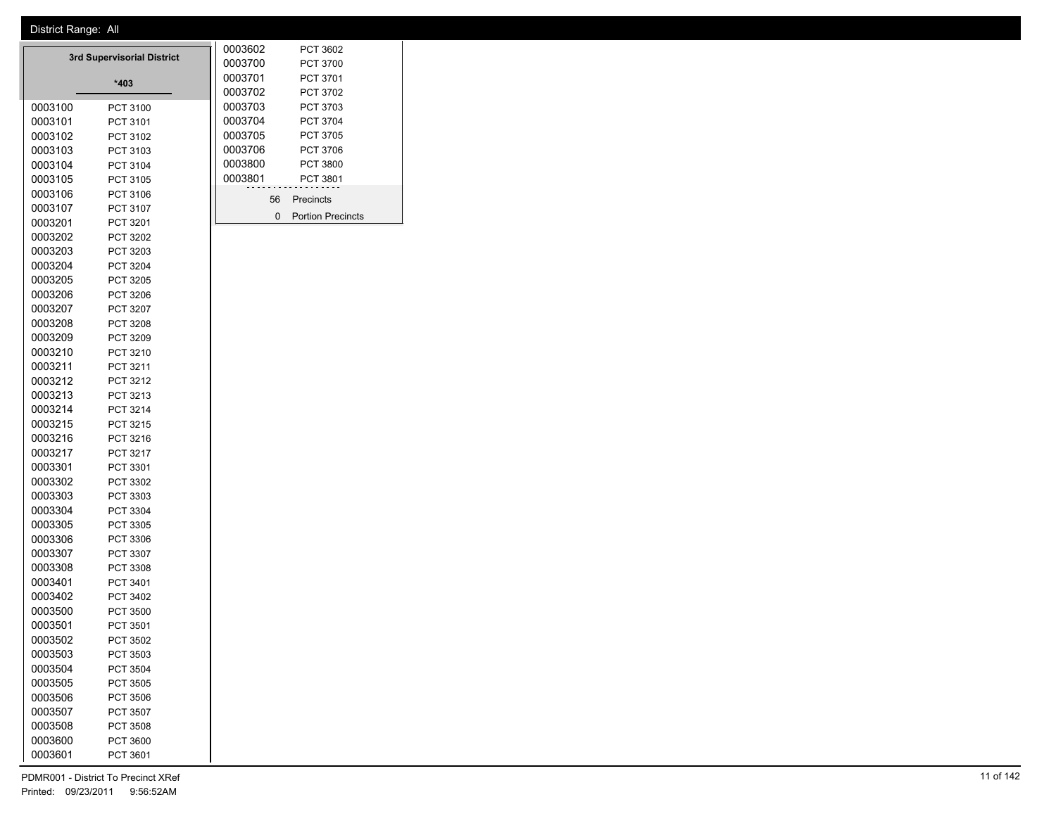District Range: All

## 3rd Supervisorial District

**\*403**

| | |
|---|---|
| 0003100 | PCT 3100 |
| 0003101 | PCT 3101 |
| 0003102 | PCT 3102 |
| 0003103 | PCT 3103 |
| 0003104 | PCT 3104 |
| 0003105 | PCT 3105 |
| 0003106 | PCT 3106 |
| 0003107 | PCT 3107 |
| 0003201 | PCT 3201 |
| 0003202 | PCT 3202 |
| 0003203 | PCT 3203 |
| 0003204 | PCT 3204 |
| 0003205 | PCT 3205 |
| 0003206 | PCT 3206 |
| 0003207 | PCT 3207 |
| 0003208 | PCT 3208 |
| 0003209 | PCT 3209 |
| 0003210 | PCT 3210 |
| 0003211 | PCT 3211 |
| 0003212 | PCT 3212 |
| 0003213 | PCT 3213 |
| 0003214 | PCT 3214 |
| 0003215 | PCT 3215 |
| 0003216 | PCT 3216 |
| 0003217 | PCT 3217 |
| 0003301 | PCT 3301 |
| 0003302 | PCT 3302 |
| 0003303 | PCT 3303 |
| 0003304 | PCT 3304 |
| 0003305 | PCT 3305 |
| 0003306 | PCT 3306 |
| 0003307 | PCT 3307 |
| 0003308 | PCT 3308 |
| 0003401 | PCT 3401 |
| 0003402 | PCT 3402 |
| 0003500 | PCT 3500 |
| 0003501 | PCT 3501 |
| 0003502 | PCT 3502 |
| 0003503 | PCT 3503 |
| 0003504 | PCT 3504 |
| 0003505 | PCT 3505 |
| 0003506 | PCT 3506 |
| 0003507 | PCT 3507 |
| 0003508 | PCT 3508 |
| 0003600 | PCT 3600 |
| 0003601 | PCT 3601 |
| 0003602 | PCT 3602 |
| 0003700 | PCT 3700 |
| 0003701 | PCT 3701 |
| 0003702 | PCT 3702 |
| 0003703 | PCT 3703 |
| 0003704 | PCT 3704 |
| 0003705 | PCT 3705 |
| 0003706 | PCT 3706 |
| 0003800 | PCT 3800 |
| 0003801 | PCT 3801 |

56 Precincts

0 Portion Precincts

PDMR001 - District To Precinct XRef

Printed: 09/23/2011 9:56:52AM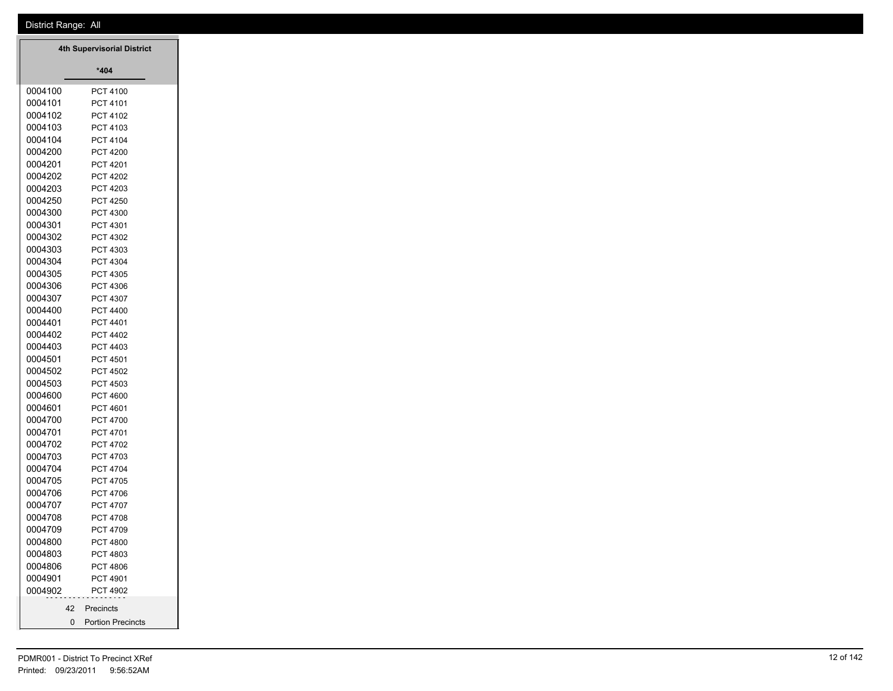District Range: All

| 4th Supervisorial District | |
|---|---|
| | *404 |
| 0004100 | PCT 4100 |
| 0004101 | PCT 4101 |
| 0004102 | PCT 4102 |
| 0004103 | PCT 4103 |
| 0004104 | PCT 4104 |
| 0004200 | PCT 4200 |
| 0004201 | PCT 4201 |
| 0004202 | PCT 4202 |
| 0004203 | PCT 4203 |
| 0004250 | PCT 4250 |
| 0004300 | PCT 4300 |
| 0004301 | PCT 4301 |
| 0004302 | PCT 4302 |
| 0004303 | PCT 4303 |
| 0004304 | PCT 4304 |
| 0004305 | PCT 4305 |
| 0004306 | PCT 4306 |
| 0004307 | PCT 4307 |
| 0004400 | PCT 4400 |
| 0004401 | PCT 4401 |
| 0004402 | PCT 4402 |
| 0004403 | PCT 4403 |
| 0004501 | PCT 4501 |
| 0004502 | PCT 4502 |
| 0004503 | PCT 4503 |
| 0004600 | PCT 4600 |
| 0004601 | PCT 4601 |
| 0004700 | PCT 4700 |
| 0004701 | PCT 4701 |
| 0004702 | PCT 4702 |
| 0004703 | PCT 4703 |
| 0004704 | PCT 4704 |
| 0004705 | PCT 4705 |
| 0004706 | PCT 4706 |
| 0004707 | PCT 4707 |
| 0004708 | PCT 4708 |
| 0004709 | PCT 4709 |
| 0004800 | PCT 4800 |
| 0004803 | PCT 4803 |
| 0004806 | PCT 4806 |
| 0004901 | PCT 4901 |
| 0004902 | PCT 4902 |
| 42 | Precincts |
| 0 | Portion Precincts |

PDMR001 - District To Precinct XRef

Printed: 09/23/2011 9:56:52AM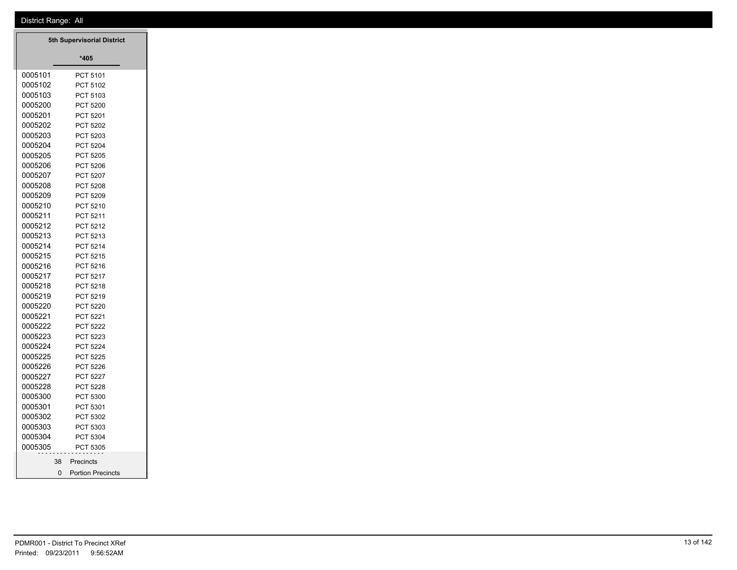District Range: All

## 5th Supervisorial District

*405

| | |
|---|---|
| 0005101 | PCT 5101 |
| 0005102 | PCT 5102 |
| 0005103 | PCT 5103 |
| 0005200 | PCT 5200 |
| 0005201 | PCT 5201 |
| 0005202 | PCT 5202 |
| 0005203 | PCT 5203 |
| 0005204 | PCT 5204 |
| 0005205 | PCT 5205 |
| 0005206 | PCT 5206 |
| 0005207 | PCT 5207 |
| 0005208 | PCT 5208 |
| 0005209 | PCT 5209 |
| 0005210 | PCT 5210 |
| 0005211 | PCT 5211 |
| 0005212 | PCT 5212 |
| 0005213 | PCT 5213 |
| 0005214 | PCT 5214 |
| 0005215 | PCT 5215 |
| 0005216 | PCT 5216 |
| 0005217 | PCT 5217 |
| 0005218 | PCT 5218 |
| 0005219 | PCT 5219 |
| 0005220 | PCT 5220 |
| 0005221 | PCT 5221 |
| 0005222 | PCT 5222 |
| 0005223 | PCT 5223 |
| 0005224 | PCT 5224 |
| 0005225 | PCT 5225 |
| 0005226 | PCT 5226 |
| 0005227 | PCT 5227 |
| 0005228 | PCT 5228 |
| 0005300 | PCT 5300 |
| 0005301 | PCT 5301 |
| 0005302 | PCT 5302 |
| 0005303 | PCT 5303 |
| 0005304 | PCT 5304 |
| 0005305 | PCT 5305 |

38 Precincts

0 Portion Precincts

PDMR001 - District To Precinct XRef

Printed: 09/23/2011 9:56:52AM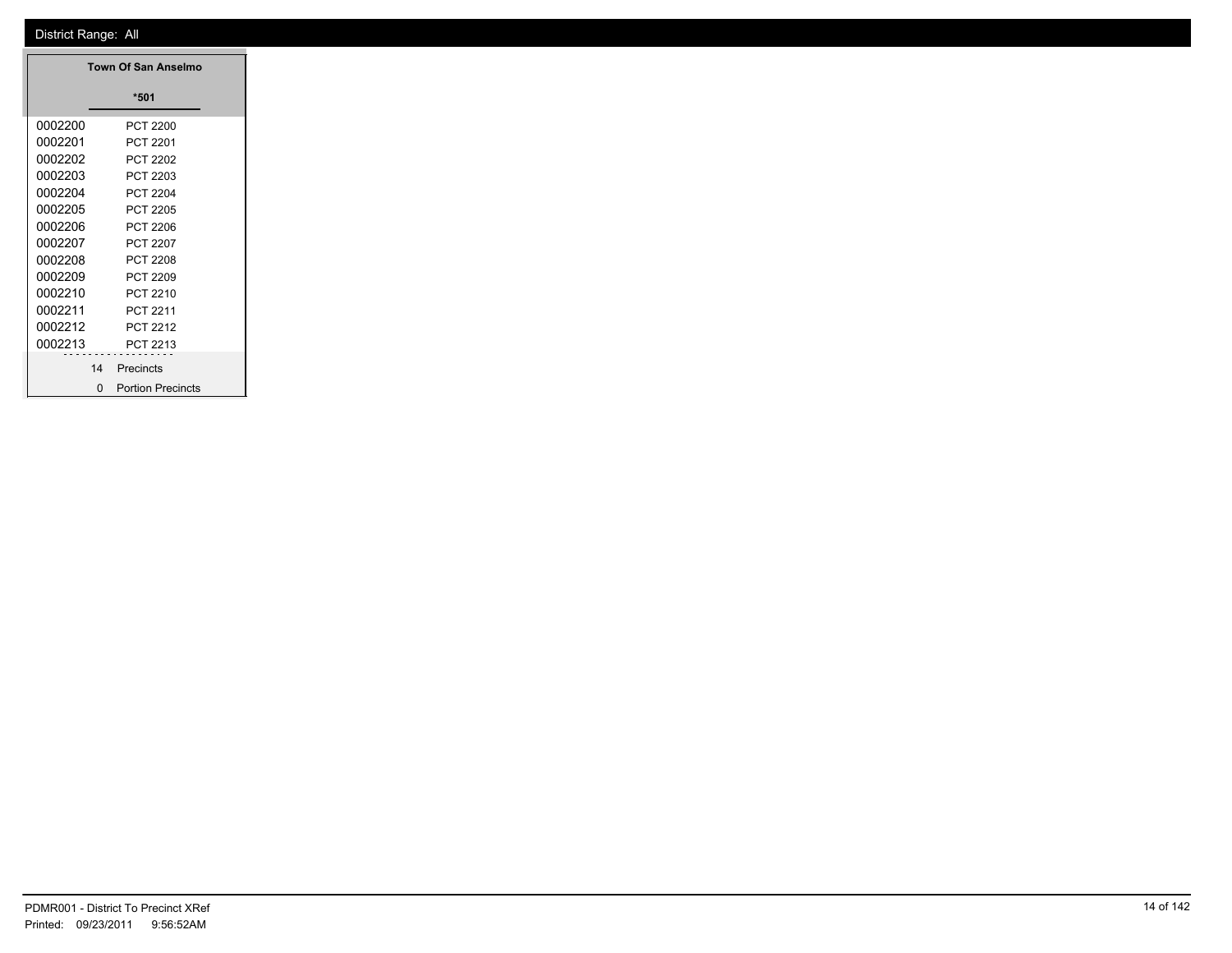District Range: All

| Town Of San Anselmo | |
|---|---|
| | *501 |
| 0002200 | PCT 2200 |
| 0002201 | PCT 2201 |
| 0002202 | PCT 2202 |
| 0002203 | PCT 2203 |
| 0002204 | PCT 2204 |
| 0002205 | PCT 2205 |
| 0002206 | PCT 2206 |
| 0002207 | PCT 2207 |
| 0002208 | PCT 2208 |
| 0002209 | PCT 2209 |
| 0002210 | PCT 2210 |
| 0002211 | PCT 2211 |
| 0002212 | PCT 2212 |
| 0002213 | PCT 2213 |
| 14 | Precincts |
| 0 | Portion Precincts |

PDMR001 - District To Precinct XRef
Printed: 09/23/2011 9:56:52AM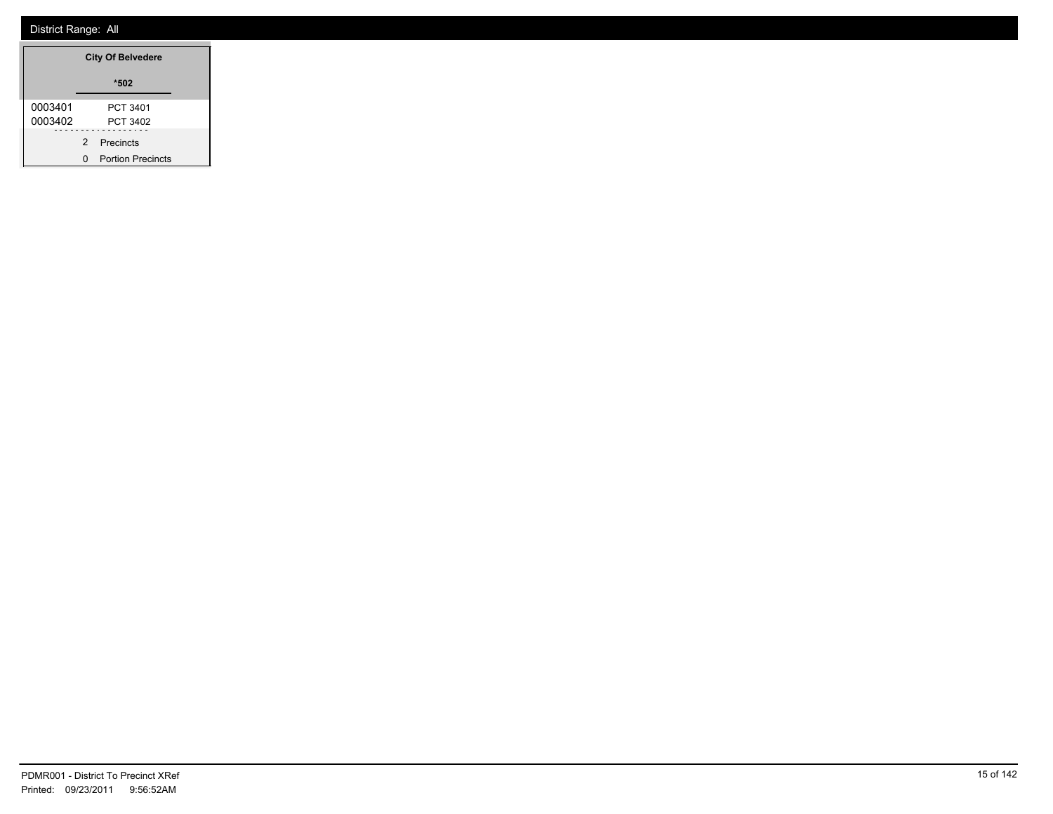District Range: All

| City Of Belvedere | |
|---|---|
| | *502 |
| 0003401 | PCT 3401 |
| 0003402 | PCT 3402 |

2 Precincts

0 Portion Precincts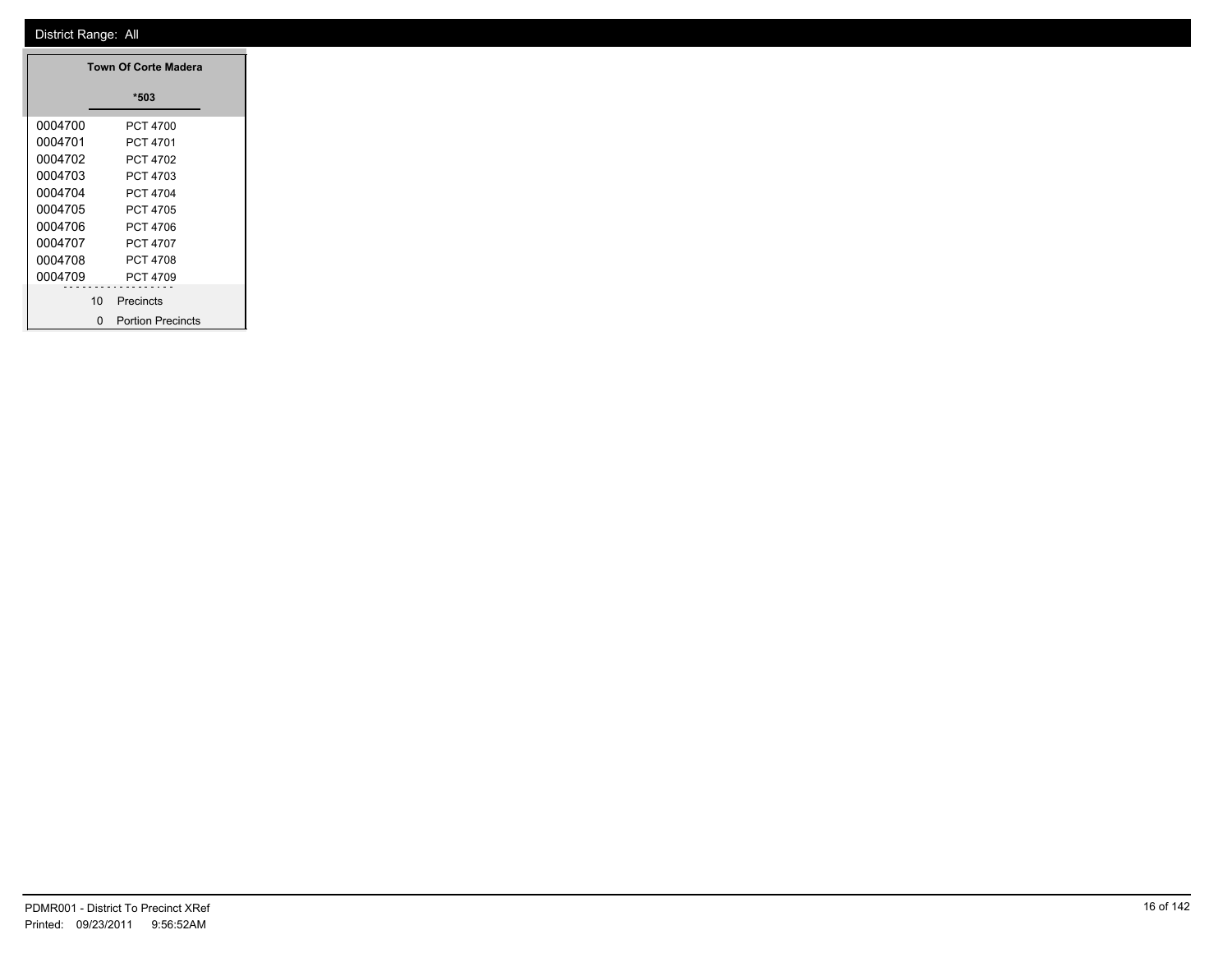District Range: All

**Town Of Corte Madera**

***503**

| | |
|---|---|
| 0004700 | PCT 4700 |
| 0004701 | PCT 4701 |
| 0004702 | PCT 4702 |
| 0004703 | PCT 4703 |
| 0004704 | PCT 4704 |
| 0004705 | PCT 4705 |
| 0004706 | PCT 4706 |
| 0004707 | PCT 4707 |
| 0004708 | PCT 4708 |
| 0004709 | PCT 4709 |

10 Precincts

0 Portion Precincts

PDMR001 - District To Precinct XRef
Printed: 09/23/2011 9:56:52AM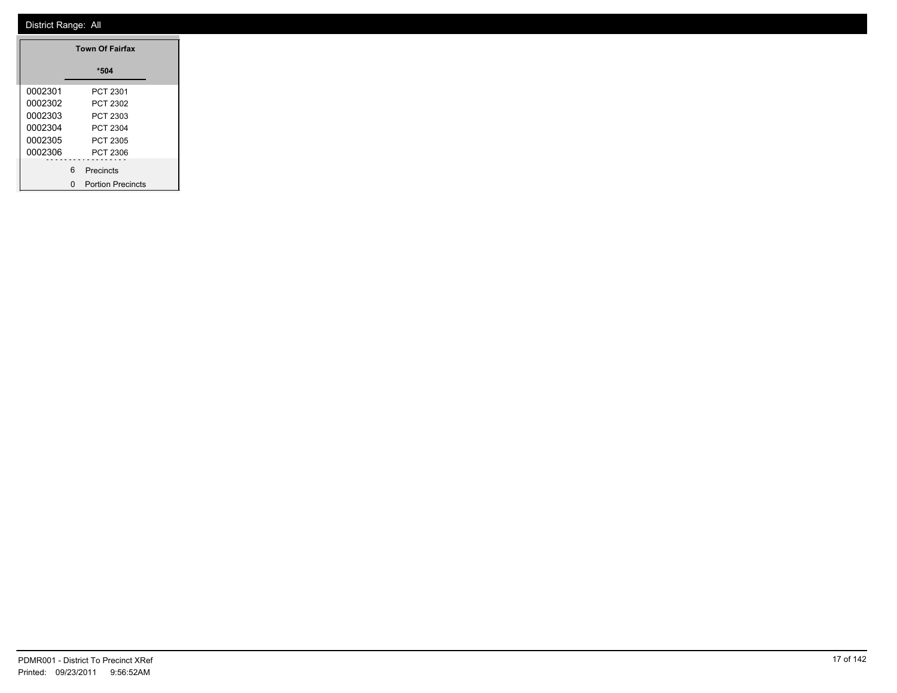District Range: All

| Town Of Fairfax | |
| --- | --- |
| | *504 |
| 0002301 | PCT 2301 |
| 0002302 | PCT 2302 |
| 0002303 | PCT 2303 |
| 0002304 | PCT 2304 |
| 0002305 | PCT 2305 |
| 0002306 | PCT 2306 |
| 6 | Precincts |
| 0 | Portion Precincts |

PDMR001 - District To Precinct XRef
Printed: 09/23/2011 9:56:52AM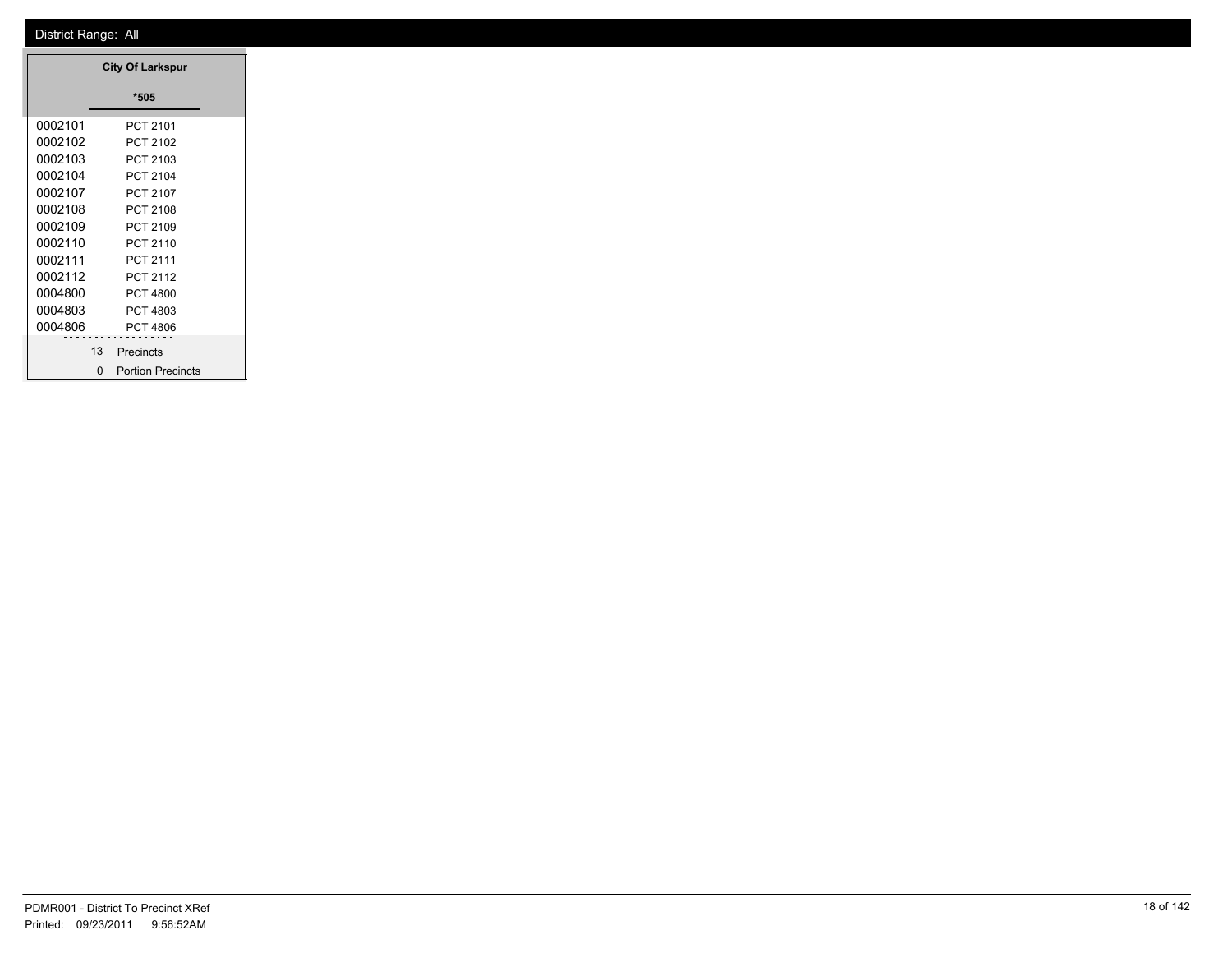District Range: All

| City Of Larkspur | |
|---|---|
| | *505 |
| 0002101 | PCT 2101 |
| 0002102 | PCT 2102 |
| 0002103 | PCT 2103 |
| 0002104 | PCT 2104 |
| 0002107 | PCT 2107 |
| 0002108 | PCT 2108 |
| 0002109 | PCT 2109 |
| 0002110 | PCT 2110 |
| 0002111 | PCT 2111 |
| 0002112 | PCT 2112 |
| 0004800 | PCT 4800 |
| 0004803 | PCT 4803 |
| 0004806 | PCT 4806 |
| 13 | Precincts |
| 0 | Portion Precincts |

PDMR001 - District To Precinct XRef
Printed: 09/23/2011 9:56:52AM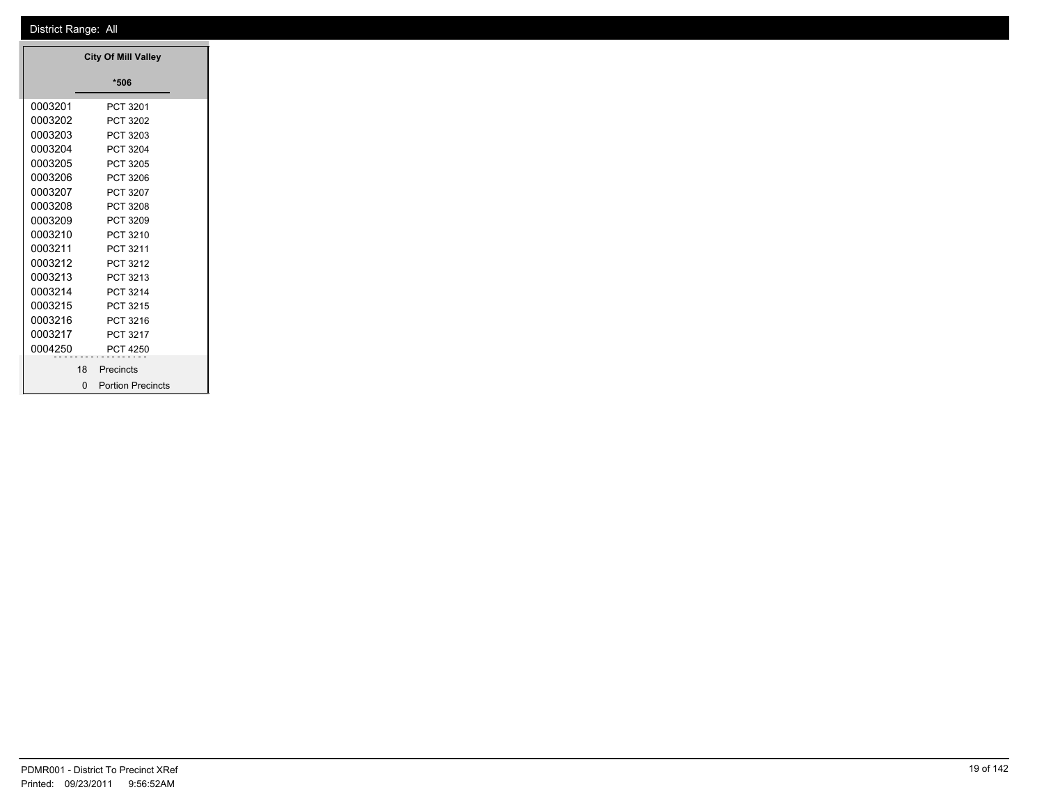District Range: All

| City Of Mill Valley | |
| --- | --- |
| | *506 |
| 0003201 | PCT 3201 |
| 0003202 | PCT 3202 |
| 0003203 | PCT 3203 |
| 0003204 | PCT 3204 |
| 0003205 | PCT 3205 |
| 0003206 | PCT 3206 |
| 0003207 | PCT 3207 |
| 0003208 | PCT 3208 |
| 0003209 | PCT 3209 |
| 0003210 | PCT 3210 |
| 0003211 | PCT 3211 |
| 0003212 | PCT 3212 |
| 0003213 | PCT 3213 |
| 0003214 | PCT 3214 |
| 0003215 | PCT 3215 |
| 0003216 | PCT 3216 |
| 0003217 | PCT 3217 |
| 0004250 | PCT 4250 |
| 18 | Precincts |
| 0 | Portion Precincts |

PDMR001 - District To Precinct XRef
Printed: 09/23/2011 9:56:52AM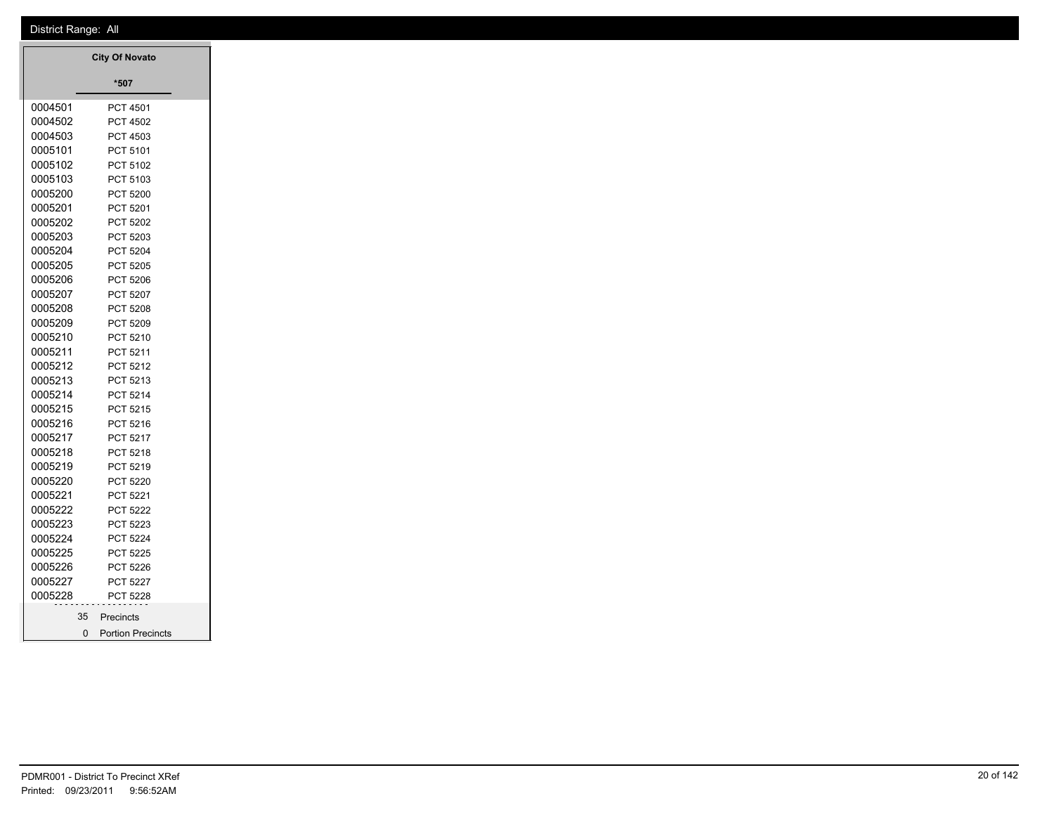District Range: All

| City Of Novato | |
|---|---|
| | *507 |
| 0004501 | PCT 4501 |
| 0004502 | PCT 4502 |
| 0004503 | PCT 4503 |
| 0005101 | PCT 5101 |
| 0005102 | PCT 5102 |
| 0005103 | PCT 5103 |
| 0005200 | PCT 5200 |
| 0005201 | PCT 5201 |
| 0005202 | PCT 5202 |
| 0005203 | PCT 5203 |
| 0005204 | PCT 5204 |
| 0005205 | PCT 5205 |
| 0005206 | PCT 5206 |
| 0005207 | PCT 5207 |
| 0005208 | PCT 5208 |
| 0005209 | PCT 5209 |
| 0005210 | PCT 5210 |
| 0005211 | PCT 5211 |
| 0005212 | PCT 5212 |
| 0005213 | PCT 5213 |
| 0005214 | PCT 5214 |
| 0005215 | PCT 5215 |
| 0005216 | PCT 5216 |
| 0005217 | PCT 5217 |
| 0005218 | PCT 5218 |
| 0005219 | PCT 5219 |
| 0005220 | PCT 5220 |
| 0005221 | PCT 5221 |
| 0005222 | PCT 5222 |
| 0005223 | PCT 5223 |
| 0005224 | PCT 5224 |
| 0005225 | PCT 5225 |
| 0005226 | PCT 5226 |
| 0005227 | PCT 5227 |
| 0005228 | PCT 5228 |
| 35 | Precincts |
| 0 | Portion Precincts |

PDMR001 - District To Precinct XRef

Printed: 09/23/2011 9:56:52AM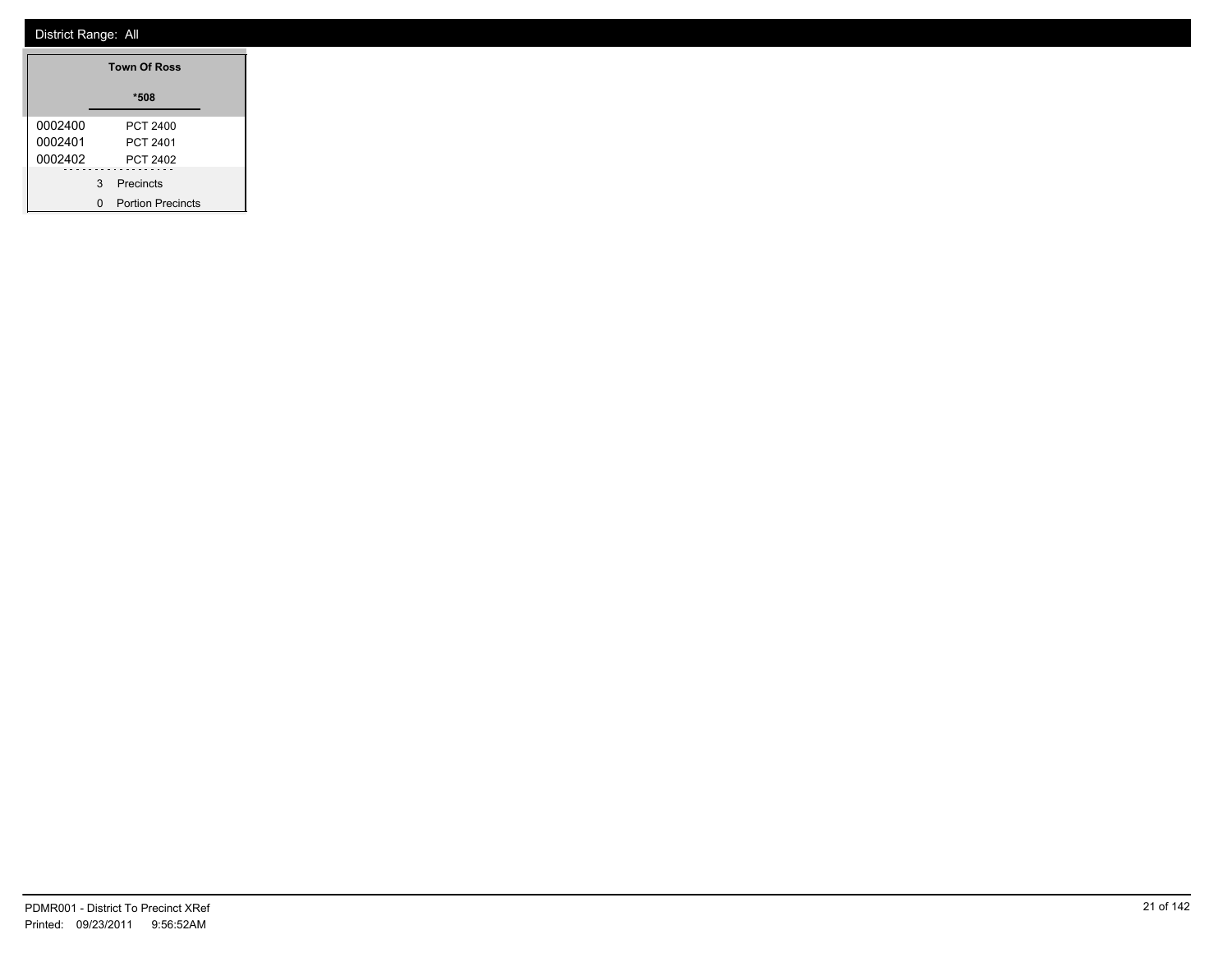District Range: All

| Town Of Ross | |
| --- | --- |
| | *508 |
| 0002400 | PCT 2400 |
| 0002401 | PCT 2401 |
| 0002402 | PCT 2402 |

3 Precincts

0 Portion Precincts

PDMR001 - District To Precinct XRef

Printed: 09/23/2011 9:56:52AM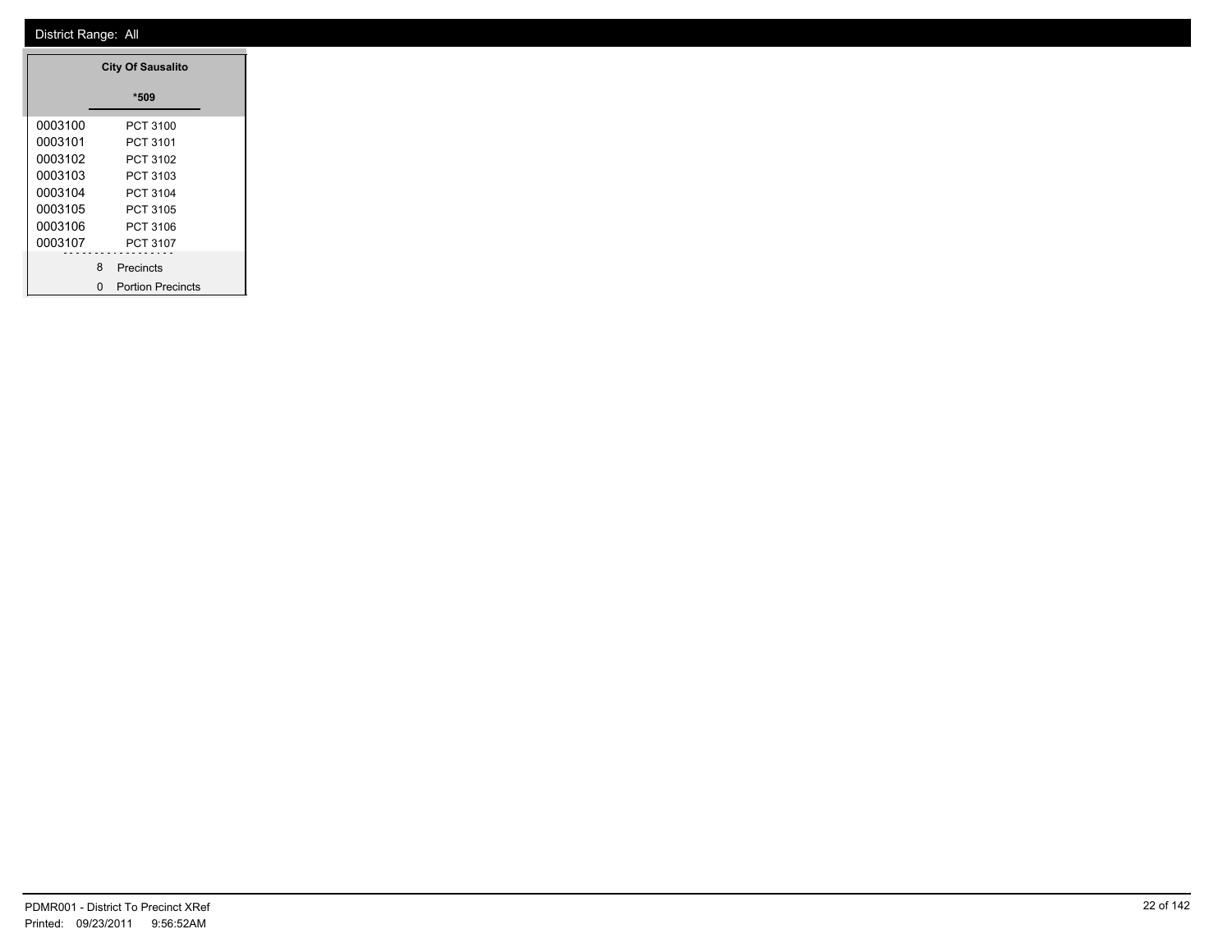District Range: All

| City Of Sausalito | |
|---|---|
| | *509 |
| 0003100 | PCT 3100 |
| 0003101 | PCT 3101 |
| 0003102 | PCT 3102 |
| 0003103 | PCT 3103 |
| 0003104 | PCT 3104 |
| 0003105 | PCT 3105 |
| 0003106 | PCT 3106 |
| 0003107 | PCT 3107 |
| 8 | Precincts |
| 0 | Portion Precincts |

PDMR001 - District To Precinct XRef
Printed: 09/23/2011 9:56:52AM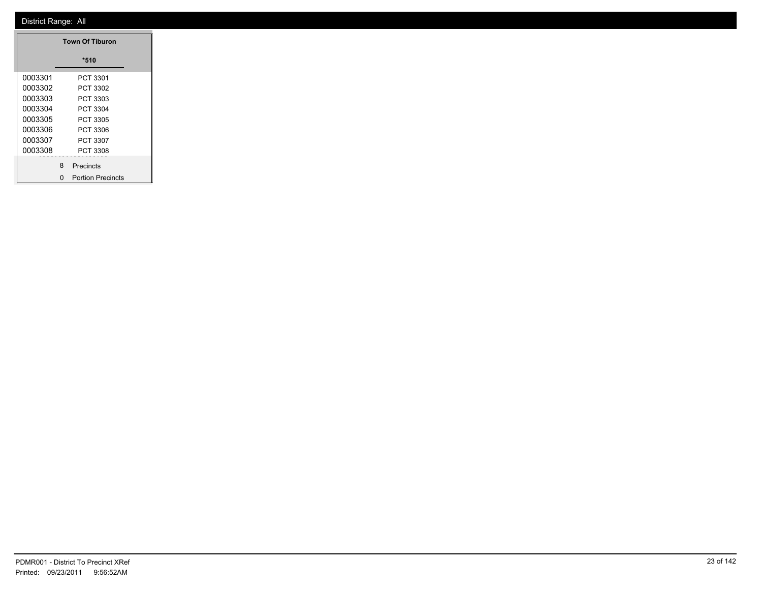District Range: All

| Town Of Tiburon | |
|---|---|
| | *510 |
| 0003301 | PCT 3301 |
| 0003302 | PCT 3302 |
| 0003303 | PCT 3303 |
| 0003304 | PCT 3304 |
| 0003305 | PCT 3305 |
| 0003306 | PCT 3306 |
| 0003307 | PCT 3307 |
| 0003308 | PCT 3308 |
| 8 | Precincts |
| 0 | Portion Precincts |

PDMR001 - District To Precinct XRef
Printed: 09/23/2011 9:56:52AM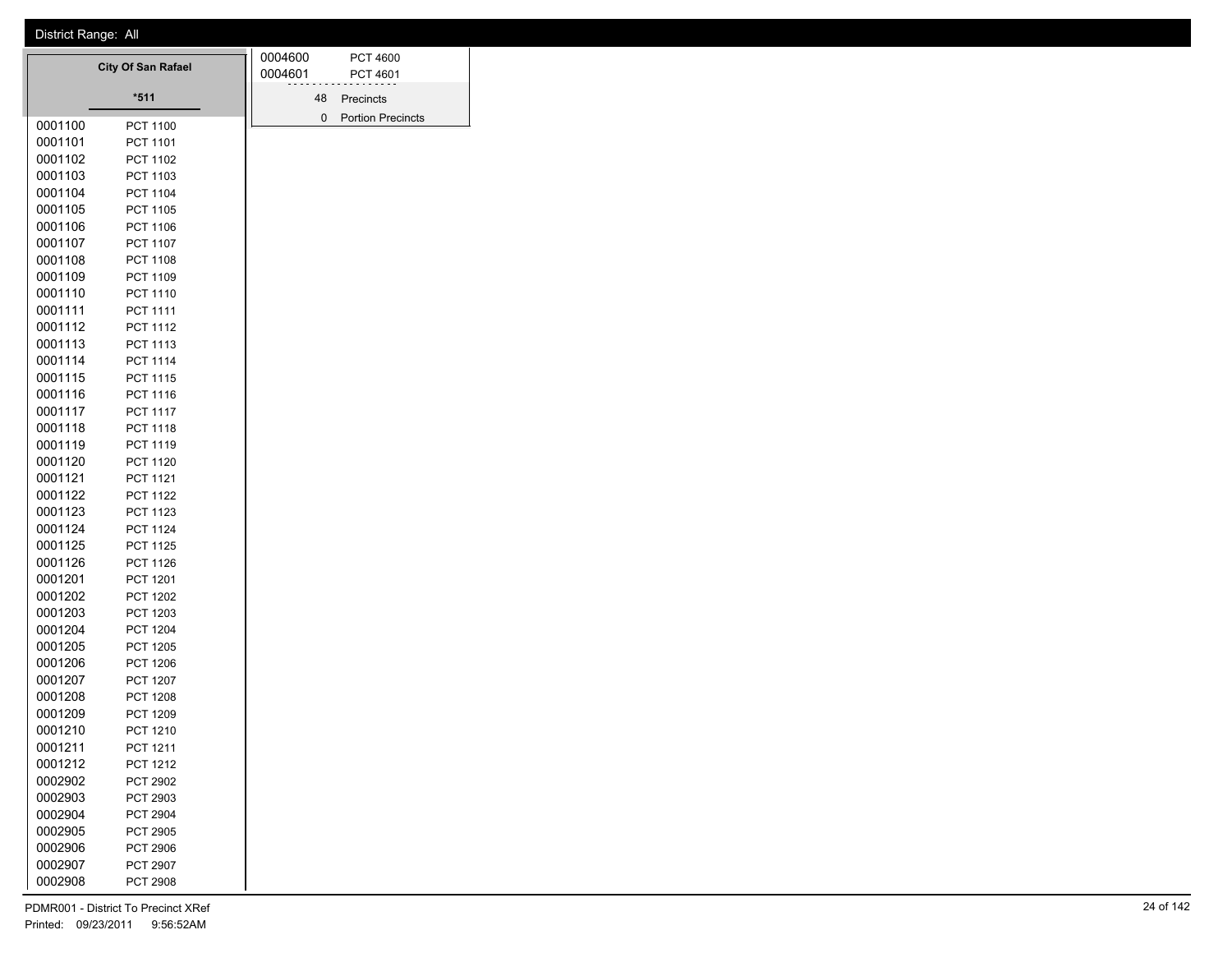District Range: All

## City Of San Rafael

### *511

| Precinct | Name |
|---|---|
| 0001100 | PCT 1100 |
| 0001101 | PCT 1101 |
| 0001102 | PCT 1102 |
| 0001103 | PCT 1103 |
| 0001104 | PCT 1104 |
| 0001105 | PCT 1105 |
| 0001106 | PCT 1106 |
| 0001107 | PCT 1107 |
| 0001108 | PCT 1108 |
| 0001109 | PCT 1109 |
| 0001110 | PCT 1110 |
| 0001111 | PCT 1111 |
| 0001112 | PCT 1112 |
| 0001113 | PCT 1113 |
| 0001114 | PCT 1114 |
| 0001115 | PCT 1115 |
| 0001116 | PCT 1116 |
| 0001117 | PCT 1117 |
| 0001118 | PCT 1118 |
| 0001119 | PCT 1119 |
| 0001120 | PCT 1120 |
| 0001121 | PCT 1121 |
| 0001122 | PCT 1122 |
| 0001123 | PCT 1123 |
| 0001124 | PCT 1124 |
| 0001125 | PCT 1125 |
| 0001126 | PCT 1126 |
| 0001201 | PCT 1201 |
| 0001202 | PCT 1202 |
| 0001203 | PCT 1203 |
| 0001204 | PCT 1204 |
| 0001205 | PCT 1205 |
| 0001206 | PCT 1206 |
| 0001207 | PCT 1207 |
| 0001208 | PCT 1208 |
| 0001209 | PCT 1209 |
| 0001210 | PCT 1210 |
| 0001211 | PCT 1211 |
| 0001212 | PCT 1212 |
| 0002902 | PCT 2902 |
| 0002903 | PCT 2903 |
| 0002904 | PCT 2904 |
| 0002905 | PCT 2905 |
| 0002906 | PCT 2906 |
| 0002907 | PCT 2907 |
| 0002908 | PCT 2908 |
| 0004600 | PCT 4600 |
| 0004601 | PCT 4601 |

48 Precincts

0 Portion Precincts

PDMR001 - District To Precinct XRef

Printed: 09/23/2011 9:56:52AM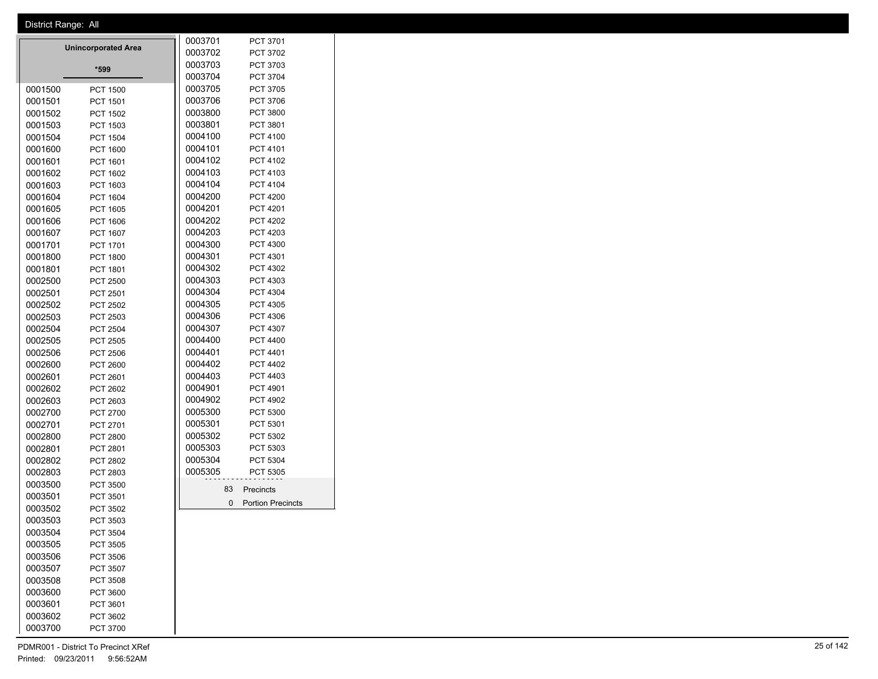District Range: All

## Unincorporated Area

**\*599**

| Code | Precinct |
|---|---|
| 0001500 | PCT 1500 |
| 0001501 | PCT 1501 |
| 0001502 | PCT 1502 |
| 0001503 | PCT 1503 |
| 0001504 | PCT 1504 |
| 0001600 | PCT 1600 |
| 0001601 | PCT 1601 |
| 0001602 | PCT 1602 |
| 0001603 | PCT 1603 |
| 0001604 | PCT 1604 |
| 0001605 | PCT 1605 |
| 0001606 | PCT 1606 |
| 0001607 | PCT 1607 |
| 0001701 | PCT 1701 |
| 0001800 | PCT 1800 |
| 0001801 | PCT 1801 |
| 0002500 | PCT 2500 |
| 0002501 | PCT 2501 |
| 0002502 | PCT 2502 |
| 0002503 | PCT 2503 |
| 0002504 | PCT 2504 |
| 0002505 | PCT 2505 |
| 0002506 | PCT 2506 |
| 0002600 | PCT 2600 |
| 0002601 | PCT 2601 |
| 0002602 | PCT 2602 |
| 0002603 | PCT 2603 |
| 0002700 | PCT 2700 |
| 0002701 | PCT 2701 |
| 0002800 | PCT 2800 |
| 0002801 | PCT 2801 |
| 0002802 | PCT 2802 |
| 0002803 | PCT 2803 |
| 0003500 | PCT 3500 |
| 0003501 | PCT 3501 |
| 0003502 | PCT 3502 |
| 0003503 | PCT 3503 |
| 0003504 | PCT 3504 |
| 0003505 | PCT 3505 |
| 0003506 | PCT 3506 |
| 0003507 | PCT 3507 |
| 0003508 | PCT 3508 |
| 0003600 | PCT 3600 |
| 0003601 | PCT 3601 |
| 0003602 | PCT 3602 |
| 0003700 | PCT 3700 |
| 0003701 | PCT 3701 |
| 0003702 | PCT 3702 |
| 0003703 | PCT 3703 |
| 0003704 | PCT 3704 |
| 0003705 | PCT 3705 |
| 0003706 | PCT 3706 |
| 0003800 | PCT 3800 |
| 0003801 | PCT 3801 |
| 0004100 | PCT 4100 |
| 0004101 | PCT 4101 |
| 0004102 | PCT 4102 |
| 0004103 | PCT 4103 |
| 0004104 | PCT 4104 |
| 0004200 | PCT 4200 |
| 0004201 | PCT 4201 |
| 0004202 | PCT 4202 |
| 0004203 | PCT 4203 |
| 0004300 | PCT 4300 |
| 0004301 | PCT 4301 |
| 0004302 | PCT 4302 |
| 0004303 | PCT 4303 |
| 0004304 | PCT 4304 |
| 0004305 | PCT 4305 |
| 0004306 | PCT 4306 |
| 0004307 | PCT 4307 |
| 0004400 | PCT 4400 |
| 0004401 | PCT 4401 |
| 0004402 | PCT 4402 |
| 0004403 | PCT 4403 |
| 0004901 | PCT 4901 |
| 0004902 | PCT 4902 |
| 0005300 | PCT 5300 |
| 0005301 | PCT 5301 |
| 0005302 | PCT 5302 |
| 0005303 | PCT 5303 |
| 0005304 | PCT 5304 |
| 0005305 | PCT 5305 |

83 Precincts

0 Portion Precincts

PDMR001 - District To Precinct XRef

Printed: 09/23/2011 9:56:52AM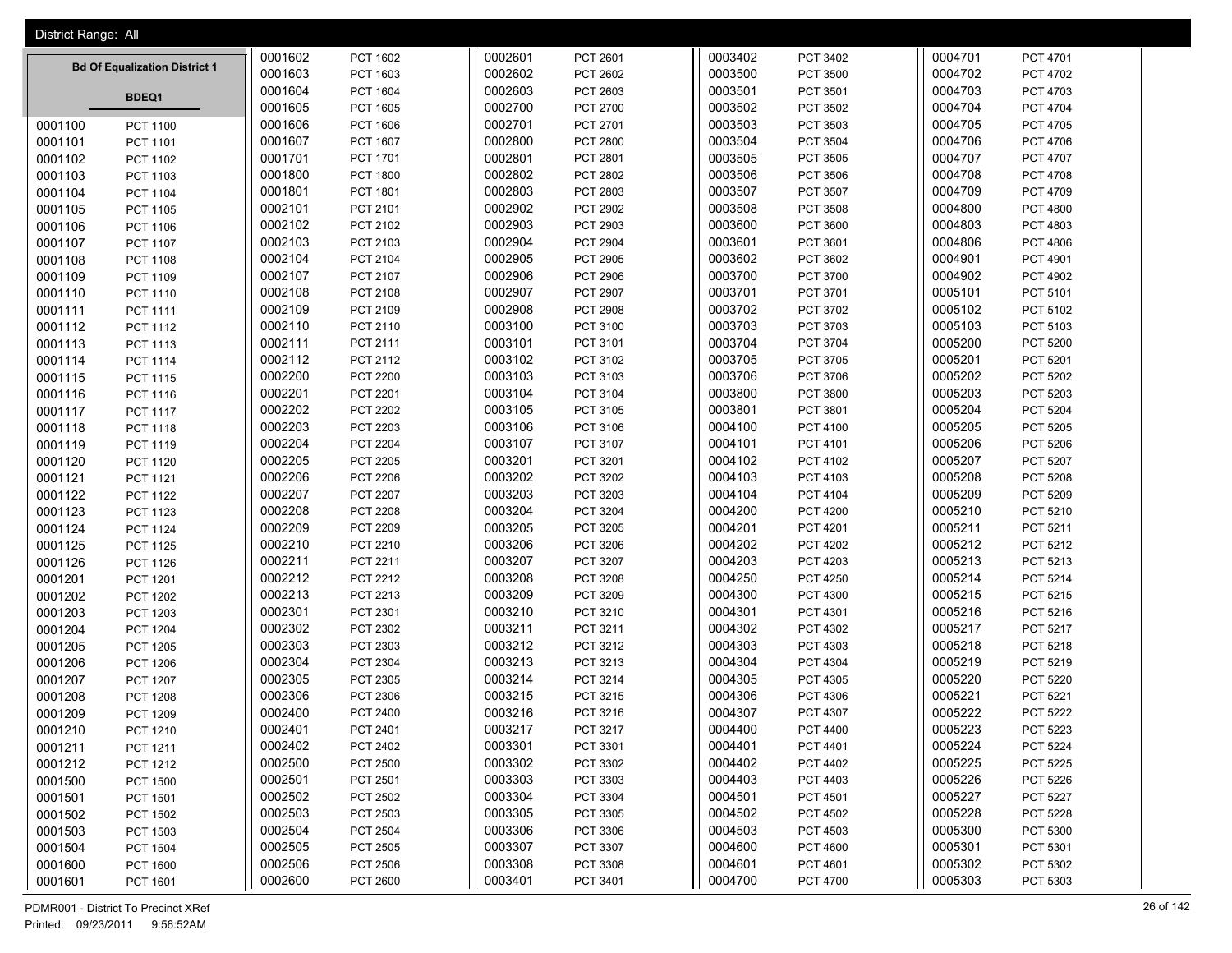District Range: All

## Bd Of Equalization District 1

### BDEQ1

| Code | Precinct |
|---|---|
| 0001100 | PCT 1100 |
| 0001101 | PCT 1101 |
| 0001102 | PCT 1102 |
| 0001103 | PCT 1103 |
| 0001104 | PCT 1104 |
| 0001105 | PCT 1105 |
| 0001106 | PCT 1106 |
| 0001107 | PCT 1107 |
| 0001108 | PCT 1108 |
| 0001109 | PCT 1109 |
| 0001110 | PCT 1110 |
| 0001111 | PCT 1111 |
| 0001112 | PCT 1112 |
| 0001113 | PCT 1113 |
| 0001114 | PCT 1114 |
| 0001115 | PCT 1115 |
| 0001116 | PCT 1116 |
| 0001117 | PCT 1117 |
| 0001118 | PCT 1118 |
| 0001119 | PCT 1119 |
| 0001120 | PCT 1120 |
| 0001121 | PCT 1121 |
| 0001122 | PCT 1122 |
| 0001123 | PCT 1123 |
| 0001124 | PCT 1124 |
| 0001125 | PCT 1125 |
| 0001126 | PCT 1126 |
| 0001201 | PCT 1201 |
| 0001202 | PCT 1202 |
| 0001203 | PCT 1203 |
| 0001204 | PCT 1204 |
| 0001205 | PCT 1205 |
| 0001206 | PCT 1206 |
| 0001207 | PCT 1207 |
| 0001208 | PCT 1208 |
| 0001209 | PCT 1209 |
| 0001210 | PCT 1210 |
| 0001211 | PCT 1211 |
| 0001212 | PCT 1212 |
| 0001500 | PCT 1500 |
| 0001501 | PCT 1501 |
| 0001502 | PCT 1502 |
| 0001503 | PCT 1503 |
| 0001504 | PCT 1504 |
| 0001600 | PCT 1600 |
| 0001601 | PCT 1601 |
| 0001602 | PCT 1602 |
| 0001603 | PCT 1603 |
| 0001604 | PCT 1604 |
| 0001605 | PCT 1605 |
| 0001606 | PCT 1606 |
| 0001607 | PCT 1607 |
| 0001701 | PCT 1701 |
| 0001800 | PCT 1800 |
| 0001801 | PCT 1801 |
| 0002101 | PCT 2101 |
| 0002102 | PCT 2102 |
| 0002103 | PCT 2103 |
| 0002104 | PCT 2104 |
| 0002107 | PCT 2107 |
| 0002108 | PCT 2108 |
| 0002109 | PCT 2109 |
| 0002110 | PCT 2110 |
| 0002111 | PCT 2111 |
| 0002112 | PCT 2112 |
| 0002200 | PCT 2200 |
| 0002201 | PCT 2201 |
| 0002202 | PCT 2202 |
| 0002203 | PCT 2203 |
| 0002204 | PCT 2204 |
| 0002205 | PCT 2205 |
| 0002206 | PCT 2206 |
| 0002207 | PCT 2207 |
| 0002208 | PCT 2208 |
| 0002209 | PCT 2209 |
| 0002210 | PCT 2210 |
| 0002211 | PCT 2211 |
| 0002212 | PCT 2212 |
| 0002213 | PCT 2213 |
| 0002301 | PCT 2301 |
| 0002302 | PCT 2302 |
| 0002303 | PCT 2303 |
| 0002304 | PCT 2304 |
| 0002305 | PCT 2305 |
| 0002306 | PCT 2306 |
| 0002400 | PCT 2400 |
| 0002401 | PCT 2401 |
| 0002402 | PCT 2402 |
| 0002500 | PCT 2500 |
| 0002501 | PCT 2501 |
| 0002502 | PCT 2502 |
| 0002503 | PCT 2503 |
| 0002504 | PCT 2504 |
| 0002505 | PCT 2505 |
| 0002506 | PCT 2506 |
| 0002600 | PCT 2600 |
| 0002601 | PCT 2601 |
| 0002602 | PCT 2602 |
| 0002603 | PCT 2603 |
| 0002700 | PCT 2700 |
| 0002701 | PCT 2701 |
| 0002800 | PCT 2800 |
| 0002801 | PCT 2801 |
| 0002802 | PCT 2802 |
| 0002803 | PCT 2803 |
| 0002902 | PCT 2902 |
| 0002903 | PCT 2903 |
| 0002904 | PCT 2904 |
| 0002905 | PCT 2905 |
| 0002906 | PCT 2906 |
| 0002907 | PCT 2907 |
| 0002908 | PCT 2908 |
| 0003100 | PCT 3100 |
| 0003101 | PCT 3101 |
| 0003102 | PCT 3102 |
| 0003103 | PCT 3103 |
| 0003104 | PCT 3104 |
| 0003105 | PCT 3105 |
| 0003106 | PCT 3106 |
| 0003107 | PCT 3107 |
| 0003201 | PCT 3201 |
| 0003202 | PCT 3202 |
| 0003203 | PCT 3203 |
| 0003204 | PCT 3204 |
| 0003205 | PCT 3205 |
| 0003206 | PCT 3206 |
| 0003207 | PCT 3207 |
| 0003208 | PCT 3208 |
| 0003209 | PCT 3209 |
| 0003210 | PCT 3210 |
| 0003211 | PCT 3211 |
| 0003212 | PCT 3212 |
| 0003213 | PCT 3213 |
| 0003214 | PCT 3214 |
| 0003215 | PCT 3215 |
| 0003216 | PCT 3216 |
| 0003217 | PCT 3217 |
| 0003301 | PCT 3301 |
| 0003302 | PCT 3302 |
| 0003303 | PCT 3303 |
| 0003304 | PCT 3304 |
| 0003305 | PCT 3305 |
| 0003306 | PCT 3306 |
| 0003307 | PCT 3307 |
| 0003308 | PCT 3308 |
| 0003401 | PCT 3401 |
| 0003402 | PCT 3402 |
| 0003500 | PCT 3500 |
| 0003501 | PCT 3501 |
| 0003502 | PCT 3502 |
| 0003503 | PCT 3503 |
| 0003504 | PCT 3504 |
| 0003505 | PCT 3505 |
| 0003506 | PCT 3506 |
| 0003507 | PCT 3507 |
| 0003508 | PCT 3508 |
| 0003600 | PCT 3600 |
| 0003601 | PCT 3601 |
| 0003602 | PCT 3602 |
| 0003700 | PCT 3700 |
| 0003701 | PCT 3701 |
| 0003702 | PCT 3702 |
| 0003703 | PCT 3703 |
| 0003704 | PCT 3704 |
| 0003705 | PCT 3705 |
| 0003706 | PCT 3706 |
| 0003800 | PCT 3800 |
| 0003801 | PCT 3801 |
| 0004100 | PCT 4100 |
| 0004101 | PCT 4101 |
| 0004102 | PCT 4102 |
| 0004103 | PCT 4103 |
| 0004104 | PCT 4104 |
| 0004200 | PCT 4200 |
| 0004201 | PCT 4201 |
| 0004202 | PCT 4202 |
| 0004203 | PCT 4203 |
| 0004250 | PCT 4250 |
| 0004300 | PCT 4300 |
| 0004301 | PCT 4301 |
| 0004302 | PCT 4302 |
| 0004303 | PCT 4303 |
| 0004304 | PCT 4304 |
| 0004305 | PCT 4305 |
| 0004306 | PCT 4306 |
| 0004307 | PCT 4307 |
| 0004400 | PCT 4400 |
| 0004401 | PCT 4401 |
| 0004402 | PCT 4402 |
| 0004403 | PCT 4403 |
| 0004501 | PCT 4501 |
| 0004502 | PCT 4502 |
| 0004503 | PCT 4503 |
| 0004600 | PCT 4600 |
| 0004601 | PCT 4601 |
| 0004700 | PCT 4700 |
| 0004701 | PCT 4701 |
| 0004702 | PCT 4702 |
| 0004703 | PCT 4703 |
| 0004704 | PCT 4704 |
| 0004705 | PCT 4705 |
| 0004706 | PCT 4706 |
| 0004707 | PCT 4707 |
| 0004708 | PCT 4708 |
| 0004709 | PCT 4709 |
| 0004800 | PCT 4800 |
| 0004803 | PCT 4803 |
| 0004806 | PCT 4806 |
| 0004901 | PCT 4901 |
| 0004902 | PCT 4902 |
| 0005101 | PCT 5101 |
| 0005102 | PCT 5102 |
| 0005103 | PCT 5103 |
| 0005200 | PCT 5200 |
| 0005201 | PCT 5201 |
| 0005202 | PCT 5202 |
| 0005203 | PCT 5203 |
| 0005204 | PCT 5204 |
| 0005205 | PCT 5205 |
| 0005206 | PCT 5206 |
| 0005207 | PCT 5207 |
| 0005208 | PCT 5208 |
| 0005209 | PCT 5209 |
| 0005210 | PCT 5210 |
| 0005211 | PCT 5211 |
| 0005212 | PCT 5212 |
| 0005213 | PCT 5213 |
| 0005214 | PCT 5214 |
| 0005215 | PCT 5215 |
| 0005216 | PCT 5216 |
| 0005217 | PCT 5217 |
| 0005218 | PCT 5218 |
| 0005219 | PCT 5219 |
| 0005220 | PCT 5220 |
| 0005221 | PCT 5221 |
| 0005222 | PCT 5222 |
| 0005223 | PCT 5223 |
| 0005224 | PCT 5224 |
| 0005225 | PCT 5225 |
| 0005226 | PCT 5226 |
| 0005227 | PCT 5227 |
| 0005228 | PCT 5228 |
| 0005300 | PCT 5300 |
| 0005301 | PCT 5301 |
| 0005302 | PCT 5302 |
| 0005303 | PCT 5303 |

PDMR001 - District To Precinct XRef

Printed: 09/23/2011 9:56:52AM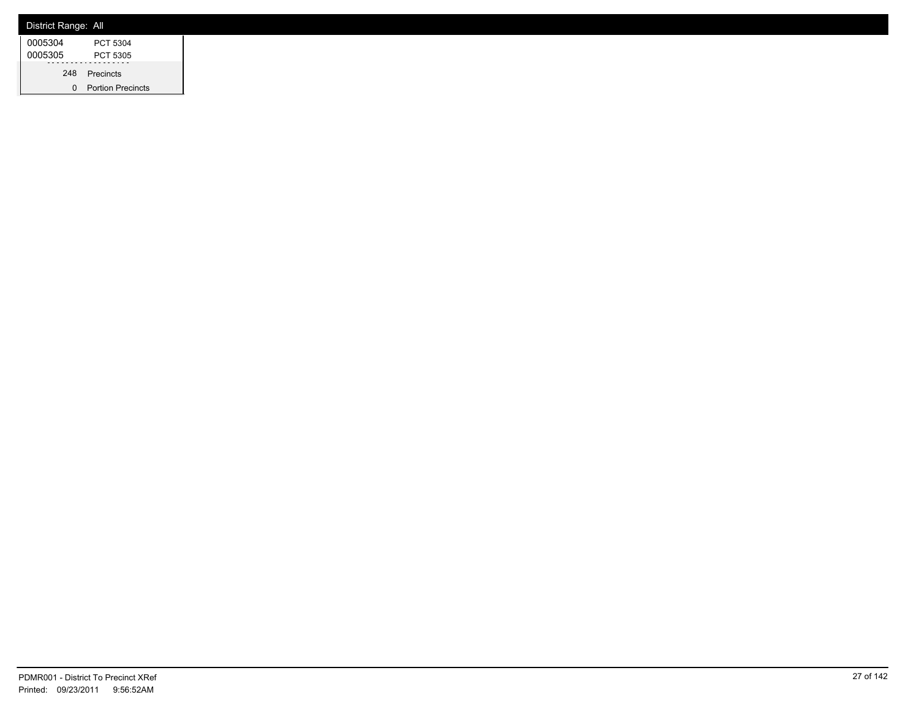District Range: All

| | |
|---|---|
| 0005304 | PCT 5304 |
| 0005305 | PCT 5305 |
| 248 | Precincts |
| 0 | Portion Precincts |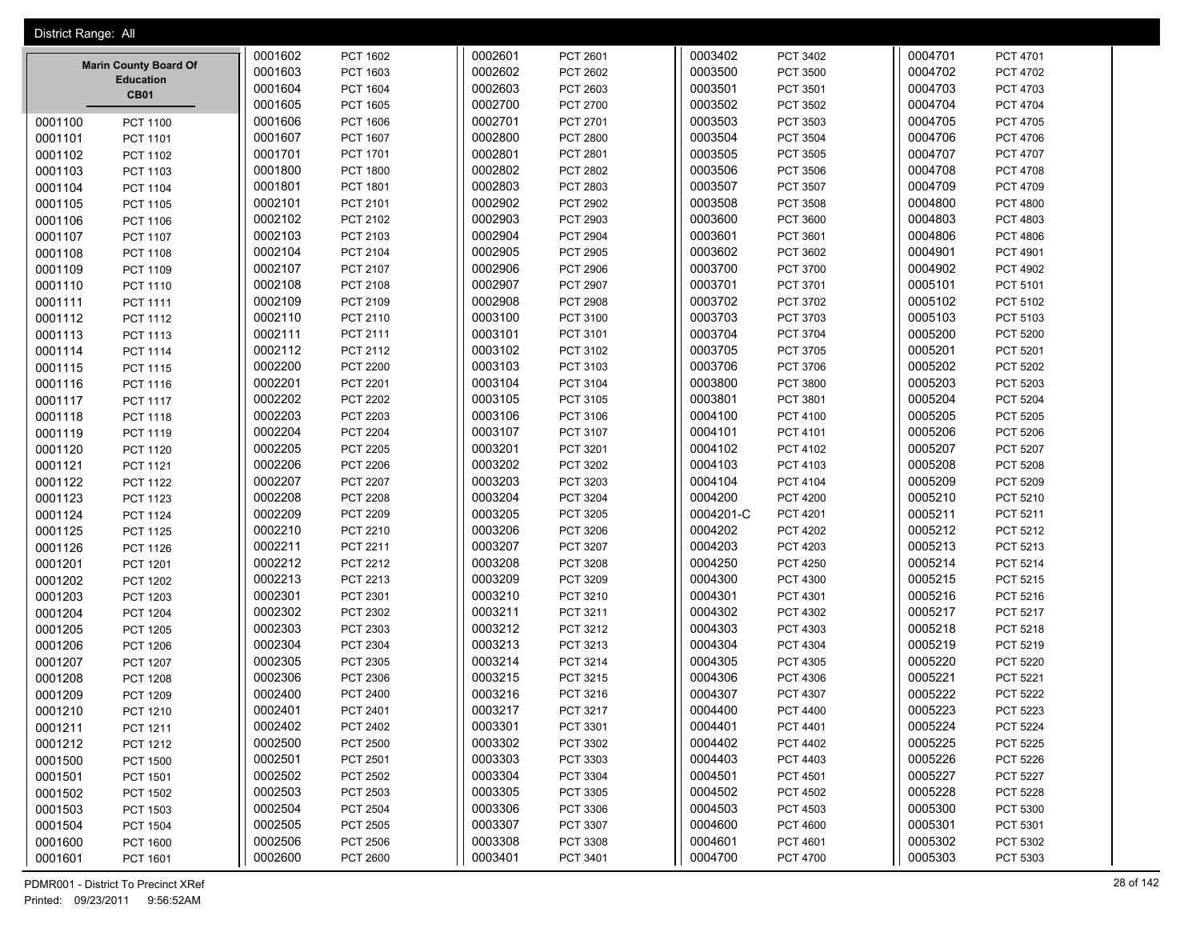District Range: All

**Marin County Board Of Education**
**CB01**

| Precinct | Name |
|---|---|
| 0001100 | PCT 1100 |
| 0001101 | PCT 1101 |
| 0001102 | PCT 1102 |
| 0001103 | PCT 1103 |
| 0001104 | PCT 1104 |
| 0001105 | PCT 1105 |
| 0001106 | PCT 1106 |
| 0001107 | PCT 1107 |
| 0001108 | PCT 1108 |
| 0001109 | PCT 1109 |
| 0001110 | PCT 1110 |
| 0001111 | PCT 1111 |
| 0001112 | PCT 1112 |
| 0001113 | PCT 1113 |
| 0001114 | PCT 1114 |
| 0001115 | PCT 1115 |
| 0001116 | PCT 1116 |
| 0001117 | PCT 1117 |
| 0001118 | PCT 1118 |
| 0001119 | PCT 1119 |
| 0001120 | PCT 1120 |
| 0001121 | PCT 1121 |
| 0001122 | PCT 1122 |
| 0001123 | PCT 1123 |
| 0001124 | PCT 1124 |
| 0001125 | PCT 1125 |
| 0001126 | PCT 1126 |
| 0001201 | PCT 1201 |
| 0001202 | PCT 1202 |
| 0001203 | PCT 1203 |
| 0001204 | PCT 1204 |
| 0001205 | PCT 1205 |
| 0001206 | PCT 1206 |
| 0001207 | PCT 1207 |
| 0001208 | PCT 1208 |
| 0001209 | PCT 1209 |
| 0001210 | PCT 1210 |
| 0001211 | PCT 1211 |
| 0001212 | PCT 1212 |
| 0001500 | PCT 1500 |
| 0001501 | PCT 1501 |
| 0001502 | PCT 1502 |
| 0001503 | PCT 1503 |
| 0001504 | PCT 1504 |
| 0001600 | PCT 1600 |
| 0001601 | PCT 1601 |
| 0001602 | PCT 1602 |
| 0001603 | PCT 1603 |
| 0001604 | PCT 1604 |
| 0001605 | PCT 1605 |
| 0001606 | PCT 1606 |
| 0001607 | PCT 1607 |
| 0001701 | PCT 1701 |
| 0001800 | PCT 1800 |
| 0001801 | PCT 1801 |
| 0002101 | PCT 2101 |
| 0002102 | PCT 2102 |
| 0002103 | PCT 2103 |
| 0002104 | PCT 2104 |
| 0002107 | PCT 2107 |
| 0002108 | PCT 2108 |
| 0002109 | PCT 2109 |
| 0002110 | PCT 2110 |
| 0002111 | PCT 2111 |
| 0002112 | PCT 2112 |
| 0002200 | PCT 2200 |
| 0002201 | PCT 2201 |
| 0002202 | PCT 2202 |
| 0002203 | PCT 2203 |
| 0002204 | PCT 2204 |
| 0002205 | PCT 2205 |
| 0002206 | PCT 2206 |
| 0002207 | PCT 2207 |
| 0002208 | PCT 2208 |
| 0002209 | PCT 2209 |
| 0002210 | PCT 2210 |
| 0002211 | PCT 2211 |
| 0002212 | PCT 2212 |
| 0002213 | PCT 2213 |
| 0002301 | PCT 2301 |
| 0002302 | PCT 2302 |
| 0002303 | PCT 2303 |
| 0002304 | PCT 2304 |
| 0002305 | PCT 2305 |
| 0002306 | PCT 2306 |
| 0002400 | PCT 2400 |
| 0002401 | PCT 2401 |
| 0002402 | PCT 2402 |
| 0002500 | PCT 2500 |
| 0002501 | PCT 2501 |
| 0002502 | PCT 2502 |
| 0002503 | PCT 2503 |
| 0002504 | PCT 2504 |
| 0002505 | PCT 2505 |
| 0002506 | PCT 2506 |
| 0002600 | PCT 2600 |
| 0002601 | PCT 2601 |
| 0002602 | PCT 2602 |
| 0002603 | PCT 2603 |
| 0002700 | PCT 2700 |
| 0002701 | PCT 2701 |
| 0002800 | PCT 2800 |
| 0002801 | PCT 2801 |
| 0002802 | PCT 2802 |
| 0002803 | PCT 2803 |
| 0002902 | PCT 2902 |
| 0002903 | PCT 2903 |
| 0002904 | PCT 2904 |
| 0002905 | PCT 2905 |
| 0002906 | PCT 2906 |
| 0002907 | PCT 2907 |
| 0002908 | PCT 2908 |
| 0003100 | PCT 3100 |
| 0003101 | PCT 3101 |
| 0003102 | PCT 3102 |
| 0003103 | PCT 3103 |
| 0003104 | PCT 3104 |
| 0003105 | PCT 3105 |
| 0003106 | PCT 3106 |
| 0003107 | PCT 3107 |
| 0003201 | PCT 3201 |
| 0003202 | PCT 3202 |
| 0003203 | PCT 3203 |
| 0003204 | PCT 3204 |
| 0003205 | PCT 3205 |
| 0003206 | PCT 3206 |
| 0003207 | PCT 3207 |
| 0003208 | PCT 3208 |
| 0003209 | PCT 3209 |
| 0003210 | PCT 3210 |
| 0003211 | PCT 3211 |
| 0003212 | PCT 3212 |
| 0003213 | PCT 3213 |
| 0003214 | PCT 3214 |
| 0003215 | PCT 3215 |
| 0003216 | PCT 3216 |
| 0003217 | PCT 3217 |
| 0003301 | PCT 3301 |
| 0003302 | PCT 3302 |
| 0003303 | PCT 3303 |
| 0003304 | PCT 3304 |
| 0003305 | PCT 3305 |
| 0003306 | PCT 3306 |
| 0003307 | PCT 3307 |
| 0003308 | PCT 3308 |
| 0003401 | PCT 3401 |
| 0003402 | PCT 3402 |
| 0003500 | PCT 3500 |
| 0003501 | PCT 3501 |
| 0003502 | PCT 3502 |
| 0003503 | PCT 3503 |
| 0003504 | PCT 3504 |
| 0003505 | PCT 3505 |
| 0003506 | PCT 3506 |
| 0003507 | PCT 3507 |
| 0003508 | PCT 3508 |
| 0003600 | PCT 3600 |
| 0003601 | PCT 3601 |
| 0003602 | PCT 3602 |
| 0003700 | PCT 3700 |
| 0003701 | PCT 3701 |
| 0003702 | PCT 3702 |
| 0003703 | PCT 3703 |
| 0003704 | PCT 3704 |
| 0003705 | PCT 3705 |
| 0003706 | PCT 3706 |
| 0003800 | PCT 3800 |
| 0003801 | PCT 3801 |
| 0004100 | PCT 4100 |
| 0004101 | PCT 4101 |
| 0004102 | PCT 4102 |
| 0004103 | PCT 4103 |
| 0004104 | PCT 4104 |
| 0004200 | PCT 4200 |
| 0004201-C | PCT 4201 |
| 0004202 | PCT 4202 |
| 0004203 | PCT 4203 |
| 0004250 | PCT 4250 |
| 0004300 | PCT 4300 |
| 0004301 | PCT 4301 |
| 0004302 | PCT 4302 |
| 0004303 | PCT 4303 |
| 0004304 | PCT 4304 |
| 0004305 | PCT 4305 |
| 0004306 | PCT 4306 |
| 0004307 | PCT 4307 |
| 0004400 | PCT 4400 |
| 0004401 | PCT 4401 |
| 0004402 | PCT 4402 |
| 0004403 | PCT 4403 |
| 0004501 | PCT 4501 |
| 0004502 | PCT 4502 |
| 0004503 | PCT 4503 |
| 0004600 | PCT 4600 |
| 0004601 | PCT 4601 |
| 0004700 | PCT 4700 |
| 0004701 | PCT 4701 |
| 0004702 | PCT 4702 |
| 0004703 | PCT 4703 |
| 0004704 | PCT 4704 |
| 0004705 | PCT 4705 |
| 0004706 | PCT 4706 |
| 0004707 | PCT 4707 |
| 0004708 | PCT 4708 |
| 0004709 | PCT 4709 |
| 0004800 | PCT 4800 |
| 0004803 | PCT 4803 |
| 0004806 | PCT 4806 |
| 0004901 | PCT 4901 |
| 0004902 | PCT 4902 |
| 0005101 | PCT 5101 |
| 0005102 | PCT 5102 |
| 0005103 | PCT 5103 |
| 0005200 | PCT 5200 |
| 0005201 | PCT 5201 |
| 0005202 | PCT 5202 |
| 0005203 | PCT 5203 |
| 0005204 | PCT 5204 |
| 0005205 | PCT 5205 |
| 0005206 | PCT 5206 |
| 0005207 | PCT 5207 |
| 0005208 | PCT 5208 |
| 0005209 | PCT 5209 |
| 0005210 | PCT 5210 |
| 0005211 | PCT 5211 |
| 0005212 | PCT 5212 |
| 0005213 | PCT 5213 |
| 0005214 | PCT 5214 |
| 0005215 | PCT 5215 |
| 0005216 | PCT 5216 |
| 0005217 | PCT 5217 |
| 0005218 | PCT 5218 |
| 0005219 | PCT 5219 |
| 0005220 | PCT 5220 |
| 0005221 | PCT 5221 |
| 0005222 | PCT 5222 |
| 0005223 | PCT 5223 |
| 0005224 | PCT 5224 |
| 0005225 | PCT 5225 |
| 0005226 | PCT 5226 |
| 0005227 | PCT 5227 |
| 0005228 | PCT 5228 |
| 0005300 | PCT 5300 |
| 0005301 | PCT 5301 |
| 0005302 | PCT 5302 |
| 0005303 | PCT 5303 |

PDMR001 - District To Precinct XRef
Printed: 09/23/2011 9:56:52AM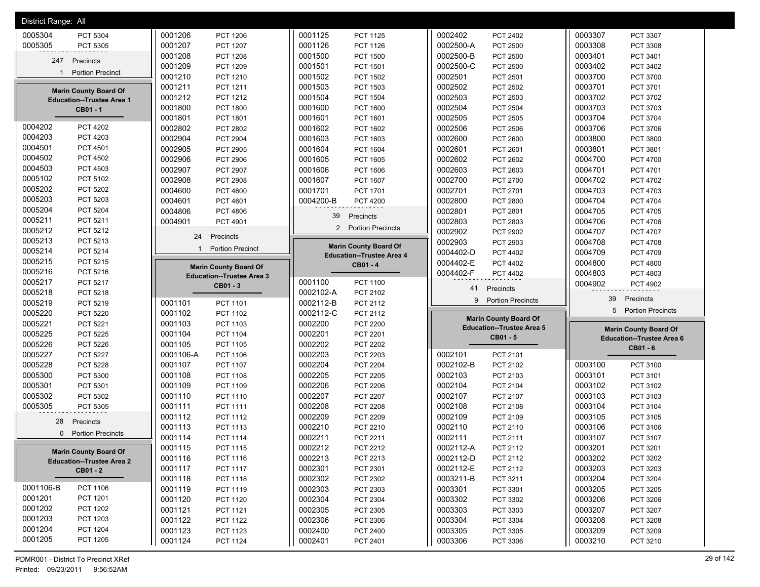District Range: All

| | |
|---|---|
| 0005304 | PCT 5304 |
| 0005305 | PCT 5305 |

247 Precincts
1 Portion Precinct

### Marin County Board Of Education--Trustee Area 1
**CB01 - 1**

| | |
|---|---|
| 0004202 | PCT 4202 |
| 0004203 | PCT 4203 |
| 0004501 | PCT 4501 |
| 0004502 | PCT 4502 |
| 0004503 | PCT 4503 |
| 0005102 | PCT 5102 |
| 0005202 | PCT 5202 |
| 0005203 | PCT 5203 |
| 0005204 | PCT 5204 |
| 0005211 | PCT 5211 |
| 0005212 | PCT 5212 |
| 0005213 | PCT 5213 |
| 0005214 | PCT 5214 |
| 0005215 | PCT 5215 |
| 0005216 | PCT 5216 |
| 0005217 | PCT 5217 |
| 0005218 | PCT 5218 |
| 0005219 | PCT 5219 |
| 0005220 | PCT 5220 |
| 0005221 | PCT 5221 |
| 0005225 | PCT 5225 |
| 0005226 | PCT 5226 |
| 0005227 | PCT 5227 |
| 0005228 | PCT 5228 |
| 0005300 | PCT 5300 |
| 0005301 | PCT 5301 |
| 0005302 | PCT 5302 |
| 0005305 | PCT 5305 |

28 Precincts
0 Portion Precincts

### Marin County Board Of Education--Trustee Area 2
**CB01 - 2**

| | |
|---|---|
| 0001106-B | PCT 1106 |
| 0001201 | PCT 1201 |
| 0001202 | PCT 1202 |
| 0001203 | PCT 1203 |
| 0001204 | PCT 1204 |
| 0001205 | PCT 1205 |
| 0001206 | PCT 1206 |
| 0001207 | PCT 1207 |
| 0001208 | PCT 1208 |
| 0001209 | PCT 1209 |
| 0001210 | PCT 1210 |
| 0001211 | PCT 1211 |
| 0001212 | PCT 1212 |
| 0001800 | PCT 1800 |
| 0001801 | PCT 1801 |
| 0002802 | PCT 2802 |
| 0002904 | PCT 2904 |
| 0002905 | PCT 2905 |
| 0002906 | PCT 2906 |
| 0002907 | PCT 2907 |
| 0002908 | PCT 2908 |
| 0004600 | PCT 4600 |
| 0004601 | PCT 4601 |
| 0004806 | PCT 4806 |
| 0004901 | PCT 4901 |

24 Precincts
1 Portion Precinct

### Marin County Board Of Education--Trustee Area 3
**CB01 - 3**

| | |
|---|---|
| 0001101 | PCT 1101 |
| 0001102 | PCT 1102 |
| 0001103 | PCT 1103 |
| 0001104 | PCT 1104 |
| 0001105 | PCT 1105 |
| 0001106-A | PCT 1106 |
| 0001107 | PCT 1107 |
| 0001108 | PCT 1108 |
| 0001109 | PCT 1109 |
| 0001110 | PCT 1110 |
| 0001111 | PCT 1111 |
| 0001112 | PCT 1112 |
| 0001113 | PCT 1113 |
| 0001114 | PCT 1114 |
| 0001115 | PCT 1115 |
| 0001116 | PCT 1116 |
| 0001117 | PCT 1117 |
| 0001118 | PCT 1118 |
| 0001119 | PCT 1119 |
| 0001120 | PCT 1120 |
| 0001121 | PCT 1121 |
| 0001122 | PCT 1122 |
| 0001123 | PCT 1123 |
| 0001124 | PCT 1124 |
| 0001125 | PCT 1125 |
| 0001126 | PCT 1126 |
| 0001500 | PCT 1500 |
| 0001501 | PCT 1501 |
| 0001502 | PCT 1502 |
| 0001503 | PCT 1503 |
| 0001504 | PCT 1504 |
| 0001600 | PCT 1600 |
| 0001601 | PCT 1601 |
| 0001602 | PCT 1602 |
| 0001603 | PCT 1603 |
| 0001604 | PCT 1604 |
| 0001605 | PCT 1605 |
| 0001606 | PCT 1606 |
| 0001607 | PCT 1607 |
| 0001701 | PCT 1701 |
| 0004200-B | PCT 4200 |

39 Precincts
2 Portion Precincts

### Marin County Board Of Education--Trustee Area 4
**CB01 - 4**

| | |
|---|---|
| 0001100 | PCT 1100 |
| 0002102-A | PCT 2102 |
| 0002112-B | PCT 2112 |
| 0002112-C | PCT 2112 |
| 0002200 | PCT 2200 |
| 0002201 | PCT 2201 |
| 0002202 | PCT 2202 |
| 0002203 | PCT 2203 |
| 0002204 | PCT 2204 |
| 0002205 | PCT 2205 |
| 0002206 | PCT 2206 |
| 0002207 | PCT 2207 |
| 0002208 | PCT 2208 |
| 0002209 | PCT 2209 |
| 0002210 | PCT 2210 |
| 0002211 | PCT 2211 |
| 0002212 | PCT 2212 |
| 0002213 | PCT 2213 |
| 0002301 | PCT 2301 |
| 0002302 | PCT 2302 |
| 0002303 | PCT 2303 |
| 0002304 | PCT 2304 |
| 0002305 | PCT 2305 |
| 0002306 | PCT 2306 |
| 0002400 | PCT 2400 |
| 0002401 | PCT 2401 |
| 0002402 | PCT 2402 |
| 0002500-A | PCT 2500 |
| 0002500-B | PCT 2500 |
| 0002500-C | PCT 2500 |
| 0002501 | PCT 2501 |
| 0002502 | PCT 2502 |
| 0002503 | PCT 2503 |
| 0002504 | PCT 2504 |
| 0002505 | PCT 2505 |
| 0002506 | PCT 2506 |
| 0002600 | PCT 2600 |
| 0002601 | PCT 2601 |
| 0002602 | PCT 2602 |
| 0002603 | PCT 2603 |
| 0002700 | PCT 2700 |
| 0002701 | PCT 2701 |
| 0002800 | PCT 2800 |
| 0002801 | PCT 2801 |
| 0002803 | PCT 2803 |
| 0002902 | PCT 2902 |
| 0002903 | PCT 2903 |
| 0004402-D | PCT 4402 |
| 0004402-E | PCT 4402 |
| 0004402-F | PCT 4402 |

41 Precincts
9 Portion Precincts

### Marin County Board Of Education--Trustee Area 5
**CB01 - 5**

| | |
|---|---|
| 0002101 | PCT 2101 |
| 0002102-B | PCT 2102 |
| 0002103 | PCT 2103 |
| 0002104 | PCT 2104 |
| 0002107 | PCT 2107 |
| 0002108 | PCT 2108 |
| 0002109 | PCT 2109 |
| 0002110 | PCT 2110 |
| 0002111 | PCT 2111 |
| 0002112-A | PCT 2112 |
| 0002112-D | PCT 2112 |
| 0002112-E | PCT 2112 |
| 0003211-B | PCT 3211 |
| 0003301 | PCT 3301 |
| 0003302 | PCT 3302 |
| 0003303 | PCT 3303 |
| 0003304 | PCT 3304 |
| 0003305 | PCT 3305 |
| 0003306 | PCT 3306 |
| 0003307 | PCT 3307 |
| 0003308 | PCT 3308 |
| 0003401 | PCT 3401 |
| 0003402 | PCT 3402 |
| 0003700 | PCT 3700 |
| 0003701 | PCT 3701 |
| 0003702 | PCT 3702 |
| 0003703 | PCT 3703 |
| 0003704 | PCT 3704 |
| 0003706 | PCT 3706 |
| 0003800 | PCT 3800 |
| 0003801 | PCT 3801 |
| 0004700 | PCT 4700 |
| 0004701 | PCT 4701 |
| 0004702 | PCT 4702 |
| 0004703 | PCT 4703 |
| 0004704 | PCT 4704 |
| 0004705 | PCT 4705 |
| 0004706 | PCT 4706 |
| 0004707 | PCT 4707 |
| 0004708 | PCT 4708 |
| 0004709 | PCT 4709 |
| 0004800 | PCT 4800 |
| 0004803 | PCT 4803 |
| 0004902 | PCT 4902 |

39 Precincts
5 Portion Precincts

### Marin County Board Of Education--Trustee Area 6
**CB01 - 6**

| | |
|---|---|
| 0003100 | PCT 3100 |
| 0003101 | PCT 3101 |
| 0003102 | PCT 3102 |
| 0003103 | PCT 3103 |
| 0003104 | PCT 3104 |
| 0003105 | PCT 3105 |
| 0003106 | PCT 3106 |
| 0003107 | PCT 3107 |
| 0003201 | PCT 3201 |
| 0003202 | PCT 3202 |
| 0003203 | PCT 3203 |
| 0003204 | PCT 3204 |
| 0003205 | PCT 3205 |
| 0003206 | PCT 3206 |
| 0003207 | PCT 3207 |
| 0003208 | PCT 3208 |
| 0003209 | PCT 3209 |
| 0003210 | PCT 3210 |

PDMR001 - District To Precinct XRef
Printed: 09/23/2011 9:56:52AM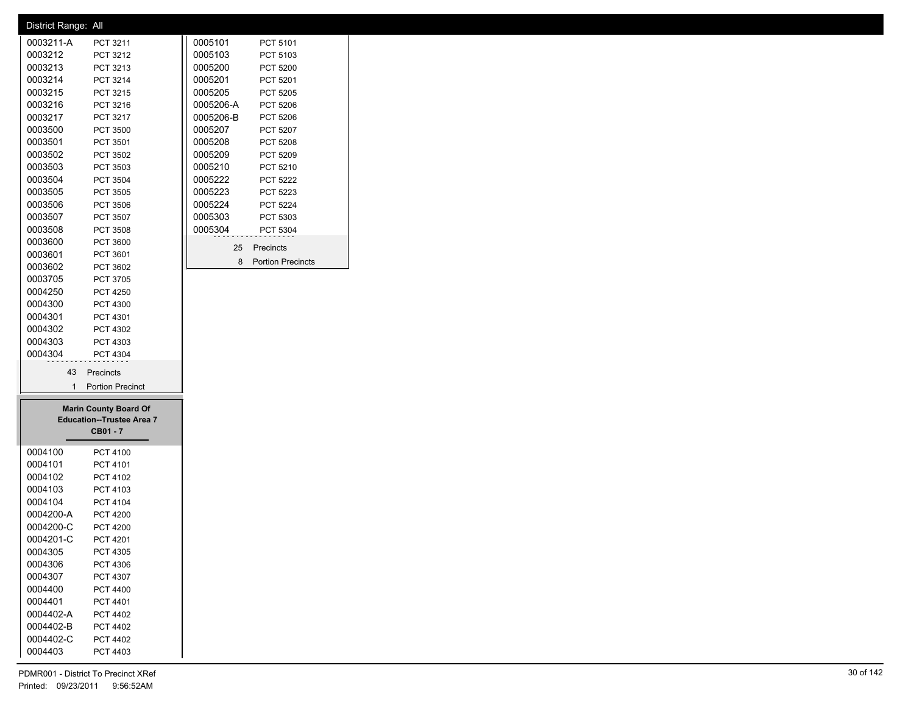District Range: All

| Precinct | Name |
|---|---|
| 0003211-A | PCT 3211 |
| 0003212 | PCT 3212 |
| 0003213 | PCT 3213 |
| 0003214 | PCT 3214 |
| 0003215 | PCT 3215 |
| 0003216 | PCT 3216 |
| 0003217 | PCT 3217 |
| 0003500 | PCT 3500 |
| 0003501 | PCT 3501 |
| 0003502 | PCT 3502 |
| 0003503 | PCT 3503 |
| 0003504 | PCT 3504 |
| 0003505 | PCT 3505 |
| 0003506 | PCT 3506 |
| 0003507 | PCT 3507 |
| 0003508 | PCT 3508 |
| 0003600 | PCT 3600 |
| 0003601 | PCT 3601 |
| 0003602 | PCT 3602 |
| 0003705 | PCT 3705 |
| 0004250 | PCT 4250 |
| 0004300 | PCT 4300 |
| 0004301 | PCT 4301 |
| 0004302 | PCT 4302 |
| 0004303 | PCT 4303 |
| 0004304 | PCT 4304 |

43 Precincts
1 Portion Precinct

## Marin County Board Of Education--Trustee Area 7

**CB01 - 7**

| Precinct | Name |
|---|---|
| 0004100 | PCT 4100 |
| 0004101 | PCT 4101 |
| 0004102 | PCT 4102 |
| 0004103 | PCT 4103 |
| 0004104 | PCT 4104 |
| 0004200-A | PCT 4200 |
| 0004200-C | PCT 4200 |
| 0004201-C | PCT 4201 |
| 0004305 | PCT 4305 |
| 0004306 | PCT 4306 |
| 0004307 | PCT 4307 |
| 0004400 | PCT 4400 |
| 0004401 | PCT 4401 |
| 0004402-A | PCT 4402 |
| 0004402-B | PCT 4402 |
| 0004402-C | PCT 4402 |
| 0004403 | PCT 4403 |
| 0005101 | PCT 5101 |
| 0005103 | PCT 5103 |
| 0005200 | PCT 5200 |
| 0005201 | PCT 5201 |
| 0005205 | PCT 5205 |
| 0005206-A | PCT 5206 |
| 0005206-B | PCT 5206 |
| 0005207 | PCT 5207 |
| 0005208 | PCT 5208 |
| 0005209 | PCT 5209 |
| 0005210 | PCT 5210 |
| 0005222 | PCT 5222 |
| 0005223 | PCT 5223 |
| 0005224 | PCT 5224 |
| 0005303 | PCT 5303 |
| 0005304 | PCT 5304 |

25 Precincts
8 Portion Precincts

PDMR001 - District To Precinct XRef
Printed: 09/23/2011 9:56:52AM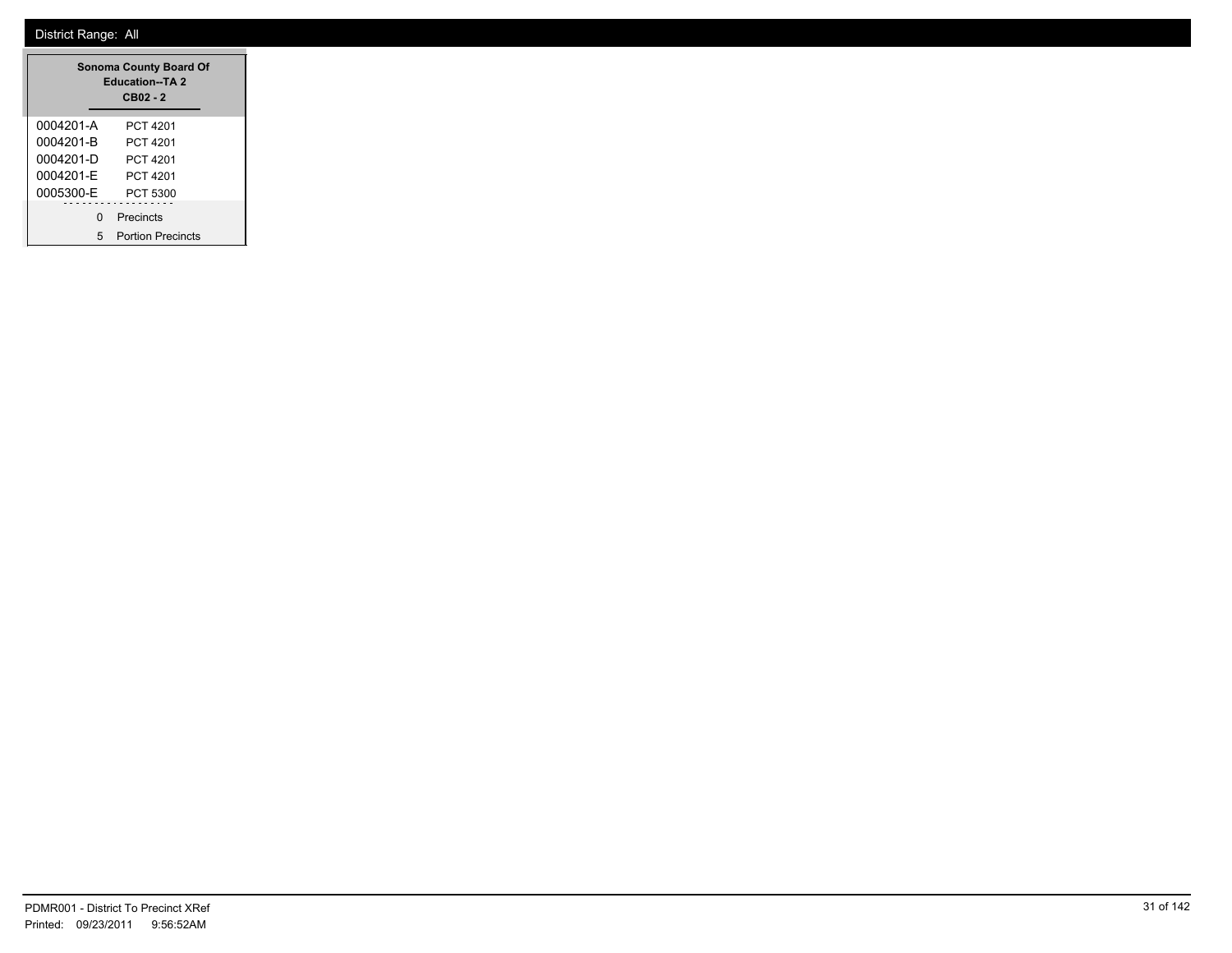District Range: All

**Sonoma County Board Of Education--TA 2**
**CB02 - 2**

| | |
|---|---|
| 0004201-A | PCT 4201 |
| 0004201-B | PCT 4201 |
| 0004201-D | PCT 4201 |
| 0004201-E | PCT 4201 |
| 0005300-E | PCT 5300 |

0 Precincts

5 Portion Precincts

PDMR001 - District To Precinct XRef
Printed: 09/23/2011 9:56:52AM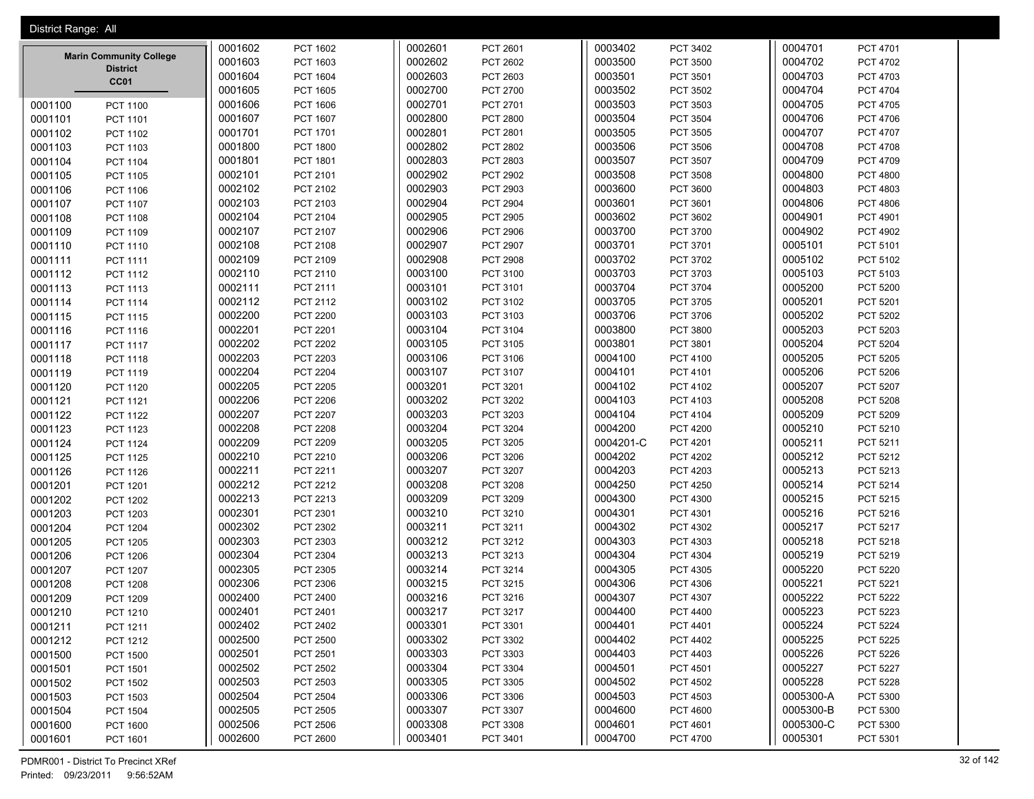District Range: All

**Marin Community College District**
**CC01**

| Precinct | Name |
|---|---|
| 0001100 | PCT 1100 |
| 0001101 | PCT 1101 |
| 0001102 | PCT 1102 |
| 0001103 | PCT 1103 |
| 0001104 | PCT 1104 |
| 0001105 | PCT 1105 |
| 0001106 | PCT 1106 |
| 0001107 | PCT 1107 |
| 0001108 | PCT 1108 |
| 0001109 | PCT 1109 |
| 0001110 | PCT 1110 |
| 0001111 | PCT 1111 |
| 0001112 | PCT 1112 |
| 0001113 | PCT 1113 |
| 0001114 | PCT 1114 |
| 0001115 | PCT 1115 |
| 0001116 | PCT 1116 |
| 0001117 | PCT 1117 |
| 0001118 | PCT 1118 |
| 0001119 | PCT 1119 |
| 0001120 | PCT 1120 |
| 0001121 | PCT 1121 |
| 0001122 | PCT 1122 |
| 0001123 | PCT 1123 |
| 0001124 | PCT 1124 |
| 0001125 | PCT 1125 |
| 0001126 | PCT 1126 |
| 0001201 | PCT 1201 |
| 0001202 | PCT 1202 |
| 0001203 | PCT 1203 |
| 0001204 | PCT 1204 |
| 0001205 | PCT 1205 |
| 0001206 | PCT 1206 |
| 0001207 | PCT 1207 |
| 0001208 | PCT 1208 |
| 0001209 | PCT 1209 |
| 0001210 | PCT 1210 |
| 0001211 | PCT 1211 |
| 0001212 | PCT 1212 |
| 0001500 | PCT 1500 |
| 0001501 | PCT 1501 |
| 0001502 | PCT 1502 |
| 0001503 | PCT 1503 |
| 0001504 | PCT 1504 |
| 0001600 | PCT 1600 |
| 0001601 | PCT 1601 |
| 0001602 | PCT 1602 |
| 0001603 | PCT 1603 |
| 0001604 | PCT 1604 |
| 0001605 | PCT 1605 |
| 0001606 | PCT 1606 |
| 0001607 | PCT 1607 |
| 0001701 | PCT 1701 |
| 0001800 | PCT 1800 |
| 0001801 | PCT 1801 |
| 0002101 | PCT 2101 |
| 0002102 | PCT 2102 |
| 0002103 | PCT 2103 |
| 0002104 | PCT 2104 |
| 0002107 | PCT 2107 |
| 0002108 | PCT 2108 |
| 0002109 | PCT 2109 |
| 0002110 | PCT 2110 |
| 0002111 | PCT 2111 |
| 0002112 | PCT 2112 |
| 0002200 | PCT 2200 |
| 0002201 | PCT 2201 |
| 0002202 | PCT 2202 |
| 0002203 | PCT 2203 |
| 0002204 | PCT 2204 |
| 0002205 | PCT 2205 |
| 0002206 | PCT 2206 |
| 0002207 | PCT 2207 |
| 0002208 | PCT 2208 |
| 0002209 | PCT 2209 |
| 0002210 | PCT 2210 |
| 0002211 | PCT 2211 |
| 0002212 | PCT 2212 |
| 0002213 | PCT 2213 |
| 0002301 | PCT 2301 |
| 0002302 | PCT 2302 |
| 0002303 | PCT 2303 |
| 0002304 | PCT 2304 |
| 0002305 | PCT 2305 |
| 0002306 | PCT 2306 |
| 0002400 | PCT 2400 |
| 0002401 | PCT 2401 |
| 0002402 | PCT 2402 |
| 0002500 | PCT 2500 |
| 0002501 | PCT 2501 |
| 0002502 | PCT 2502 |
| 0002503 | PCT 2503 |
| 0002504 | PCT 2504 |
| 0002505 | PCT 2505 |
| 0002506 | PCT 2506 |
| 0002600 | PCT 2600 |
| 0002601 | PCT 2601 |
| 0002602 | PCT 2602 |
| 0002603 | PCT 2603 |
| 0002700 | PCT 2700 |
| 0002701 | PCT 2701 |
| 0002800 | PCT 2800 |
| 0002801 | PCT 2801 |
| 0002802 | PCT 2802 |
| 0002803 | PCT 2803 |
| 0002902 | PCT 2902 |
| 0002903 | PCT 2903 |
| 0002904 | PCT 2904 |
| 0002905 | PCT 2905 |
| 0002906 | PCT 2906 |
| 0002907 | PCT 2907 |
| 0002908 | PCT 2908 |
| 0003100 | PCT 3100 |
| 0003101 | PCT 3101 |
| 0003102 | PCT 3102 |
| 0003103 | PCT 3103 |
| 0003104 | PCT 3104 |
| 0003105 | PCT 3105 |
| 0003106 | PCT 3106 |
| 0003107 | PCT 3107 |
| 0003201 | PCT 3201 |
| 0003202 | PCT 3202 |
| 0003203 | PCT 3203 |
| 0003204 | PCT 3204 |
| 0003205 | PCT 3205 |
| 0003206 | PCT 3206 |
| 0003207 | PCT 3207 |
| 0003208 | PCT 3208 |
| 0003209 | PCT 3209 |
| 0003210 | PCT 3210 |
| 0003211 | PCT 3211 |
| 0003212 | PCT 3212 |
| 0003213 | PCT 3213 |
| 0003214 | PCT 3214 |
| 0003215 | PCT 3215 |
| 0003216 | PCT 3216 |
| 0003217 | PCT 3217 |
| 0003301 | PCT 3301 |
| 0003302 | PCT 3302 |
| 0003303 | PCT 3303 |
| 0003304 | PCT 3304 |
| 0003305 | PCT 3305 |
| 0003306 | PCT 3306 |
| 0003307 | PCT 3307 |
| 0003308 | PCT 3308 |
| 0003401 | PCT 3401 |
| 0003402 | PCT 3402 |
| 0003500 | PCT 3500 |
| 0003501 | PCT 3501 |
| 0003502 | PCT 3502 |
| 0003503 | PCT 3503 |
| 0003504 | PCT 3504 |
| 0003505 | PCT 3505 |
| 0003506 | PCT 3506 |
| 0003507 | PCT 3507 |
| 0003508 | PCT 3508 |
| 0003600 | PCT 3600 |
| 0003601 | PCT 3601 |
| 0003602 | PCT 3602 |
| 0003700 | PCT 3700 |
| 0003701 | PCT 3701 |
| 0003702 | PCT 3702 |
| 0003703 | PCT 3703 |
| 0003704 | PCT 3704 |
| 0003705 | PCT 3705 |
| 0003706 | PCT 3706 |
| 0003800 | PCT 3800 |
| 0003801 | PCT 3801 |
| 0004100 | PCT 4100 |
| 0004101 | PCT 4101 |
| 0004102 | PCT 4102 |
| 0004103 | PCT 4103 |
| 0004104 | PCT 4104 |
| 0004200 | PCT 4200 |
| 0004201-C | PCT 4201 |
| 0004202 | PCT 4202 |
| 0004203 | PCT 4203 |
| 0004250 | PCT 4250 |
| 0004300 | PCT 4300 |
| 0004301 | PCT 4301 |
| 0004302 | PCT 4302 |
| 0004303 | PCT 4303 |
| 0004304 | PCT 4304 |
| 0004305 | PCT 4305 |
| 0004306 | PCT 4306 |
| 0004307 | PCT 4307 |
| 0004400 | PCT 4400 |
| 0004401 | PCT 4401 |
| 0004402 | PCT 4402 |
| 0004403 | PCT 4403 |
| 0004501 | PCT 4501 |
| 0004502 | PCT 4502 |
| 0004503 | PCT 4503 |
| 0004600 | PCT 4600 |
| 0004601 | PCT 4601 |
| 0004700 | PCT 4700 |
| 0004701 | PCT 4701 |
| 0004702 | PCT 4702 |
| 0004703 | PCT 4703 |
| 0004704 | PCT 4704 |
| 0004705 | PCT 4705 |
| 0004706 | PCT 4706 |
| 0004707 | PCT 4707 |
| 0004708 | PCT 4708 |
| 0004709 | PCT 4709 |
| 0004800 | PCT 4800 |
| 0004803 | PCT 4803 |
| 0004806 | PCT 4806 |
| 0004901 | PCT 4901 |
| 0004902 | PCT 4902 |
| 0005101 | PCT 5101 |
| 0005102 | PCT 5102 |
| 0005103 | PCT 5103 |
| 0005200 | PCT 5200 |
| 0005201 | PCT 5201 |
| 0005202 | PCT 5202 |
| 0005203 | PCT 5203 |
| 0005204 | PCT 5204 |
| 0005205 | PCT 5205 |
| 0005206 | PCT 5206 |
| 0005207 | PCT 5207 |
| 0005208 | PCT 5208 |
| 0005209 | PCT 5209 |
| 0005210 | PCT 5210 |
| 0005211 | PCT 5211 |
| 0005212 | PCT 5212 |
| 0005213 | PCT 5213 |
| 0005214 | PCT 5214 |
| 0005215 | PCT 5215 |
| 0005216 | PCT 5216 |
| 0005217 | PCT 5217 |
| 0005218 | PCT 5218 |
| 0005219 | PCT 5219 |
| 0005220 | PCT 5220 |
| 0005221 | PCT 5221 |
| 0005222 | PCT 5222 |
| 0005223 | PCT 5223 |
| 0005224 | PCT 5224 |
| 0005225 | PCT 5225 |
| 0005226 | PCT 5226 |
| 0005227 | PCT 5227 |
| 0005228 | PCT 5228 |
| 0005300-A | PCT 5300 |
| 0005300-B | PCT 5300 |
| 0005300-C | PCT 5300 |
| 0005301 | PCT 5301 |

PDMR001 - District To Precinct XRef
Printed: 09/23/2011 9:56:52AM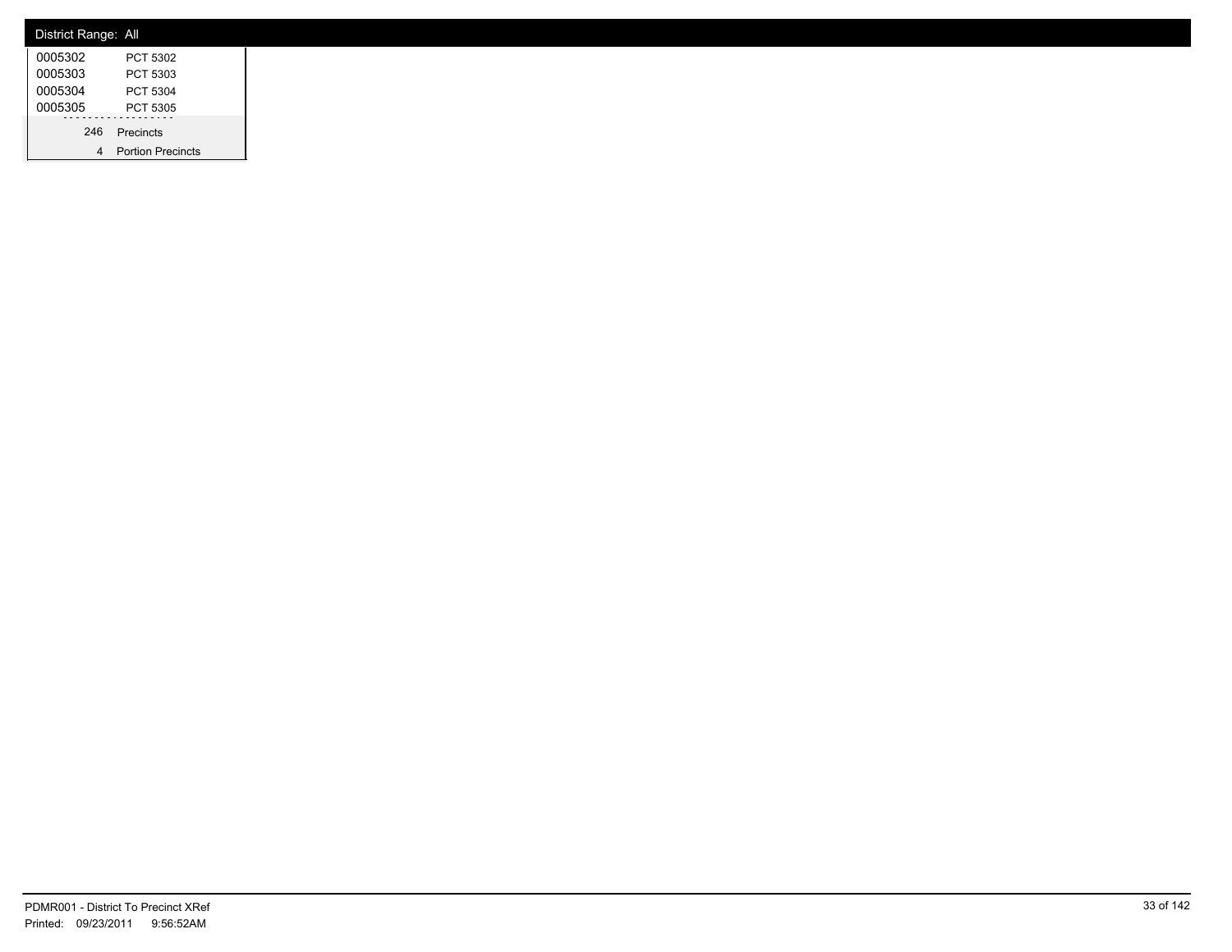District Range: All

| | |
|---|---|
| 0005302 | PCT 5302 |
| 0005303 | PCT 5303 |
| 0005304 | PCT 5304 |
| 0005305 | PCT 5305 |

246 Precincts

4 Portion Precincts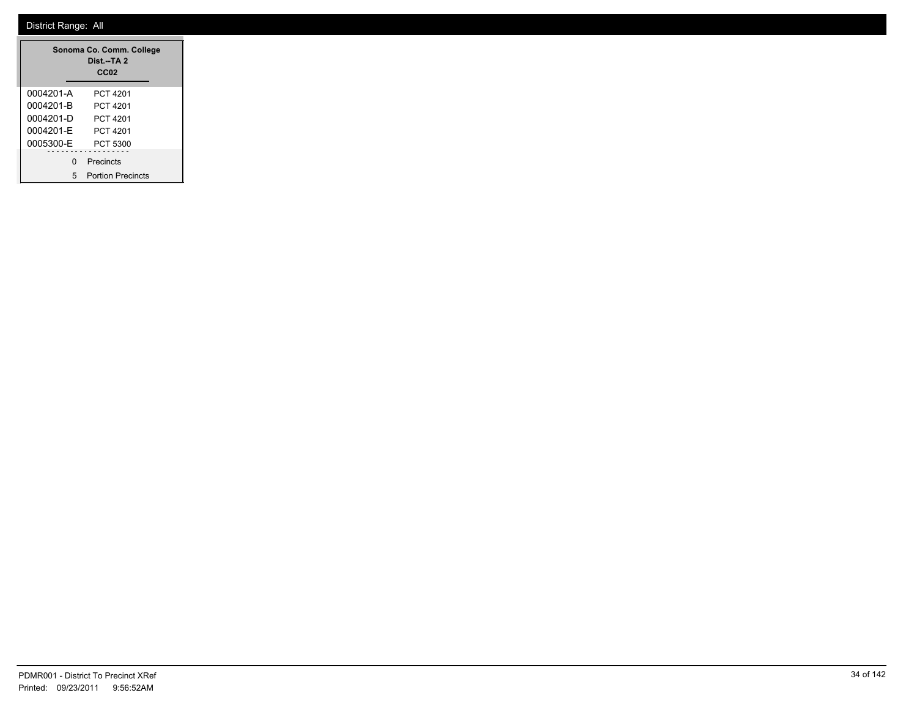District Range: All

**Sonoma Co. Comm. College Dist.--TA 2**
**CC02**

| | |
|---|---|
| 0004201-A | PCT 4201 |
| 0004201-B | PCT 4201 |
| 0004201-D | PCT 4201 |
| 0004201-E | PCT 4201 |
| 0005300-E | PCT 5300 |

0 Precincts

5 Portion Precincts

PDMR001 - District To Precinct XRef
Printed: 09/23/2011 9:56:52AM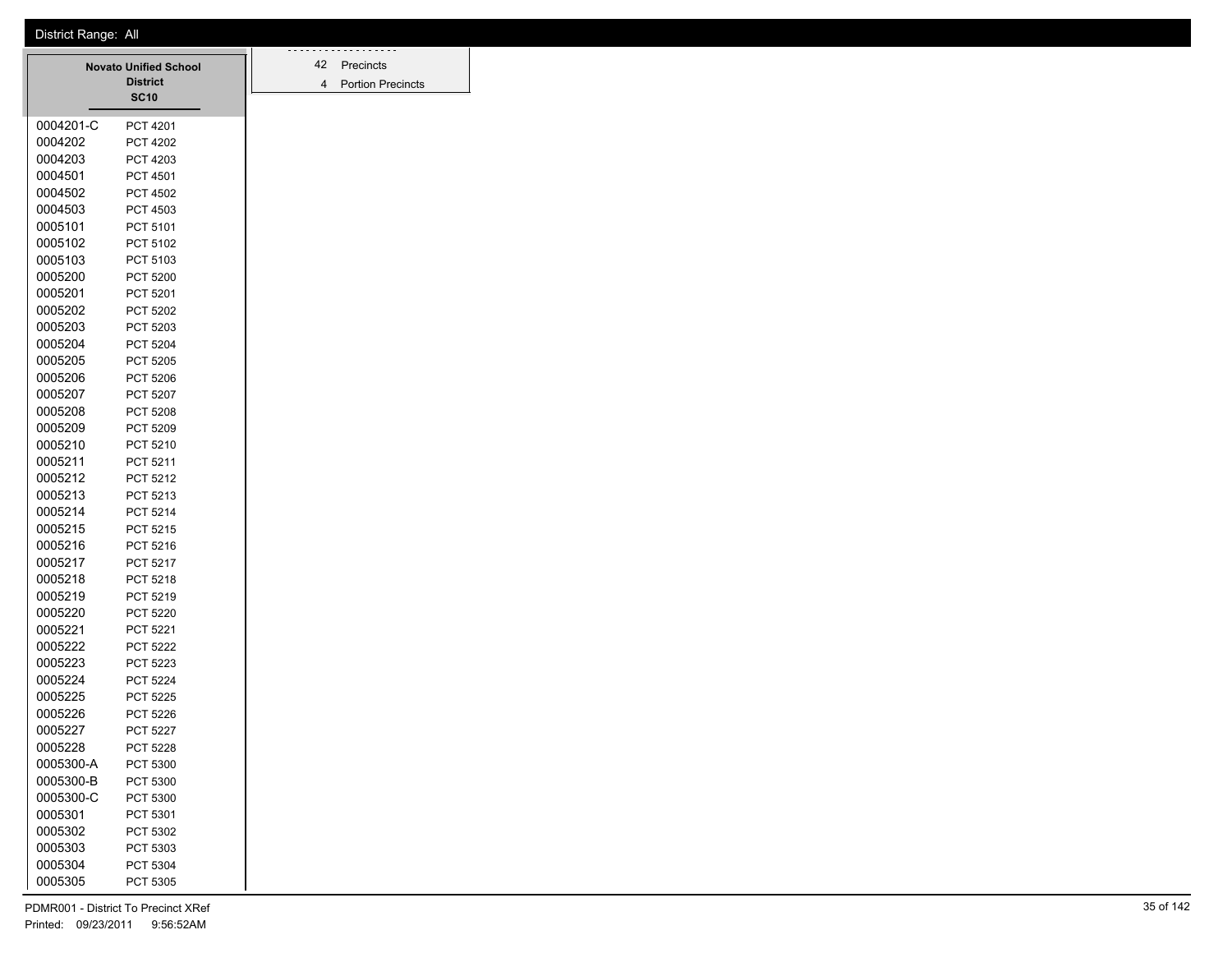District Range: All

**Novato Unified School District**
**SC10**

| | |
|---|---|
| 0004201-C | PCT 4201 |
| 0004202 | PCT 4202 |
| 0004203 | PCT 4203 |
| 0004501 | PCT 4501 |
| 0004502 | PCT 4502 |
| 0004503 | PCT 4503 |
| 0005101 | PCT 5101 |
| 0005102 | PCT 5102 |
| 0005103 | PCT 5103 |
| 0005200 | PCT 5200 |
| 0005201 | PCT 5201 |
| 0005202 | PCT 5202 |
| 0005203 | PCT 5203 |
| 0005204 | PCT 5204 |
| 0005205 | PCT 5205 |
| 0005206 | PCT 5206 |
| 0005207 | PCT 5207 |
| 0005208 | PCT 5208 |
| 0005209 | PCT 5209 |
| 0005210 | PCT 5210 |
| 0005211 | PCT 5211 |
| 0005212 | PCT 5212 |
| 0005213 | PCT 5213 |
| 0005214 | PCT 5214 |
| 0005215 | PCT 5215 |
| 0005216 | PCT 5216 |
| 0005217 | PCT 5217 |
| 0005218 | PCT 5218 |
| 0005219 | PCT 5219 |
| 0005220 | PCT 5220 |
| 0005221 | PCT 5221 |
| 0005222 | PCT 5222 |
| 0005223 | PCT 5223 |
| 0005224 | PCT 5224 |
| 0005225 | PCT 5225 |
| 0005226 | PCT 5226 |
| 0005227 | PCT 5227 |
| 0005228 | PCT 5228 |
| 0005300-A | PCT 5300 |
| 0005300-B | PCT 5300 |
| 0005300-C | PCT 5300 |
| 0005301 | PCT 5301 |
| 0005302 | PCT 5302 |
| 0005303 | PCT 5303 |
| 0005304 | PCT 5304 |
| 0005305 | PCT 5305 |

| | |
|---|---|
| 42 | Precincts |
| 4 | Portion Precincts |

PDMR001 - District To Precinct XRef
Printed: 09/23/2011 9:56:52AM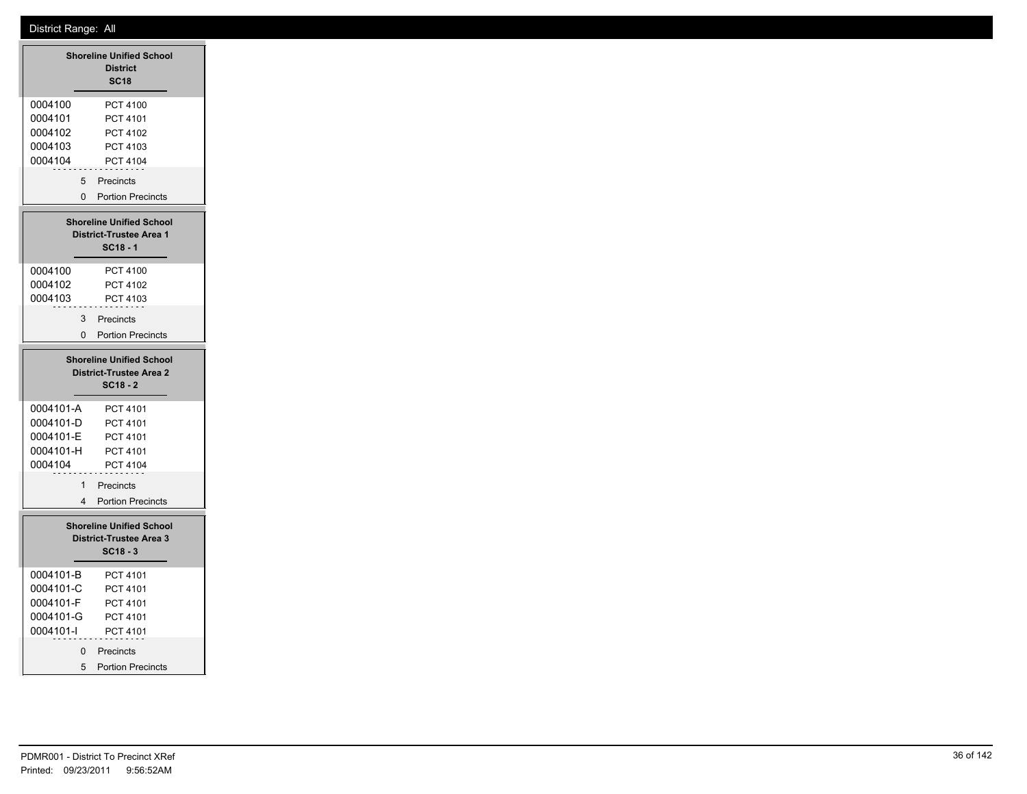District Range: All

### Shoreline Unified School District
**SC18**

| | |
|---|---|
| 0004100 | PCT 4100 |
| 0004101 | PCT 4101 |
| 0004102 | PCT 4102 |
| 0004103 | PCT 4103 |
| 0004104 | PCT 4104 |

5 Precincts
0 Portion Precincts

### Shoreline Unified School District-Trustee Area 1
**SC18 - 1**

| | |
|---|---|
| 0004100 | PCT 4100 |
| 0004102 | PCT 4102 |
| 0004103 | PCT 4103 |

3 Precincts
0 Portion Precincts

### Shoreline Unified School District-Trustee Area 2
**SC18 - 2**

| | |
|---|---|
| 0004101-A | PCT 4101 |
| 0004101-D | PCT 4101 |
| 0004101-E | PCT 4101 |
| 0004101-H | PCT 4101 |
| 0004104 | PCT 4104 |

1 Precincts
4 Portion Precincts

### Shoreline Unified School District-Trustee Area 3
**SC18 - 3**

| | |
|---|---|
| 0004101-B | PCT 4101 |
| 0004101-C | PCT 4101 |
| 0004101-F | PCT 4101 |
| 0004101-G | PCT 4101 |
| 0004101-I | PCT 4101 |

0 Precincts
5 Portion Precincts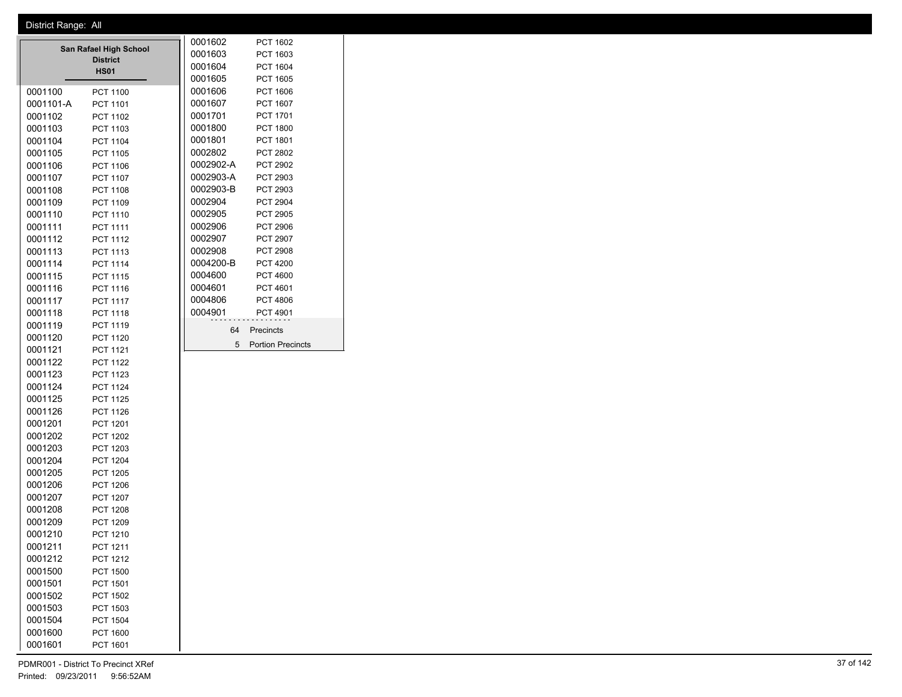District Range: All

## San Rafael High School District

### HS01

| Precinct | Name |
|---|---|
| 0001100 | PCT 1100 |
| 0001101-A | PCT 1101 |
| 0001102 | PCT 1102 |
| 0001103 | PCT 1103 |
| 0001104 | PCT 1104 |
| 0001105 | PCT 1105 |
| 0001106 | PCT 1106 |
| 0001107 | PCT 1107 |
| 0001108 | PCT 1108 |
| 0001109 | PCT 1109 |
| 0001110 | PCT 1110 |
| 0001111 | PCT 1111 |
| 0001112 | PCT 1112 |
| 0001113 | PCT 1113 |
| 0001114 | PCT 1114 |
| 0001115 | PCT 1115 |
| 0001116 | PCT 1116 |
| 0001117 | PCT 1117 |
| 0001118 | PCT 1118 |
| 0001119 | PCT 1119 |
| 0001120 | PCT 1120 |
| 0001121 | PCT 1121 |
| 0001122 | PCT 1122 |
| 0001123 | PCT 1123 |
| 0001124 | PCT 1124 |
| 0001125 | PCT 1125 |
| 0001126 | PCT 1126 |
| 0001201 | PCT 1201 |
| 0001202 | PCT 1202 |
| 0001203 | PCT 1203 |
| 0001204 | PCT 1204 |
| 0001205 | PCT 1205 |
| 0001206 | PCT 1206 |
| 0001207 | PCT 1207 |
| 0001208 | PCT 1208 |
| 0001209 | PCT 1209 |
| 0001210 | PCT 1210 |
| 0001211 | PCT 1211 |
| 0001212 | PCT 1212 |
| 0001500 | PCT 1500 |
| 0001501 | PCT 1501 |
| 0001502 | PCT 1502 |
| 0001503 | PCT 1503 |
| 0001504 | PCT 1504 |
| 0001600 | PCT 1600 |
| 0001601 | PCT 1601 |
| 0001602 | PCT 1602 |
| 0001603 | PCT 1603 |
| 0001604 | PCT 1604 |
| 0001605 | PCT 1605 |
| 0001606 | PCT 1606 |
| 0001607 | PCT 1607 |
| 0001701 | PCT 1701 |
| 0001800 | PCT 1800 |
| 0001801 | PCT 1801 |
| 0002802 | PCT 2802 |
| 0002902-A | PCT 2902 |
| 0002903-A | PCT 2903 |
| 0002903-B | PCT 2903 |
| 0002904 | PCT 2904 |
| 0002905 | PCT 2905 |
| 0002906 | PCT 2906 |
| 0002907 | PCT 2907 |
| 0002908 | PCT 2908 |
| 0004200-B | PCT 4200 |
| 0004600 | PCT 4600 |
| 0004601 | PCT 4601 |
| 0004806 | PCT 4806 |
| 0004901 | PCT 4901 |

64 Precincts

5 Portion Precincts

PDMR001 - District To Precinct XRef

Printed: 09/23/2011 9:56:52AM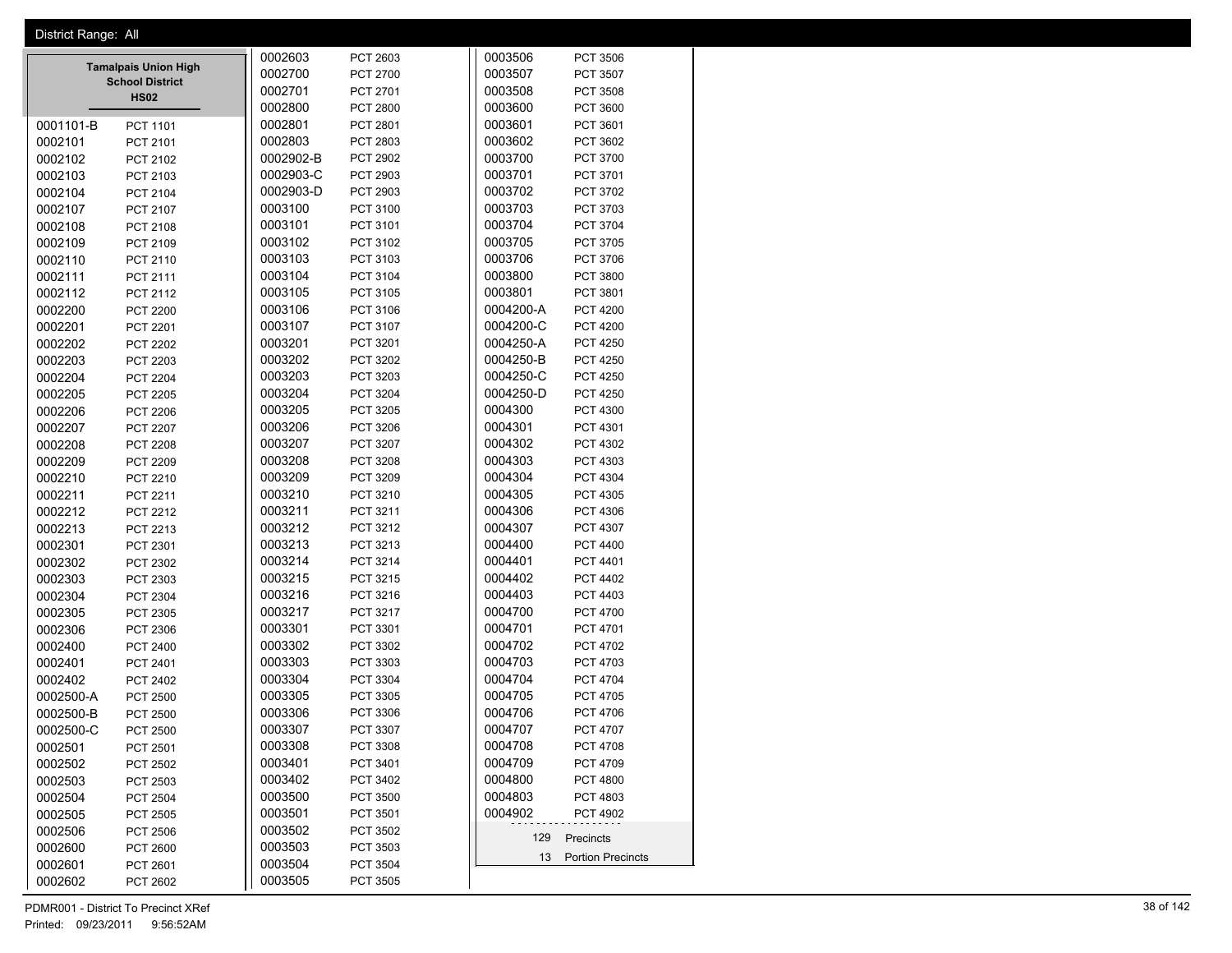District Range: All

**Tamalpais Union High School District**
**HS02**

| Precinct | Name |
|---|---|
| 0001101-B | PCT 1101 |
| 0002101 | PCT 2101 |
| 0002102 | PCT 2102 |
| 0002103 | PCT 2103 |
| 0002104 | PCT 2104 |
| 0002107 | PCT 2107 |
| 0002108 | PCT 2108 |
| 0002109 | PCT 2109 |
| 0002110 | PCT 2110 |
| 0002111 | PCT 2111 |
| 0002112 | PCT 2112 |
| 0002200 | PCT 2200 |
| 0002201 | PCT 2201 |
| 0002202 | PCT 2202 |
| 0002203 | PCT 2203 |
| 0002204 | PCT 2204 |
| 0002205 | PCT 2205 |
| 0002206 | PCT 2206 |
| 0002207 | PCT 2207 |
| 0002208 | PCT 2208 |
| 0002209 | PCT 2209 |
| 0002210 | PCT 2210 |
| 0002211 | PCT 2211 |
| 0002212 | PCT 2212 |
| 0002213 | PCT 2213 |
| 0002301 | PCT 2301 |
| 0002302 | PCT 2302 |
| 0002303 | PCT 2303 |
| 0002304 | PCT 2304 |
| 0002305 | PCT 2305 |
| 0002306 | PCT 2306 |
| 0002400 | PCT 2400 |
| 0002401 | PCT 2401 |
| 0002402 | PCT 2402 |
| 0002500-A | PCT 2500 |
| 0002500-B | PCT 2500 |
| 0002500-C | PCT 2500 |
| 0002501 | PCT 2501 |
| 0002502 | PCT 2502 |
| 0002503 | PCT 2503 |
| 0002504 | PCT 2504 |
| 0002505 | PCT 2505 |
| 0002506 | PCT 2506 |
| 0002600 | PCT 2600 |
| 0002601 | PCT 2601 |
| 0002602 | PCT 2602 |
| 0002603 | PCT 2603 |
| 0002700 | PCT 2700 |
| 0002701 | PCT 2701 |
| 0002800 | PCT 2800 |
| 0002801 | PCT 2801 |
| 0002803 | PCT 2803 |
| 0002902-B | PCT 2902 |
| 0002903-C | PCT 2903 |
| 0002903-D | PCT 2903 |
| 0003100 | PCT 3100 |
| 0003101 | PCT 3101 |
| 0003102 | PCT 3102 |
| 0003103 | PCT 3103 |
| 0003104 | PCT 3104 |
| 0003105 | PCT 3105 |
| 0003106 | PCT 3106 |
| 0003107 | PCT 3107 |
| 0003201 | PCT 3201 |
| 0003202 | PCT 3202 |
| 0003203 | PCT 3203 |
| 0003204 | PCT 3204 |
| 0003205 | PCT 3205 |
| 0003206 | PCT 3206 |
| 0003207 | PCT 3207 |
| 0003208 | PCT 3208 |
| 0003209 | PCT 3209 |
| 0003210 | PCT 3210 |
| 0003211 | PCT 3211 |
| 0003212 | PCT 3212 |
| 0003213 | PCT 3213 |
| 0003214 | PCT 3214 |
| 0003215 | PCT 3215 |
| 0003216 | PCT 3216 |
| 0003217 | PCT 3217 |
| 0003301 | PCT 3301 |
| 0003302 | PCT 3302 |
| 0003303 | PCT 3303 |
| 0003304 | PCT 3304 |
| 0003305 | PCT 3305 |
| 0003306 | PCT 3306 |
| 0003307 | PCT 3307 |
| 0003308 | PCT 3308 |
| 0003401 | PCT 3401 |
| 0003402 | PCT 3402 |
| 0003500 | PCT 3500 |
| 0003501 | PCT 3501 |
| 0003502 | PCT 3502 |
| 0003503 | PCT 3503 |
| 0003504 | PCT 3504 |
| 0003505 | PCT 3505 |
| 0003506 | PCT 3506 |
| 0003507 | PCT 3507 |
| 0003508 | PCT 3508 |
| 0003600 | PCT 3600 |
| 0003601 | PCT 3601 |
| 0003602 | PCT 3602 |
| 0003700 | PCT 3700 |
| 0003701 | PCT 3701 |
| 0003702 | PCT 3702 |
| 0003703 | PCT 3703 |
| 0003704 | PCT 3704 |
| 0003705 | PCT 3705 |
| 0003706 | PCT 3706 |
| 0003800 | PCT 3800 |
| 0003801 | PCT 3801 |
| 0004200-A | PCT 4200 |
| 0004200-C | PCT 4200 |
| 0004250-A | PCT 4250 |
| 0004250-B | PCT 4250 |
| 0004250-C | PCT 4250 |
| 0004250-D | PCT 4250 |
| 0004300 | PCT 4300 |
| 0004301 | PCT 4301 |
| 0004302 | PCT 4302 |
| 0004303 | PCT 4303 |
| 0004304 | PCT 4304 |
| 0004305 | PCT 4305 |
| 0004306 | PCT 4306 |
| 0004307 | PCT 4307 |
| 0004400 | PCT 4400 |
| 0004401 | PCT 4401 |
| 0004402 | PCT 4402 |
| 0004403 | PCT 4403 |
| 0004700 | PCT 4700 |
| 0004701 | PCT 4701 |
| 0004702 | PCT 4702 |
| 0004703 | PCT 4703 |
| 0004704 | PCT 4704 |
| 0004705 | PCT 4705 |
| 0004706 | PCT 4706 |
| 0004707 | PCT 4707 |
| 0004708 | PCT 4708 |
| 0004709 | PCT 4709 |
| 0004800 | PCT 4800 |
| 0004803 | PCT 4803 |
| 0004902 | PCT 4902 |

129 Precincts
13 Portion Precincts

PDMR001 - District To Precinct XRef
Printed: 09/23/2011 9:56:52AM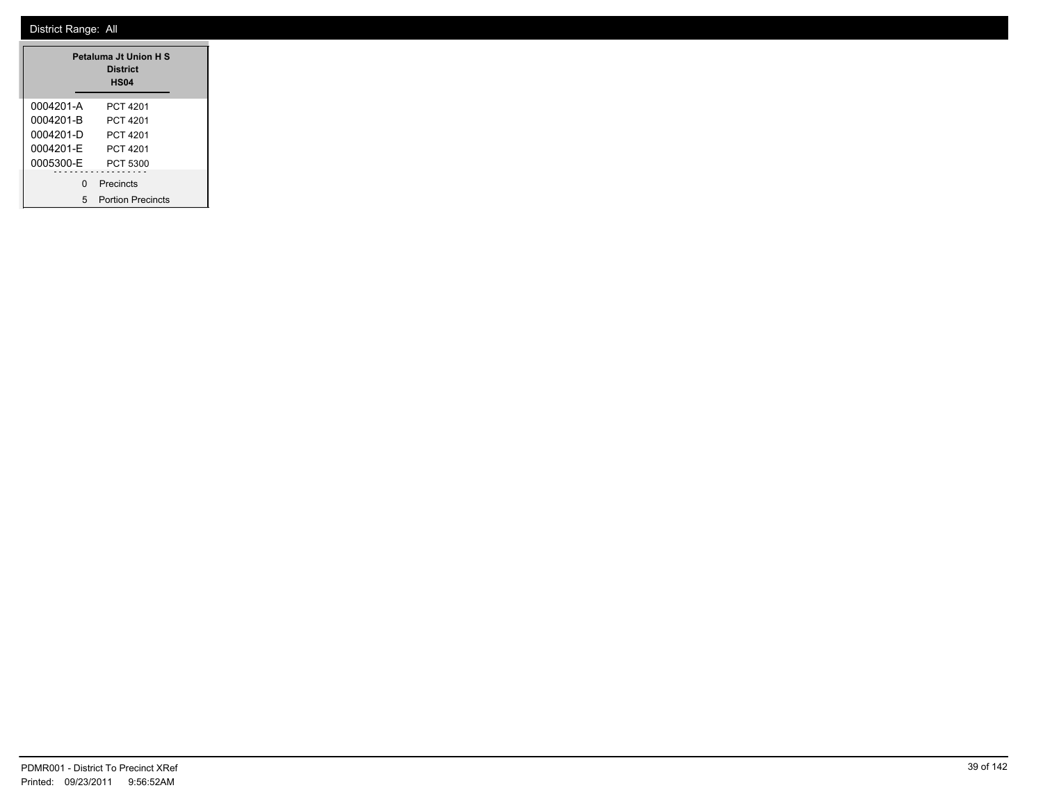District Range: All

| Petaluma Jt Union H S District HS04 | |
|---|---|
| 0004201-A | PCT 4201 |
| 0004201-B | PCT 4201 |
| 0004201-D | PCT 4201 |
| 0004201-E | PCT 4201 |
| 0005300-E | PCT 5300 |
| 0 | Precincts |
| 5 | Portion Precincts |

PDMR001 - District To Precinct XRef
Printed: 09/23/2011 9:56:52AM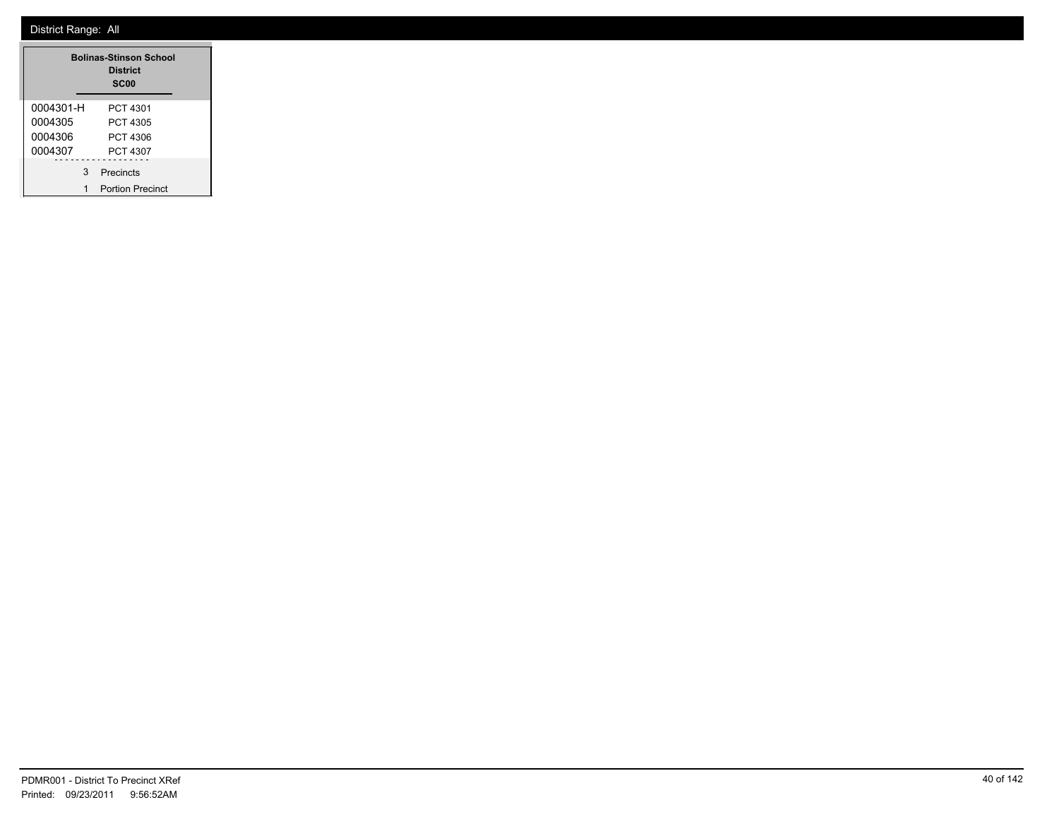District Range: All

**Bolinas-Stinson School District**
**SC00**

| | |
|---|---|
| 0004301-H | PCT 4301 |
| 0004305 | PCT 4305 |
| 0004306 | PCT 4306 |
| 0004307 | PCT 4307 |

3 Precincts

1 Portion Precinct

PDMR001 - District To Precinct XRef
Printed: 09/23/2011 9:56:52AM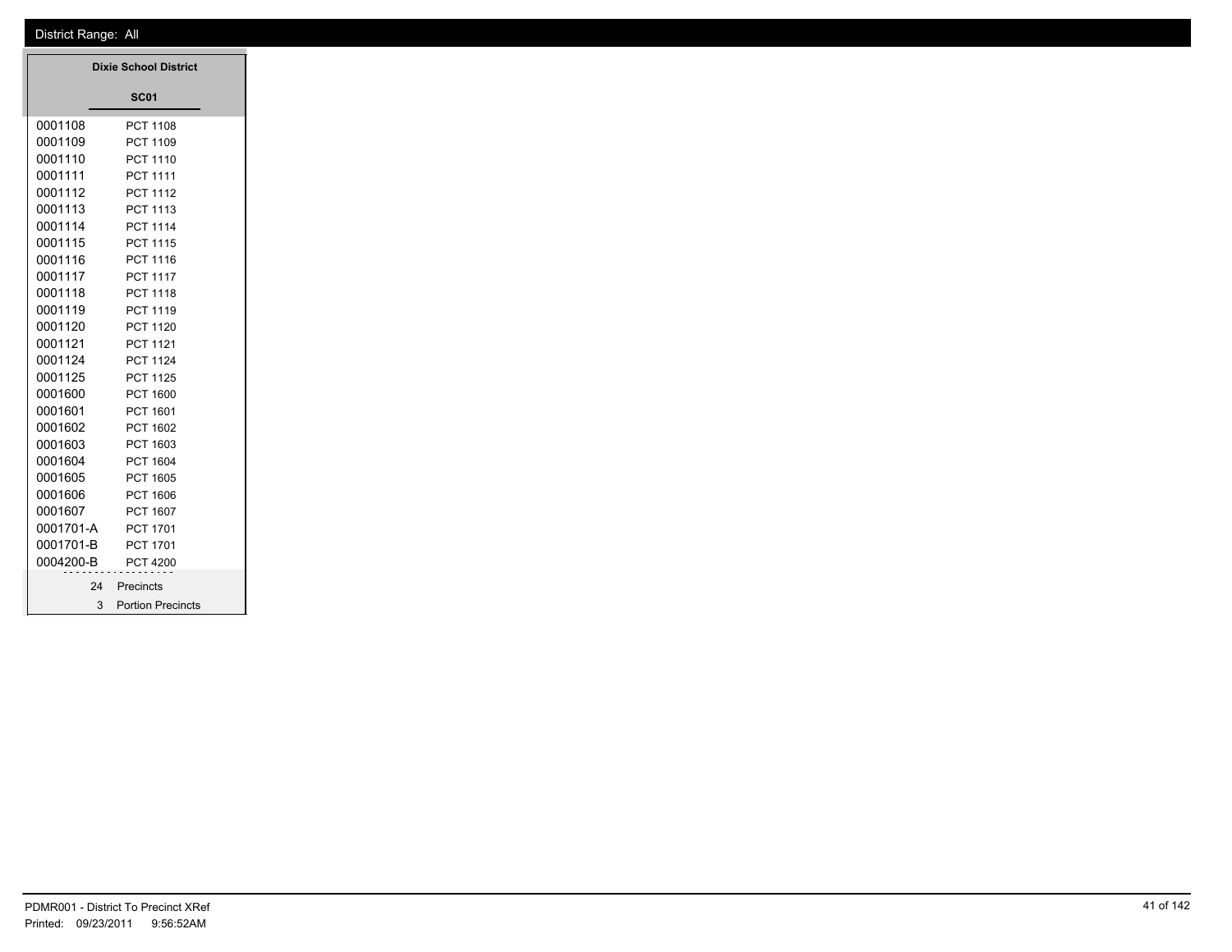District Range: All

**Dixie School District**

**SC01**

| Precinct | Name |
|---|---|
| 0001108 | PCT 1108 |
| 0001109 | PCT 1109 |
| 0001110 | PCT 1110 |
| 0001111 | PCT 1111 |
| 0001112 | PCT 1112 |
| 0001113 | PCT 1113 |
| 0001114 | PCT 1114 |
| 0001115 | PCT 1115 |
| 0001116 | PCT 1116 |
| 0001117 | PCT 1117 |
| 0001118 | PCT 1118 |
| 0001119 | PCT 1119 |
| 0001120 | PCT 1120 |
| 0001121 | PCT 1121 |
| 0001124 | PCT 1124 |
| 0001125 | PCT 1125 |
| 0001600 | PCT 1600 |
| 0001601 | PCT 1601 |
| 0001602 | PCT 1602 |
| 0001603 | PCT 1603 |
| 0001604 | PCT 1604 |
| 0001605 | PCT 1605 |
| 0001606 | PCT 1606 |
| 0001607 | PCT 1607 |
| 0001701-A | PCT 1701 |
| 0001701-B | PCT 1701 |
| 0004200-B | PCT 4200 |

24 Precincts

3 Portion Precincts

PDMR001 - District To Precinct XRef

Printed: 09/23/2011 9:56:52AM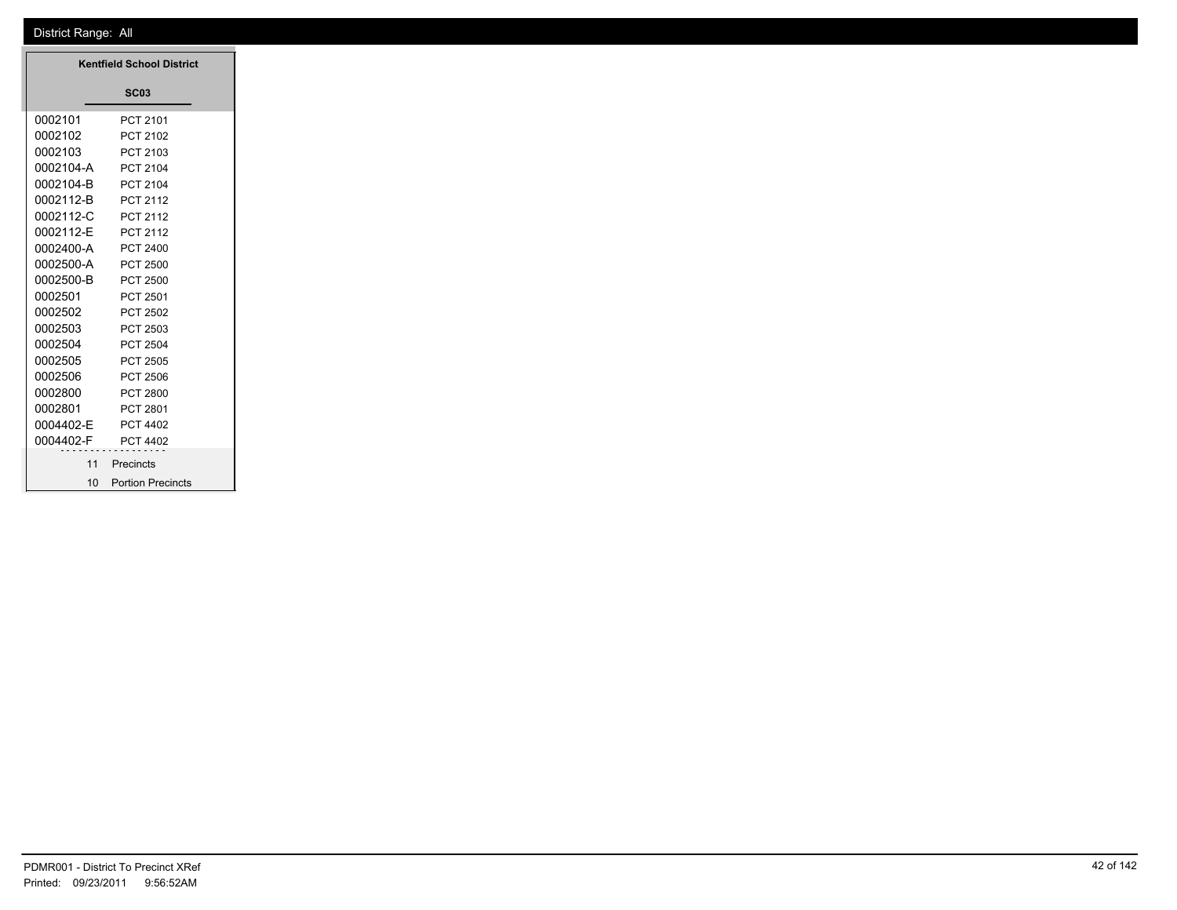District Range: All

| Kentfield School District | |
|---|---|
| **SC03** | |
| 0002101 | PCT 2101 |
| 0002102 | PCT 2102 |
| 0002103 | PCT 2103 |
| 0002104-A | PCT 2104 |
| 0002104-B | PCT 2104 |
| 0002112-B | PCT 2112 |
| 0002112-C | PCT 2112 |
| 0002112-E | PCT 2112 |
| 0002400-A | PCT 2400 |
| 0002500-A | PCT 2500 |
| 0002500-B | PCT 2500 |
| 0002501 | PCT 2501 |
| 0002502 | PCT 2502 |
| 0002503 | PCT 2503 |
| 0002504 | PCT 2504 |
| 0002505 | PCT 2505 |
| 0002506 | PCT 2506 |
| 0002800 | PCT 2800 |
| 0002801 | PCT 2801 |
| 0004402-E | PCT 4402 |
| 0004402-F | PCT 4402 |
| 11 | Precincts |
| 10 | Portion Precincts |

PDMR001 - District To Precinct XRef
Printed: 09/23/2011 9:56:52AM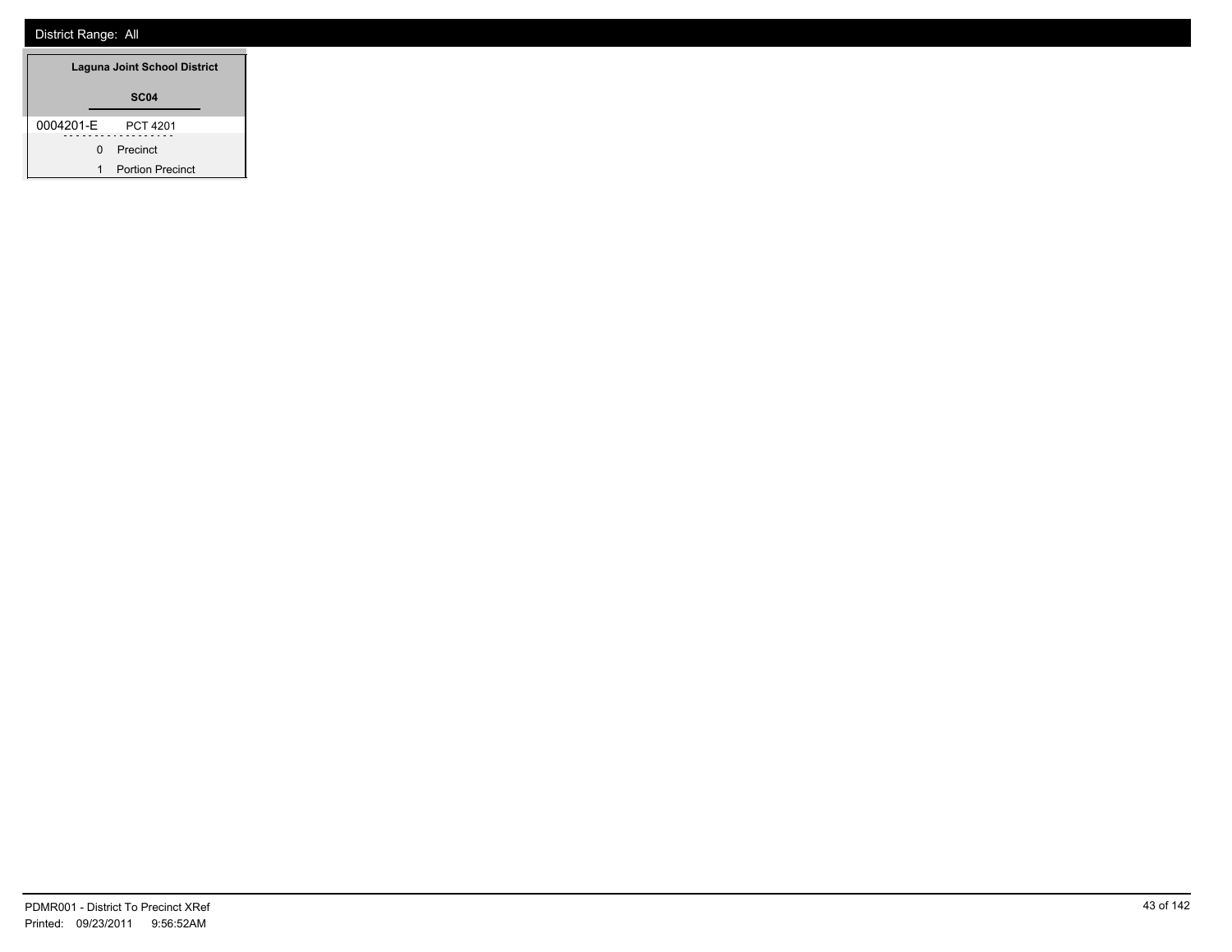District Range: All

| Laguna Joint School District | |
|---|---|
| **SC04** | |
| 0004201-E | PCT 4201 |
| 0 | Precinct |
| 1 | Portion Precinct |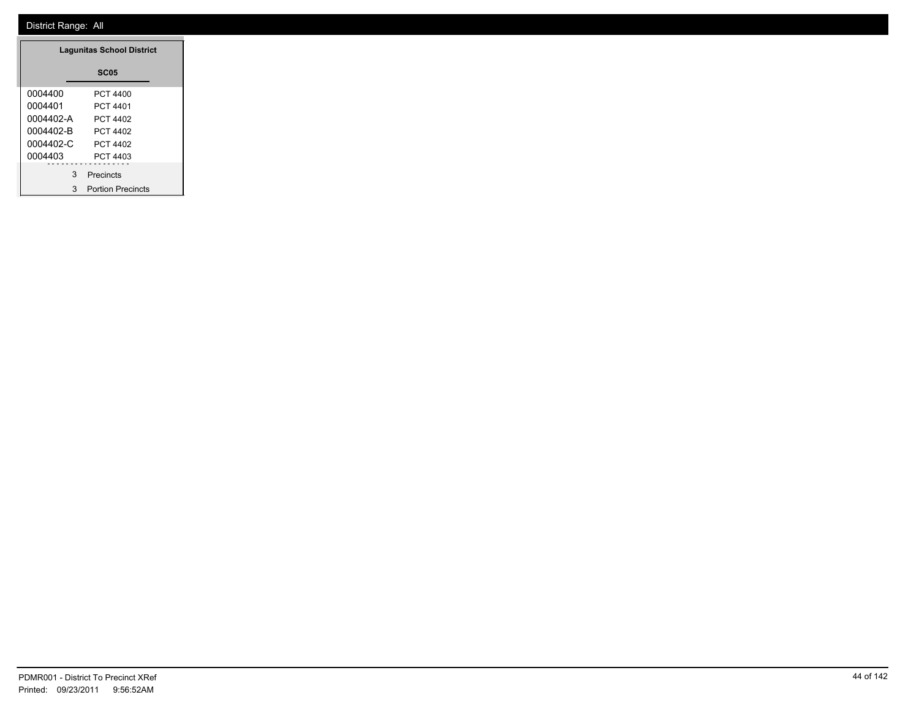District Range: All

**Lagunitas School District**

**SC05**

| | |
|---|---|
| 0004400 | PCT 4400 |
| 0004401 | PCT 4401 |
| 0004402-A | PCT 4402 |
| 0004402-B | PCT 4402 |
| 0004402-C | PCT 4402 |
| 0004403 | PCT 4403 |

3 Precincts

3 Portion Precincts

PDMR001 - District To Precinct XRef

Printed: 09/23/2011 9:56:52AM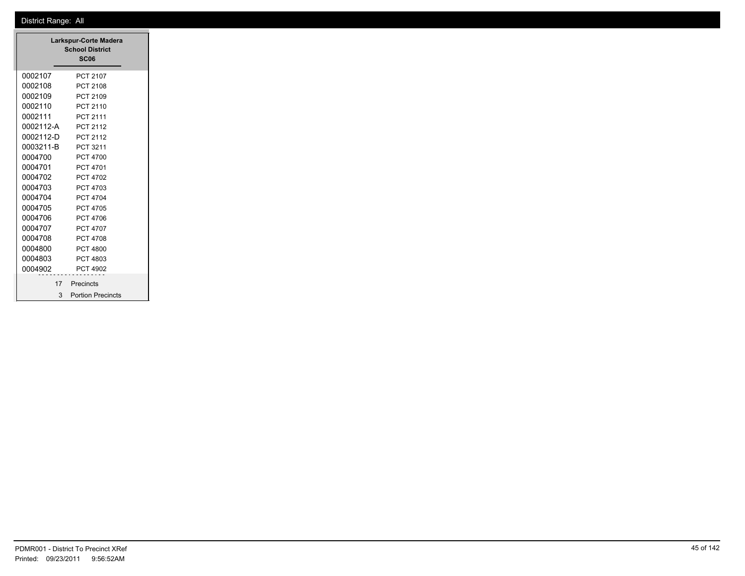District Range: All

| Larkspur-Corte Madera School District SC06 | |
|---|---|
| 0002107 | PCT 2107 |
| 0002108 | PCT 2108 |
| 0002109 | PCT 2109 |
| 0002110 | PCT 2110 |
| 0002111 | PCT 2111 |
| 0002112-A | PCT 2112 |
| 0002112-D | PCT 2112 |
| 0003211-B | PCT 3211 |
| 0004700 | PCT 4700 |
| 0004701 | PCT 4701 |
| 0004702 | PCT 4702 |
| 0004703 | PCT 4703 |
| 0004704 | PCT 4704 |
| 0004705 | PCT 4705 |
| 0004706 | PCT 4706 |
| 0004707 | PCT 4707 |
| 0004708 | PCT 4708 |
| 0004800 | PCT 4800 |
| 0004803 | PCT 4803 |
| 0004902 | PCT 4902 |
| 17 | Precincts |
| 3 | Portion Precincts |

PDMR001 - District To Precinct XRef
Printed: 09/23/2011 9:56:52AM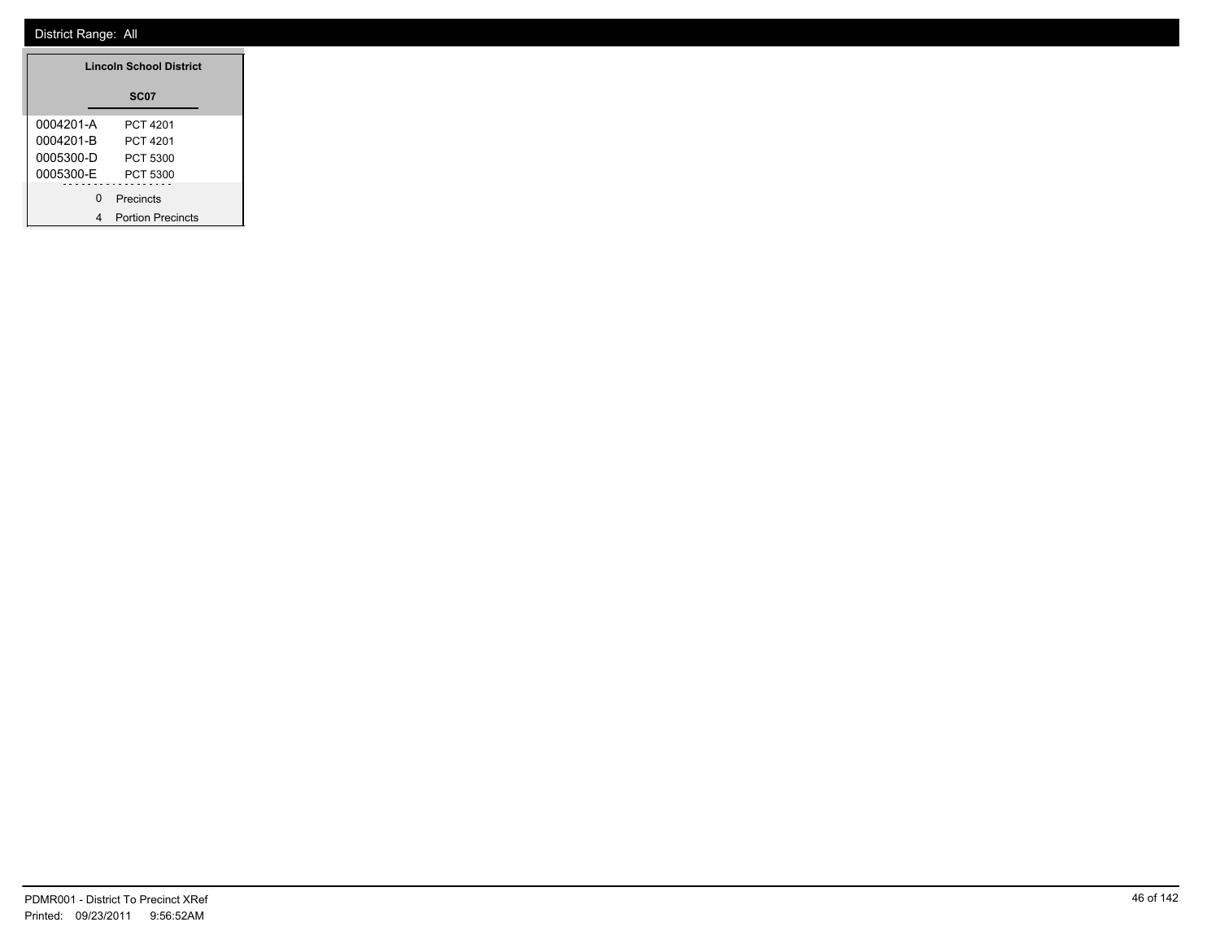District Range: All

## Lincoln School District

**SC07**

| | |
|---|---|
| 0004201-A | PCT 4201 |
| 0004201-B | PCT 4201 |
| 0005300-D | PCT 5300 |
| 0005300-E | PCT 5300 |

0 Precincts

4 Portion Precincts

PDMR001 - District To Precinct XRef

Printed: 09/23/2011 9:56:52AM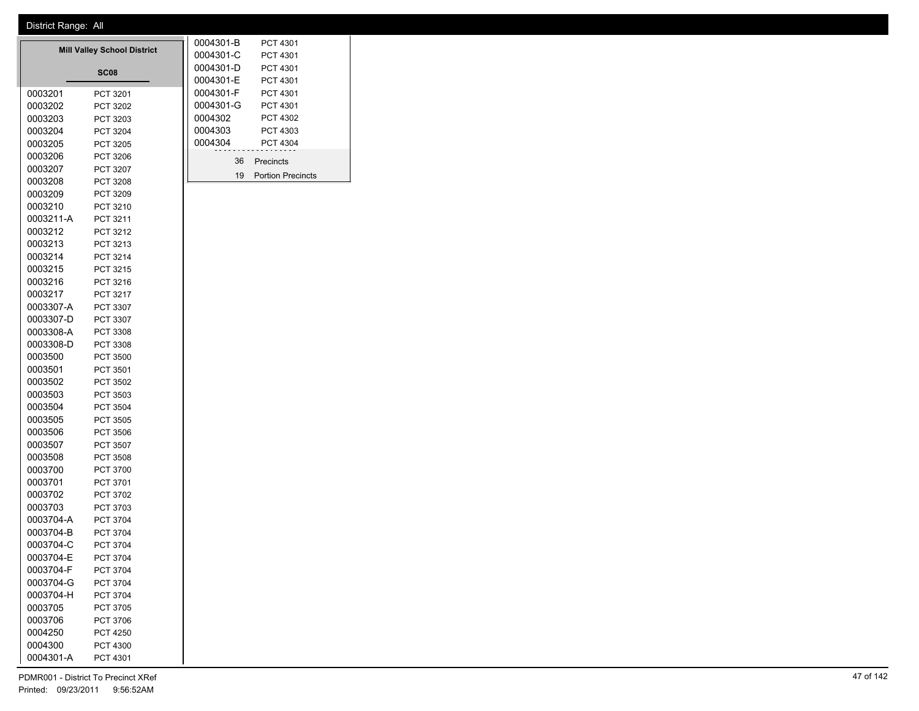District Range: All

## Mill Valley School District

**SC08**

| Precinct | Name |
|---|---|
| 0003201 | PCT 3201 |
| 0003202 | PCT 3202 |
| 0003203 | PCT 3203 |
| 0003204 | PCT 3204 |
| 0003205 | PCT 3205 |
| 0003206 | PCT 3206 |
| 0003207 | PCT 3207 |
| 0003208 | PCT 3208 |
| 0003209 | PCT 3209 |
| 0003210 | PCT 3210 |
| 0003211-A | PCT 3211 |
| 0003212 | PCT 3212 |
| 0003213 | PCT 3213 |
| 0003214 | PCT 3214 |
| 0003215 | PCT 3215 |
| 0003216 | PCT 3216 |
| 0003217 | PCT 3217 |
| 0003307-A | PCT 3307 |
| 0003307-D | PCT 3307 |
| 0003308-A | PCT 3308 |
| 0003308-D | PCT 3308 |
| 0003500 | PCT 3500 |
| 0003501 | PCT 3501 |
| 0003502 | PCT 3502 |
| 0003503 | PCT 3503 |
| 0003504 | PCT 3504 |
| 0003505 | PCT 3505 |
| 0003506 | PCT 3506 |
| 0003507 | PCT 3507 |
| 0003508 | PCT 3508 |
| 0003700 | PCT 3700 |
| 0003701 | PCT 3701 |
| 0003702 | PCT 3702 |
| 0003703 | PCT 3703 |
| 0003704-A | PCT 3704 |
| 0003704-B | PCT 3704 |
| 0003704-C | PCT 3704 |
| 0003704-E | PCT 3704 |
| 0003704-F | PCT 3704 |
| 0003704-G | PCT 3704 |
| 0003704-H | PCT 3704 |
| 0003705 | PCT 3705 |
| 0003706 | PCT 3706 |
| 0004250 | PCT 4250 |
| 0004300 | PCT 4300 |
| 0004301-A | PCT 4301 |
| 0004301-B | PCT 4301 |
| 0004301-C | PCT 4301 |
| 0004301-D | PCT 4301 |
| 0004301-E | PCT 4301 |
| 0004301-F | PCT 4301 |
| 0004301-G | PCT 4301 |
| 0004302 | PCT 4302 |
| 0004303 | PCT 4303 |
| 0004304 | PCT 4304 |

36 Precincts

19 Portion Precincts

PDMR001 - District To Precinct XRef

Printed: 09/23/2011 9:56:52AM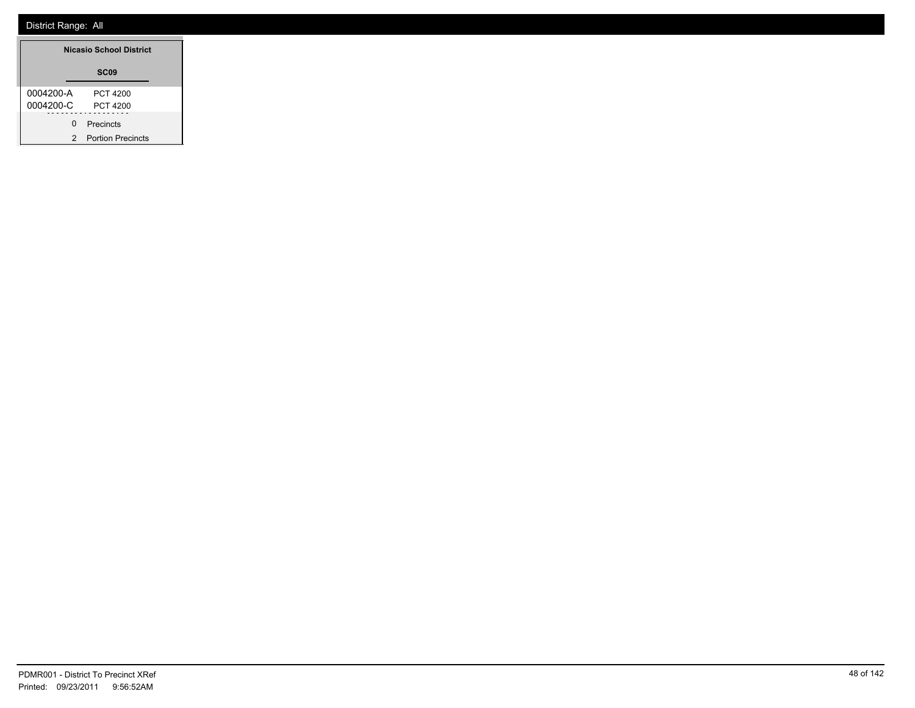District Range: All

## Nicasio School District

### SC09

| | |
|---|---|
| 0004200-A | PCT 4200 |
| 0004200-C | PCT 4200 |

0 Precincts

2 Portion Precincts

PDMR001 - District To Precinct XRef
Printed: 09/23/2011 9:56:52AM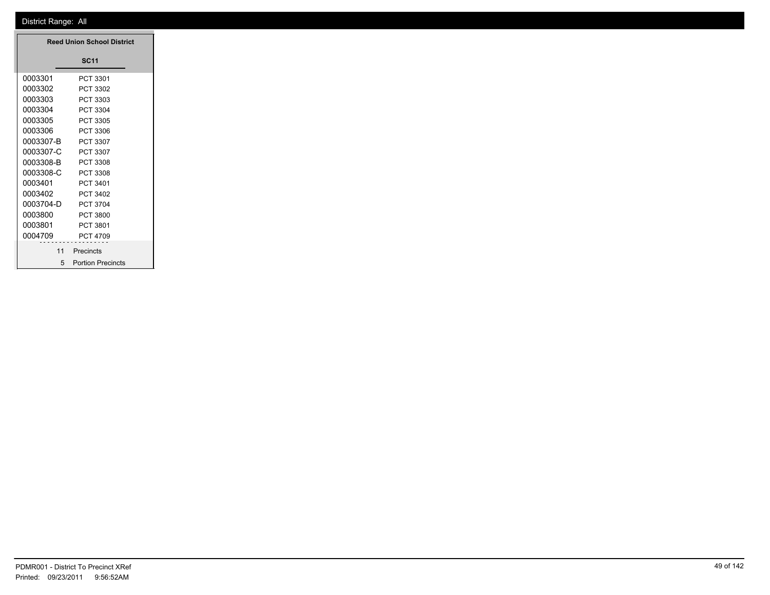District Range: All

**Reed Union School District**

**SC11**

| Precinct | Name |
|---|---|
| 0003301 | PCT 3301 |
| 0003302 | PCT 3302 |
| 0003303 | PCT 3303 |
| 0003304 | PCT 3304 |
| 0003305 | PCT 3305 |
| 0003306 | PCT 3306 |
| 0003307-B | PCT 3307 |
| 0003307-C | PCT 3307 |
| 0003308-B | PCT 3308 |
| 0003308-C | PCT 3308 |
| 0003401 | PCT 3401 |
| 0003402 | PCT 3402 |
| 0003704-D | PCT 3704 |
| 0003800 | PCT 3800 |
| 0003801 | PCT 3801 |
| 0004709 | PCT 4709 |

11 Precincts

5 Portion Precincts

PDMR001 - District To Precinct XRef

Printed: 09/23/2011 9:56:52AM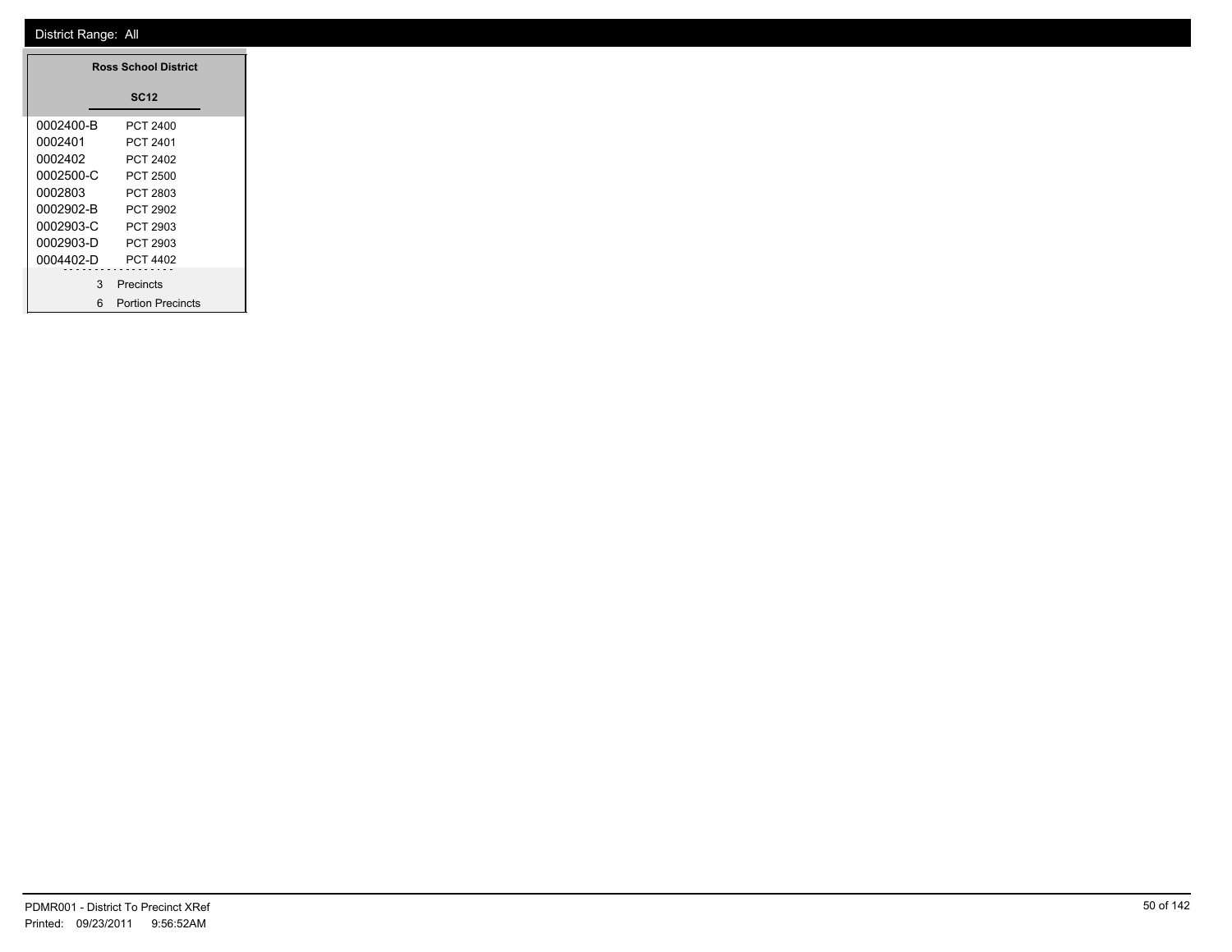District Range: All

## Ross School District

### SC12

| | |
|---|---|
| 0002400-B | PCT 2400 |
| 0002401 | PCT 2401 |
| 0002402 | PCT 2402 |
| 0002500-C | PCT 2500 |
| 0002803 | PCT 2803 |
| 0002902-B | PCT 2902 |
| 0002903-C | PCT 2903 |
| 0002903-D | PCT 2903 |
| 0004402-D | PCT 4402 |

3 Precincts

6 Portion Precincts

PDMR001 - District To Precinct XRef

Printed: 09/23/2011 9:56:52AM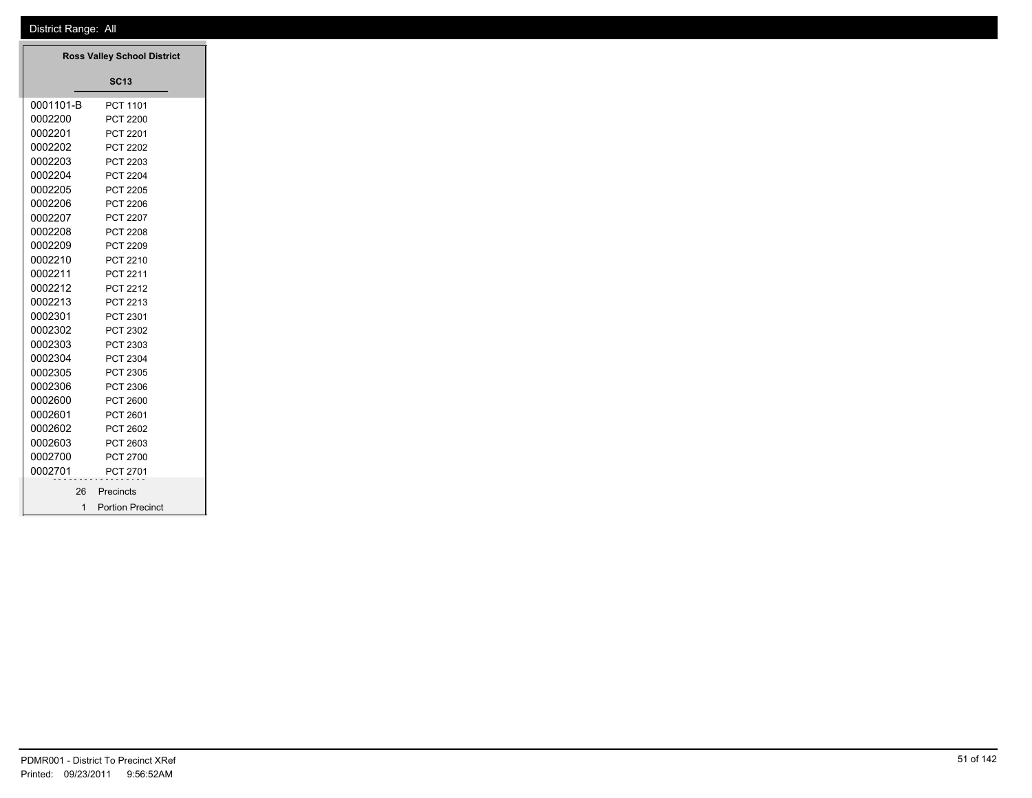District Range: All

## Ross Valley School District

### SC13

| Precinct | Name |
|---|---|
| 0001101-B | PCT 1101 |
| 0002200 | PCT 2200 |
| 0002201 | PCT 2201 |
| 0002202 | PCT 2202 |
| 0002203 | PCT 2203 |
| 0002204 | PCT 2204 |
| 0002205 | PCT 2205 |
| 0002206 | PCT 2206 |
| 0002207 | PCT 2207 |
| 0002208 | PCT 2208 |
| 0002209 | PCT 2209 |
| 0002210 | PCT 2210 |
| 0002211 | PCT 2211 |
| 0002212 | PCT 2212 |
| 0002213 | PCT 2213 |
| 0002301 | PCT 2301 |
| 0002302 | PCT 2302 |
| 0002303 | PCT 2303 |
| 0002304 | PCT 2304 |
| 0002305 | PCT 2305 |
| 0002306 | PCT 2306 |
| 0002600 | PCT 2600 |
| 0002601 | PCT 2601 |
| 0002602 | PCT 2602 |
| 0002603 | PCT 2603 |
| 0002700 | PCT 2700 |
| 0002701 | PCT 2701 |

26 Precincts

1 Portion Precinct

PDMR001 - District To Precinct XRef

Printed: 09/23/2011 9:56:52AM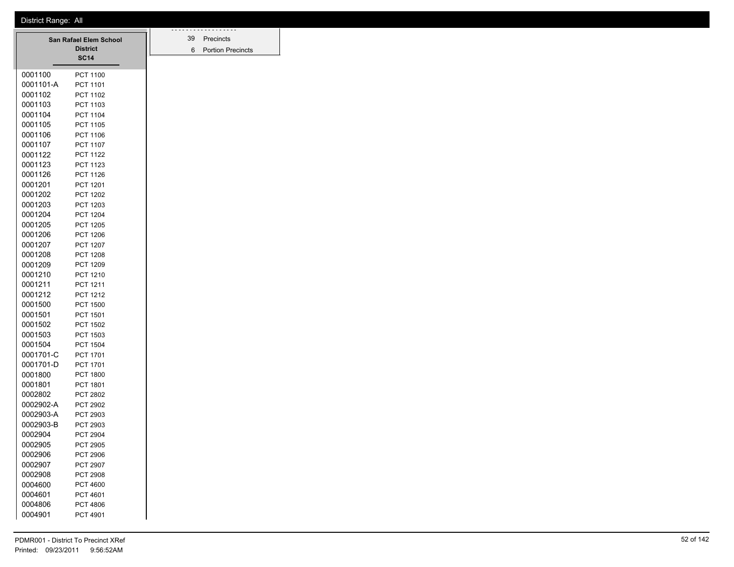District Range: All

## San Rafael Elem School District SC14

| | |
|---|---|
| 0001100 | PCT 1100 |
| 0001101-A | PCT 1101 |
| 0001102 | PCT 1102 |
| 0001103 | PCT 1103 |
| 0001104 | PCT 1104 |
| 0001105 | PCT 1105 |
| 0001106 | PCT 1106 |
| 0001107 | PCT 1107 |
| 0001122 | PCT 1122 |
| 0001123 | PCT 1123 |
| 0001126 | PCT 1126 |
| 0001201 | PCT 1201 |
| 0001202 | PCT 1202 |
| 0001203 | PCT 1203 |
| 0001204 | PCT 1204 |
| 0001205 | PCT 1205 |
| 0001206 | PCT 1206 |
| 0001207 | PCT 1207 |
| 0001208 | PCT 1208 |
| 0001209 | PCT 1209 |
| 0001210 | PCT 1210 |
| 0001211 | PCT 1211 |
| 0001212 | PCT 1212 |
| 0001500 | PCT 1500 |
| 0001501 | PCT 1501 |
| 0001502 | PCT 1502 |
| 0001503 | PCT 1503 |
| 0001504 | PCT 1504 |
| 0001701-C | PCT 1701 |
| 0001701-D | PCT 1701 |
| 0001800 | PCT 1800 |
| 0001801 | PCT 1801 |
| 0002802 | PCT 2802 |
| 0002902-A | PCT 2902 |
| 0002903-A | PCT 2903 |
| 0002903-B | PCT 2903 |
| 0002904 | PCT 2904 |
| 0002905 | PCT 2905 |
| 0002906 | PCT 2906 |
| 0002907 | PCT 2907 |
| 0002908 | PCT 2908 |
| 0004600 | PCT 4600 |
| 0004601 | PCT 4601 |
| 0004806 | PCT 4806 |
| 0004901 | PCT 4901 |

| | |
|---|---|
| 39 | Precincts |
| 6 | Portion Precincts |

PDMR001 - District To Precinct XRef

Printed: 09/23/2011 9:56:52AM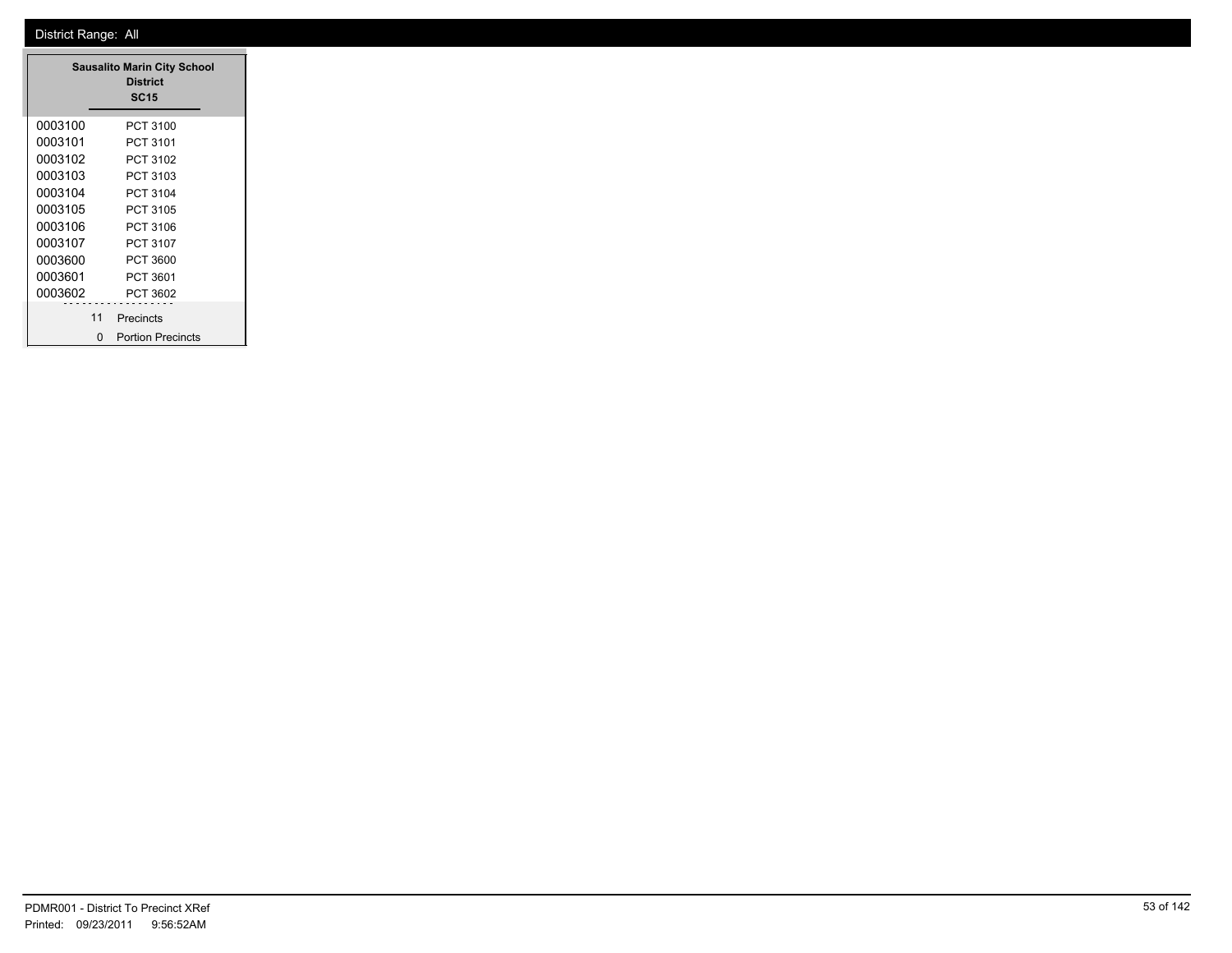District Range: All

| Sausalito Marin City School District SC15 | |
|---|---|
| 0003100 | PCT 3100 |
| 0003101 | PCT 3101 |
| 0003102 | PCT 3102 |
| 0003103 | PCT 3103 |
| 0003104 | PCT 3104 |
| 0003105 | PCT 3105 |
| 0003106 | PCT 3106 |
| 0003107 | PCT 3107 |
| 0003600 | PCT 3600 |
| 0003601 | PCT 3601 |
| 0003602 | PCT 3602 |
| 11 | Precincts |
| 0 | Portion Precincts |

PDMR001 - District To Precinct XRef
Printed: 09/23/2011 9:56:52AM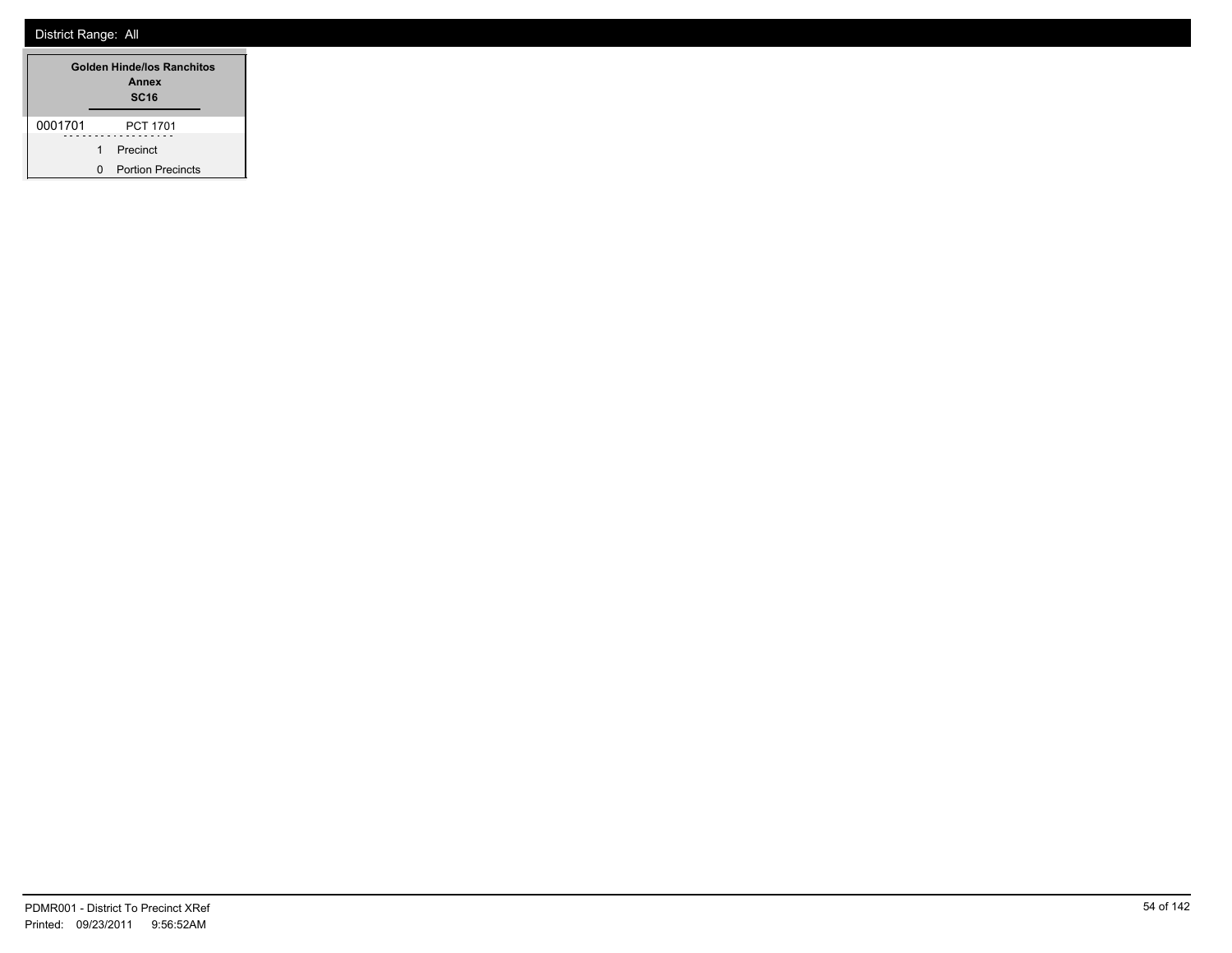District Range: All

**Golden Hinde/los Ranchitos Annex**
**SC16**

| 0001701 | PCT 1701 |
| --- | --- |
| 1 | Precinct |
| 0 | Portion Precincts |

PDMR001 - District To Precinct XRef
Printed: 09/23/2011 9:56:52AM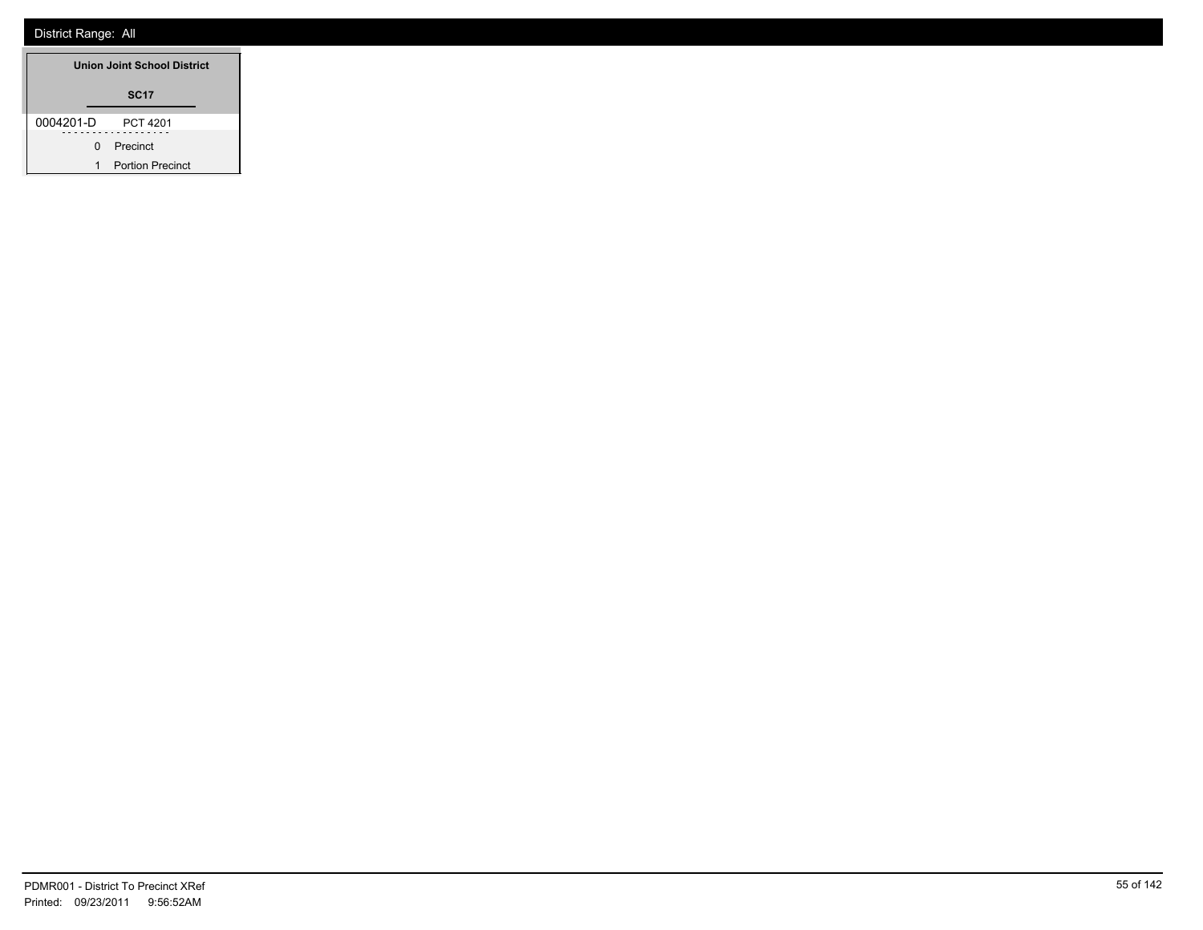District Range: All

| Union Joint School District | |
| --- | --- |
| **SC17** | |
| 0004201-D | PCT 4201 |
| 0 | Precinct |
| 1 | Portion Precinct |

PDMR001 - District To Precinct XRef
Printed: 09/23/2011 9:56:52AM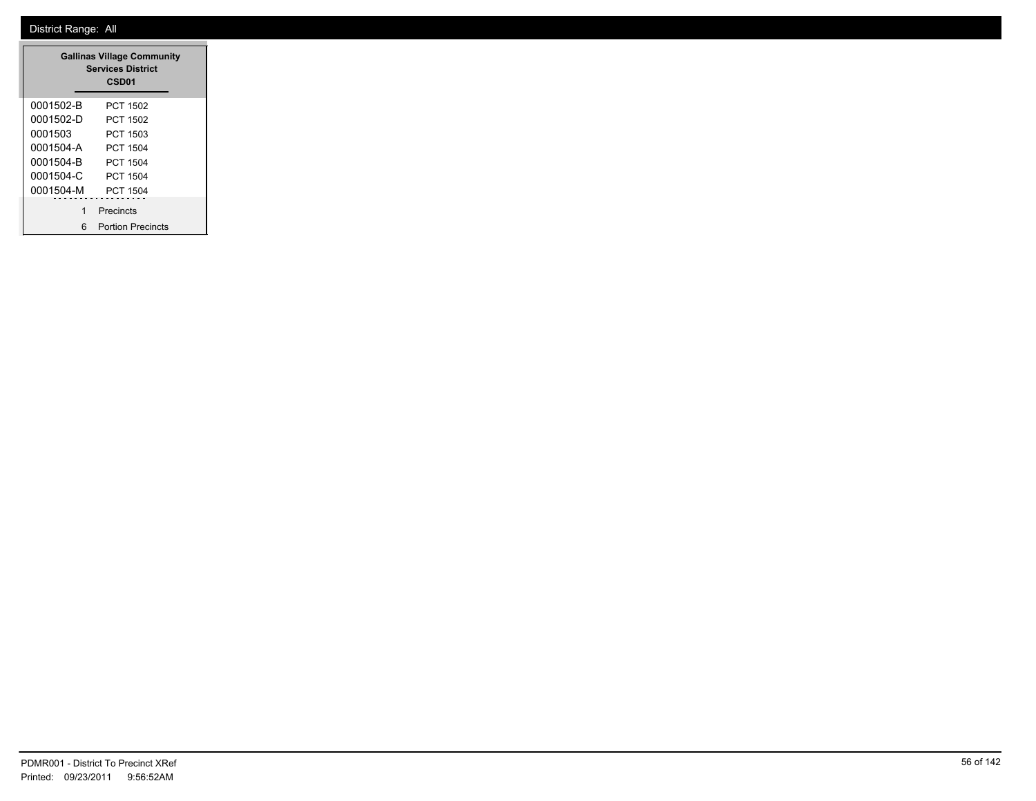District Range: All

**Gallinas Village Community Services District**
**CSD01**

| | |
|---|---|
| 0001502-B | PCT 1502 |
| 0001502-D | PCT 1502 |
| 0001503 | PCT 1503 |
| 0001504-A | PCT 1504 |
| 0001504-B | PCT 1504 |
| 0001504-C | PCT 1504 |
| 0001504-M | PCT 1504 |

1 Precincts

6 Portion Precincts

PDMR001 - District To Precinct XRef

Printed: 09/23/2011 9:56:52AM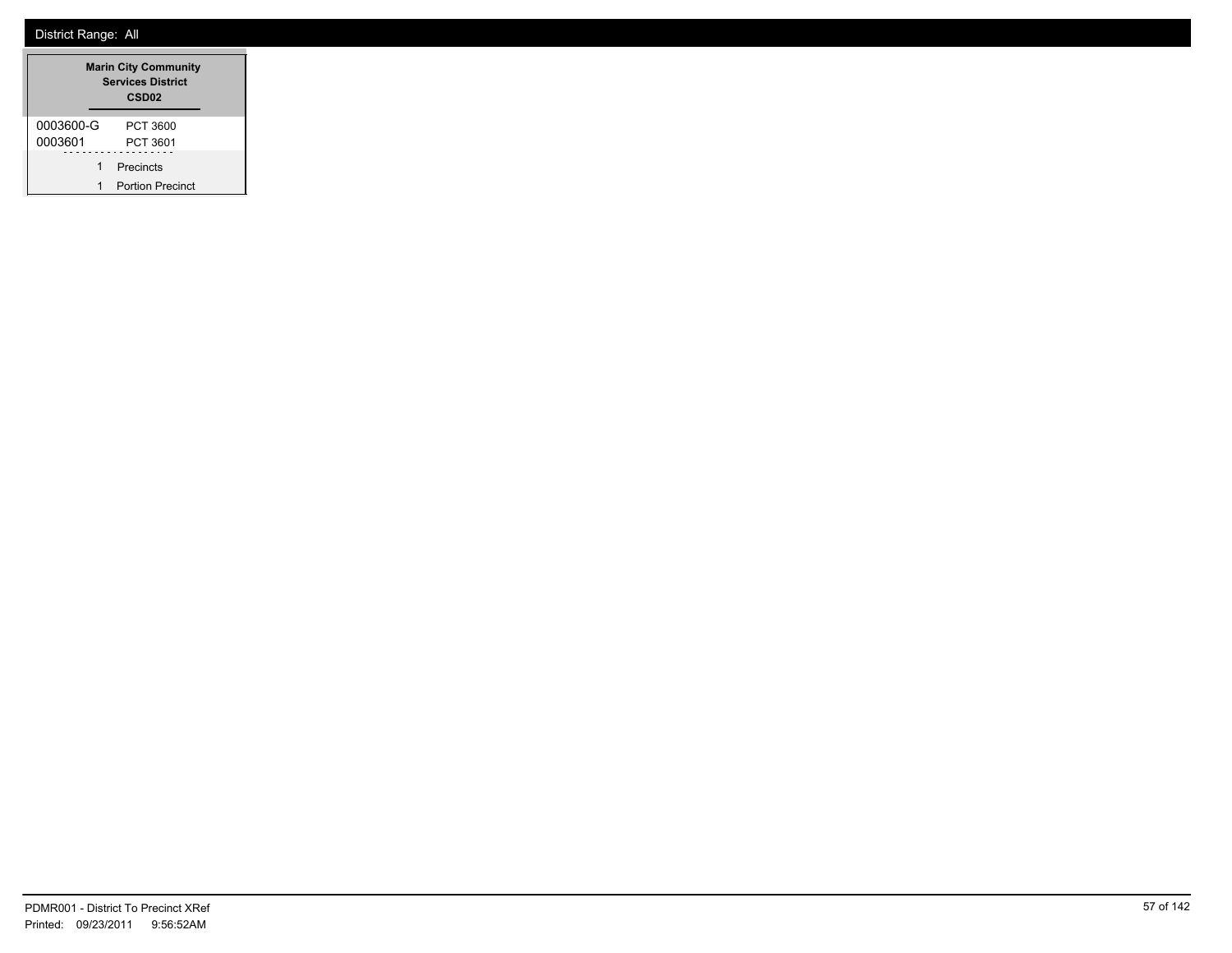District Range: All

| Marin City Community Services District CSD02 | |
|---|---|
| 0003600-G | PCT 3600 |
| 0003601 | PCT 3601 |
| 1 | Precincts |
| 1 | Portion Precinct |

PDMR001 - District To Precinct XRef
Printed: 09/23/2011 9:56:52AM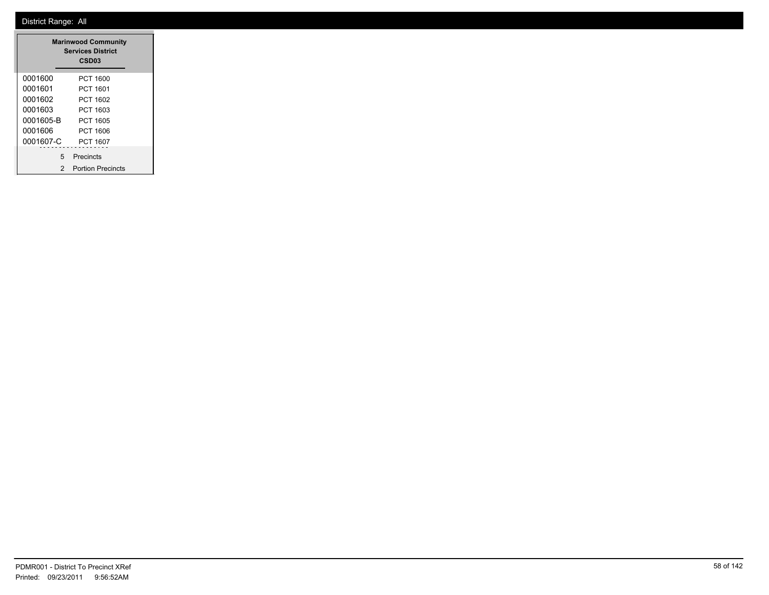District Range: All

| Marinwood Community Services District CSD03 | |
|---|---|
| 0001600 | PCT 1600 |
| 0001601 | PCT 1601 |
| 0001602 | PCT 1602 |
| 0001603 | PCT 1603 |
| 0001605-B | PCT 1605 |
| 0001606 | PCT 1606 |
| 0001607-C | PCT 1607 |

5 Precincts

2 Portion Precincts

PDMR001 - District To Precinct XRef

Printed: 09/23/2011 9:56:52AM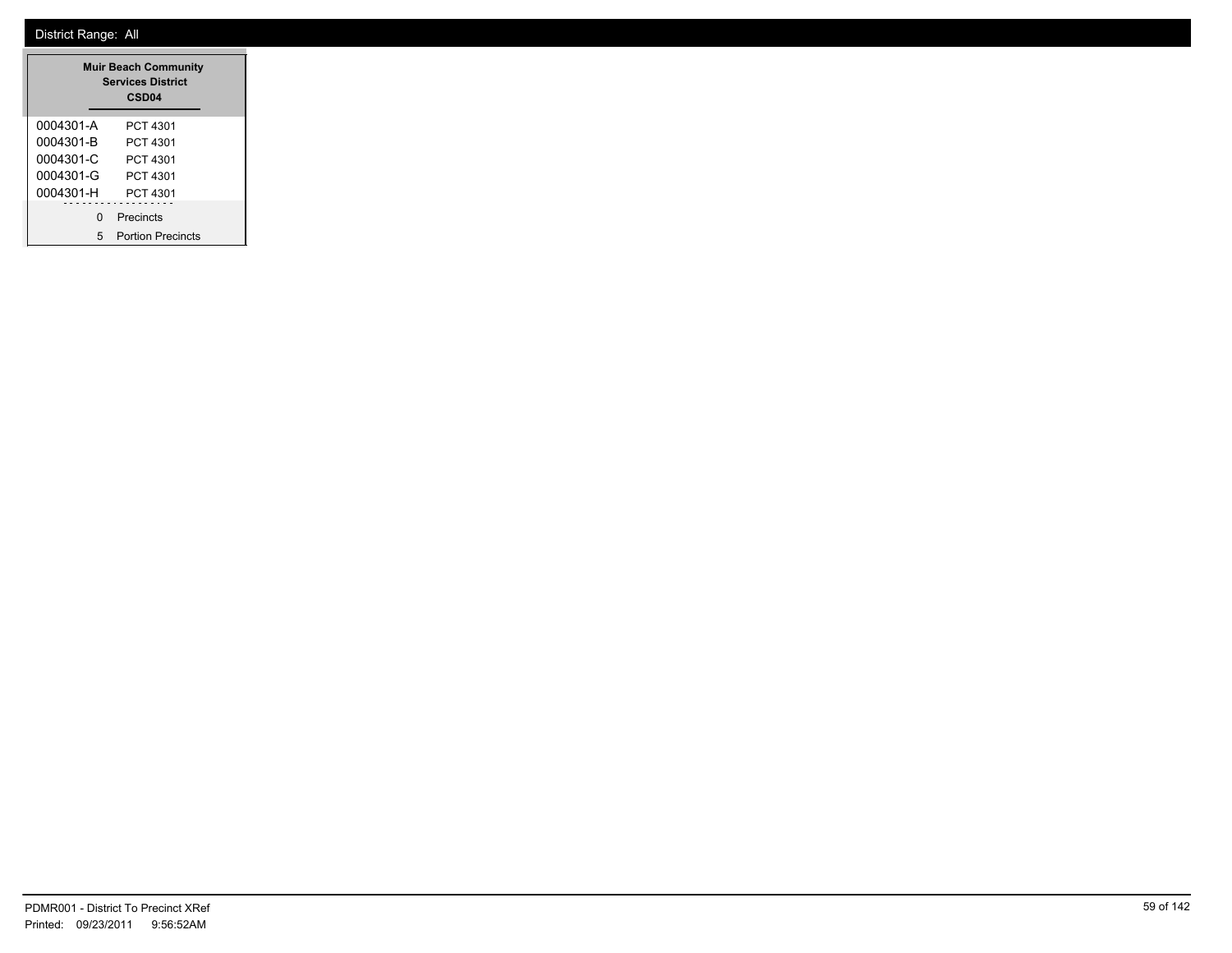District Range: All

| Muir Beach Community Services District CSD04 | |
|---|---|
| 0004301-A | PCT 4301 |
| 0004301-B | PCT 4301 |
| 0004301-C | PCT 4301 |
| 0004301-G | PCT 4301 |
| 0004301-H | PCT 4301 |
| 0 | Precincts |
| 5 | Portion Precincts |

PDMR001 - District To Precinct XRef
Printed: 09/23/2011 9:56:52AM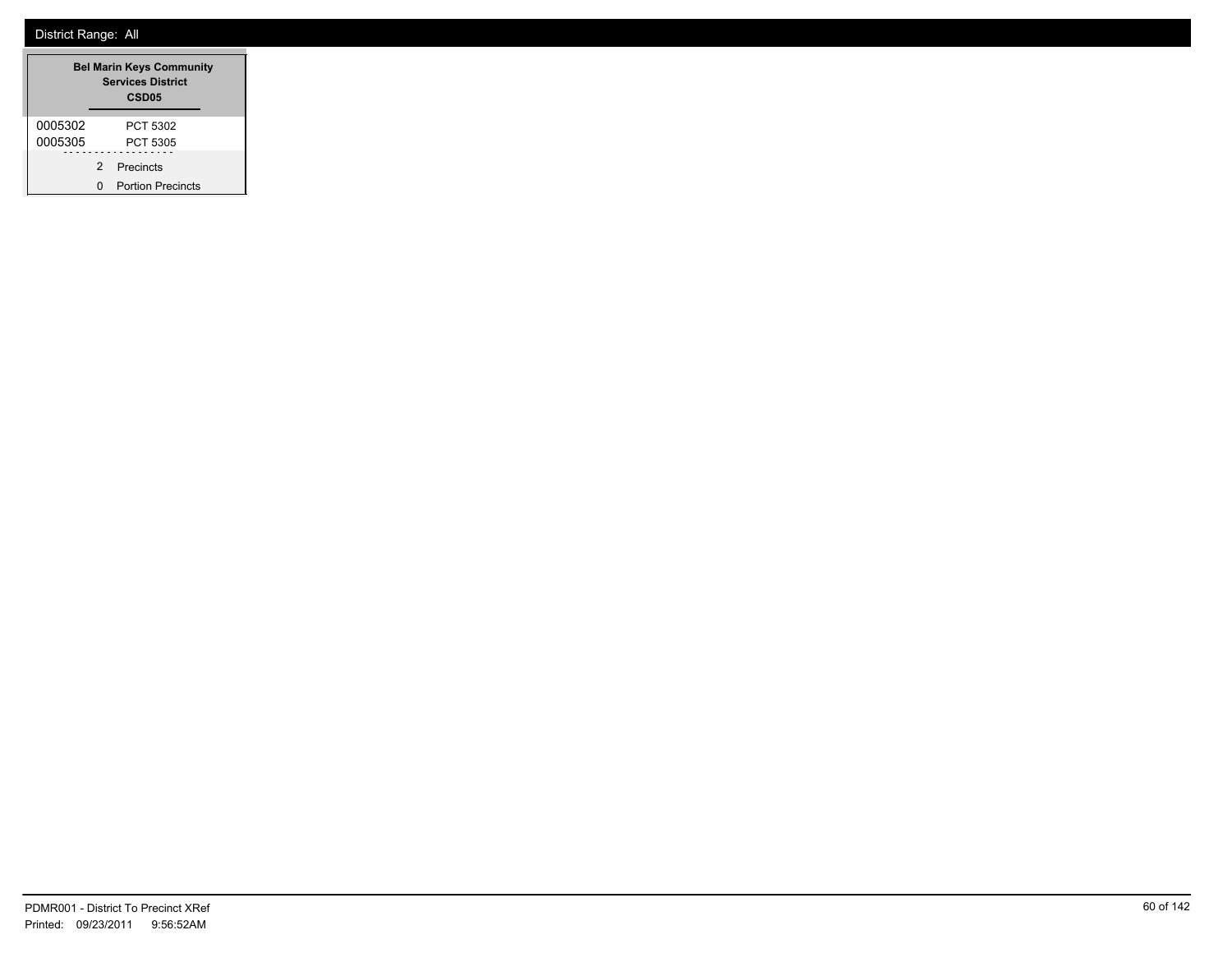District Range: All

| Bel Marin Keys Community Services District CSD05 | |
|---|---|
| 0005302 | PCT 5302 |
| 0005305 | PCT 5305 |
| 2 | Precincts |
| 0 | Portion Precincts |

PDMR001 - District To Precinct XRef
Printed: 09/23/2011 9:56:52AM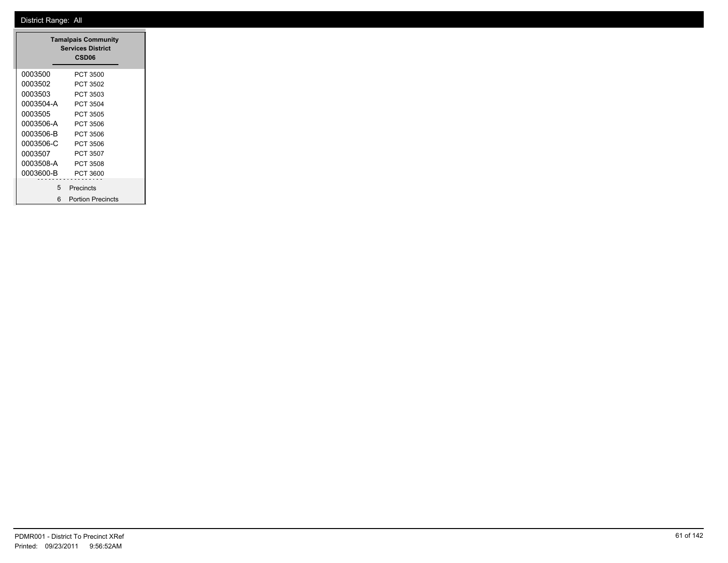District Range: All

| Tamalpais Community Services District CSD06 | |
|---|---|
| 0003500 | PCT 3500 |
| 0003502 | PCT 3502 |
| 0003503 | PCT 3503 |
| 0003504-A | PCT 3504 |
| 0003505 | PCT 3505 |
| 0003506-A | PCT 3506 |
| 0003506-B | PCT 3506 |
| 0003506-C | PCT 3506 |
| 0003507 | PCT 3507 |
| 0003508-A | PCT 3508 |
| 0003600-B | PCT 3600 |
| 5 | Precincts |
| 6 | Portion Precincts |

PDMR001 - District To Precinct XRef
Printed: 09/23/2011 9:56:52AM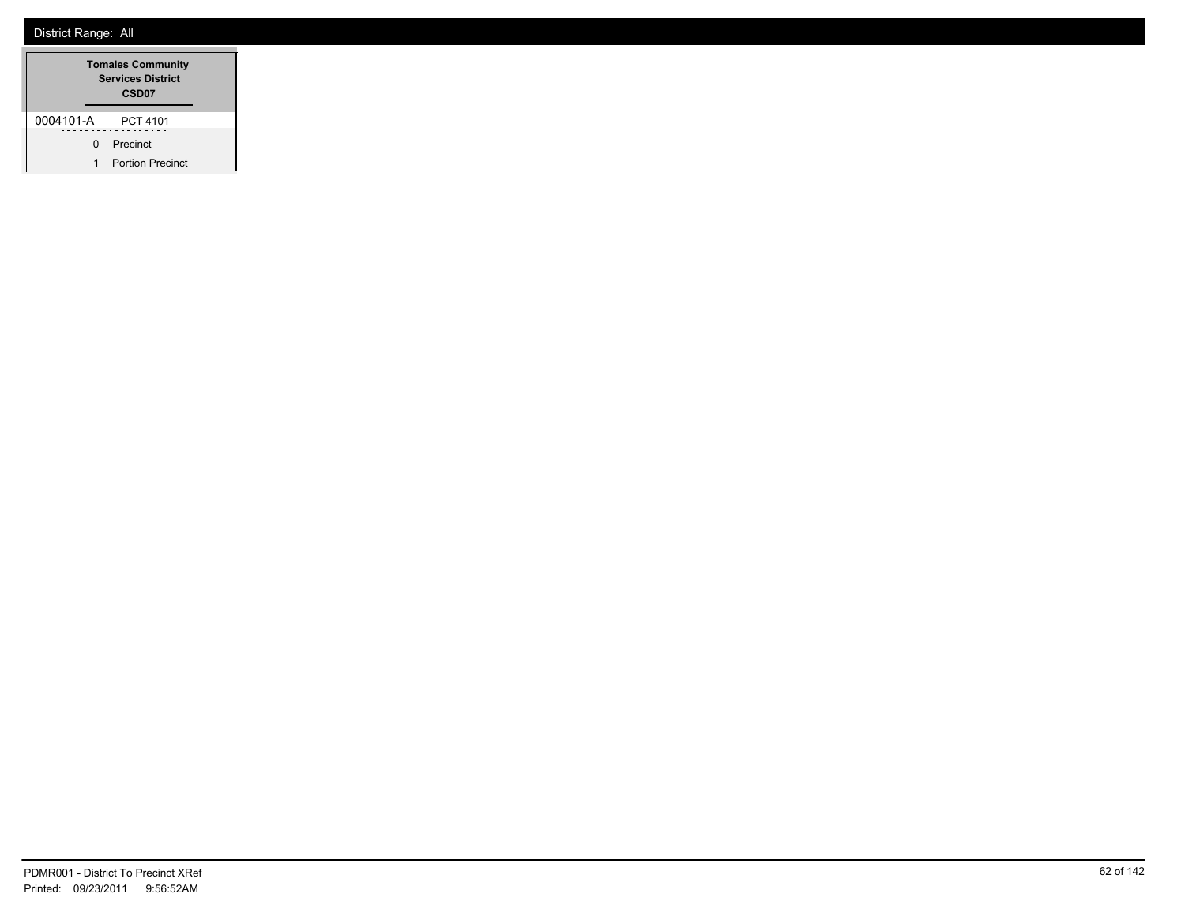District Range: All

**Tomales Community Services District**
**CSD07**

| | |
|---|---|
| 0004101-A | PCT 4101 |
| 0 | Precinct |
| 1 | Portion Precinct |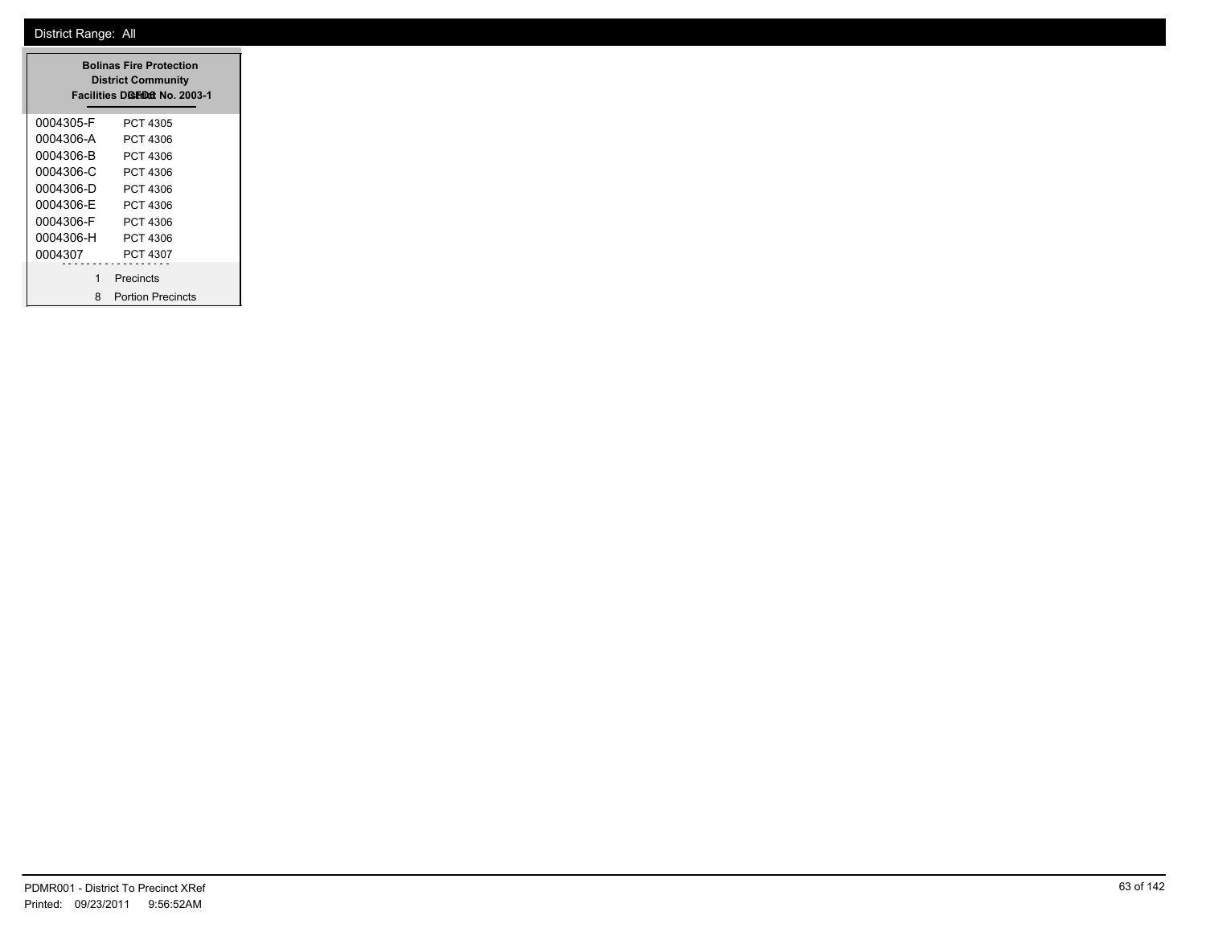District Range: All

| Bolinas Fire Protection District Community Facilities District No. 2003-1 | |
|---|---|
| 0004305-F | PCT 4305 |
| 0004306-A | PCT 4306 |
| 0004306-B | PCT 4306 |
| 0004306-C | PCT 4306 |
| 0004306-D | PCT 4306 |
| 0004306-E | PCT 4306 |
| 0004306-F | PCT 4306 |
| 0004306-H | PCT 4306 |
| 0004307 | PCT 4307 |
| 1 | Precincts |
| 8 | Portion Precincts |

PDMR001 - District To Precinct XRef
Printed: 09/23/2011 9:56:52AM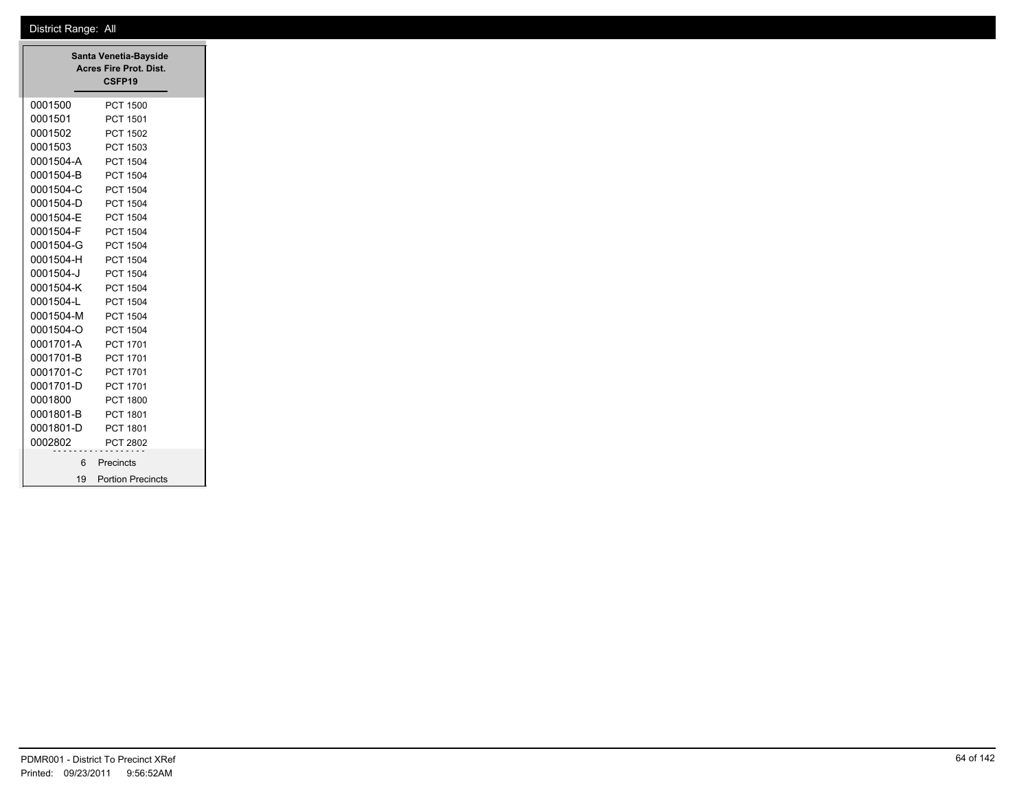District Range: All

**Santa Venetia-Bayside Acres Fire Prot. Dist.**
**CSFP19**

| | |
|---|---|
| 0001500 | PCT 1500 |
| 0001501 | PCT 1501 |
| 0001502 | PCT 1502 |
| 0001503 | PCT 1503 |
| 0001504-A | PCT 1504 |
| 0001504-B | PCT 1504 |
| 0001504-C | PCT 1504 |
| 0001504-D | PCT 1504 |
| 0001504-E | PCT 1504 |
| 0001504-F | PCT 1504 |
| 0001504-G | PCT 1504 |
| 0001504-H | PCT 1504 |
| 0001504-J | PCT 1504 |
| 0001504-K | PCT 1504 |
| 0001504-L | PCT 1504 |
| 0001504-M | PCT 1504 |
| 0001504-O | PCT 1504 |
| 0001701-A | PCT 1701 |
| 0001701-B | PCT 1701 |
| 0001701-C | PCT 1701 |
| 0001701-D | PCT 1701 |
| 0001800 | PCT 1800 |
| 0001801-B | PCT 1801 |
| 0001801-D | PCT 1801 |
| 0002802 | PCT 2802 |

6 Precincts

19 Portion Precincts

PDMR001 - District To Precinct XRef

Printed: 09/23/2011 9:56:52AM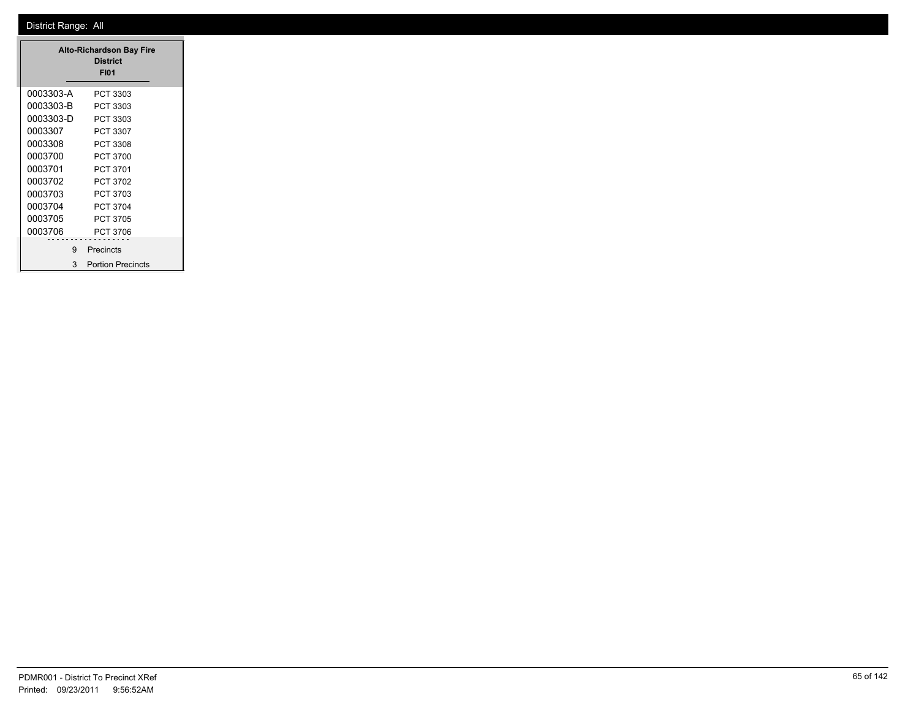District Range: All

## Alto-Richardson Bay Fire District
### FI01

| | |
|---|---|
| 0003303-A | PCT 3303 |
| 0003303-B | PCT 3303 |
| 0003303-D | PCT 3303 |
| 0003307 | PCT 3307 |
| 0003308 | PCT 3308 |
| 0003700 | PCT 3700 |
| 0003701 | PCT 3701 |
| 0003702 | PCT 3702 |
| 0003703 | PCT 3703 |
| 0003704 | PCT 3704 |
| 0003705 | PCT 3705 |
| 0003706 | PCT 3706 |

9 Precincts

3 Portion Precincts

PDMR001 - District To Precinct XRef

Printed: 09/23/2011 9:56:52AM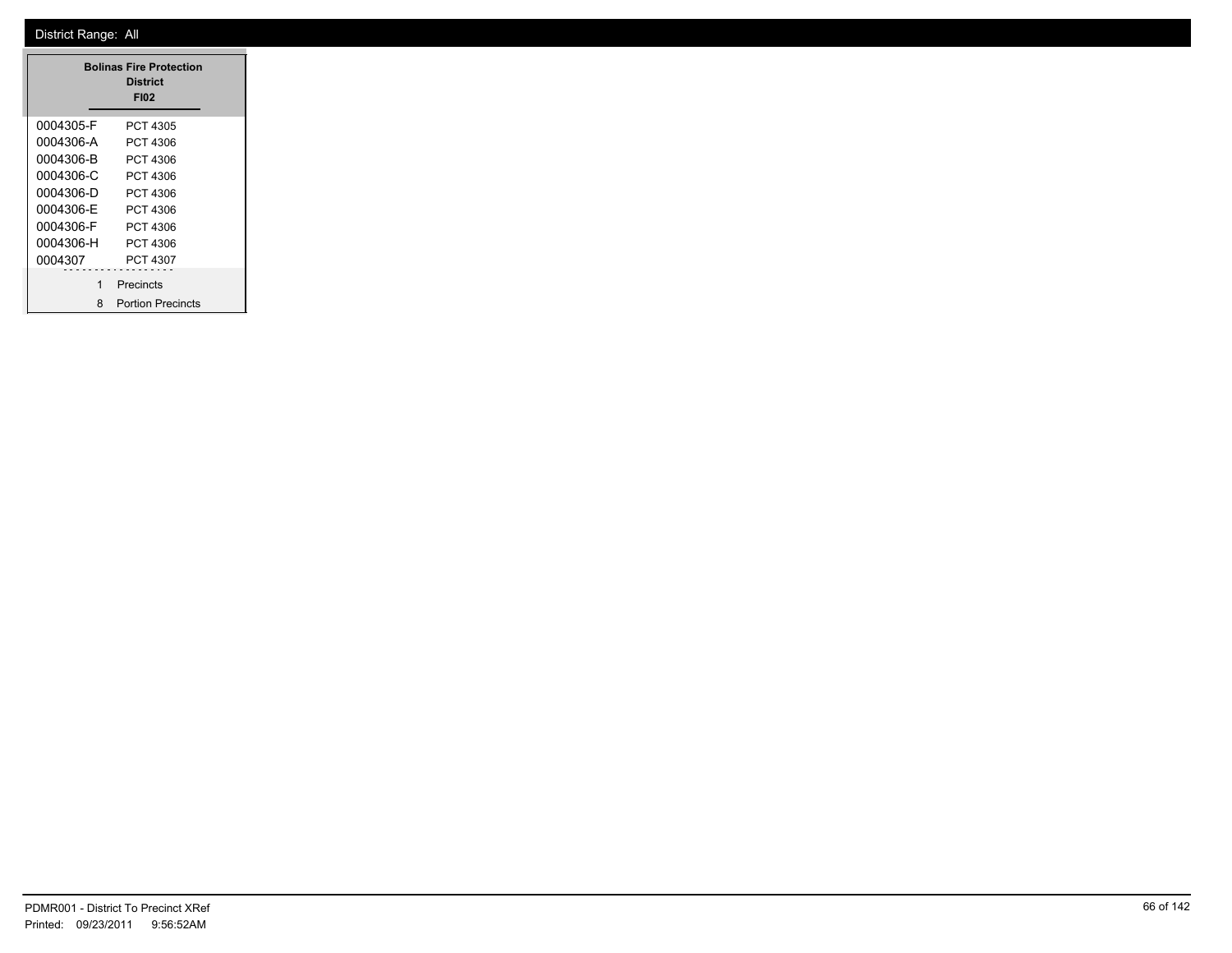District Range: All

**Bolinas Fire Protection District**
**FI02**

| Precinct | Name |
|---|---|
| 0004305-F | PCT 4305 |
| 0004306-A | PCT 4306 |
| 0004306-B | PCT 4306 |
| 0004306-C | PCT 4306 |
| 0004306-D | PCT 4306 |
| 0004306-E | PCT 4306 |
| 0004306-F | PCT 4306 |
| 0004306-H | PCT 4306 |
| 0004307 | PCT 4307 |

1 Precincts

8 Portion Precincts

PDMR001 - District To Precinct XRef
Printed: 09/23/2011 9:56:52AM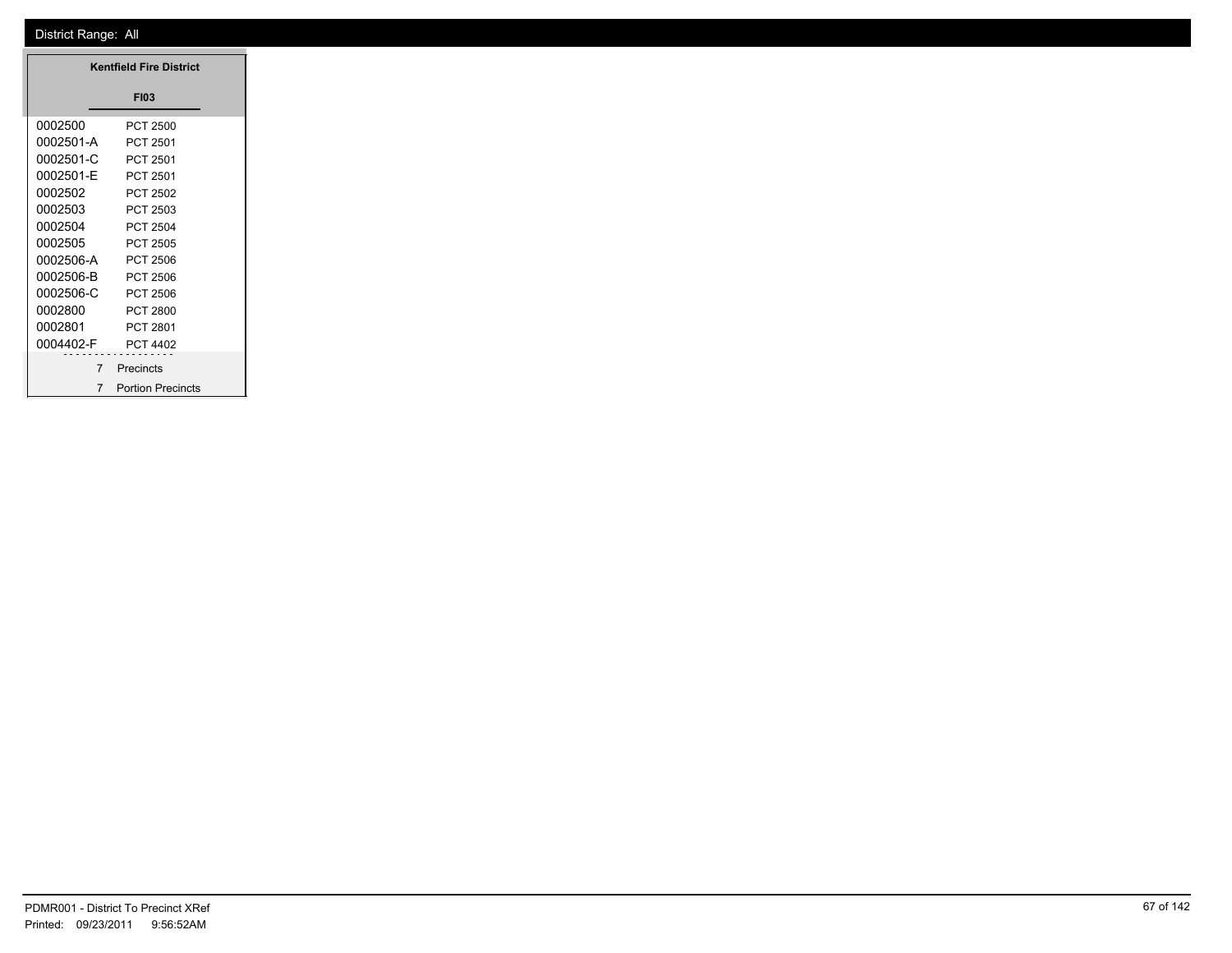District Range: All

## Kentfield Fire District

### FI03

| | |
|---|---|
| 0002500 | PCT 2500 |
| 0002501-A | PCT 2501 |
| 0002501-C | PCT 2501 |
| 0002501-E | PCT 2501 |
| 0002502 | PCT 2502 |
| 0002503 | PCT 2503 |
| 0002504 | PCT 2504 |
| 0002505 | PCT 2505 |
| 0002506-A | PCT 2506 |
| 0002506-B | PCT 2506 |
| 0002506-C | PCT 2506 |
| 0002800 | PCT 2800 |
| 0002801 | PCT 2801 |
| 0004402-F | PCT 4402 |

7 Precincts

7 Portion Precincts

PDMR001 - District To Precinct XRef

Printed: 09/23/2011 9:56:52AM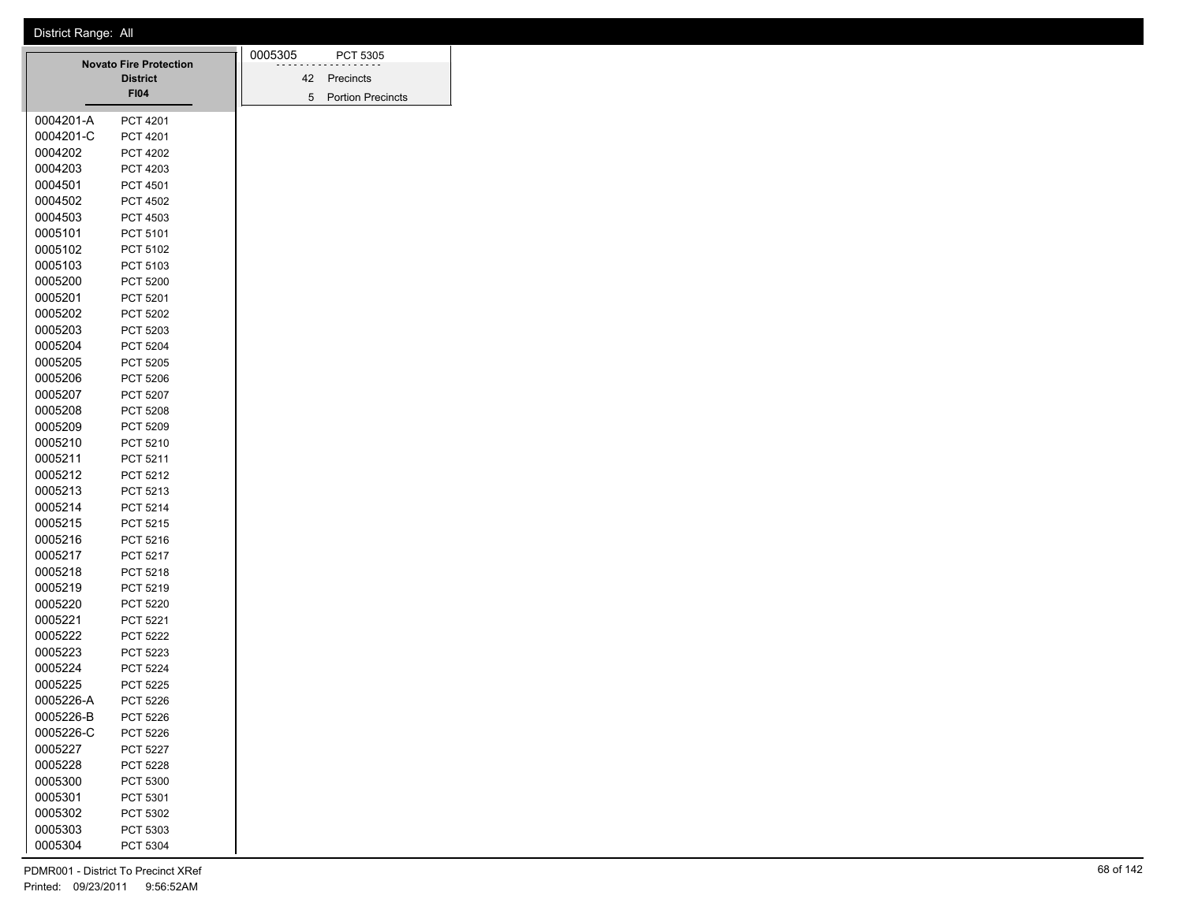District Range: All

## Novato Fire Protection District
### FI04

| Precinct | Name |
|---|---|
| 0004201-A | PCT 4201 |
| 0004201-C | PCT 4201 |
| 0004202 | PCT 4202 |
| 0004203 | PCT 4203 |
| 0004501 | PCT 4501 |
| 0004502 | PCT 4502 |
| 0004503 | PCT 4503 |
| 0005101 | PCT 5101 |
| 0005102 | PCT 5102 |
| 0005103 | PCT 5103 |
| 0005200 | PCT 5200 |
| 0005201 | PCT 5201 |
| 0005202 | PCT 5202 |
| 0005203 | PCT 5203 |
| 0005204 | PCT 5204 |
| 0005205 | PCT 5205 |
| 0005206 | PCT 5206 |
| 0005207 | PCT 5207 |
| 0005208 | PCT 5208 |
| 0005209 | PCT 5209 |
| 0005210 | PCT 5210 |
| 0005211 | PCT 5211 |
| 0005212 | PCT 5212 |
| 0005213 | PCT 5213 |
| 0005214 | PCT 5214 |
| 0005215 | PCT 5215 |
| 0005216 | PCT 5216 |
| 0005217 | PCT 5217 |
| 0005218 | PCT 5218 |
| 0005219 | PCT 5219 |
| 0005220 | PCT 5220 |
| 0005221 | PCT 5221 |
| 0005222 | PCT 5222 |
| 0005223 | PCT 5223 |
| 0005224 | PCT 5224 |
| 0005225 | PCT 5225 |
| 0005226-A | PCT 5226 |
| 0005226-B | PCT 5226 |
| 0005226-C | PCT 5226 |
| 0005227 | PCT 5227 |
| 0005228 | PCT 5228 |
| 0005300 | PCT 5300 |
| 0005301 | PCT 5301 |
| 0005302 | PCT 5302 |
| 0005303 | PCT 5303 |
| 0005304 | PCT 5304 |
| 0005305 | PCT 5305 |

42 Precincts

5 Portion Precincts

PDMR001 - District To Precinct XRef

Printed: 09/23/2011 9:56:52AM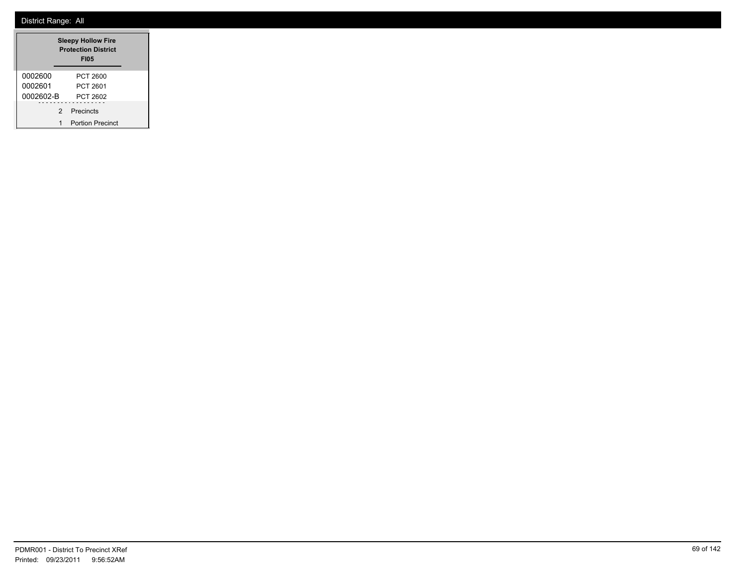District Range: All

**Sleepy Hollow Fire Protection District**
**FI05**

| | |
|---|---|
| 0002600 | PCT 2600 |
| 0002601 | PCT 2601 |
| 0002602-B | PCT 2602 |

2 Precincts

1 Portion Precinct

PDMR001 - District To Precinct XRef
Printed: 09/23/2011 9:56:52AM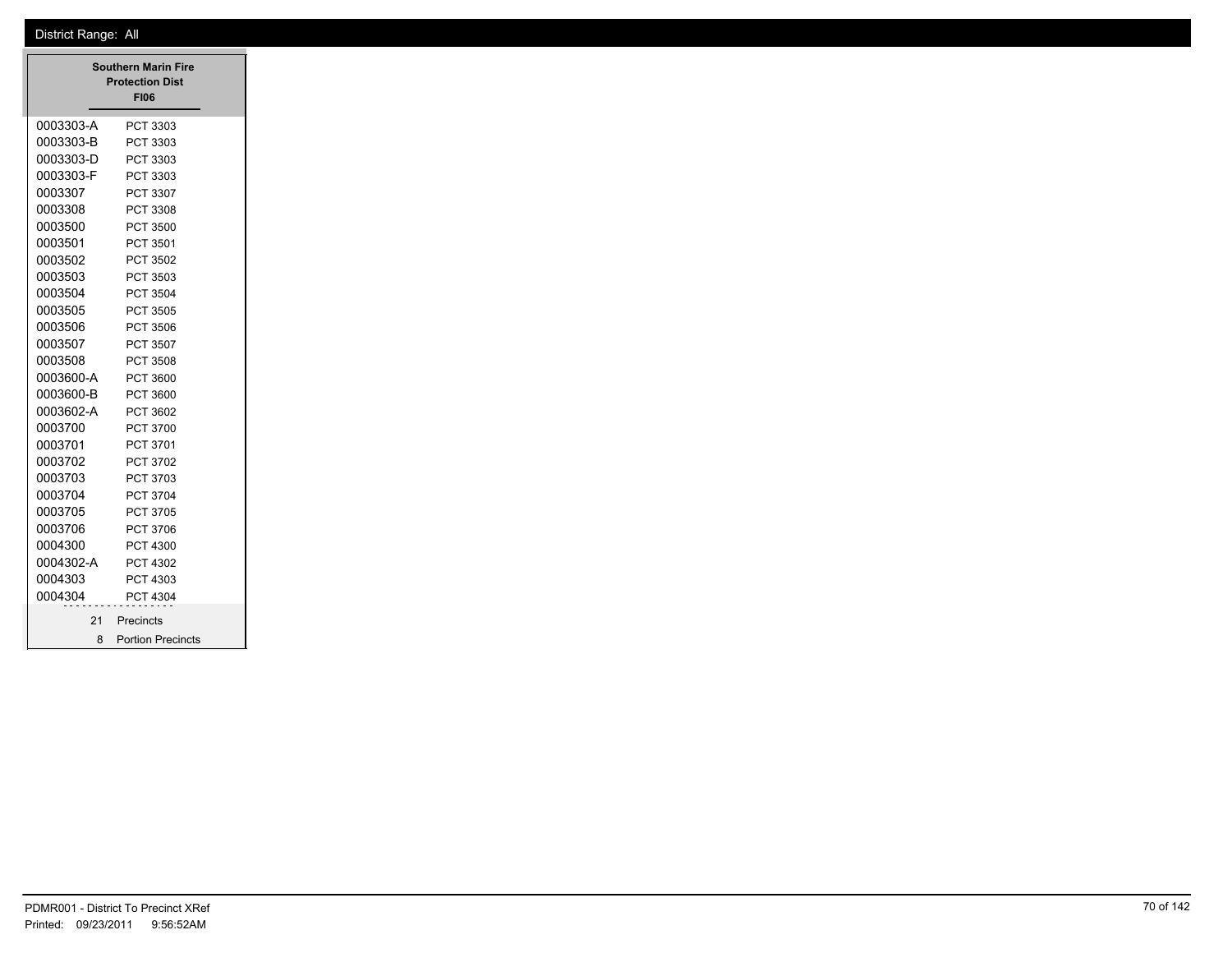District Range: All

| Southern Marin Fire Protection Dist FI06 | |
|---|---|
| 0003303-A | PCT 3303 |
| 0003303-B | PCT 3303 |
| 0003303-D | PCT 3303 |
| 0003303-F | PCT 3303 |
| 0003307 | PCT 3307 |
| 0003308 | PCT 3308 |
| 0003500 | PCT 3500 |
| 0003501 | PCT 3501 |
| 0003502 | PCT 3502 |
| 0003503 | PCT 3503 |
| 0003504 | PCT 3504 |
| 0003505 | PCT 3505 |
| 0003506 | PCT 3506 |
| 0003507 | PCT 3507 |
| 0003508 | PCT 3508 |
| 0003600-A | PCT 3600 |
| 0003600-B | PCT 3600 |
| 0003602-A | PCT 3602 |
| 0003700 | PCT 3700 |
| 0003701 | PCT 3701 |
| 0003702 | PCT 3702 |
| 0003703 | PCT 3703 |
| 0003704 | PCT 3704 |
| 0003705 | PCT 3705 |
| 0003706 | PCT 3706 |
| 0004300 | PCT 4300 |
| 0004302-A | PCT 4302 |
| 0004303 | PCT 4303 |
| 0004304 | PCT 4304 |
| 21 | Precincts |
| 8 | Portion Precincts |

PDMR001 - District To Precinct XRef
Printed: 09/23/2011 9:56:52AM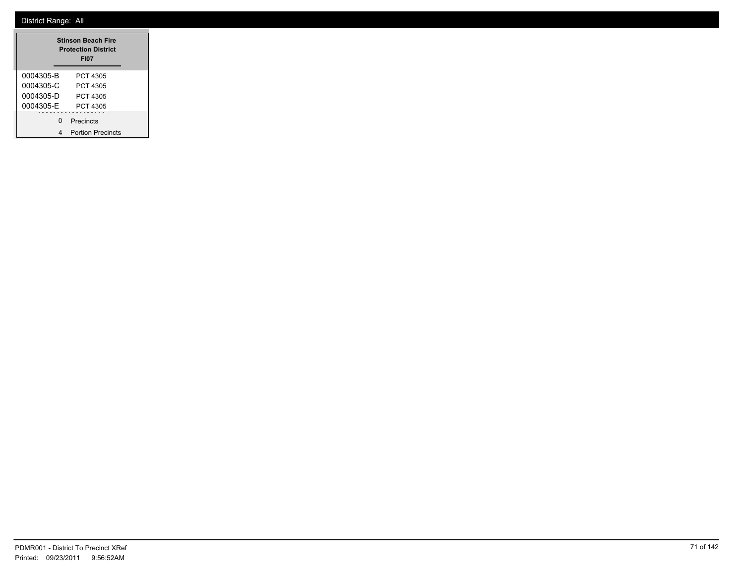District Range: All

**Stinson Beach Fire Protection District**
**FI07**

| | |
|---|---|
| 0004305-B | PCT 4305 |
| 0004305-C | PCT 4305 |
| 0004305-D | PCT 4305 |
| 0004305-E | PCT 4305 |

0 Precincts

4 Portion Precincts

PDMR001 - District To Precinct XRef
Printed: 09/23/2011 9:56:52AM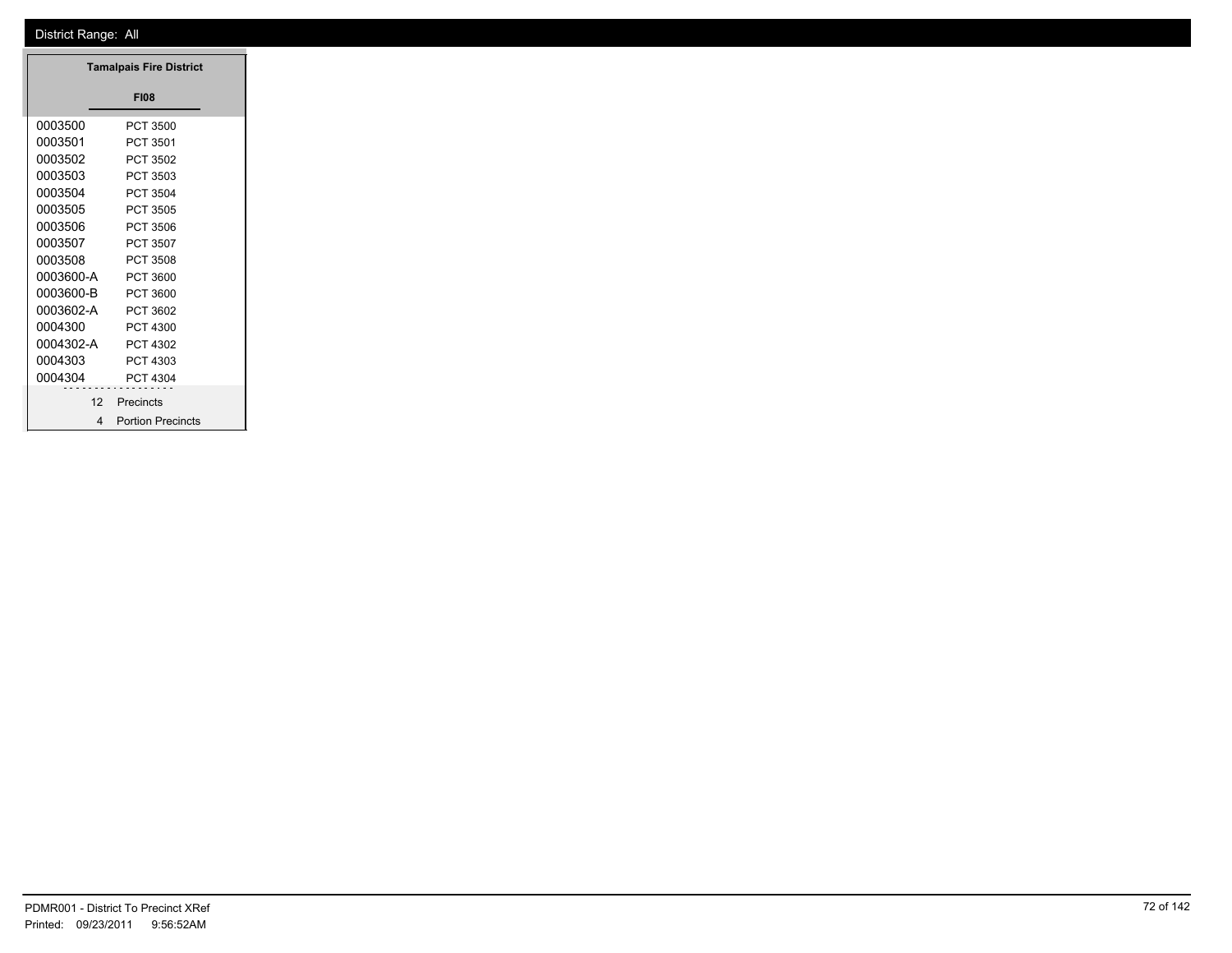District Range: All

**Tamalpais Fire District**

**FI08**

| | |
|---|---|
| 0003500 | PCT 3500 |
| 0003501 | PCT 3501 |
| 0003502 | PCT 3502 |
| 0003503 | PCT 3503 |
| 0003504 | PCT 3504 |
| 0003505 | PCT 3505 |
| 0003506 | PCT 3506 |
| 0003507 | PCT 3507 |
| 0003508 | PCT 3508 |
| 0003600-A | PCT 3600 |
| 0003600-B | PCT 3600 |
| 0003602-A | PCT 3602 |
| 0004300 | PCT 4300 |
| 0004302-A | PCT 4302 |
| 0004303 | PCT 4303 |
| 0004304 | PCT 4304 |

12 Precincts

4 Portion Precincts

PDMR001 - District To Precinct XRef

Printed: 09/23/2011 9:56:52AM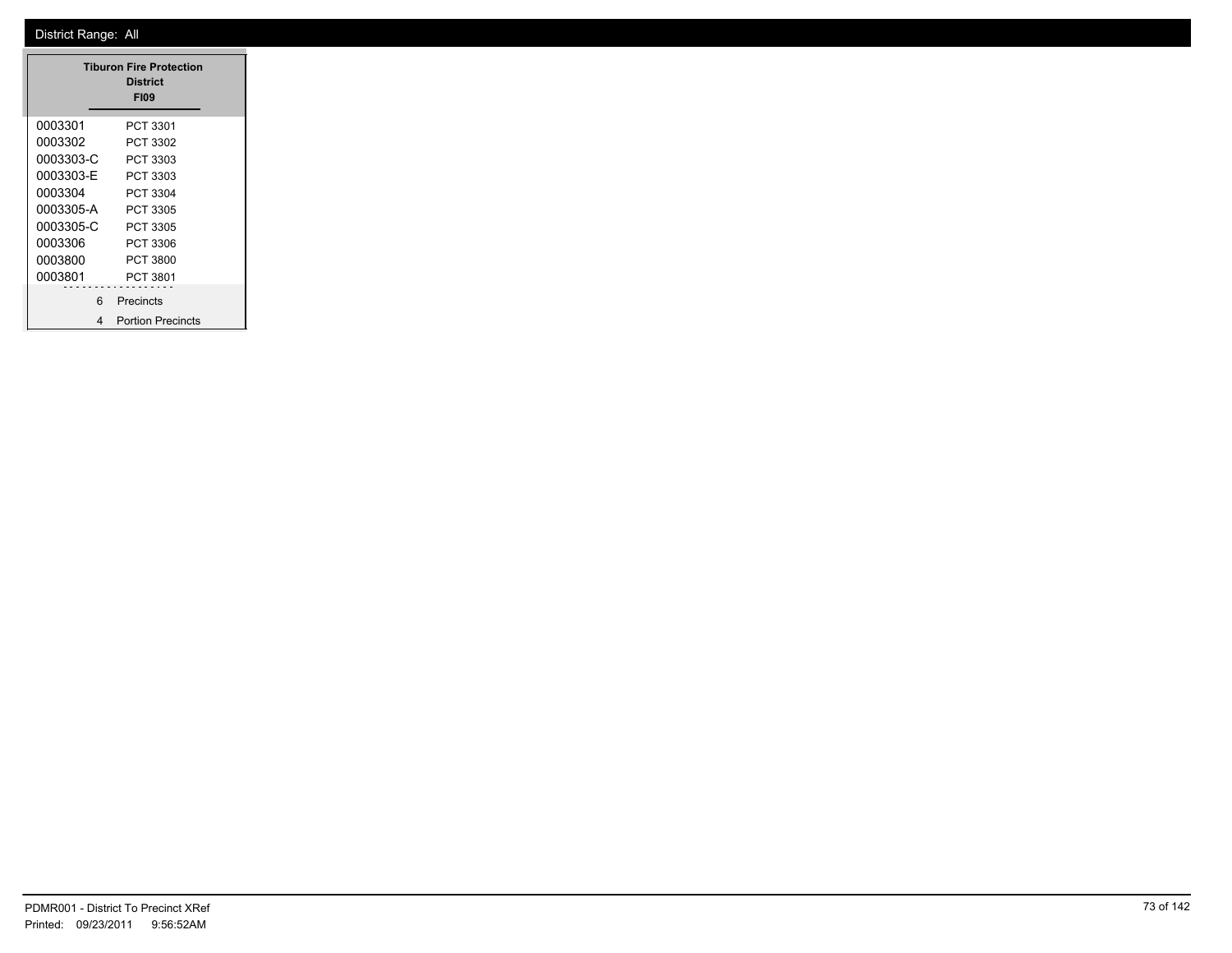District Range: All

**Tiburon Fire Protection District**
**FI09**

| | |
|---|---|
| 0003301 | PCT 3301 |
| 0003302 | PCT 3302 |
| 0003303-C | PCT 3303 |
| 0003303-E | PCT 3303 |
| 0003304 | PCT 3304 |
| 0003305-A | PCT 3305 |
| 0003305-C | PCT 3305 |
| 0003306 | PCT 3306 |
| 0003800 | PCT 3800 |
| 0003801 | PCT 3801 |

6 Precincts

4 Portion Precincts

PDMR001 - District To Precinct XRef
Printed: 09/23/2011 9:56:52AM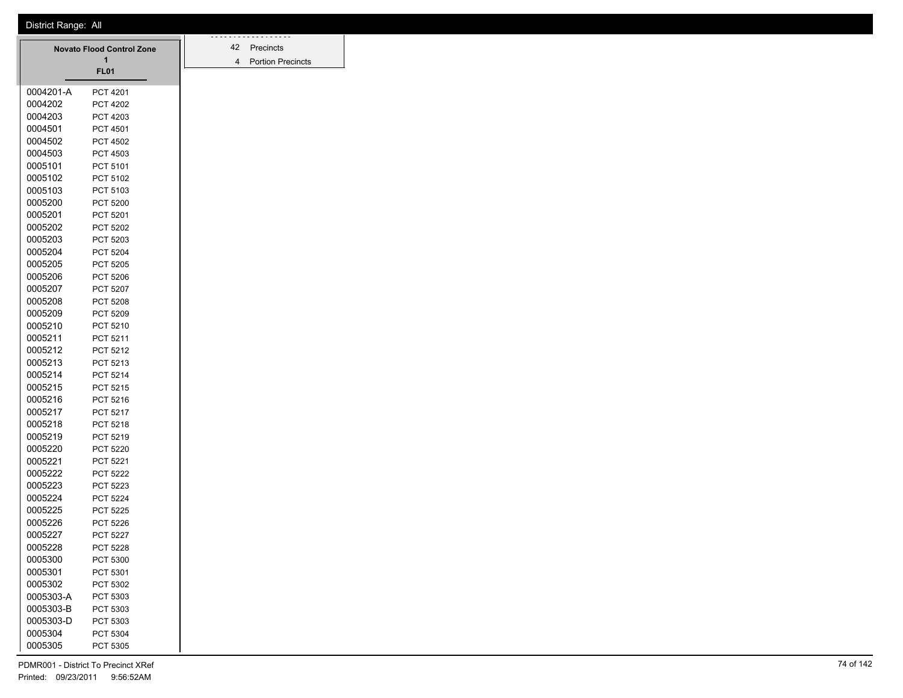District Range: All

| Novato Flood Control Zone 1<br>FL01 | |
|---|---|
| 0004201-A | PCT 4201 |
| 0004202 | PCT 4202 |
| 0004203 | PCT 4203 |
| 0004501 | PCT 4501 |
| 0004502 | PCT 4502 |
| 0004503 | PCT 4503 |
| 0005101 | PCT 5101 |
| 0005102 | PCT 5102 |
| 0005103 | PCT 5103 |
| 0005200 | PCT 5200 |
| 0005201 | PCT 5201 |
| 0005202 | PCT 5202 |
| 0005203 | PCT 5203 |
| 0005204 | PCT 5204 |
| 0005205 | PCT 5205 |
| 0005206 | PCT 5206 |
| 0005207 | PCT 5207 |
| 0005208 | PCT 5208 |
| 0005209 | PCT 5209 |
| 0005210 | PCT 5210 |
| 0005211 | PCT 5211 |
| 0005212 | PCT 5212 |
| 0005213 | PCT 5213 |
| 0005214 | PCT 5214 |
| 0005215 | PCT 5215 |
| 0005216 | PCT 5216 |
| 0005217 | PCT 5217 |
| 0005218 | PCT 5218 |
| 0005219 | PCT 5219 |
| 0005220 | PCT 5220 |
| 0005221 | PCT 5221 |
| 0005222 | PCT 5222 |
| 0005223 | PCT 5223 |
| 0005224 | PCT 5224 |
| 0005225 | PCT 5225 |
| 0005226 | PCT 5226 |
| 0005227 | PCT 5227 |
| 0005228 | PCT 5228 |
| 0005300 | PCT 5300 |
| 0005301 | PCT 5301 |
| 0005302 | PCT 5302 |
| 0005303-A | PCT 5303 |
| 0005303-B | PCT 5303 |
| 0005303-D | PCT 5303 |
| 0005304 | PCT 5304 |
| 0005305 | PCT 5305 |

| | |
|---|---|
| 42 | Precincts |
| 4 | Portion Precincts |

PDMR001 - District To Precinct XRef
Printed: 09/23/2011 9:56:52AM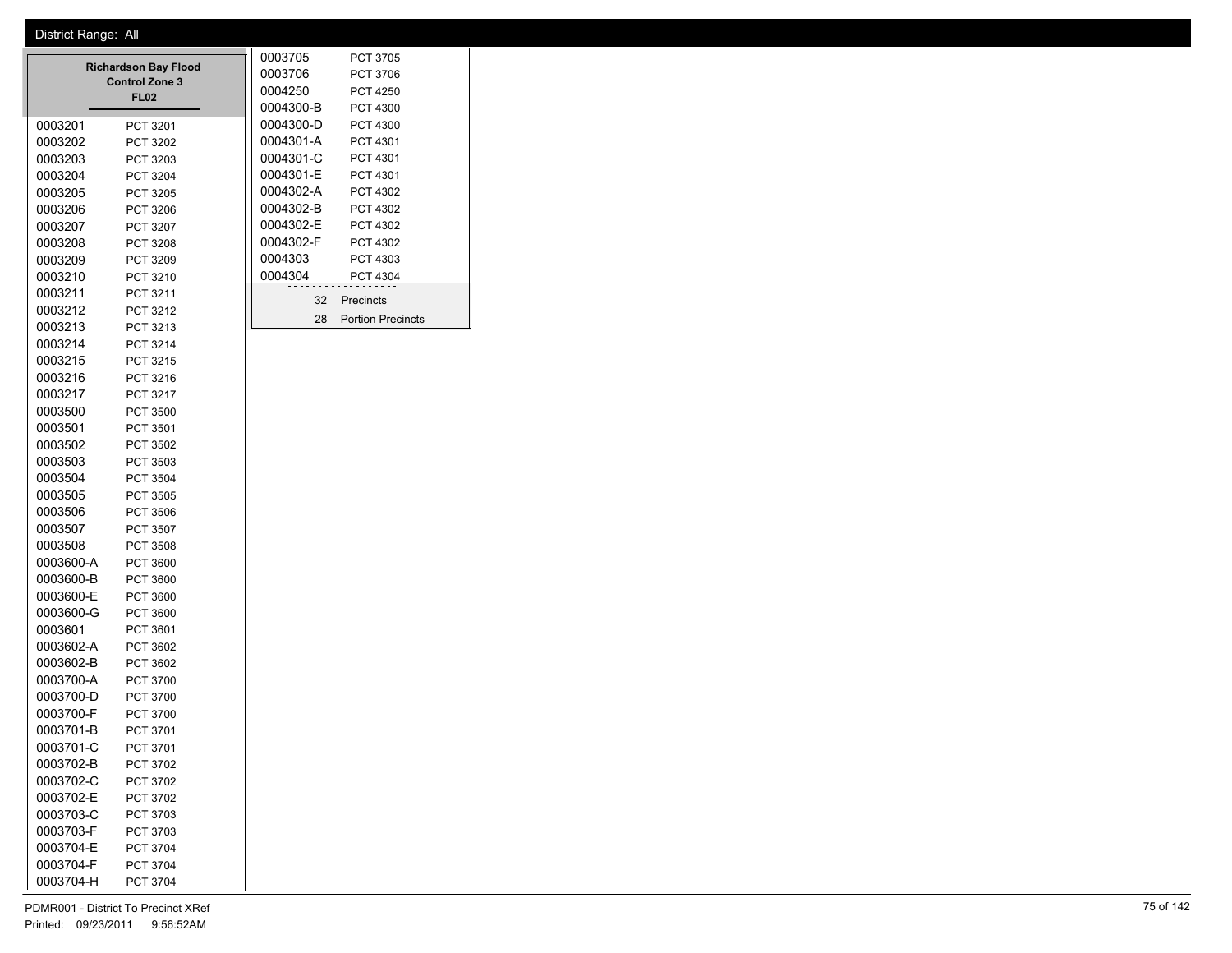District Range: All

**Richardson Bay Flood Control Zone 3**
**FL02**

| Precinct | Name |
|---|---|
| 0003201 | PCT 3201 |
| 0003202 | PCT 3202 |
| 0003203 | PCT 3203 |
| 0003204 | PCT 3204 |
| 0003205 | PCT 3205 |
| 0003206 | PCT 3206 |
| 0003207 | PCT 3207 |
| 0003208 | PCT 3208 |
| 0003209 | PCT 3209 |
| 0003210 | PCT 3210 |
| 0003211 | PCT 3211 |
| 0003212 | PCT 3212 |
| 0003213 | PCT 3213 |
| 0003214 | PCT 3214 |
| 0003215 | PCT 3215 |
| 0003216 | PCT 3216 |
| 0003217 | PCT 3217 |
| 0003500 | PCT 3500 |
| 0003501 | PCT 3501 |
| 0003502 | PCT 3502 |
| 0003503 | PCT 3503 |
| 0003504 | PCT 3504 |
| 0003505 | PCT 3505 |
| 0003506 | PCT 3506 |
| 0003507 | PCT 3507 |
| 0003508 | PCT 3508 |
| 0003600-A | PCT 3600 |
| 0003600-B | PCT 3600 |
| 0003600-E | PCT 3600 |
| 0003600-G | PCT 3600 |
| 0003601 | PCT 3601 |
| 0003602-A | PCT 3602 |
| 0003602-B | PCT 3602 |
| 0003700-A | PCT 3700 |
| 0003700-D | PCT 3700 |
| 0003700-F | PCT 3700 |
| 0003701-B | PCT 3701 |
| 0003701-C | PCT 3701 |
| 0003702-B | PCT 3702 |
| 0003702-C | PCT 3702 |
| 0003702-E | PCT 3702 |
| 0003703-C | PCT 3703 |
| 0003703-F | PCT 3703 |
| 0003704-E | PCT 3704 |
| 0003704-F | PCT 3704 |
| 0003704-H | PCT 3704 |
| 0003705 | PCT 3705 |
| 0003706 | PCT 3706 |
| 0004250 | PCT 4250 |
| 0004300-B | PCT 4300 |
| 0004300-D | PCT 4300 |
| 0004301-A | PCT 4301 |
| 0004301-C | PCT 4301 |
| 0004301-E | PCT 4301 |
| 0004302-A | PCT 4302 |
| 0004302-B | PCT 4302 |
| 0004302-E | PCT 4302 |
| 0004302-F | PCT 4302 |
| 0004303 | PCT 4303 |
| 0004304 | PCT 4304 |

32 Precincts

28 Portion Precincts

PDMR001 - District To Precinct XRef
Printed: 09/23/2011 9:56:52AM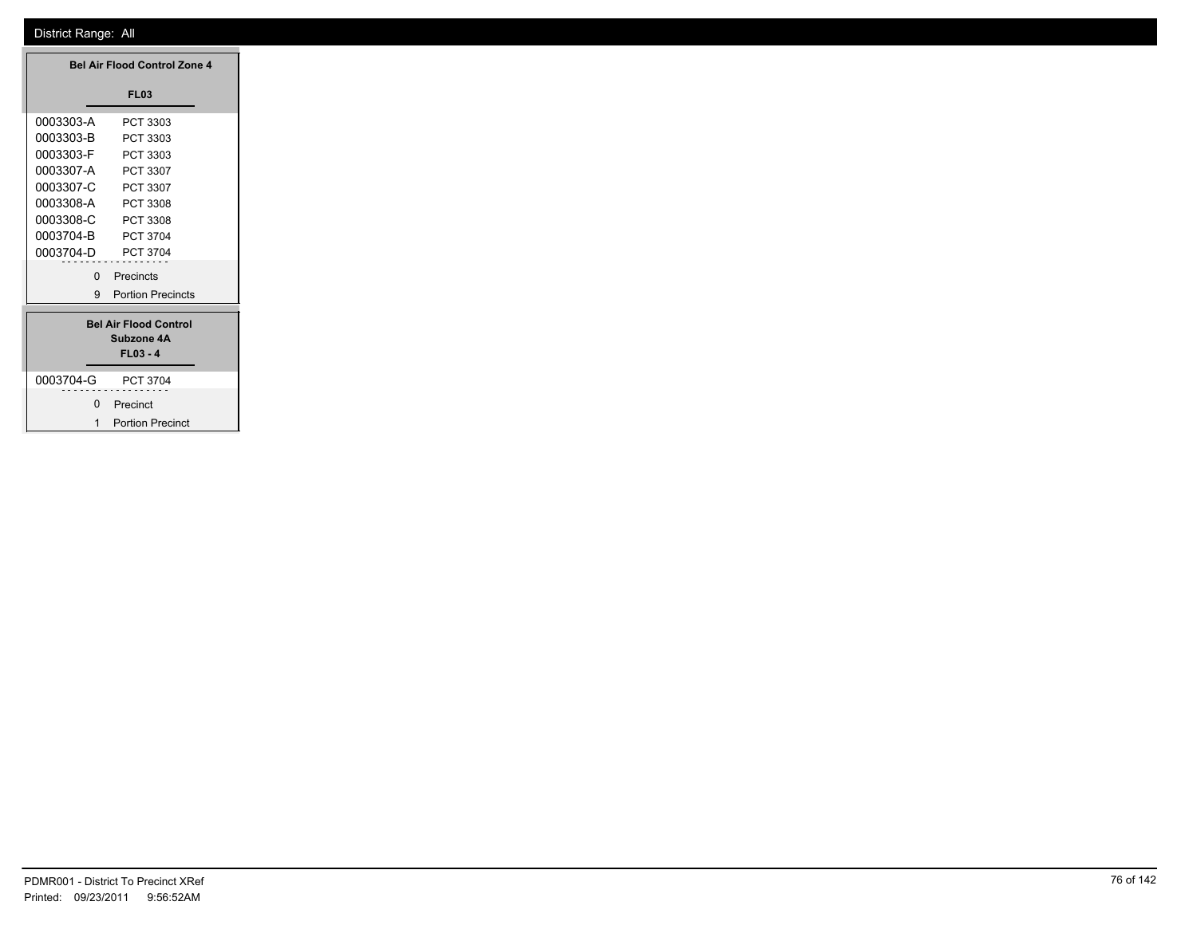District Range: All

## Bel Air Flood Control Zone 4

**FL03**

| Portion | Precinct |
|---|---|
| 0003303-A | PCT 3303 |
| 0003303-B | PCT 3303 |
| 0003303-F | PCT 3303 |
| 0003307-A | PCT 3307 |
| 0003307-C | PCT 3307 |
| 0003308-A | PCT 3308 |
| 0003308-C | PCT 3308 |
| 0003704-B | PCT 3704 |
| 0003704-D | PCT 3704 |

0 Precincts

9 Portion Precincts

## Bel Air Flood Control Subzone 4A

**FL03 - 4**

| Portion | Precinct |
|---|---|
| 0003704-G | PCT 3704 |

0 Precinct

1 Portion Precinct

PDMR001 - District To Precinct XRef

Printed: 09/23/2011 9:56:52AM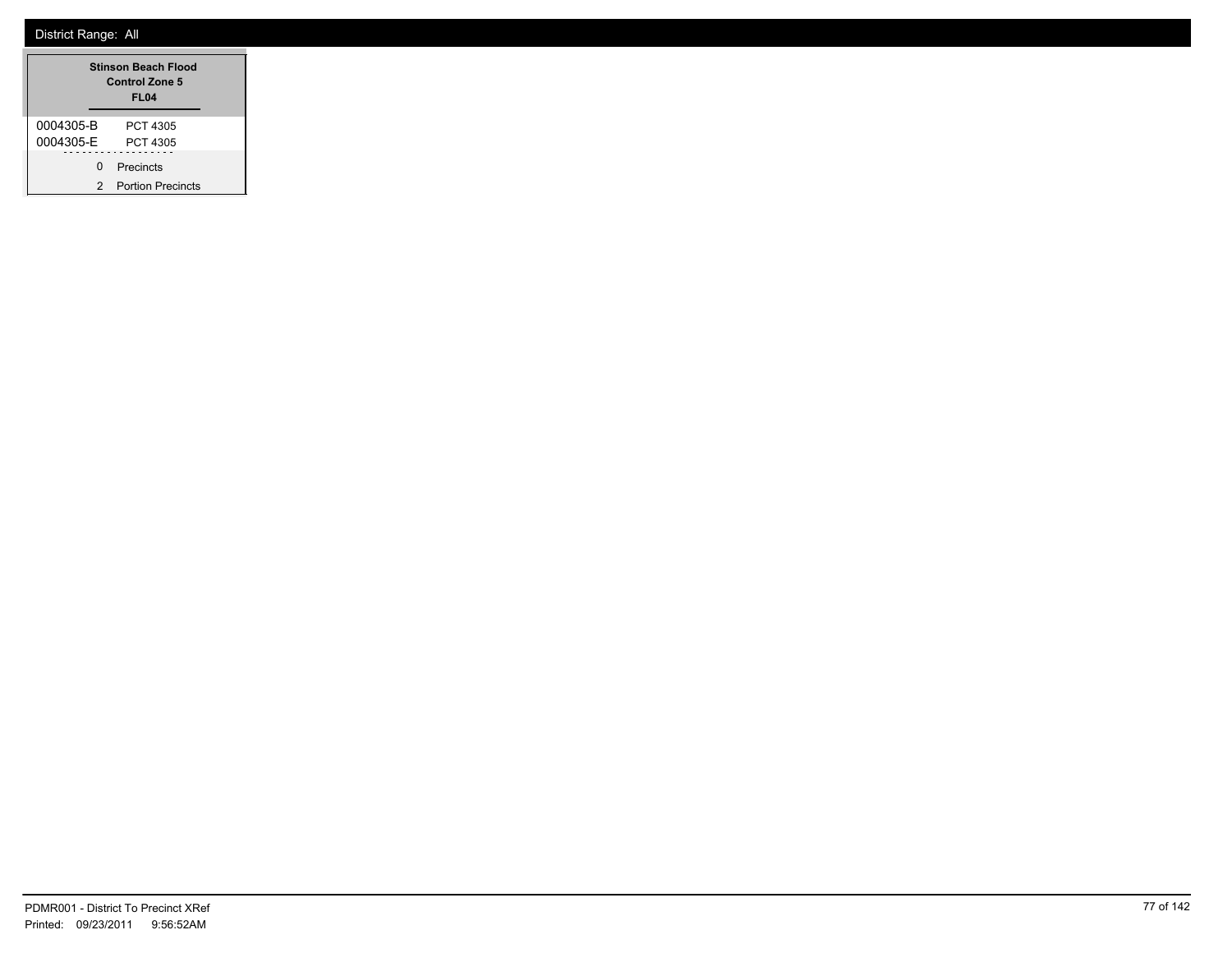District Range: All

**Stinson Beach Flood Control Zone 5**
**FL04**

| | |
|---|---|
| 0004305-B | PCT 4305 |
| 0004305-E | PCT 4305 |

0 Precincts

2 Portion Precincts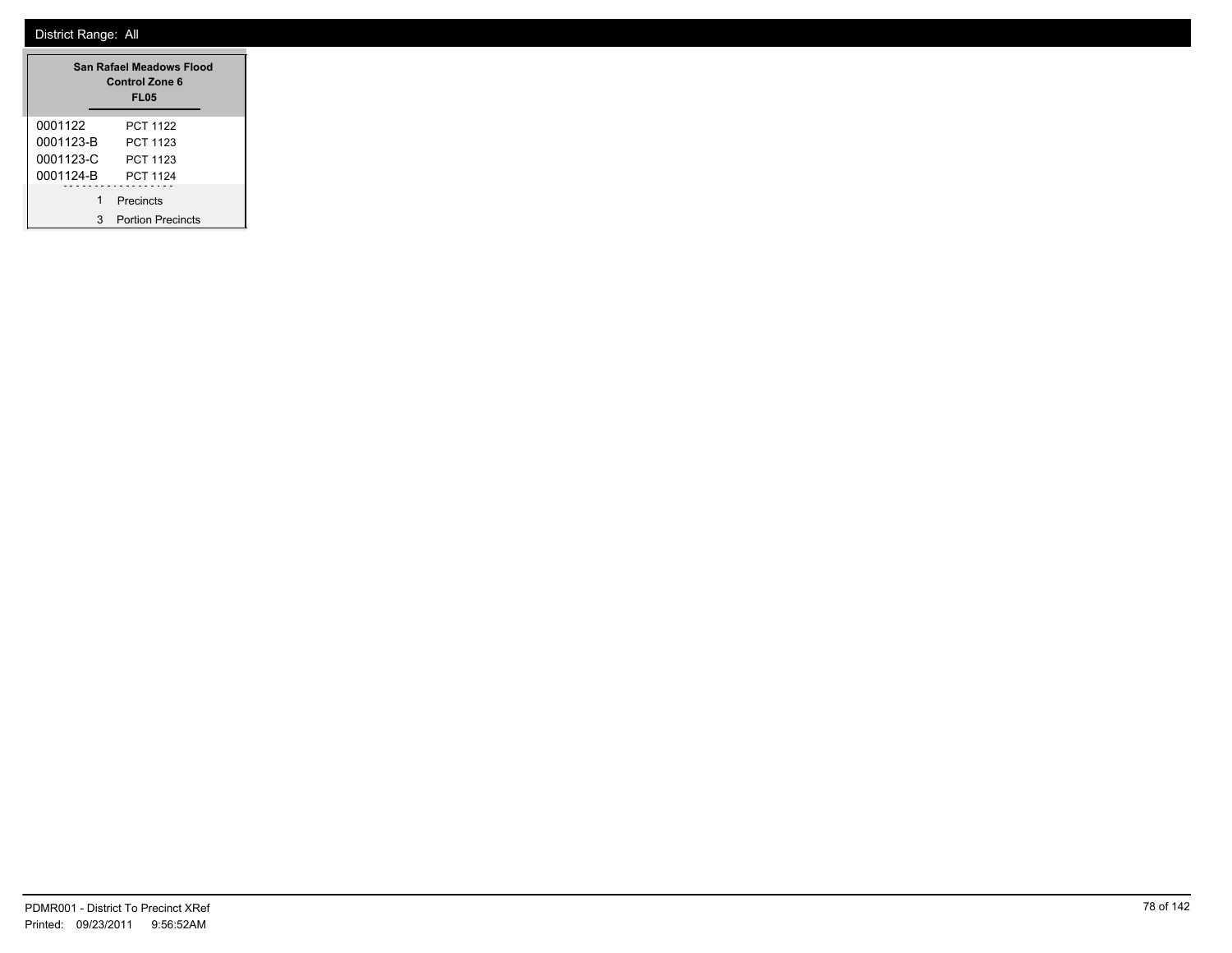District Range: All

**San Rafael Meadows Flood Control Zone 6**
**FL05**

| | |
|---|---|
| 0001122 | PCT 1122 |
| 0001123-B | PCT 1123 |
| 0001123-C | PCT 1123 |
| 0001124-B | PCT 1124 |

1 Precincts
3 Portion Precincts

PDMR001 - District To Precinct XRef
Printed: 09/23/2011 9:56:52AM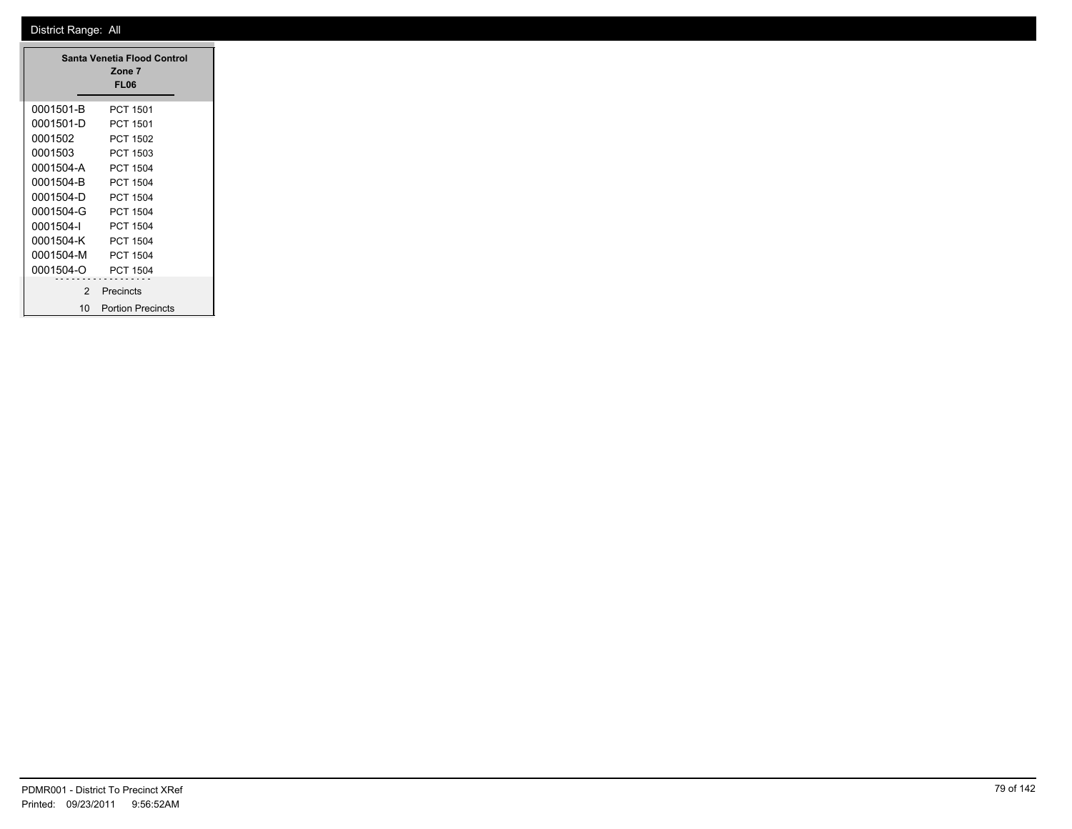District Range: All

**Santa Venetia Flood Control Zone 7**
**FL06**

| | |
|---|---|
| 0001501-B | PCT 1501 |
| 0001501-D | PCT 1501 |
| 0001502 | PCT 1502 |
| 0001503 | PCT 1503 |
| 0001504-A | PCT 1504 |
| 0001504-B | PCT 1504 |
| 0001504-D | PCT 1504 |
| 0001504-G | PCT 1504 |
| 0001504-I | PCT 1504 |
| 0001504-K | PCT 1504 |
| 0001504-M | PCT 1504 |
| 0001504-O | PCT 1504 |

2 Precincts
10 Portion Precincts

PDMR001 - District To Precinct XRef
Printed: 09/23/2011 9:56:52AM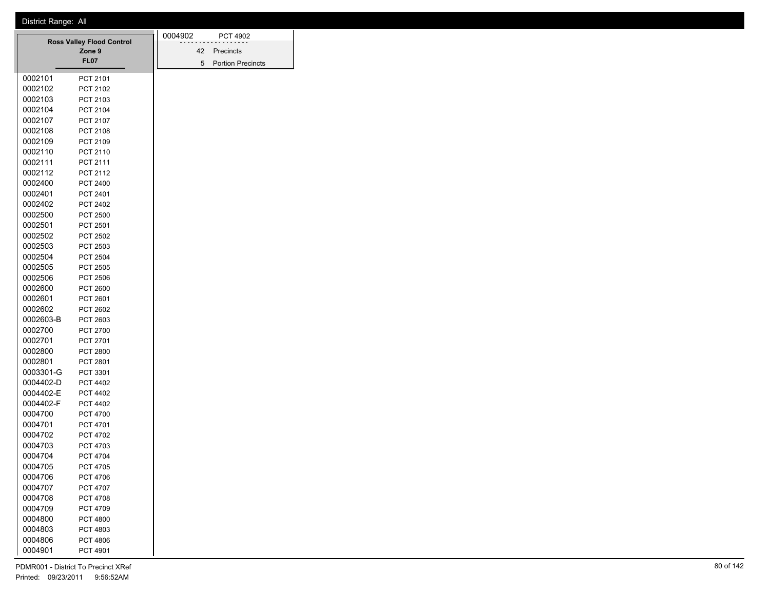District Range: All

**Ross Valley Flood Control**
**Zone 9**
**FL07**

| Precinct | Name |
|---|---|
| 0002101 | PCT 2101 |
| 0002102 | PCT 2102 |
| 0002103 | PCT 2103 |
| 0002104 | PCT 2104 |
| 0002107 | PCT 2107 |
| 0002108 | PCT 2108 |
| 0002109 | PCT 2109 |
| 0002110 | PCT 2110 |
| 0002111 | PCT 2111 |
| 0002112 | PCT 2112 |
| 0002400 | PCT 2400 |
| 0002401 | PCT 2401 |
| 0002402 | PCT 2402 |
| 0002500 | PCT 2500 |
| 0002501 | PCT 2501 |
| 0002502 | PCT 2502 |
| 0002503 | PCT 2503 |
| 0002504 | PCT 2504 |
| 0002505 | PCT 2505 |
| 0002506 | PCT 2506 |
| 0002600 | PCT 2600 |
| 0002601 | PCT 2601 |
| 0002602 | PCT 2602 |
| 0002603-B | PCT 2603 |
| 0002700 | PCT 2700 |
| 0002701 | PCT 2701 |
| 0002800 | PCT 2800 |
| 0002801 | PCT 2801 |
| 0003301-G | PCT 3301 |
| 0004402-D | PCT 4402 |
| 0004402-E | PCT 4402 |
| 0004402-F | PCT 4402 |
| 0004700 | PCT 4700 |
| 0004701 | PCT 4701 |
| 0004702 | PCT 4702 |
| 0004703 | PCT 4703 |
| 0004704 | PCT 4704 |
| 0004705 | PCT 4705 |
| 0004706 | PCT 4706 |
| 0004707 | PCT 4707 |
| 0004708 | PCT 4708 |
| 0004709 | PCT 4709 |
| 0004800 | PCT 4800 |
| 0004803 | PCT 4803 |
| 0004806 | PCT 4806 |
| 0004901 | PCT 4901 |
| 0004902 | PCT 4902 |

42 Precincts

5 Portion Precincts

PDMR001 - District To Precinct XRef
Printed: 09/23/2011 9:56:52AM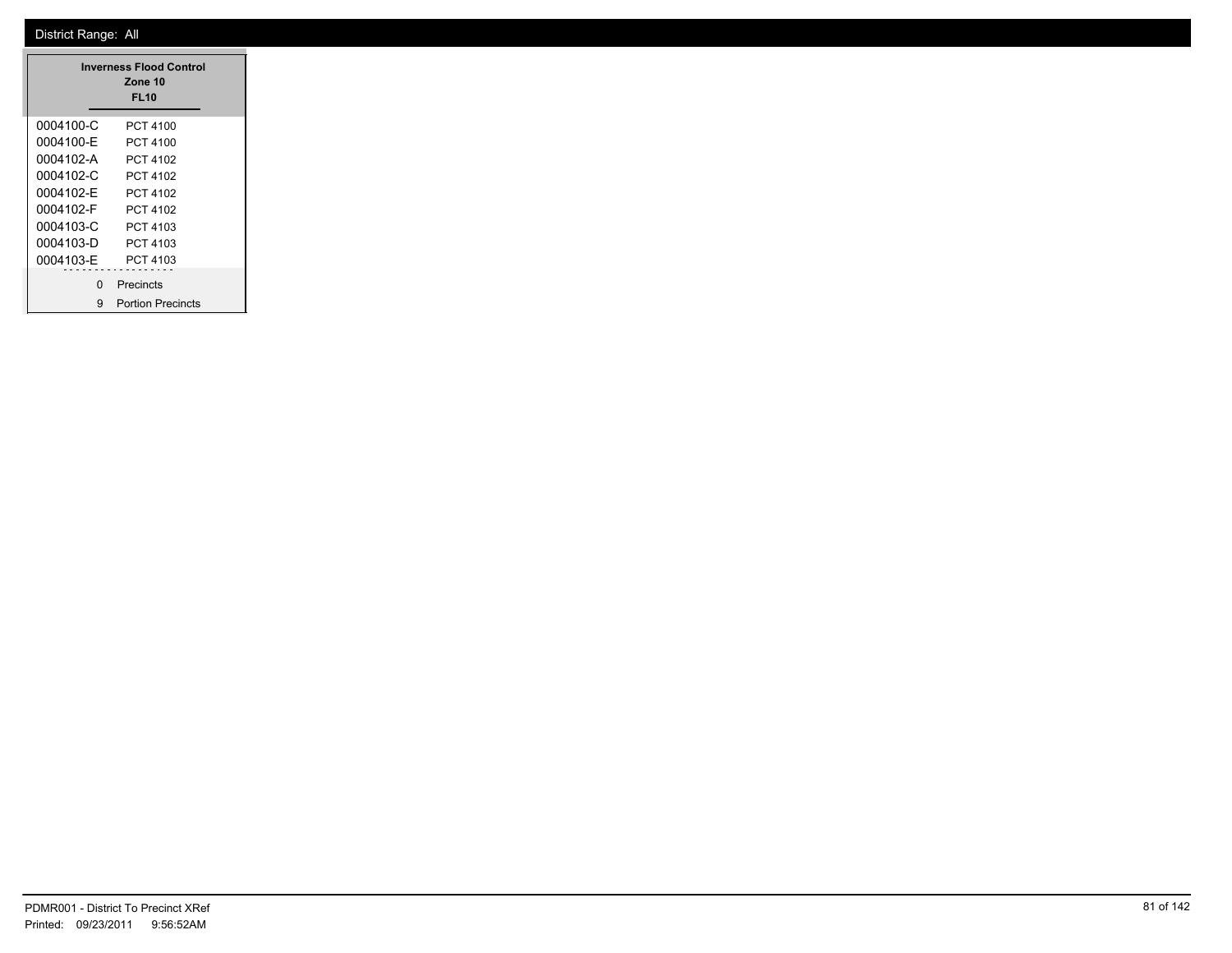District Range: All

**Inverness Flood Control**
**Zone 10**
**FL10**

| | |
|---|---|
| 0004100-C | PCT 4100 |
| 0004100-E | PCT 4100 |
| 0004102-A | PCT 4102 |
| 0004102-C | PCT 4102 |
| 0004102-E | PCT 4102 |
| 0004102-F | PCT 4102 |
| 0004103-C | PCT 4103 |
| 0004103-D | PCT 4103 |
| 0004103-E | PCT 4103 |

0 Precincts

9 Portion Precincts

PDMR001 - District To Precinct XRef
Printed: 09/23/2011 9:56:52AM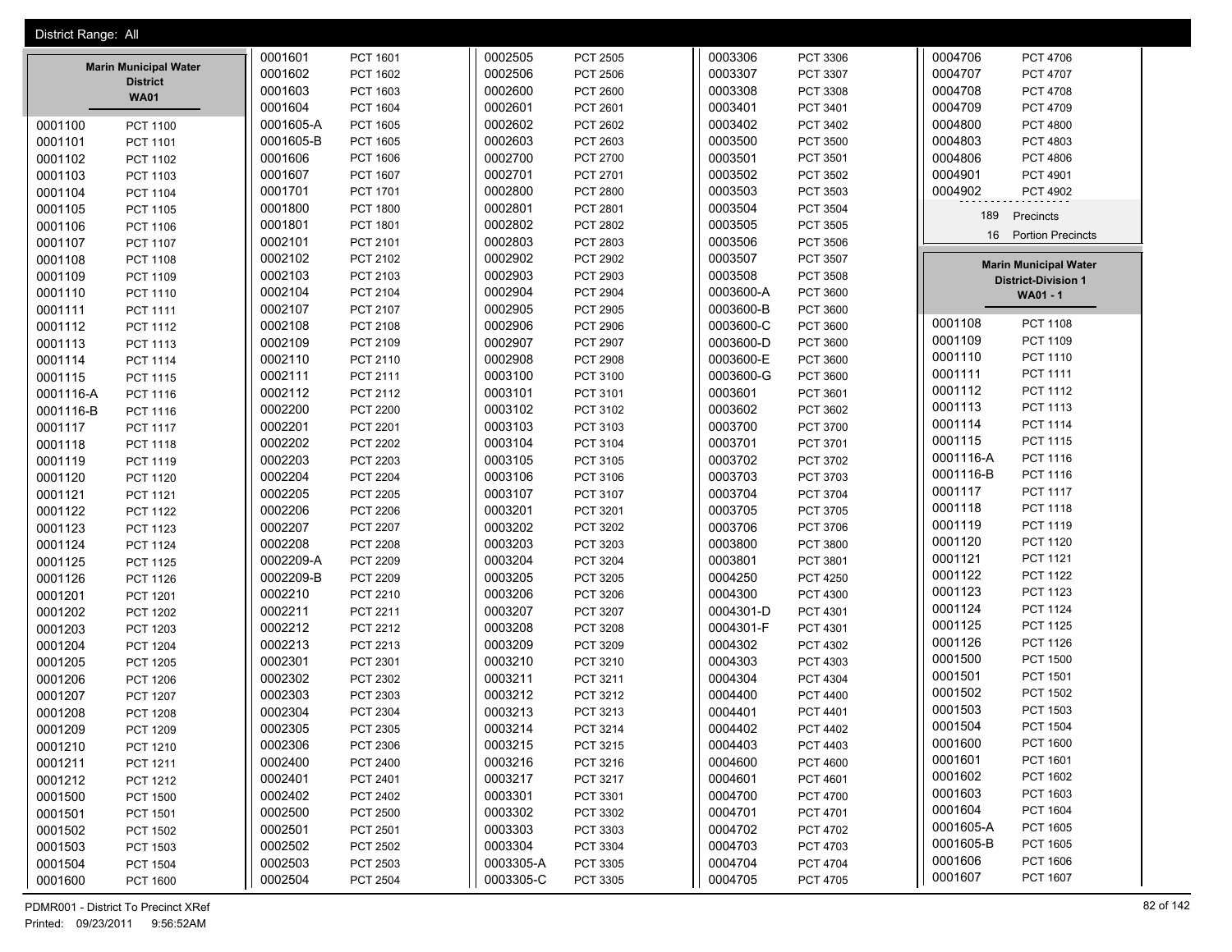District Range: All

## Marin Municipal Water District

**WA01**

| Precinct | Name |
|---|---|
| 0001100 | PCT 1100 |
| 0001101 | PCT 1101 |
| 0001102 | PCT 1102 |
| 0001103 | PCT 1103 |
| 0001104 | PCT 1104 |
| 0001105 | PCT 1105 |
| 0001106 | PCT 1106 |
| 0001107 | PCT 1107 |
| 0001108 | PCT 1108 |
| 0001109 | PCT 1109 |
| 0001110 | PCT 1110 |
| 0001111 | PCT 1111 |
| 0001112 | PCT 1112 |
| 0001113 | PCT 1113 |
| 0001114 | PCT 1114 |
| 0001115 | PCT 1115 |
| 0001116-A | PCT 1116 |
| 0001116-B | PCT 1116 |
| 0001117 | PCT 1117 |
| 0001118 | PCT 1118 |
| 0001119 | PCT 1119 |
| 0001120 | PCT 1120 |
| 0001121 | PCT 1121 |
| 0001122 | PCT 1122 |
| 0001123 | PCT 1123 |
| 0001124 | PCT 1124 |
| 0001125 | PCT 1125 |
| 0001126 | PCT 1126 |
| 0001201 | PCT 1201 |
| 0001202 | PCT 1202 |
| 0001203 | PCT 1203 |
| 0001204 | PCT 1204 |
| 0001205 | PCT 1205 |
| 0001206 | PCT 1206 |
| 0001207 | PCT 1207 |
| 0001208 | PCT 1208 |
| 0001209 | PCT 1209 |
| 0001210 | PCT 1210 |
| 0001211 | PCT 1211 |
| 0001212 | PCT 1212 |
| 0001500 | PCT 1500 |
| 0001501 | PCT 1501 |
| 0001502 | PCT 1502 |
| 0001503 | PCT 1503 |
| 0001504 | PCT 1504 |
| 0001600 | PCT 1600 |
| 0001601 | PCT 1601 |
| 0001602 | PCT 1602 |
| 0001603 | PCT 1603 |
| 0001604 | PCT 1604 |
| 0001605-A | PCT 1605 |
| 0001605-B | PCT 1605 |
| 0001606 | PCT 1606 |
| 0001607 | PCT 1607 |
| 0001701 | PCT 1701 |
| 0001800 | PCT 1800 |
| 0001801 | PCT 1801 |
| 0002101 | PCT 2101 |
| 0002102 | PCT 2102 |
| 0002103 | PCT 2103 |
| 0002104 | PCT 2104 |
| 0002107 | PCT 2107 |
| 0002108 | PCT 2108 |
| 0002109 | PCT 2109 |
| 0002110 | PCT 2110 |
| 0002111 | PCT 2111 |
| 0002112 | PCT 2112 |
| 0002200 | PCT 2200 |
| 0002201 | PCT 2201 |
| 0002202 | PCT 2202 |
| 0002203 | PCT 2203 |
| 0002204 | PCT 2204 |
| 0002205 | PCT 2205 |
| 0002206 | PCT 2206 |
| 0002207 | PCT 2207 |
| 0002208 | PCT 2208 |
| 0002209-A | PCT 2209 |
| 0002209-B | PCT 2209 |
| 0002210 | PCT 2210 |
| 0002211 | PCT 2211 |
| 0002212 | PCT 2212 |
| 0002213 | PCT 2213 |
| 0002301 | PCT 2301 |
| 0002302 | PCT 2302 |
| 0002303 | PCT 2303 |
| 0002304 | PCT 2304 |
| 0002305 | PCT 2305 |
| 0002306 | PCT 2306 |
| 0002400 | PCT 2400 |
| 0002401 | PCT 2401 |
| 0002402 | PCT 2402 |
| 0002500 | PCT 2500 |
| 0002501 | PCT 2501 |
| 0002502 | PCT 2502 |
| 0002503 | PCT 2503 |
| 0002504 | PCT 2504 |
| 0002505 | PCT 2505 |
| 0002506 | PCT 2506 |
| 0002600 | PCT 2600 |
| 0002601 | PCT 2601 |
| 0002602 | PCT 2602 |
| 0002603 | PCT 2603 |
| 0002700 | PCT 2700 |
| 0002701 | PCT 2701 |
| 0002800 | PCT 2800 |
| 0002801 | PCT 2801 |
| 0002802 | PCT 2802 |
| 0002803 | PCT 2803 |
| 0002902 | PCT 2902 |
| 0002903 | PCT 2903 |
| 0002904 | PCT 2904 |
| 0002905 | PCT 2905 |
| 0002906 | PCT 2906 |
| 0002907 | PCT 2907 |
| 0002908 | PCT 2908 |
| 0003100 | PCT 3100 |
| 0003101 | PCT 3101 |
| 0003102 | PCT 3102 |
| 0003103 | PCT 3103 |
| 0003104 | PCT 3104 |
| 0003105 | PCT 3105 |
| 0003106 | PCT 3106 |
| 0003107 | PCT 3107 |
| 0003201 | PCT 3201 |
| 0003202 | PCT 3202 |
| 0003203 | PCT 3203 |
| 0003204 | PCT 3204 |
| 0003205 | PCT 3205 |
| 0003206 | PCT 3206 |
| 0003207 | PCT 3207 |
| 0003208 | PCT 3208 |
| 0003209 | PCT 3209 |
| 0003210 | PCT 3210 |
| 0003211 | PCT 3211 |
| 0003212 | PCT 3212 |
| 0003213 | PCT 3213 |
| 0003214 | PCT 3214 |
| 0003215 | PCT 3215 |
| 0003216 | PCT 3216 |
| 0003217 | PCT 3217 |
| 0003301 | PCT 3301 |
| 0003302 | PCT 3302 |
| 0003303 | PCT 3303 |
| 0003304 | PCT 3304 |
| 0003305-A | PCT 3305 |
| 0003305-C | PCT 3305 |
| 0003306 | PCT 3306 |
| 0003307 | PCT 3307 |
| 0003308 | PCT 3308 |
| 0003401 | PCT 3401 |
| 0003402 | PCT 3402 |
| 0003500 | PCT 3500 |
| 0003501 | PCT 3501 |
| 0003502 | PCT 3502 |
| 0003503 | PCT 3503 |
| 0003504 | PCT 3504 |
| 0003505 | PCT 3505 |
| 0003506 | PCT 3506 |
| 0003507 | PCT 3507 |
| 0003508 | PCT 3508 |
| 0003600-A | PCT 3600 |
| 0003600-B | PCT 3600 |
| 0003600-C | PCT 3600 |
| 0003600-D | PCT 3600 |
| 0003600-E | PCT 3600 |
| 0003600-G | PCT 3600 |
| 0003601 | PCT 3601 |
| 0003602 | PCT 3602 |
| 0003700 | PCT 3700 |
| 0003701 | PCT 3701 |
| 0003702 | PCT 3702 |
| 0003703 | PCT 3703 |
| 0003704 | PCT 3704 |
| 0003705 | PCT 3705 |
| 0003706 | PCT 3706 |
| 0003800 | PCT 3800 |
| 0003801 | PCT 3801 |
| 0004250 | PCT 4250 |
| 0004300 | PCT 4300 |
| 0004301-D | PCT 4301 |
| 0004301-F | PCT 4301 |
| 0004302 | PCT 4302 |
| 0004303 | PCT 4303 |
| 0004304 | PCT 4304 |
| 0004400 | PCT 4400 |
| 0004401 | PCT 4401 |
| 0004402 | PCT 4402 |
| 0004403 | PCT 4403 |
| 0004600 | PCT 4600 |
| 0004601 | PCT 4601 |
| 0004700 | PCT 4700 |
| 0004701 | PCT 4701 |
| 0004702 | PCT 4702 |
| 0004703 | PCT 4703 |
| 0004704 | PCT 4704 |
| 0004705 | PCT 4705 |
| 0004706 | PCT 4706 |
| 0004707 | PCT 4707 |
| 0004708 | PCT 4708 |
| 0004709 | PCT 4709 |
| 0004800 | PCT 4800 |
| 0004803 | PCT 4803 |
| 0004806 | PCT 4806 |
| 0004901 | PCT 4901 |
| 0004902 | PCT 4902 |

189 Precincts

16 Portion Precincts

## Marin Municipal Water District-Division 1

**WA01 - 1**

| Precinct | Name |
|---|---|
| 0001108 | PCT 1108 |
| 0001109 | PCT 1109 |
| 0001110 | PCT 1110 |
| 0001111 | PCT 1111 |
| 0001112 | PCT 1112 |
| 0001113 | PCT 1113 |
| 0001114 | PCT 1114 |
| 0001115 | PCT 1115 |
| 0001116-A | PCT 1116 |
| 0001116-B | PCT 1116 |
| 0001117 | PCT 1117 |
| 0001118 | PCT 1118 |
| 0001119 | PCT 1119 |
| 0001120 | PCT 1120 |
| 0001121 | PCT 1121 |
| 0001122 | PCT 1122 |
| 0001123 | PCT 1123 |
| 0001124 | PCT 1124 |
| 0001125 | PCT 1125 |
| 0001126 | PCT 1126 |
| 0001500 | PCT 1500 |
| 0001501 | PCT 1501 |
| 0001502 | PCT 1502 |
| 0001503 | PCT 1503 |
| 0001504 | PCT 1504 |
| 0001600 | PCT 1600 |
| 0001601 | PCT 1601 |
| 0001602 | PCT 1602 |
| 0001603 | PCT 1603 |
| 0001604 | PCT 1604 |
| 0001605-A | PCT 1605 |
| 0001605-B | PCT 1605 |
| 0001606 | PCT 1606 |
| 0001607 | PCT 1607 |

PDMR001 - District To Precinct XRef

Printed: 09/23/2011 9:56:52AM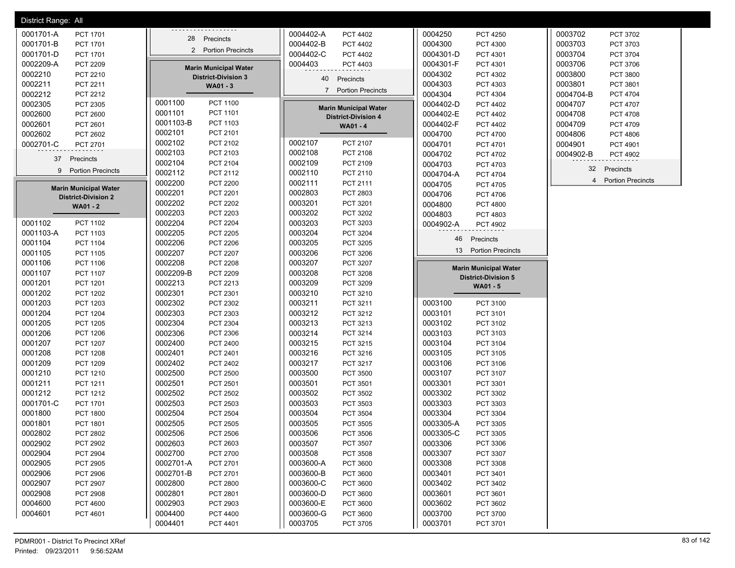District Range: All

| Precinct | Name |
|---|---|
| 0001701-A | PCT 1701 |
| 0001701-B | PCT 1701 |
| 0001701-D | PCT 1701 |
| 0002209-A | PCT 2209 |
| 0002210 | PCT 2210 |
| 0002211 | PCT 2211 |
| 0002212 | PCT 2212 |
| 0002305 | PCT 2305 |
| 0002600 | PCT 2600 |
| 0002601 | PCT 2601 |
| 0002602 | PCT 2602 |
| 0002701-C | PCT 2701 |

37 Precincts

9 Portion Precincts

## Marin Municipal Water District-Division 2

**WA01 - 2**

| Precinct | Name |
|---|---|
| 0001102 | PCT 1102 |
| 0001103-A | PCT 1103 |
| 0001104 | PCT 1104 |
| 0001105 | PCT 1105 |
| 0001106 | PCT 1106 |
| 0001107 | PCT 1107 |
| 0001201 | PCT 1201 |
| 0001202 | PCT 1202 |
| 0001203 | PCT 1203 |
| 0001204 | PCT 1204 |
| 0001205 | PCT 1205 |
| 0001206 | PCT 1206 |
| 0001207 | PCT 1207 |
| 0001208 | PCT 1208 |
| 0001209 | PCT 1209 |
| 0001210 | PCT 1210 |
| 0001211 | PCT 1211 |
| 0001212 | PCT 1212 |
| 0001701-C | PCT 1701 |
| 0001800 | PCT 1800 |
| 0001801 | PCT 1801 |
| 0002802 | PCT 2802 |
| 0002902 | PCT 2902 |
| 0002904 | PCT 2904 |
| 0002905 | PCT 2905 |
| 0002906 | PCT 2906 |
| 0002907 | PCT 2907 |
| 0002908 | PCT 2908 |
| 0004600 | PCT 4600 |
| 0004601 | PCT 4601 |

28 Precincts

2 Portion Precincts

## Marin Municipal Water District-Division 3

**WA01 - 3**

| Precinct | Name |
|---|---|
| 0001100 | PCT 1100 |
| 0001101 | PCT 1101 |
| 0001103-B | PCT 1103 |
| 0002101 | PCT 2101 |
| 0002102 | PCT 2102 |
| 0002103 | PCT 2103 |
| 0002104 | PCT 2104 |
| 0002112 | PCT 2112 |
| 0002200 | PCT 2200 |
| 0002201 | PCT 2201 |
| 0002202 | PCT 2202 |
| 0002203 | PCT 2203 |
| 0002204 | PCT 2204 |
| 0002205 | PCT 2205 |
| 0002206 | PCT 2206 |
| 0002207 | PCT 2207 |
| 0002208 | PCT 2208 |
| 0002209-B | PCT 2209 |
| 0002213 | PCT 2213 |
| 0002301 | PCT 2301 |
| 0002302 | PCT 2302 |
| 0002303 | PCT 2303 |
| 0002304 | PCT 2304 |
| 0002306 | PCT 2306 |
| 0002400 | PCT 2400 |
| 0002401 | PCT 2401 |
| 0002402 | PCT 2402 |
| 0002500 | PCT 2500 |
| 0002501 | PCT 2501 |
| 0002502 | PCT 2502 |
| 0002503 | PCT 2503 |
| 0002504 | PCT 2504 |
| 0002505 | PCT 2505 |
| 0002506 | PCT 2506 |
| 0002603 | PCT 2603 |
| 0002700 | PCT 2700 |
| 0002701-A | PCT 2701 |
| 0002701-B | PCT 2701 |
| 0002800 | PCT 2800 |
| 0002801 | PCT 2801 |
| 0002903 | PCT 2903 |
| 0004400 | PCT 4400 |
| 0004401 | PCT 4401 |
| 0004402-A | PCT 4402 |
| 0004402-B | PCT 4402 |
| 0004402-C | PCT 4402 |
| 0004403 | PCT 4403 |

40 Precincts

7 Portion Precincts

## Marin Municipal Water District-Division 4

**WA01 - 4**

| Precinct | Name |
|---|---|
| 0002107 | PCT 2107 |
| 0002108 | PCT 2108 |
| 0002109 | PCT 2109 |
| 0002110 | PCT 2110 |
| 0002111 | PCT 2111 |
| 0002803 | PCT 2803 |
| 0003201 | PCT 3201 |
| 0003202 | PCT 3202 |
| 0003203 | PCT 3203 |
| 0003204 | PCT 3204 |
| 0003205 | PCT 3205 |
| 0003206 | PCT 3206 |
| 0003207 | PCT 3207 |
| 0003208 | PCT 3208 |
| 0003209 | PCT 3209 |
| 0003210 | PCT 3210 |
| 0003211 | PCT 3211 |
| 0003212 | PCT 3212 |
| 0003213 | PCT 3213 |
| 0003214 | PCT 3214 |
| 0003215 | PCT 3215 |
| 0003216 | PCT 3216 |
| 0003217 | PCT 3217 |
| 0003500 | PCT 3500 |
| 0003501 | PCT 3501 |
| 0003502 | PCT 3502 |
| 0003503 | PCT 3503 |
| 0003504 | PCT 3504 |
| 0003505 | PCT 3505 |
| 0003506 | PCT 3506 |
| 0003507 | PCT 3507 |
| 0003508 | PCT 3508 |
| 0003600-A | PCT 3600 |
| 0003600-B | PCT 3600 |
| 0003600-C | PCT 3600 |
| 0003600-D | PCT 3600 |
| 0003600-E | PCT 3600 |
| 0003600-G | PCT 3600 |
| 0003705 | PCT 3705 |
| 0004250 | PCT 4250 |
| 0004300 | PCT 4300 |
| 0004301-D | PCT 4301 |
| 0004301-F | PCT 4301 |
| 0004302 | PCT 4302 |
| 0004303 | PCT 4303 |
| 0004304 | PCT 4304 |
| 0004402-D | PCT 4402 |
| 0004402-E | PCT 4402 |
| 0004402-F | PCT 4402 |
| 0004700 | PCT 4700 |
| 0004701 | PCT 4701 |
| 0004702 | PCT 4702 |
| 0004703 | PCT 4703 |
| 0004704-A | PCT 4704 |
| 0004705 | PCT 4705 |
| 0004706 | PCT 4706 |
| 0004800 | PCT 4800 |
| 0004803 | PCT 4803 |
| 0004902-A | PCT 4902 |

46 Precincts

13 Portion Precincts

## Marin Municipal Water District-Division 5

**WA01 - 5**

| Precinct | Name |
|---|---|
| 0003100 | PCT 3100 |
| 0003101 | PCT 3101 |
| 0003102 | PCT 3102 |
| 0003103 | PCT 3103 |
| 0003104 | PCT 3104 |
| 0003105 | PCT 3105 |
| 0003106 | PCT 3106 |
| 0003107 | PCT 3107 |
| 0003301 | PCT 3301 |
| 0003302 | PCT 3302 |
| 0003303 | PCT 3303 |
| 0003304 | PCT 3304 |
| 0003305-A | PCT 3305 |
| 0003305-C | PCT 3305 |
| 0003306 | PCT 3306 |
| 0003307 | PCT 3307 |
| 0003308 | PCT 3308 |
| 0003401 | PCT 3401 |
| 0003402 | PCT 3402 |
| 0003601 | PCT 3601 |
| 0003602 | PCT 3602 |
| 0003700 | PCT 3700 |
| 0003701 | PCT 3701 |
| 0003702 | PCT 3702 |
| 0003703 | PCT 3703 |
| 0003704 | PCT 3704 |
| 0003706 | PCT 3706 |
| 0003800 | PCT 3800 |
| 0003801 | PCT 3801 |
| 0004704-B | PCT 4704 |
| 0004707 | PCT 4707 |
| 0004708 | PCT 4708 |
| 0004709 | PCT 4709 |
| 0004806 | PCT 4806 |
| 0004901 | PCT 4901 |
| 0004902-B | PCT 4902 |

32 Precincts

4 Portion Precincts

PDMR001 - District To Precinct XRef

Printed: 09/23/2011 9:56:52AM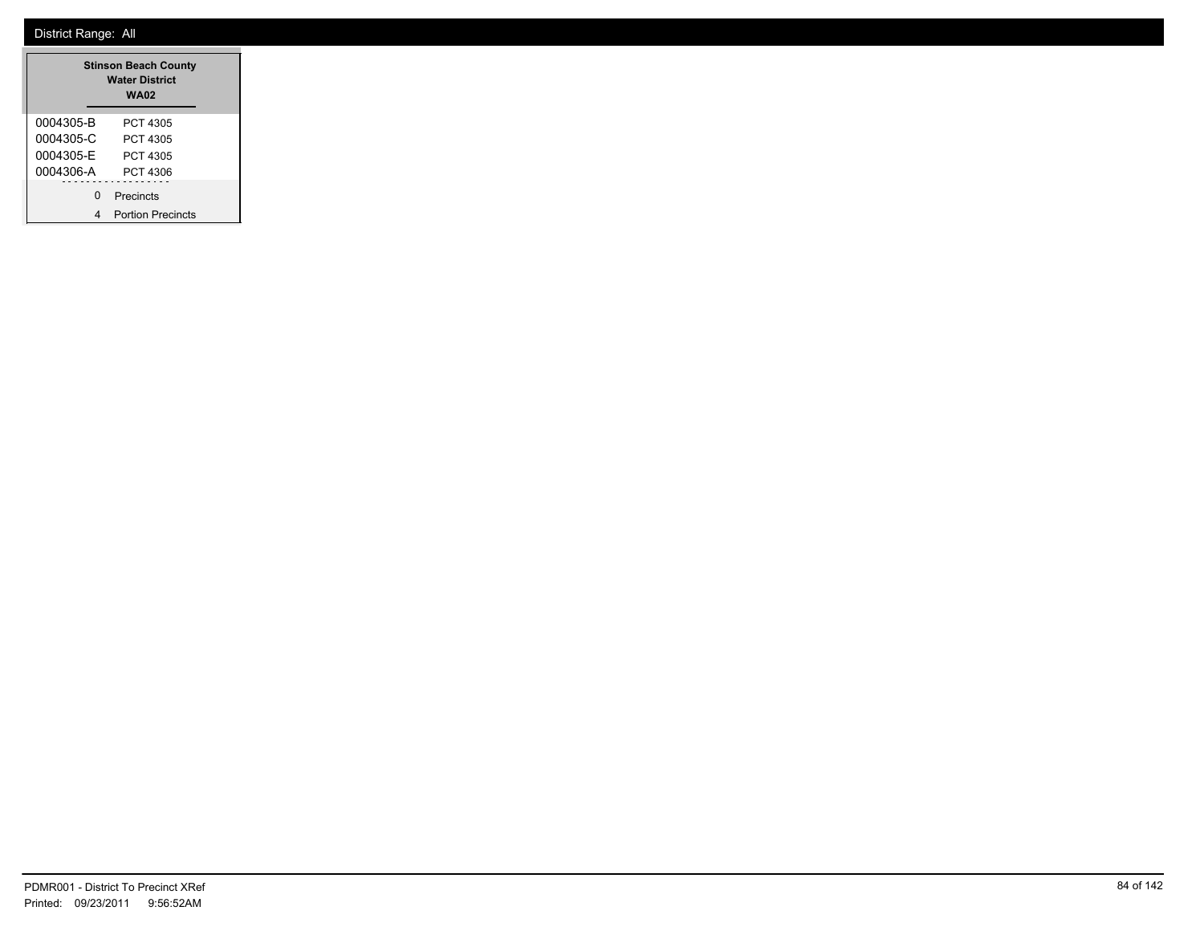District Range: All

**Stinson Beach County Water District**
**WA02**

| | |
|---|---|
| 0004305-B | PCT 4305 |
| 0004305-C | PCT 4305 |
| 0004305-E | PCT 4305 |
| 0004306-A | PCT 4306 |

0 Precincts

4 Portion Precincts

PDMR001 - District To Precinct XRef
Printed: 09/23/2011 9:56:52AM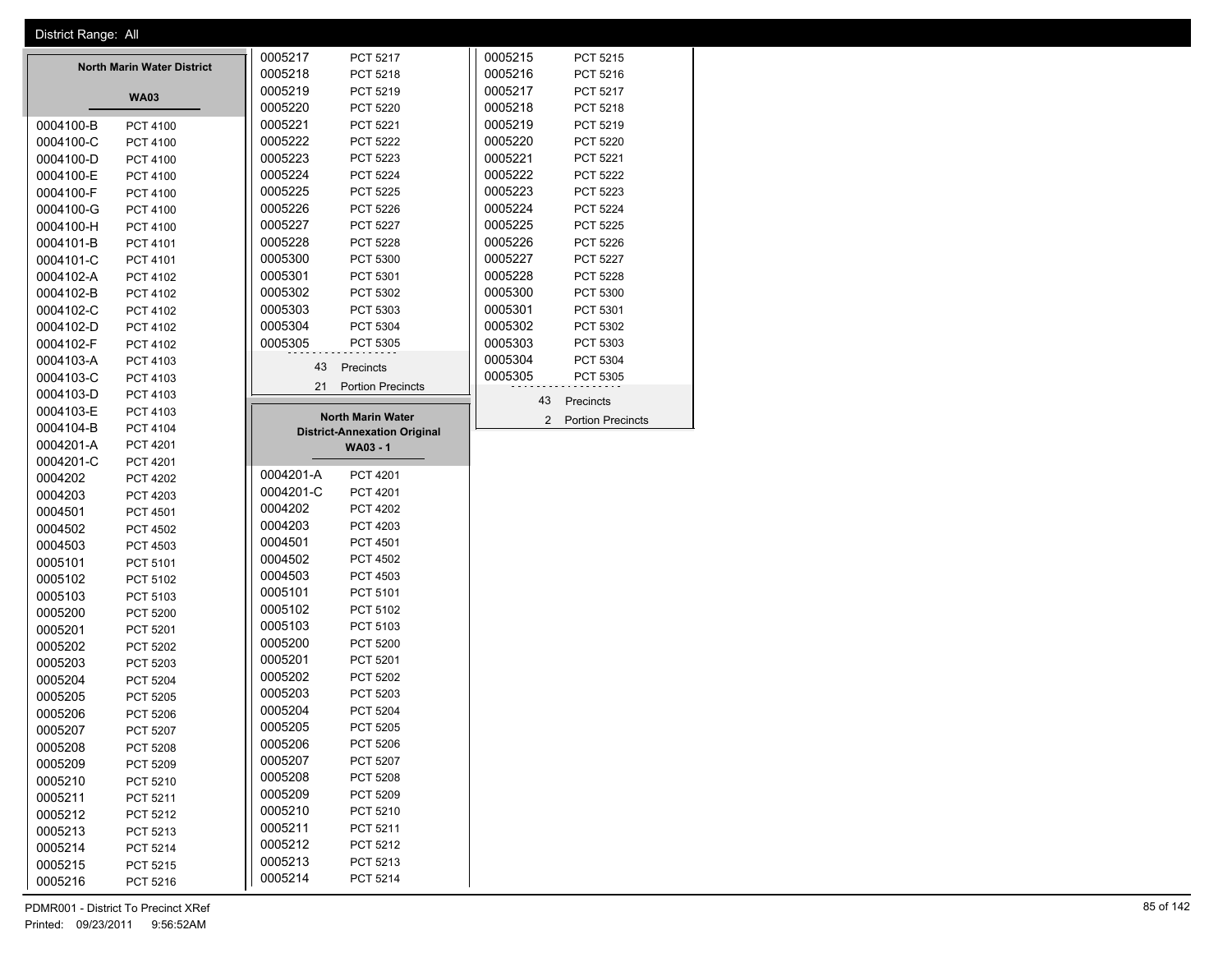District Range: All

## North Marin Water District

### WA03

| | |
|---|---|
| 0004100-B | PCT 4100 |
| 0004100-C | PCT 4100 |
| 0004100-D | PCT 4100 |
| 0004100-E | PCT 4100 |
| 0004100-F | PCT 4100 |
| 0004100-G | PCT 4100 |
| 0004100-H | PCT 4100 |
| 0004101-B | PCT 4101 |
| 0004101-C | PCT 4101 |
| 0004102-A | PCT 4102 |
| 0004102-B | PCT 4102 |
| 0004102-C | PCT 4102 |
| 0004102-D | PCT 4102 |
| 0004102-F | PCT 4102 |
| 0004103-A | PCT 4103 |
| 0004103-C | PCT 4103 |
| 0004103-D | PCT 4103 |
| 0004103-E | PCT 4103 |
| 0004104-B | PCT 4104 |
| 0004201-A | PCT 4201 |
| 0004201-C | PCT 4201 |
| 0004202 | PCT 4202 |
| 0004203 | PCT 4203 |
| 0004501 | PCT 4501 |
| 0004502 | PCT 4502 |
| 0004503 | PCT 4503 |
| 0005101 | PCT 5101 |
| 0005102 | PCT 5102 |
| 0005103 | PCT 5103 |
| 0005200 | PCT 5200 |
| 0005201 | PCT 5201 |
| 0005202 | PCT 5202 |
| 0005203 | PCT 5203 |
| 0005204 | PCT 5204 |
| 0005205 | PCT 5205 |
| 0005206 | PCT 5206 |
| 0005207 | PCT 5207 |
| 0005208 | PCT 5208 |
| 0005209 | PCT 5209 |
| 0005210 | PCT 5210 |
| 0005211 | PCT 5211 |
| 0005212 | PCT 5212 |
| 0005213 | PCT 5213 |
| 0005214 | PCT 5214 |
| 0005215 | PCT 5215 |
| 0005216 | PCT 5216 |
| 0005217 | PCT 5217 |
| 0005218 | PCT 5218 |
| 0005219 | PCT 5219 |
| 0005220 | PCT 5220 |
| 0005221 | PCT 5221 |
| 0005222 | PCT 5222 |
| 0005223 | PCT 5223 |
| 0005224 | PCT 5224 |
| 0005225 | PCT 5225 |
| 0005226 | PCT 5226 |
| 0005227 | PCT 5227 |
| 0005228 | PCT 5228 |
| 0005300 | PCT 5300 |
| 0005301 | PCT 5301 |
| 0005302 | PCT 5302 |
| 0005303 | PCT 5303 |
| 0005304 | PCT 5304 |
| 0005305 | PCT 5305 |

43 Precincts

21 Portion Precincts

## North Marin Water District-Annexation Original

### WA03 - 1

| | |
|---|---|
| 0004201-A | PCT 4201 |
| 0004201-C | PCT 4201 |
| 0004202 | PCT 4202 |
| 0004203 | PCT 4203 |
| 0004501 | PCT 4501 |
| 0004502 | PCT 4502 |
| 0004503 | PCT 4503 |
| 0005101 | PCT 5101 |
| 0005102 | PCT 5102 |
| 0005103 | PCT 5103 |
| 0005200 | PCT 5200 |
| 0005201 | PCT 5201 |
| 0005202 | PCT 5202 |
| 0005203 | PCT 5203 |
| 0005204 | PCT 5204 |
| 0005205 | PCT 5205 |
| 0005206 | PCT 5206 |
| 0005207 | PCT 5207 |
| 0005208 | PCT 5208 |
| 0005209 | PCT 5209 |
| 0005210 | PCT 5210 |
| 0005211 | PCT 5211 |
| 0005212 | PCT 5212 |
| 0005213 | PCT 5213 |
| 0005214 | PCT 5214 |
| 0005215 | PCT 5215 |
| 0005216 | PCT 5216 |
| 0005217 | PCT 5217 |
| 0005218 | PCT 5218 |
| 0005219 | PCT 5219 |
| 0005220 | PCT 5220 |
| 0005221 | PCT 5221 |
| 0005222 | PCT 5222 |
| 0005223 | PCT 5223 |
| 0005224 | PCT 5224 |
| 0005225 | PCT 5225 |
| 0005226 | PCT 5226 |
| 0005227 | PCT 5227 |
| 0005228 | PCT 5228 |
| 0005300 | PCT 5300 |
| 0005301 | PCT 5301 |
| 0005302 | PCT 5302 |
| 0005303 | PCT 5303 |
| 0005304 | PCT 5304 |
| 0005305 | PCT 5305 |

43 Precincts

2 Portion Precincts

PDMR001 - District To Precinct XRef

Printed: 09/23/2011 9:56:52AM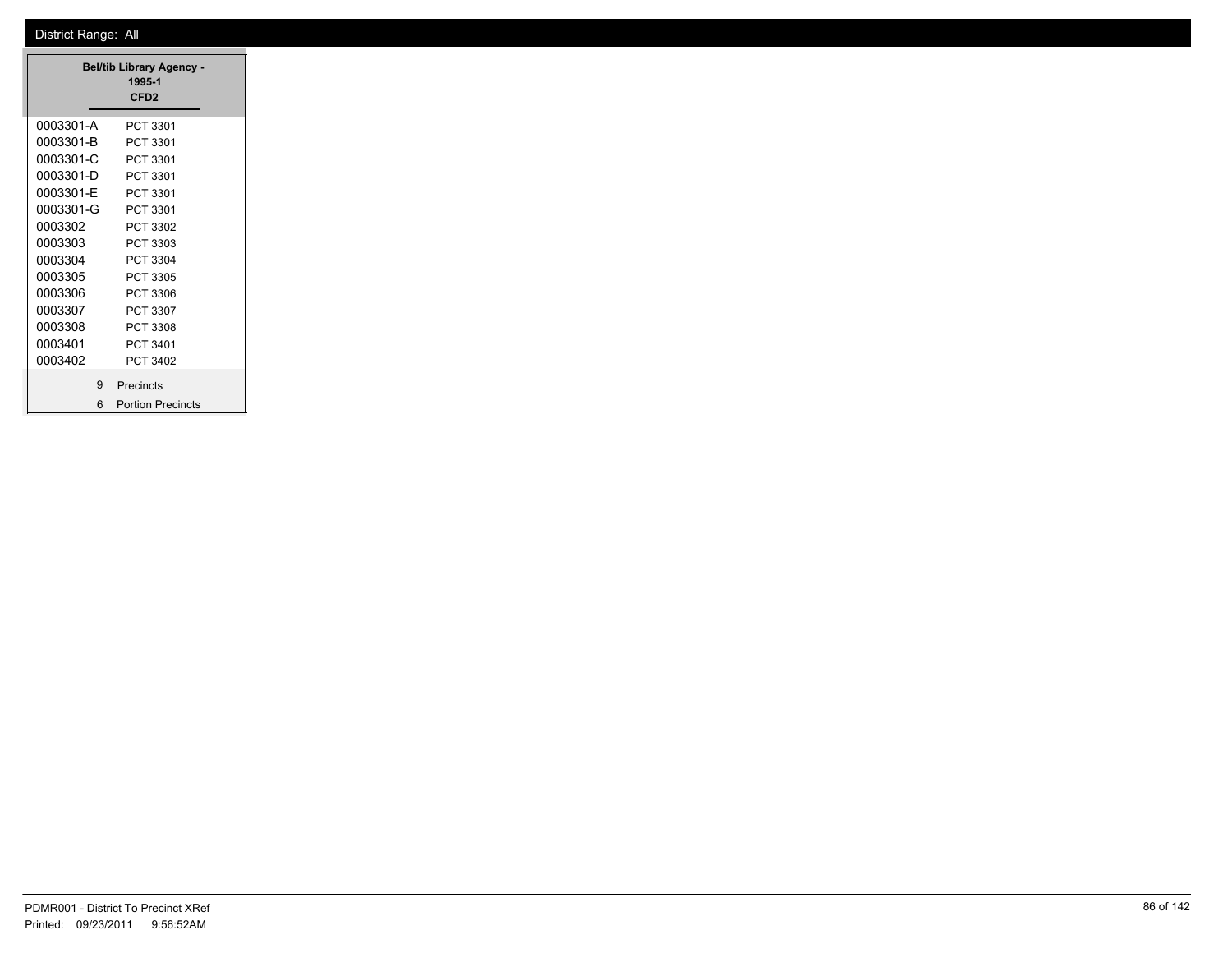District Range: All

**Bel/tib Library Agency - 1995-1 CFD2**

| | |
|---|---|
| 0003301-A | PCT 3301 |
| 0003301-B | PCT 3301 |
| 0003301-C | PCT 3301 |
| 0003301-D | PCT 3301 |
| 0003301-E | PCT 3301 |
| 0003301-G | PCT 3301 |
| 0003302 | PCT 3302 |
| 0003303 | PCT 3303 |
| 0003304 | PCT 3304 |
| 0003305 | PCT 3305 |
| 0003306 | PCT 3306 |
| 0003307 | PCT 3307 |
| 0003308 | PCT 3308 |
| 0003401 | PCT 3401 |
| 0003402 | PCT 3402 |

9 Precincts

6 Portion Precincts

PDMR001 - District To Precinct XRef

Printed: 09/23/2011 9:56:52AM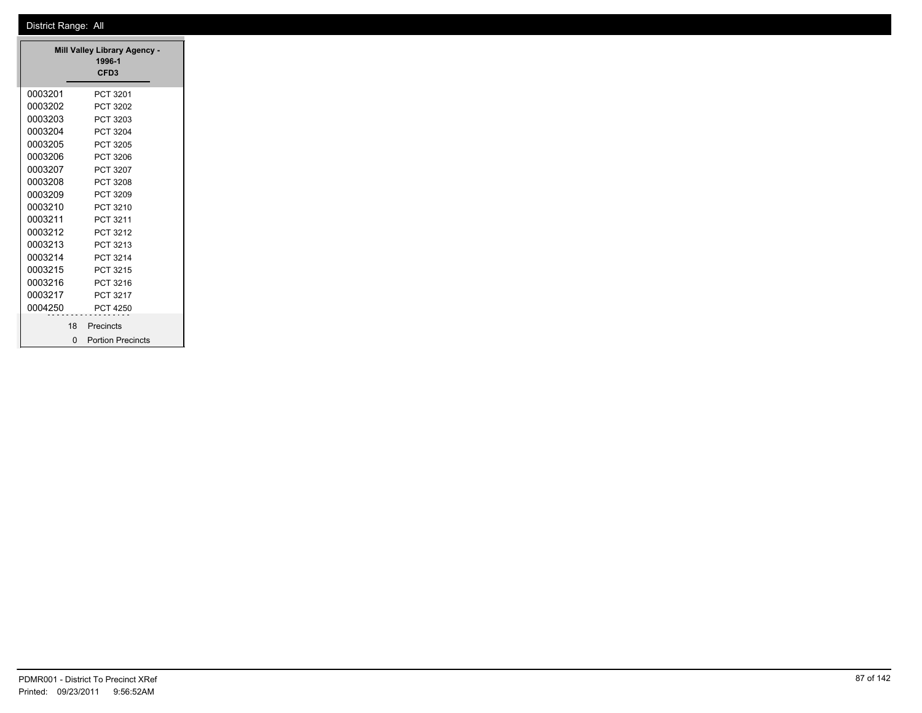District Range: All

| Mill Valley Library Agency - 1996-1 CFD3 | |
|---|---|
| 0003201 | PCT 3201 |
| 0003202 | PCT 3202 |
| 0003203 | PCT 3203 |
| 0003204 | PCT 3204 |
| 0003205 | PCT 3205 |
| 0003206 | PCT 3206 |
| 0003207 | PCT 3207 |
| 0003208 | PCT 3208 |
| 0003209 | PCT 3209 |
| 0003210 | PCT 3210 |
| 0003211 | PCT 3211 |
| 0003212 | PCT 3212 |
| 0003213 | PCT 3213 |
| 0003214 | PCT 3214 |
| 0003215 | PCT 3215 |
| 0003216 | PCT 3216 |
| 0003217 | PCT 3217 |
| 0004250 | PCT 4250 |
| 18 | Precincts |
| 0 | Portion Precincts |

PDMR001 - District To Precinct XRef
Printed: 09/23/2011 9:56:52AM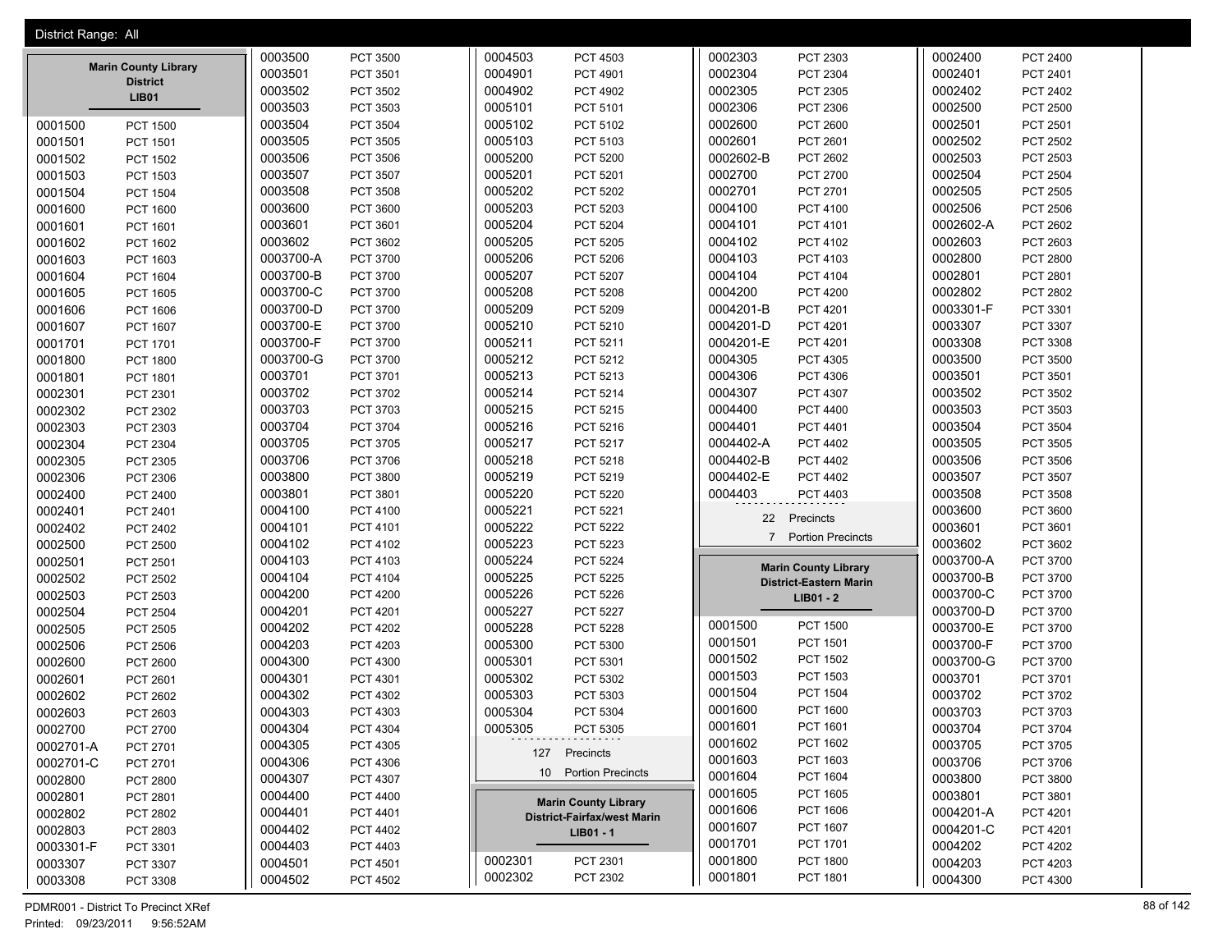District Range: All

## Marin County Library District

**LIB01**

| Precinct | Name |
|---|---|
| 0001500 | PCT 1500 |
| 0001501 | PCT 1501 |
| 0001502 | PCT 1502 |
| 0001503 | PCT 1503 |
| 0001504 | PCT 1504 |
| 0001600 | PCT 1600 |
| 0001601 | PCT 1601 |
| 0001602 | PCT 1602 |
| 0001603 | PCT 1603 |
| 0001604 | PCT 1604 |
| 0001605 | PCT 1605 |
| 0001606 | PCT 1606 |
| 0001607 | PCT 1607 |
| 0001701 | PCT 1701 |
| 0001800 | PCT 1800 |
| 0001801 | PCT 1801 |
| 0002301 | PCT 2301 |
| 0002302 | PCT 2302 |
| 0002303 | PCT 2303 |
| 0002304 | PCT 2304 |
| 0002305 | PCT 2305 |
| 0002306 | PCT 2306 |
| 0002400 | PCT 2400 |
| 0002401 | PCT 2401 |
| 0002402 | PCT 2402 |
| 0002500 | PCT 2500 |
| 0002501 | PCT 2501 |
| 0002502 | PCT 2502 |
| 0002503 | PCT 2503 |
| 0002504 | PCT 2504 |
| 0002505 | PCT 2505 |
| 0002506 | PCT 2506 |
| 0002600 | PCT 2600 |
| 0002601 | PCT 2601 |
| 0002602 | PCT 2602 |
| 0002603 | PCT 2603 |
| 0002700 | PCT 2700 |
| 0002701-A | PCT 2701 |
| 0002701-C | PCT 2701 |
| 0002800 | PCT 2800 |
| 0002801 | PCT 2801 |
| 0002802 | PCT 2802 |
| 0002803 | PCT 2803 |
| 0003301-F | PCT 3301 |
| 0003307 | PCT 3307 |
| 0003308 | PCT 3308 |
| 0003500 | PCT 3500 |
| 0003501 | PCT 3501 |
| 0003502 | PCT 3502 |
| 0003503 | PCT 3503 |
| 0003504 | PCT 3504 |
| 0003505 | PCT 3505 |
| 0003506 | PCT 3506 |
| 0003507 | PCT 3507 |
| 0003508 | PCT 3508 |
| 0003600 | PCT 3600 |
| 0003601 | PCT 3601 |
| 0003602 | PCT 3602 |
| 0003700-A | PCT 3700 |
| 0003700-B | PCT 3700 |
| 0003700-C | PCT 3700 |
| 0003700-D | PCT 3700 |
| 0003700-E | PCT 3700 |
| 0003700-F | PCT 3700 |
| 0003700-G | PCT 3700 |
| 0003701 | PCT 3701 |
| 0003702 | PCT 3702 |
| 0003703 | PCT 3703 |
| 0003704 | PCT 3704 |
| 0003705 | PCT 3705 |
| 0003706 | PCT 3706 |
| 0003800 | PCT 3800 |
| 0003801 | PCT 3801 |
| 0004100 | PCT 4100 |
| 0004101 | PCT 4101 |
| 0004102 | PCT 4102 |
| 0004103 | PCT 4103 |
| 0004104 | PCT 4104 |
| 0004200 | PCT 4200 |
| 0004201 | PCT 4201 |
| 0004202 | PCT 4202 |
| 0004203 | PCT 4203 |
| 0004300 | PCT 4300 |
| 0004301 | PCT 4301 |
| 0004302 | PCT 4302 |
| 0004303 | PCT 4303 |
| 0004304 | PCT 4304 |
| 0004305 | PCT 4305 |
| 0004306 | PCT 4306 |
| 0004307 | PCT 4307 |
| 0004400 | PCT 4400 |
| 0004401 | PCT 4401 |
| 0004402 | PCT 4402 |
| 0004403 | PCT 4403 |
| 0004501 | PCT 4501 |
| 0004502 | PCT 4502 |
| 0004503 | PCT 4503 |
| 0004901 | PCT 4901 |
| 0004902 | PCT 4902 |
| 0005101 | PCT 5101 |
| 0005102 | PCT 5102 |
| 0005103 | PCT 5103 |
| 0005200 | PCT 5200 |
| 0005201 | PCT 5201 |
| 0005202 | PCT 5202 |
| 0005203 | PCT 5203 |
| 0005204 | PCT 5204 |
| 0005205 | PCT 5205 |
| 0005206 | PCT 5206 |
| 0005207 | PCT 5207 |
| 0005208 | PCT 5208 |
| 0005209 | PCT 5209 |
| 0005210 | PCT 5210 |
| 0005211 | PCT 5211 |
| 0005212 | PCT 5212 |
| 0005213 | PCT 5213 |
| 0005214 | PCT 5214 |
| 0005215 | PCT 5215 |
| 0005216 | PCT 5216 |
| 0005217 | PCT 5217 |
| 0005218 | PCT 5218 |
| 0005219 | PCT 5219 |
| 0005220 | PCT 5220 |
| 0005221 | PCT 5221 |
| 0005222 | PCT 5222 |
| 0005223 | PCT 5223 |
| 0005224 | PCT 5224 |
| 0005225 | PCT 5225 |
| 0005226 | PCT 5226 |
| 0005227 | PCT 5227 |
| 0005228 | PCT 5228 |
| 0005300 | PCT 5300 |
| 0005301 | PCT 5301 |
| 0005302 | PCT 5302 |
| 0005303 | PCT 5303 |
| 0005304 | PCT 5304 |
| 0005305 | PCT 5305 |

127 Precincts
10 Portion Precincts

## Marin County Library District-Fairfax/west Marin

**LIB01 - 1**

| Precinct | Name |
|---|---|
| 0002301 | PCT 2301 |
| 0002302 | PCT 2302 |
| 0002303 | PCT 2303 |
| 0002304 | PCT 2304 |
| 0002305 | PCT 2305 |
| 0002306 | PCT 2306 |
| 0002600 | PCT 2600 |
| 0002601 | PCT 2601 |
| 0002602-B | PCT 2602 |
| 0002700 | PCT 2700 |
| 0002701 | PCT 2701 |
| 0004100 | PCT 4100 |
| 0004101 | PCT 4101 |
| 0004102 | PCT 4102 |
| 0004103 | PCT 4103 |
| 0004104 | PCT 4104 |
| 0004200 | PCT 4200 |
| 0004201-B | PCT 4201 |
| 0004201-D | PCT 4201 |
| 0004201-E | PCT 4201 |
| 0004305 | PCT 4305 |
| 0004306 | PCT 4306 |
| 0004307 | PCT 4307 |
| 0004400 | PCT 4400 |
| 0004401 | PCT 4401 |
| 0004402-A | PCT 4402 |
| 0004402-B | PCT 4402 |
| 0004402-E | PCT 4402 |
| 0004403 | PCT 4403 |

22 Precincts
7 Portion Precincts

## Marin County Library District-Eastern Marin

**LIB01 - 2**

| Precinct | Name |
|---|---|
| 0001500 | PCT 1500 |
| 0001501 | PCT 1501 |
| 0001502 | PCT 1502 |
| 0001503 | PCT 1503 |
| 0001504 | PCT 1504 |
| 0001600 | PCT 1600 |
| 0001601 | PCT 1601 |
| 0001602 | PCT 1602 |
| 0001603 | PCT 1603 |
| 0001604 | PCT 1604 |
| 0001605 | PCT 1605 |
| 0001606 | PCT 1606 |
| 0001607 | PCT 1607 |
| 0001701 | PCT 1701 |
| 0001800 | PCT 1800 |
| 0001801 | PCT 1801 |
| 0002400 | PCT 2400 |
| 0002401 | PCT 2401 |
| 0002402 | PCT 2402 |
| 0002500 | PCT 2500 |
| 0002501 | PCT 2501 |
| 0002502 | PCT 2502 |
| 0002503 | PCT 2503 |
| 0002504 | PCT 2504 |
| 0002505 | PCT 2505 |
| 0002506 | PCT 2506 |
| 0002602-A | PCT 2602 |
| 0002603 | PCT 2603 |
| 0002800 | PCT 2800 |
| 0002801 | PCT 2801 |
| 0002802 | PCT 2802 |
| 0003301-F | PCT 3301 |
| 0003307 | PCT 3307 |
| 0003308 | PCT 3308 |
| 0003500 | PCT 3500 |
| 0003501 | PCT 3501 |
| 0003502 | PCT 3502 |
| 0003503 | PCT 3503 |
| 0003504 | PCT 3504 |
| 0003505 | PCT 3505 |
| 0003506 | PCT 3506 |
| 0003507 | PCT 3507 |
| 0003508 | PCT 3508 |
| 0003600 | PCT 3600 |
| 0003601 | PCT 3601 |
| 0003602 | PCT 3602 |
| 0003700-A | PCT 3700 |
| 0003700-B | PCT 3700 |
| 0003700-C | PCT 3700 |
| 0003700-D | PCT 3700 |
| 0003700-E | PCT 3700 |
| 0003700-F | PCT 3700 |
| 0003700-G | PCT 3700 |
| 0003701 | PCT 3701 |
| 0003702 | PCT 3702 |
| 0003703 | PCT 3703 |
| 0003704 | PCT 3704 |
| 0003705 | PCT 3705 |
| 0003706 | PCT 3706 |
| 0003800 | PCT 3800 |
| 0003801 | PCT 3801 |
| 0004201-A | PCT 4201 |
| 0004201-C | PCT 4201 |
| 0004202 | PCT 4202 |
| 0004203 | PCT 4203 |
| 0004300 | PCT 4300 |

PDMR001 - District To Precinct XRef
Printed: 09/23/2011 9:56:52AM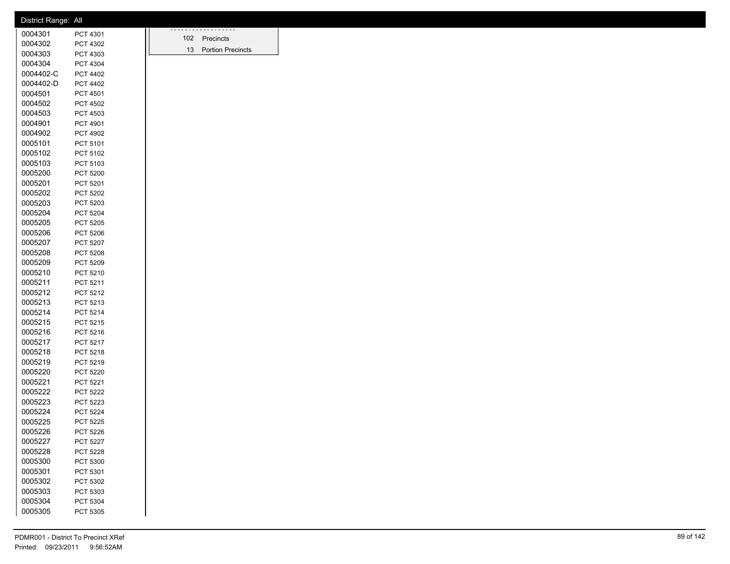District Range: All

| District | Precinct |
| --- | --- |
| 0004301 | PCT 4301 |
| 0004302 | PCT 4302 |
| 0004303 | PCT 4303 |
| 0004304 | PCT 4304 |
| 0004402-C | PCT 4402 |
| 0004402-D | PCT 4402 |
| 0004501 | PCT 4501 |
| 0004502 | PCT 4502 |
| 0004503 | PCT 4503 |
| 0004901 | PCT 4901 |
| 0004902 | PCT 4902 |
| 0005101 | PCT 5101 |
| 0005102 | PCT 5102 |
| 0005103 | PCT 5103 |
| 0005200 | PCT 5200 |
| 0005201 | PCT 5201 |
| 0005202 | PCT 5202 |
| 0005203 | PCT 5203 |
| 0005204 | PCT 5204 |
| 0005205 | PCT 5205 |
| 0005206 | PCT 5206 |
| 0005207 | PCT 5207 |
| 0005208 | PCT 5208 |
| 0005209 | PCT 5209 |
| 0005210 | PCT 5210 |
| 0005211 | PCT 5211 |
| 0005212 | PCT 5212 |
| 0005213 | PCT 5213 |
| 0005214 | PCT 5214 |
| 0005215 | PCT 5215 |
| 0005216 | PCT 5216 |
| 0005217 | PCT 5217 |
| 0005218 | PCT 5218 |
| 0005219 | PCT 5219 |
| 0005220 | PCT 5220 |
| 0005221 | PCT 5221 |
| 0005222 | PCT 5222 |
| 0005223 | PCT 5223 |
| 0005224 | PCT 5224 |
| 0005225 | PCT 5225 |
| 0005226 | PCT 5226 |
| 0005227 | PCT 5227 |
| 0005228 | PCT 5228 |
| 0005300 | PCT 5300 |
| 0005301 | PCT 5301 |
| 0005302 | PCT 5302 |
| 0005303 | PCT 5303 |
| 0005304 | PCT 5304 |
| 0005305 | PCT 5305 |

| Count | Type |
| --- | --- |
| 102 | Precincts |
| 13 | Portion Precincts |

PDMR001 - District To Precinct XRef

Printed: 09/23/2011 9:56:52AM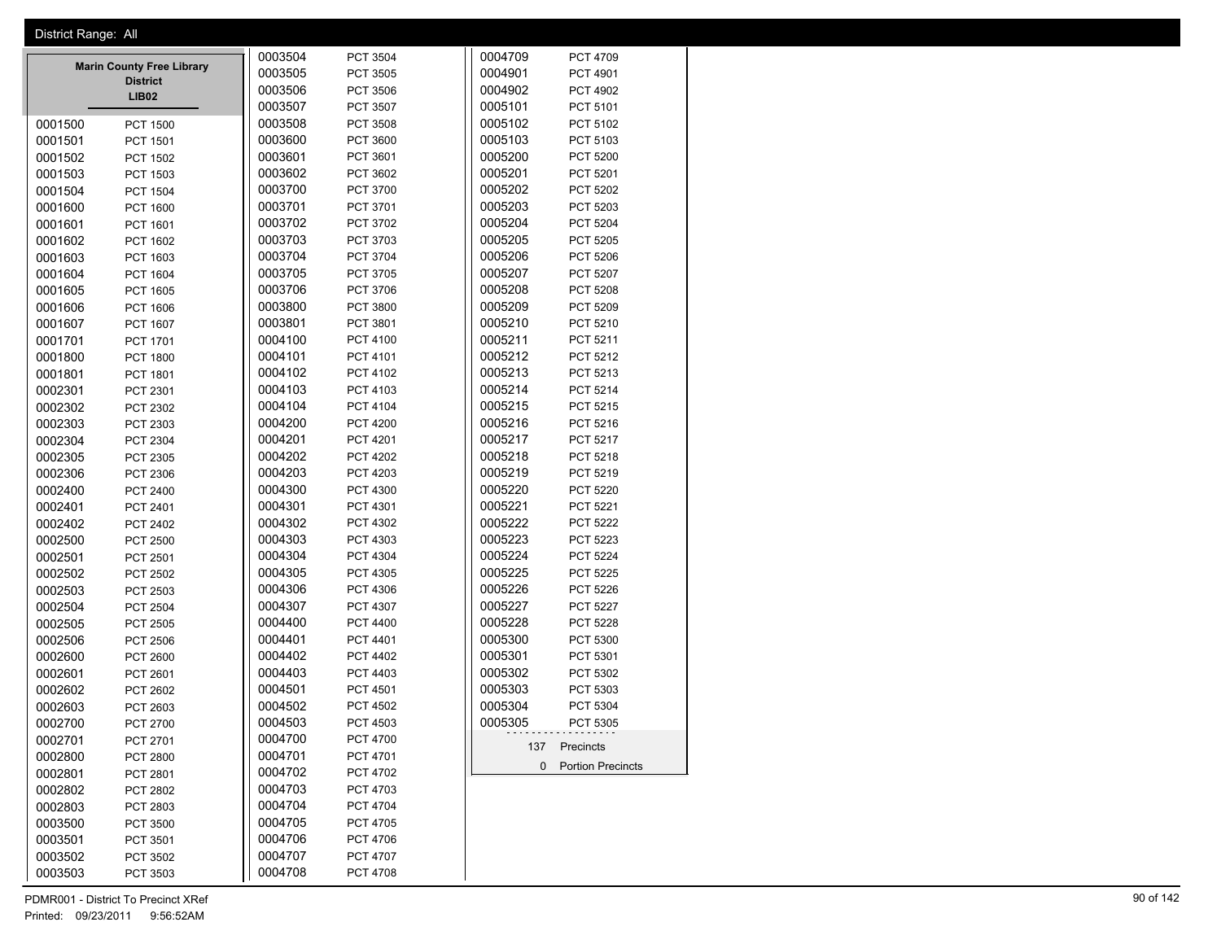District Range: All

**Marin County Free Library District**
**LIB02**

| Precinct | Name |
|---|---|
| 0001500 | PCT 1500 |
| 0001501 | PCT 1501 |
| 0001502 | PCT 1502 |
| 0001503 | PCT 1503 |
| 0001504 | PCT 1504 |
| 0001600 | PCT 1600 |
| 0001601 | PCT 1601 |
| 0001602 | PCT 1602 |
| 0001603 | PCT 1603 |
| 0001604 | PCT 1604 |
| 0001605 | PCT 1605 |
| 0001606 | PCT 1606 |
| 0001607 | PCT 1607 |
| 0001701 | PCT 1701 |
| 0001800 | PCT 1800 |
| 0001801 | PCT 1801 |
| 0002301 | PCT 2301 |
| 0002302 | PCT 2302 |
| 0002303 | PCT 2303 |
| 0002304 | PCT 2304 |
| 0002305 | PCT 2305 |
| 0002306 | PCT 2306 |
| 0002400 | PCT 2400 |
| 0002401 | PCT 2401 |
| 0002402 | PCT 2402 |
| 0002500 | PCT 2500 |
| 0002501 | PCT 2501 |
| 0002502 | PCT 2502 |
| 0002503 | PCT 2503 |
| 0002504 | PCT 2504 |
| 0002505 | PCT 2505 |
| 0002506 | PCT 2506 |
| 0002600 | PCT 2600 |
| 0002601 | PCT 2601 |
| 0002602 | PCT 2602 |
| 0002603 | PCT 2603 |
| 0002700 | PCT 2700 |
| 0002701 | PCT 2701 |
| 0002800 | PCT 2800 |
| 0002801 | PCT 2801 |
| 0002802 | PCT 2802 |
| 0002803 | PCT 2803 |
| 0003500 | PCT 3500 |
| 0003501 | PCT 3501 |
| 0003502 | PCT 3502 |
| 0003503 | PCT 3503 |
| 0003504 | PCT 3504 |
| 0003505 | PCT 3505 |
| 0003506 | PCT 3506 |
| 0003507 | PCT 3507 |
| 0003508 | PCT 3508 |
| 0003600 | PCT 3600 |
| 0003601 | PCT 3601 |
| 0003602 | PCT 3602 |
| 0003700 | PCT 3700 |
| 0003701 | PCT 3701 |
| 0003702 | PCT 3702 |
| 0003703 | PCT 3703 |
| 0003704 | PCT 3704 |
| 0003705 | PCT 3705 |
| 0003706 | PCT 3706 |
| 0003800 | PCT 3800 |
| 0003801 | PCT 3801 |
| 0004100 | PCT 4100 |
| 0004101 | PCT 4101 |
| 0004102 | PCT 4102 |
| 0004103 | PCT 4103 |
| 0004104 | PCT 4104 |
| 0004200 | PCT 4200 |
| 0004201 | PCT 4201 |
| 0004202 | PCT 4202 |
| 0004203 | PCT 4203 |
| 0004300 | PCT 4300 |
| 0004301 | PCT 4301 |
| 0004302 | PCT 4302 |
| 0004303 | PCT 4303 |
| 0004304 | PCT 4304 |
| 0004305 | PCT 4305 |
| 0004306 | PCT 4306 |
| 0004307 | PCT 4307 |
| 0004400 | PCT 4400 |
| 0004401 | PCT 4401 |
| 0004402 | PCT 4402 |
| 0004403 | PCT 4403 |
| 0004501 | PCT 4501 |
| 0004502 | PCT 4502 |
| 0004503 | PCT 4503 |
| 0004700 | PCT 4700 |
| 0004701 | PCT 4701 |
| 0004702 | PCT 4702 |
| 0004703 | PCT 4703 |
| 0004704 | PCT 4704 |
| 0004705 | PCT 4705 |
| 0004706 | PCT 4706 |
| 0004707 | PCT 4707 |
| 0004708 | PCT 4708 |
| 0004709 | PCT 4709 |
| 0004901 | PCT 4901 |
| 0004902 | PCT 4902 |
| 0005101 | PCT 5101 |
| 0005102 | PCT 5102 |
| 0005103 | PCT 5103 |
| 0005200 | PCT 5200 |
| 0005201 | PCT 5201 |
| 0005202 | PCT 5202 |
| 0005203 | PCT 5203 |
| 0005204 | PCT 5204 |
| 0005205 | PCT 5205 |
| 0005206 | PCT 5206 |
| 0005207 | PCT 5207 |
| 0005208 | PCT 5208 |
| 0005209 | PCT 5209 |
| 0005210 | PCT 5210 |
| 0005211 | PCT 5211 |
| 0005212 | PCT 5212 |
| 0005213 | PCT 5213 |
| 0005214 | PCT 5214 |
| 0005215 | PCT 5215 |
| 0005216 | PCT 5216 |
| 0005217 | PCT 5217 |
| 0005218 | PCT 5218 |
| 0005219 | PCT 5219 |
| 0005220 | PCT 5220 |
| 0005221 | PCT 5221 |
| 0005222 | PCT 5222 |
| 0005223 | PCT 5223 |
| 0005224 | PCT 5224 |
| 0005225 | PCT 5225 |
| 0005226 | PCT 5226 |
| 0005227 | PCT 5227 |
| 0005228 | PCT 5228 |
| 0005300 | PCT 5300 |
| 0005301 | PCT 5301 |
| 0005302 | PCT 5302 |
| 0005303 | PCT 5303 |
| 0005304 | PCT 5304 |
| 0005305 | PCT 5305 |

137 Precincts
0 Portion Precincts

PDMR001 - District To Precinct XRef
Printed: 09/23/2011 9:56:52AM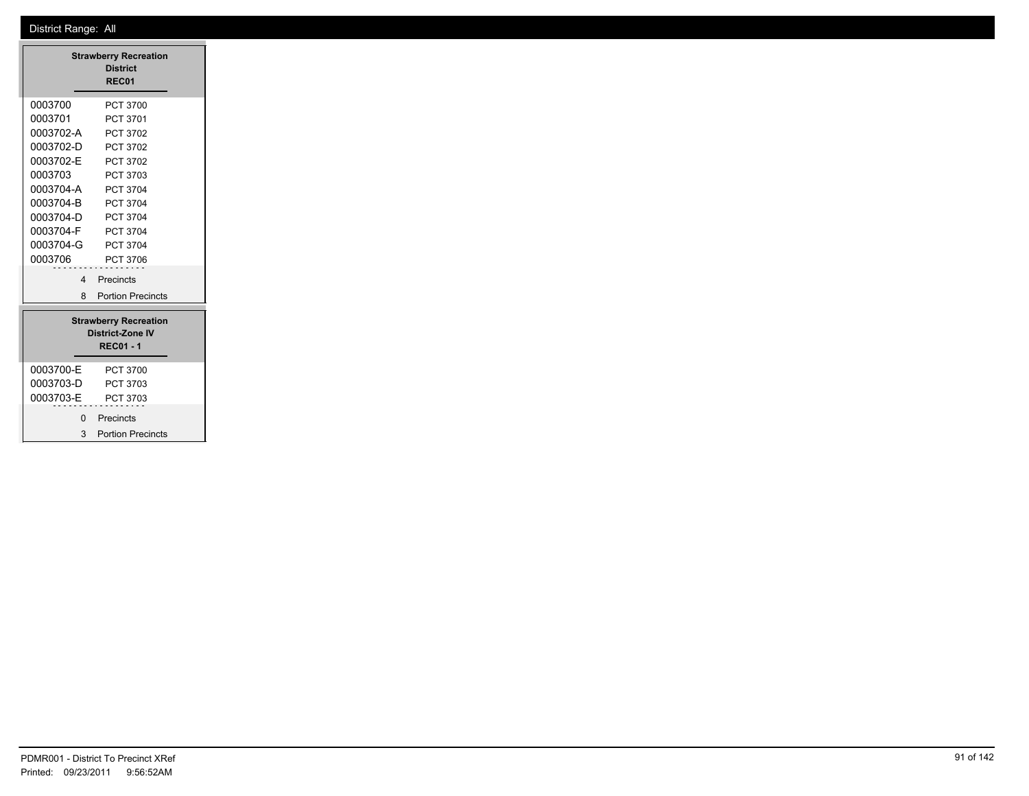District Range: All

## Strawberry Recreation District
**REC01**

| | |
|---|---|
| 0003700 | PCT 3700 |
| 0003701 | PCT 3701 |
| 0003702-A | PCT 3702 |
| 0003702-D | PCT 3702 |
| 0003702-E | PCT 3702 |
| 0003703 | PCT 3703 |
| 0003704-A | PCT 3704 |
| 0003704-B | PCT 3704 |
| 0003704-D | PCT 3704 |
| 0003704-F | PCT 3704 |
| 0003704-G | PCT 3704 |
| 0003706 | PCT 3706 |

4 Precincts
8 Portion Precincts

## Strawberry Recreation District-Zone IV
**REC01 - 1**

| | |
|---|---|
| 0003700-E | PCT 3700 |
| 0003703-D | PCT 3703 |
| 0003703-E | PCT 3703 |

0 Precincts
3 Portion Precincts

PDMR001 - District To Precinct XRef
Printed: 09/23/2011 9:56:52AM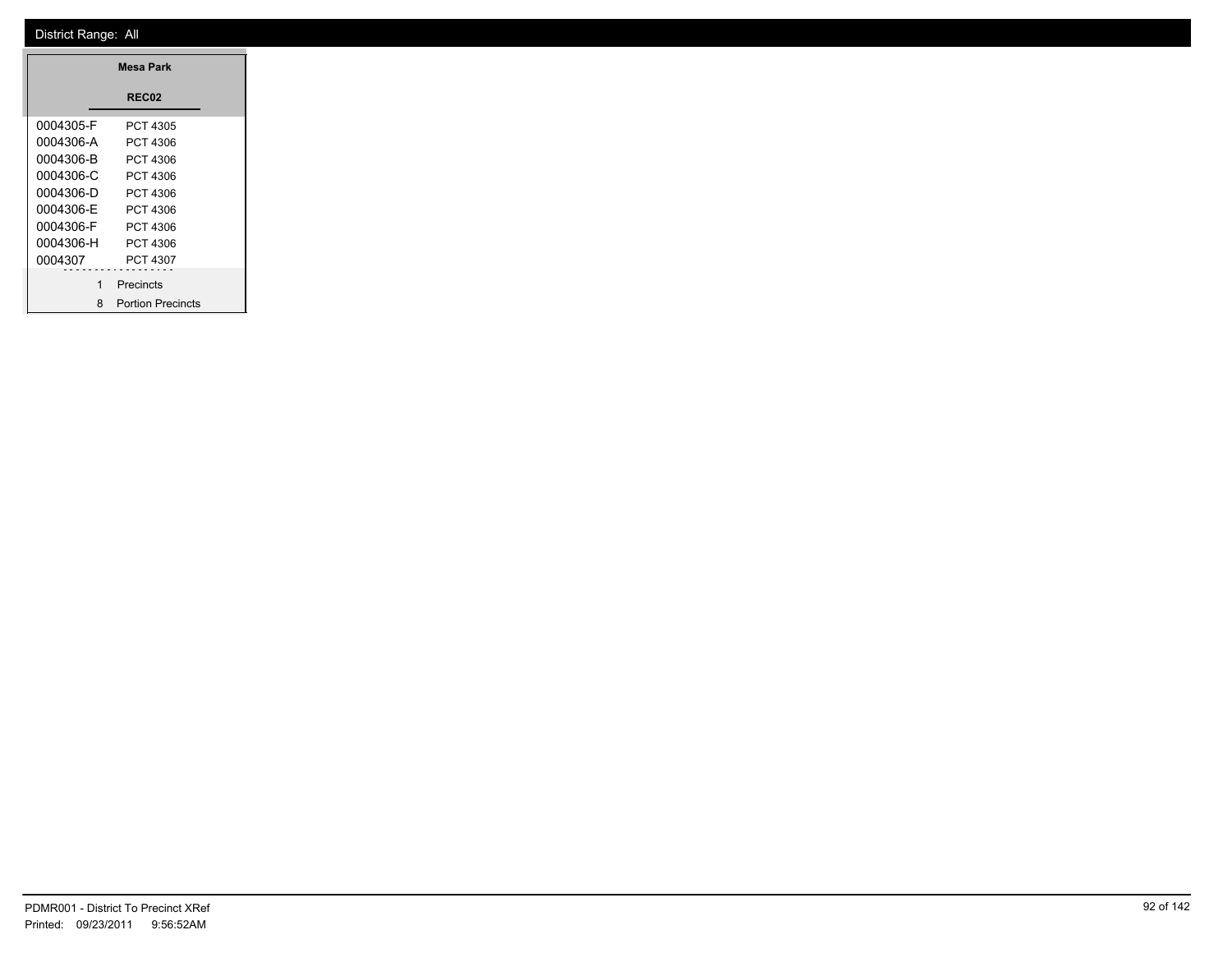District Range: All

**Mesa Park**

**REC02**

| | |
|---|---|
| 0004305-F | PCT 4305 |
| 0004306-A | PCT 4306 |
| 0004306-B | PCT 4306 |
| 0004306-C | PCT 4306 |
| 0004306-D | PCT 4306 |
| 0004306-E | PCT 4306 |
| 0004306-F | PCT 4306 |
| 0004306-H | PCT 4306 |
| 0004307 | PCT 4307 |

1 Precincts

8 Portion Precincts

PDMR001 - District To Precinct XRef

Printed: 09/23/2011 9:56:52AM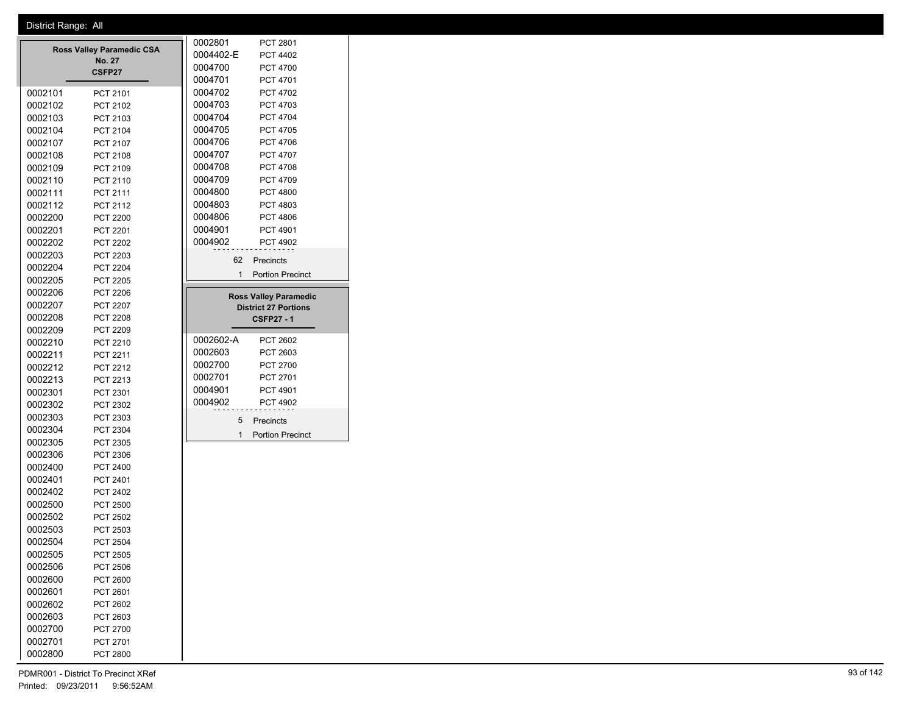District Range: All

## Ross Valley Paramedic CSA No. 27
### CSFP27

| District | Precinct |
|---|---|
| 0002101 | PCT 2101 |
| 0002102 | PCT 2102 |
| 0002103 | PCT 2103 |
| 0002104 | PCT 2104 |
| 0002107 | PCT 2107 |
| 0002108 | PCT 2108 |
| 0002109 | PCT 2109 |
| 0002110 | PCT 2110 |
| 0002111 | PCT 2111 |
| 0002112 | PCT 2112 |
| 0002200 | PCT 2200 |
| 0002201 | PCT 2201 |
| 0002202 | PCT 2202 |
| 0002203 | PCT 2203 |
| 0002204 | PCT 2204 |
| 0002205 | PCT 2205 |
| 0002206 | PCT 2206 |
| 0002207 | PCT 2207 |
| 0002208 | PCT 2208 |
| 0002209 | PCT 2209 |
| 0002210 | PCT 2210 |
| 0002211 | PCT 2211 |
| 0002212 | PCT 2212 |
| 0002213 | PCT 2213 |
| 0002301 | PCT 2301 |
| 0002302 | PCT 2302 |
| 0002303 | PCT 2303 |
| 0002304 | PCT 2304 |
| 0002305 | PCT 2305 |
| 0002306 | PCT 2306 |
| 0002400 | PCT 2400 |
| 0002401 | PCT 2401 |
| 0002402 | PCT 2402 |
| 0002500 | PCT 2500 |
| 0002502 | PCT 2502 |
| 0002503 | PCT 2503 |
| 0002504 | PCT 2504 |
| 0002505 | PCT 2505 |
| 0002506 | PCT 2506 |
| 0002600 | PCT 2600 |
| 0002601 | PCT 2601 |
| 0002602 | PCT 2602 |
| 0002603 | PCT 2603 |
| 0002700 | PCT 2700 |
| 0002701 | PCT 2701 |
| 0002800 | PCT 2800 |
| 0002801 | PCT 2801 |
| 0004402-E | PCT 4402 |
| 0004700 | PCT 4700 |
| 0004701 | PCT 4701 |
| 0004702 | PCT 4702 |
| 0004703 | PCT 4703 |
| 0004704 | PCT 4704 |
| 0004705 | PCT 4705 |
| 0004706 | PCT 4706 |
| 0004707 | PCT 4707 |
| 0004708 | PCT 4708 |
| 0004709 | PCT 4709 |
| 0004800 | PCT 4800 |
| 0004803 | PCT 4803 |
| 0004806 | PCT 4806 |
| 0004901 | PCT 4901 |
| 0004902 | PCT 4902 |

62 Precincts
1 Portion Precinct

## Ross Valley Paramedic District 27 Portions
### CSFP27 - 1

| District | Precinct |
|---|---|
| 0002602-A | PCT 2602 |
| 0002603 | PCT 2603 |
| 0002700 | PCT 2700 |
| 0002701 | PCT 2701 |
| 0004901 | PCT 4901 |
| 0004902 | PCT 4902 |

5 Precincts
1 Portion Precinct

PDMR001 - District To Precinct XRef
Printed: 09/23/2011 9:56:52AM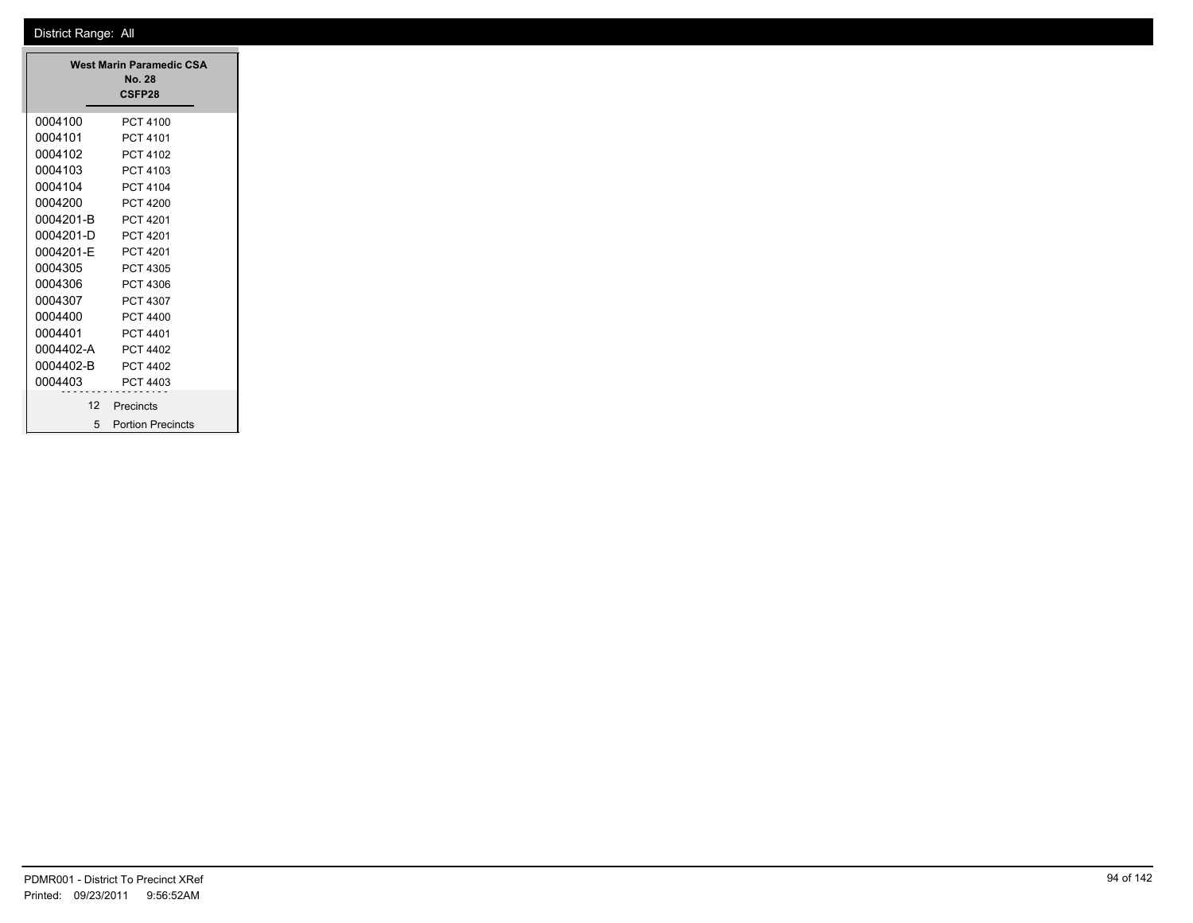District Range: All

**West Marin Paramedic CSA No. 28**
**CSFP28**

| | |
|---|---|
| 0004100 | PCT 4100 |
| 0004101 | PCT 4101 |
| 0004102 | PCT 4102 |
| 0004103 | PCT 4103 |
| 0004104 | PCT 4104 |
| 0004200 | PCT 4200 |
| 0004201-B | PCT 4201 |
| 0004201-D | PCT 4201 |
| 0004201-E | PCT 4201 |
| 0004305 | PCT 4305 |
| 0004306 | PCT 4306 |
| 0004307 | PCT 4307 |
| 0004400 | PCT 4400 |
| 0004401 | PCT 4401 |
| 0004402-A | PCT 4402 |
| 0004402-B | PCT 4402 |
| 0004403 | PCT 4403 |

12 Precincts
5 Portion Precincts

PDMR001 - District To Precinct XRef
Printed: 09/23/2011 9:56:52AM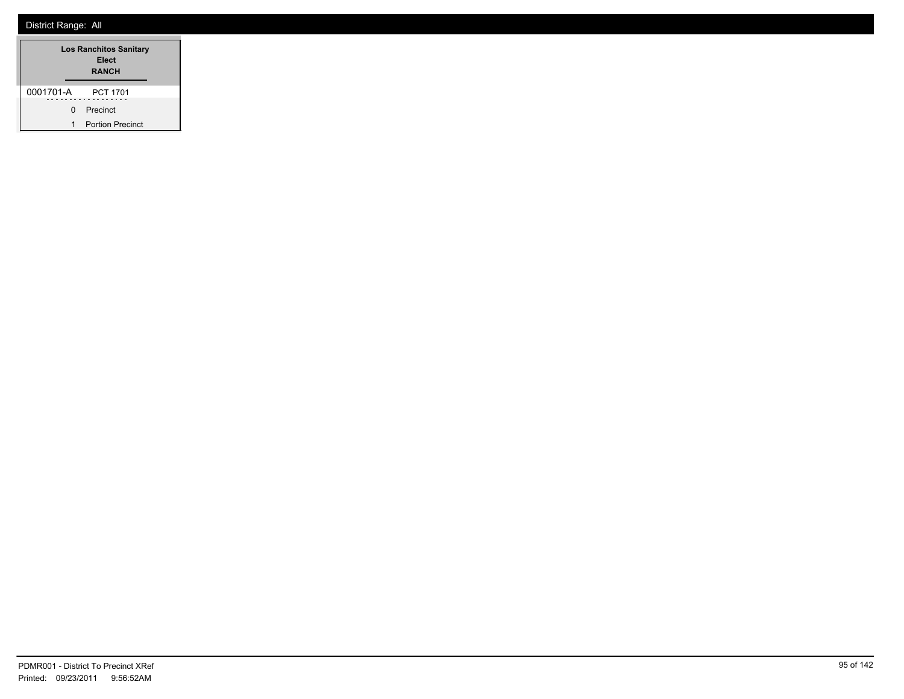District Range: All

| Los Ranchitos Sanitary Elect RANCH | |
|---|---|
| 0001701-A | PCT 1701 |
| 0 | Precinct |
| 1 | Portion Precinct |

PDMR001 - District To Precinct XRef
Printed: 09/23/2011 9:56:52AM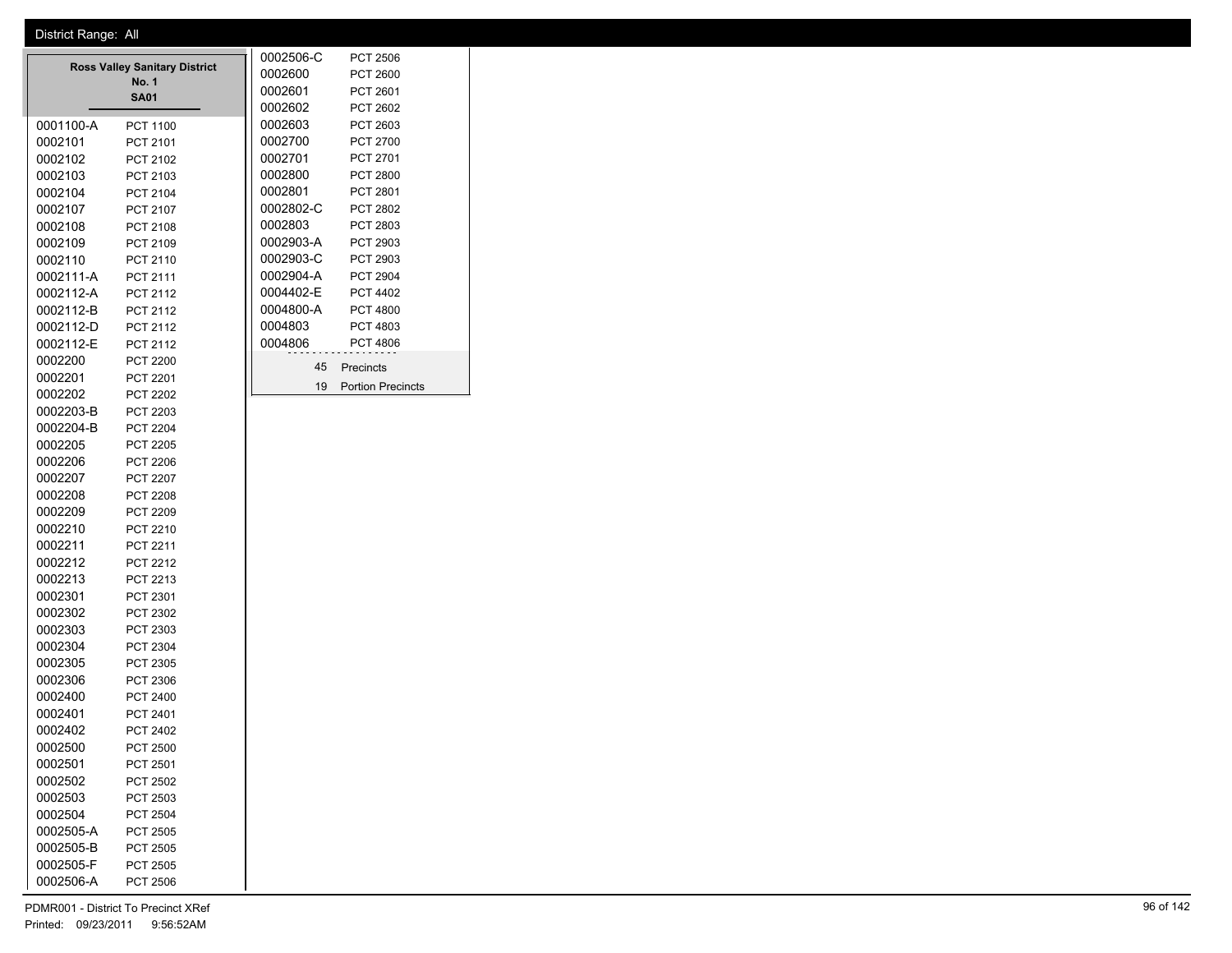District Range: All

## Ross Valley Sanitary District No. 1
### SA01

| Precinct | Name |
|---|---|
| 0001100-A | PCT 1100 |
| 0002101 | PCT 2101 |
| 0002102 | PCT 2102 |
| 0002103 | PCT 2103 |
| 0002104 | PCT 2104 |
| 0002107 | PCT 2107 |
| 0002108 | PCT 2108 |
| 0002109 | PCT 2109 |
| 0002110 | PCT 2110 |
| 0002111-A | PCT 2111 |
| 0002112-A | PCT 2112 |
| 0002112-B | PCT 2112 |
| 0002112-D | PCT 2112 |
| 0002112-E | PCT 2112 |
| 0002200 | PCT 2200 |
| 0002201 | PCT 2201 |
| 0002202 | PCT 2202 |
| 0002203-B | PCT 2203 |
| 0002204-B | PCT 2204 |
| 0002205 | PCT 2205 |
| 0002206 | PCT 2206 |
| 0002207 | PCT 2207 |
| 0002208 | PCT 2208 |
| 0002209 | PCT 2209 |
| 0002210 | PCT 2210 |
| 0002211 | PCT 2211 |
| 0002212 | PCT 2212 |
| 0002213 | PCT 2213 |
| 0002301 | PCT 2301 |
| 0002302 | PCT 2302 |
| 0002303 | PCT 2303 |
| 0002304 | PCT 2304 |
| 0002305 | PCT 2305 |
| 0002306 | PCT 2306 |
| 0002400 | PCT 2400 |
| 0002401 | PCT 2401 |
| 0002402 | PCT 2402 |
| 0002500 | PCT 2500 |
| 0002501 | PCT 2501 |
| 0002502 | PCT 2502 |
| 0002503 | PCT 2503 |
| 0002504 | PCT 2504 |
| 0002505-A | PCT 2505 |
| 0002505-B | PCT 2505 |
| 0002505-F | PCT 2505 |
| 0002506-A | PCT 2506 |
| 0002506-C | PCT 2506 |
| 0002600 | PCT 2600 |
| 0002601 | PCT 2601 |
| 0002602 | PCT 2602 |
| 0002603 | PCT 2603 |
| 0002700 | PCT 2700 |
| 0002701 | PCT 2701 |
| 0002800 | PCT 2800 |
| 0002801 | PCT 2801 |
| 0002802-C | PCT 2802 |
| 0002803 | PCT 2803 |
| 0002903-A | PCT 2903 |
| 0002903-C | PCT 2903 |
| 0002904-A | PCT 2904 |
| 0004402-E | PCT 4402 |
| 0004800-A | PCT 4800 |
| 0004803 | PCT 4803 |
| 0004806 | PCT 4806 |

45 Precincts

19 Portion Precincts

PDMR001 - District To Precinct XRef

Printed: 09/23/2011 9:56:52AM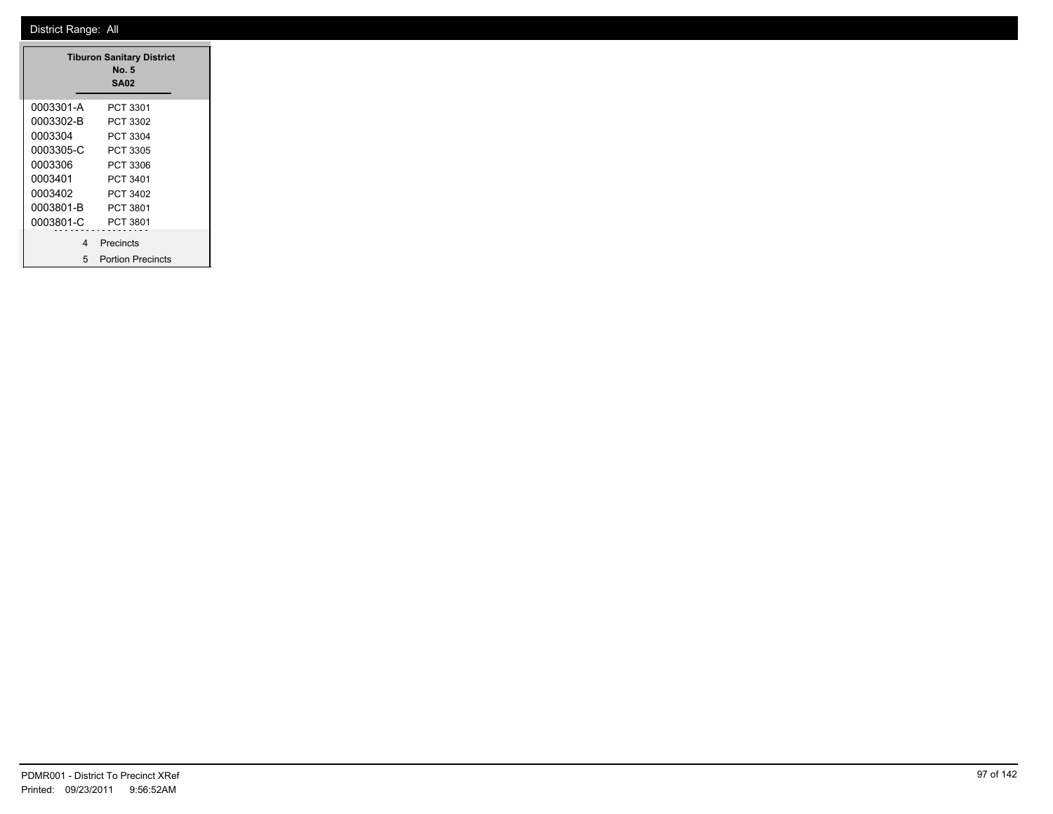District Range: All

**Tiburon Sanitary District No. 5**
**SA02**

| | |
|---|---|
| 0003301-A | PCT 3301 |
| 0003302-B | PCT 3302 |
| 0003304 | PCT 3304 |
| 0003305-C | PCT 3305 |
| 0003306 | PCT 3306 |
| 0003401 | PCT 3401 |
| 0003402 | PCT 3402 |
| 0003801-B | PCT 3801 |
| 0003801-C | PCT 3801 |

4 Precincts

5 Portion Precincts

PDMR001 - District To Precinct XRef
Printed: 09/23/2011 9:56:52AM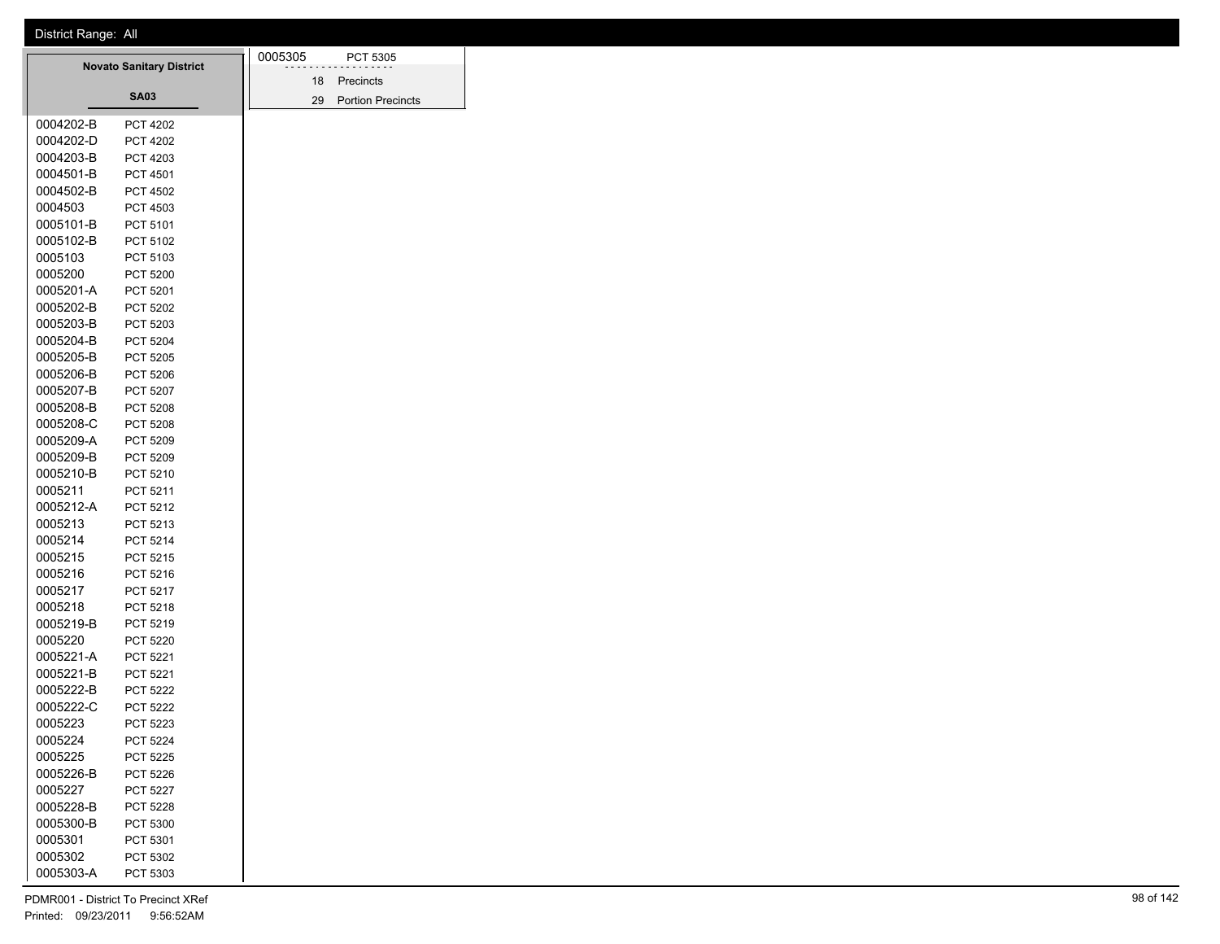District Range: All

## Novato Sanitary District

### SA03

| | |
|---|---|
| 0004202-B | PCT 4202 |
| 0004202-D | PCT 4202 |
| 0004203-B | PCT 4203 |
| 0004501-B | PCT 4501 |
| 0004502-B | PCT 4502 |
| 0004503 | PCT 4503 |
| 0005101-B | PCT 5101 |
| 0005102-B | PCT 5102 |
| 0005103 | PCT 5103 |
| 0005200 | PCT 5200 |
| 0005201-A | PCT 5201 |
| 0005202-B | PCT 5202 |
| 0005203-B | PCT 5203 |
| 0005204-B | PCT 5204 |
| 0005205-B | PCT 5205 |
| 0005206-B | PCT 5206 |
| 0005207-B | PCT 5207 |
| 0005208-B | PCT 5208 |
| 0005208-C | PCT 5208 |
| 0005209-A | PCT 5209 |
| 0005209-B | PCT 5209 |
| 0005210-B | PCT 5210 |
| 0005211 | PCT 5211 |
| 0005212-A | PCT 5212 |
| 0005213 | PCT 5213 |
| 0005214 | PCT 5214 |
| 0005215 | PCT 5215 |
| 0005216 | PCT 5216 |
| 0005217 | PCT 5217 |
| 0005218 | PCT 5218 |
| 0005219-B | PCT 5219 |
| 0005220 | PCT 5220 |
| 0005221-A | PCT 5221 |
| 0005221-B | PCT 5221 |
| 0005222-B | PCT 5222 |
| 0005222-C | PCT 5222 |
| 0005223 | PCT 5223 |
| 0005224 | PCT 5224 |
| 0005225 | PCT 5225 |
| 0005226-B | PCT 5226 |
| 0005227 | PCT 5227 |
| 0005228-B | PCT 5228 |
| 0005300-B | PCT 5300 |
| 0005301 | PCT 5301 |
| 0005302 | PCT 5302 |
| 0005303-A | PCT 5303 |
| 0005305 | PCT 5305 |

18 Precincts

29 Portion Precincts

PDMR001 - District To Precinct XRef

Printed: 09/23/2011 9:56:52AM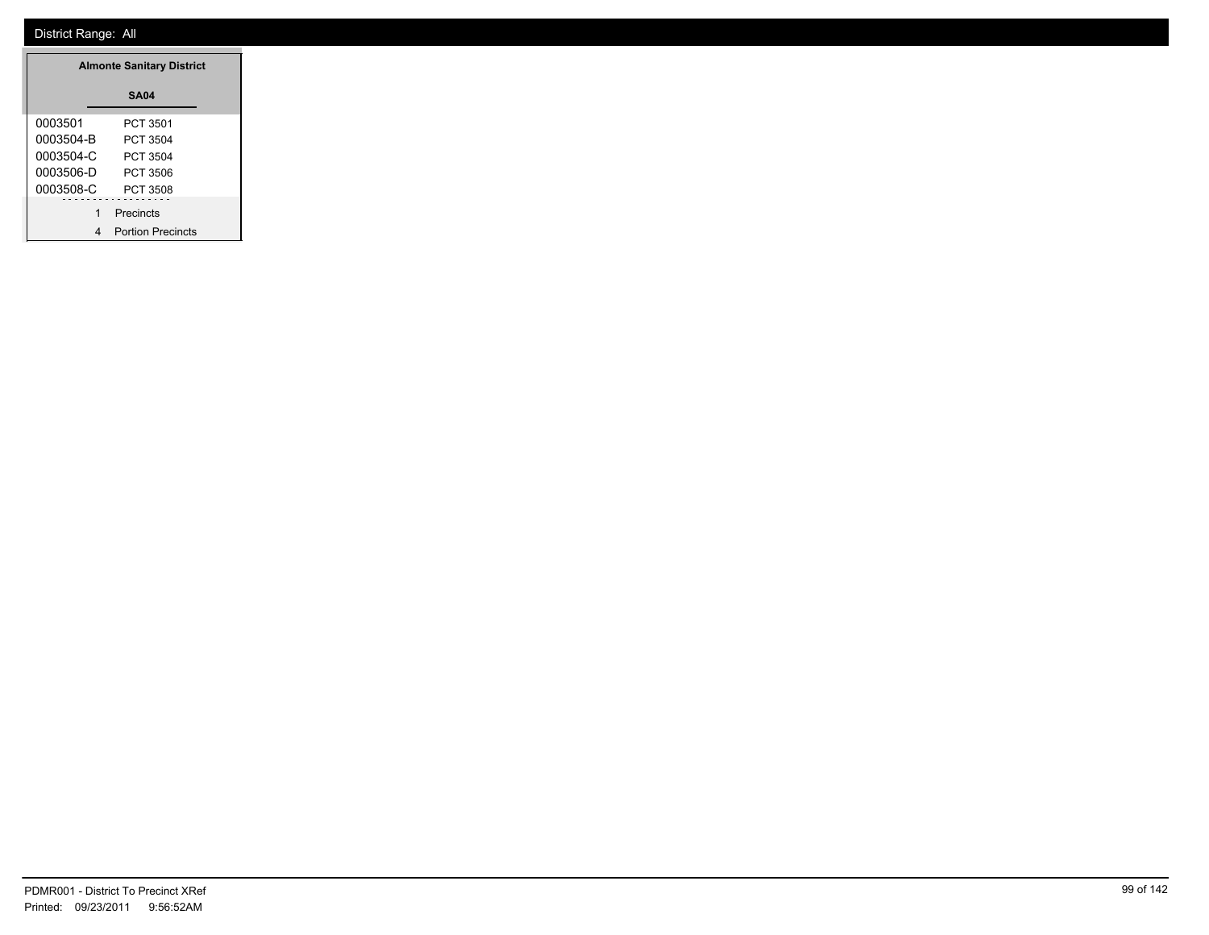District Range: All

**Almonte Sanitary District**

**SA04**

| | |
|---|---|
| 0003501 | PCT 3501 |
| 0003504-B | PCT 3504 |
| 0003504-C | PCT 3504 |
| 0003506-D | PCT 3506 |
| 0003508-C | PCT 3508 |

1 Precincts

4 Portion Precincts

PDMR001 - District To Precinct XRef
Printed: 09/23/2011 9:56:52AM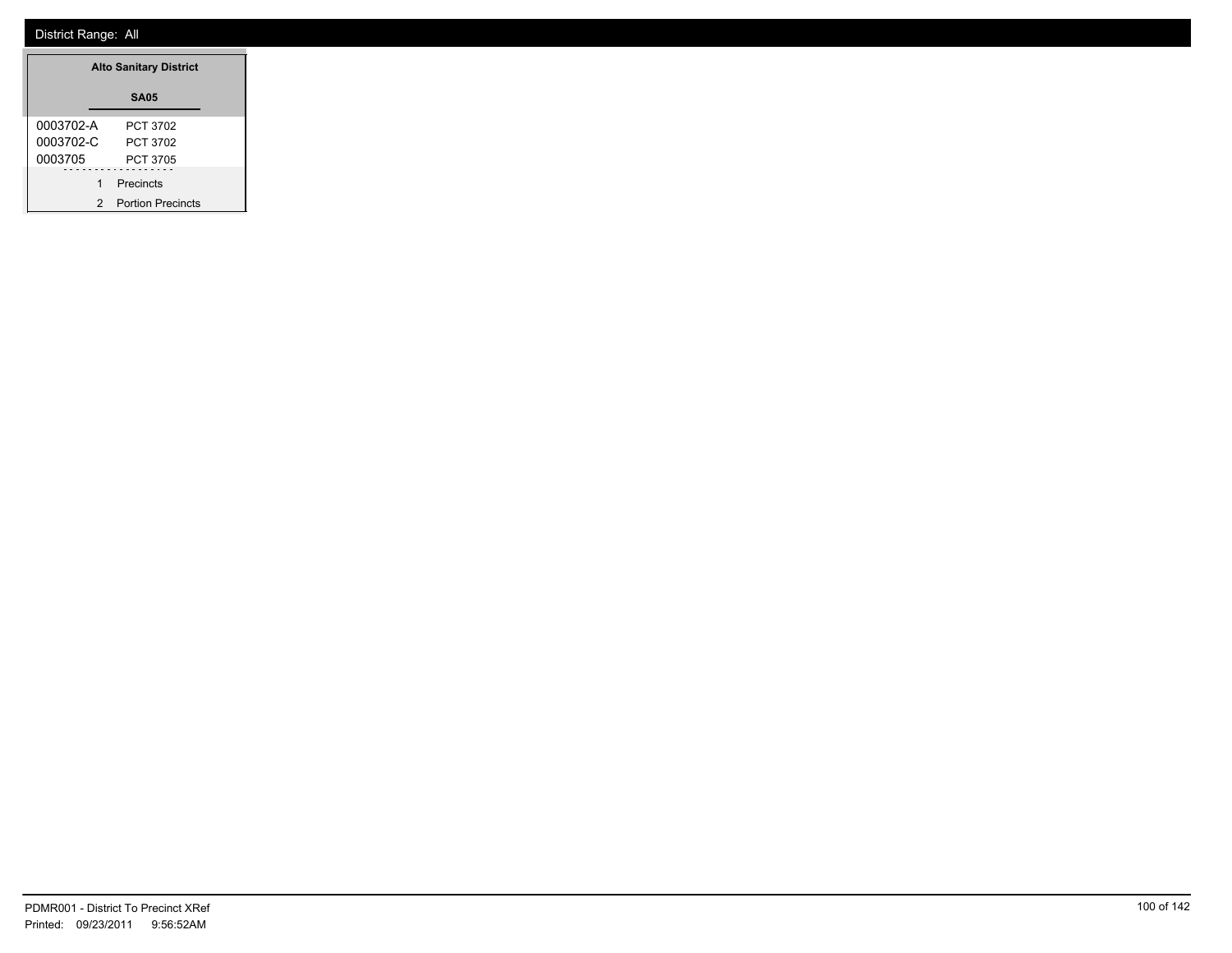District Range: All

**Alto Sanitary District**

**SA05**

| | |
|---|---|
| 0003702-A | PCT 3702 |
| 0003702-C | PCT 3702 |
| 0003705 | PCT 3705 |

1 Precincts

2 Portion Precincts

PDMR001 - District To Precinct XRef
Printed: 09/23/2011 9:56:52AM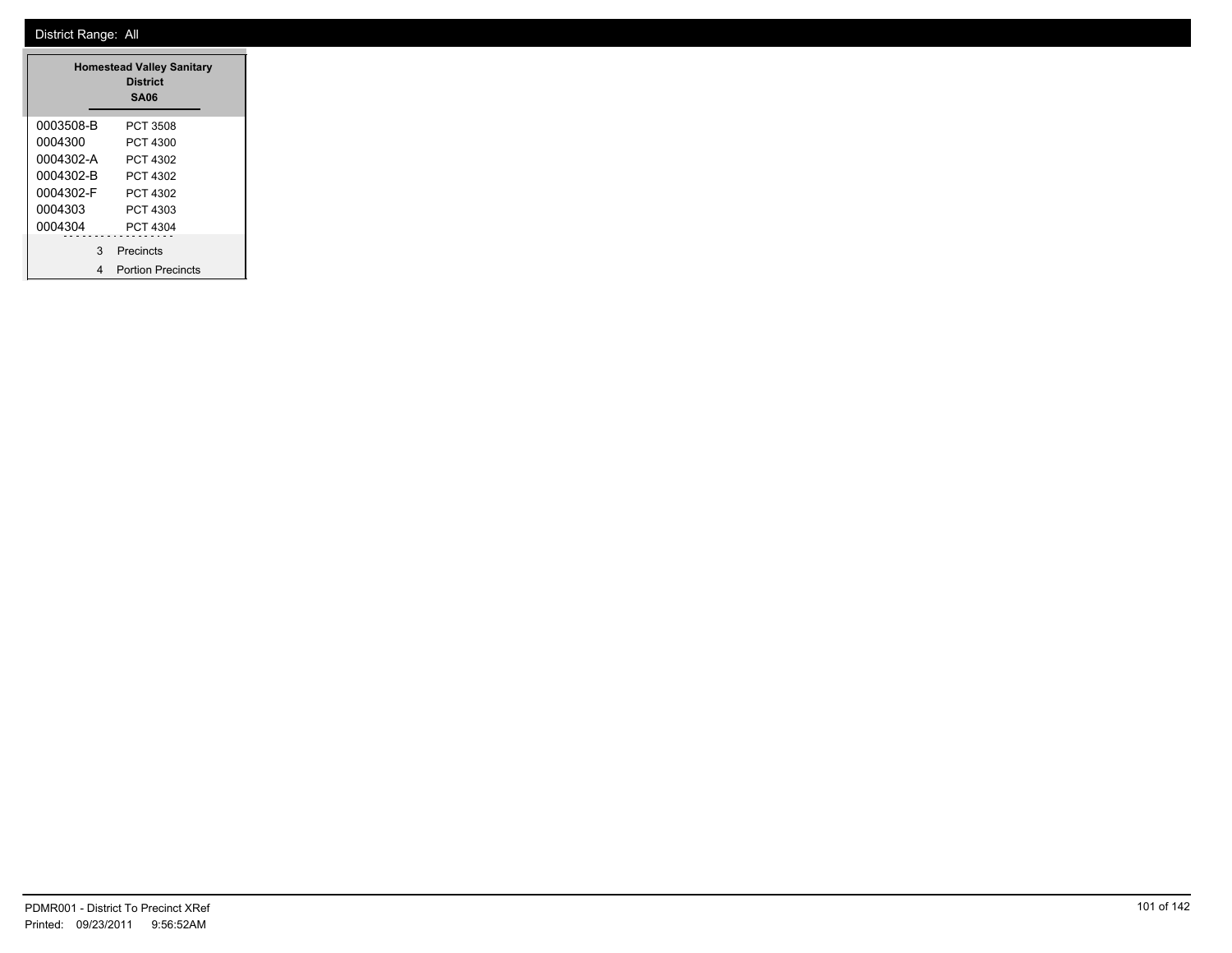District Range: All

## Homestead Valley Sanitary District
### SA06

| | |
|---|---|
| 0003508-B | PCT 3508 |
| 0004300 | PCT 4300 |
| 0004302-A | PCT 4302 |
| 0004302-B | PCT 4302 |
| 0004302-F | PCT 4302 |
| 0004303 | PCT 4303 |
| 0004304 | PCT 4304 |

3 Precincts

4 Portion Precincts

PDMR001 - District To Precinct XRef
Printed: 09/23/2011 9:56:52AM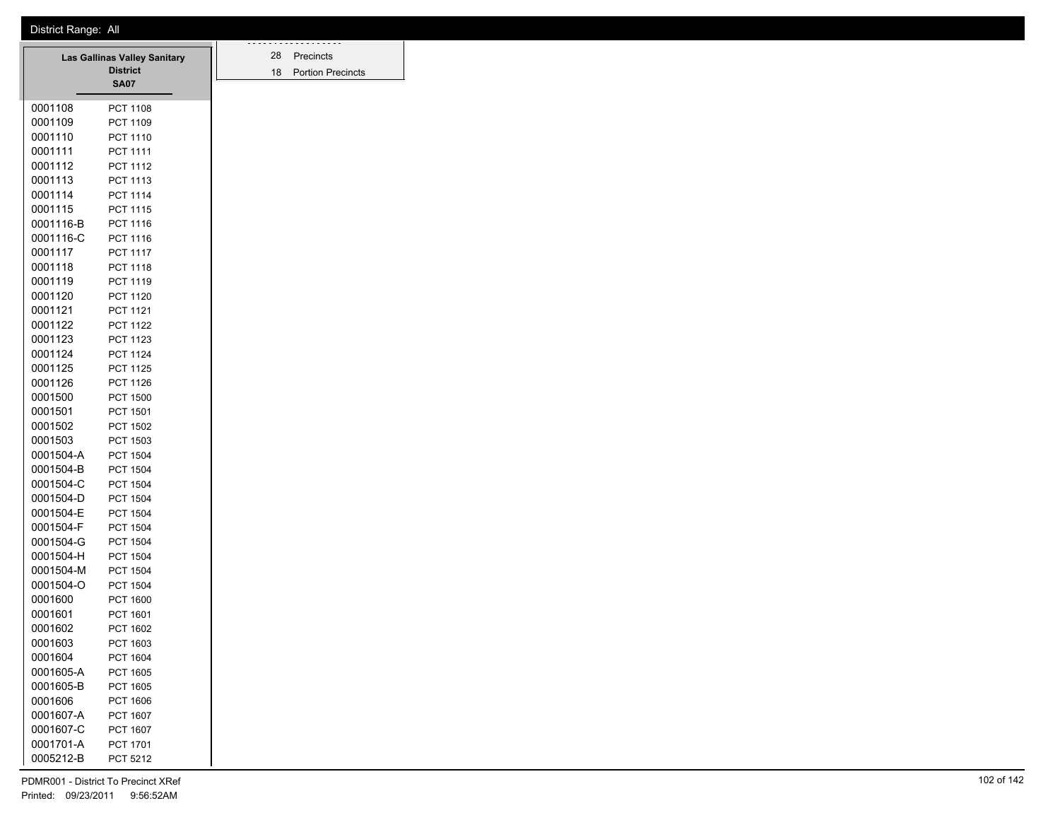District Range: All

**Las Gallinas Valley Sanitary District**
**SA07**

| | |
|---|---|
| 0001108 | PCT 1108 |
| 0001109 | PCT 1109 |
| 0001110 | PCT 1110 |
| 0001111 | PCT 1111 |
| 0001112 | PCT 1112 |
| 0001113 | PCT 1113 |
| 0001114 | PCT 1114 |
| 0001115 | PCT 1115 |
| 0001116-B | PCT 1116 |
| 0001116-C | PCT 1116 |
| 0001117 | PCT 1117 |
| 0001118 | PCT 1118 |
| 0001119 | PCT 1119 |
| 0001120 | PCT 1120 |
| 0001121 | PCT 1121 |
| 0001122 | PCT 1122 |
| 0001123 | PCT 1123 |
| 0001124 | PCT 1124 |
| 0001125 | PCT 1125 |
| 0001126 | PCT 1126 |
| 0001500 | PCT 1500 |
| 0001501 | PCT 1501 |
| 0001502 | PCT 1502 |
| 0001503 | PCT 1503 |
| 0001504-A | PCT 1504 |
| 0001504-B | PCT 1504 |
| 0001504-C | PCT 1504 |
| 0001504-D | PCT 1504 |
| 0001504-E | PCT 1504 |
| 0001504-F | PCT 1504 |
| 0001504-G | PCT 1504 |
| 0001504-H | PCT 1504 |
| 0001504-M | PCT 1504 |
| 0001504-O | PCT 1504 |
| 0001600 | PCT 1600 |
| 0001601 | PCT 1601 |
| 0001602 | PCT 1602 |
| 0001603 | PCT 1603 |
| 0001604 | PCT 1604 |
| 0001605-A | PCT 1605 |
| 0001605-B | PCT 1605 |
| 0001606 | PCT 1606 |
| 0001607-A | PCT 1607 |
| 0001607-C | PCT 1607 |
| 0001701-A | PCT 1701 |
| 0005212-B | PCT 5212 |

| | |
|---|---|
| 28 | Precincts |
| 18 | Portion Precincts |

PDMR001 - District To Precinct XRef
Printed: 09/23/2011 9:56:52AM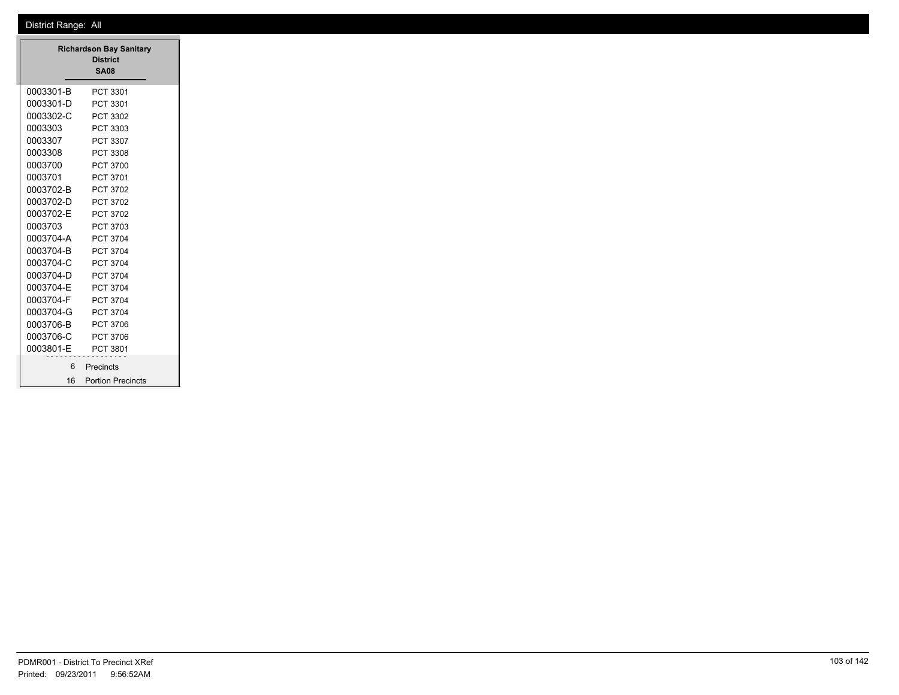District Range: All

| Richardson Bay Sanitary District SA08 | |
|---|---|
| 0003301-B | PCT 3301 |
| 0003301-D | PCT 3301 |
| 0003302-C | PCT 3302 |
| 0003303 | PCT 3303 |
| 0003307 | PCT 3307 |
| 0003308 | PCT 3308 |
| 0003700 | PCT 3700 |
| 0003701 | PCT 3701 |
| 0003702-B | PCT 3702 |
| 0003702-D | PCT 3702 |
| 0003702-E | PCT 3702 |
| 0003703 | PCT 3703 |
| 0003704-A | PCT 3704 |
| 0003704-B | PCT 3704 |
| 0003704-C | PCT 3704 |
| 0003704-D | PCT 3704 |
| 0003704-E | PCT 3704 |
| 0003704-F | PCT 3704 |
| 0003704-G | PCT 3704 |
| 0003706-B | PCT 3706 |
| 0003706-C | PCT 3706 |
| 0003801-E | PCT 3801 |
| 6 | Precincts |
| 16 | Portion Precincts |

PDMR001 - District To Precinct XRef
Printed: 09/23/2011 9:56:52AM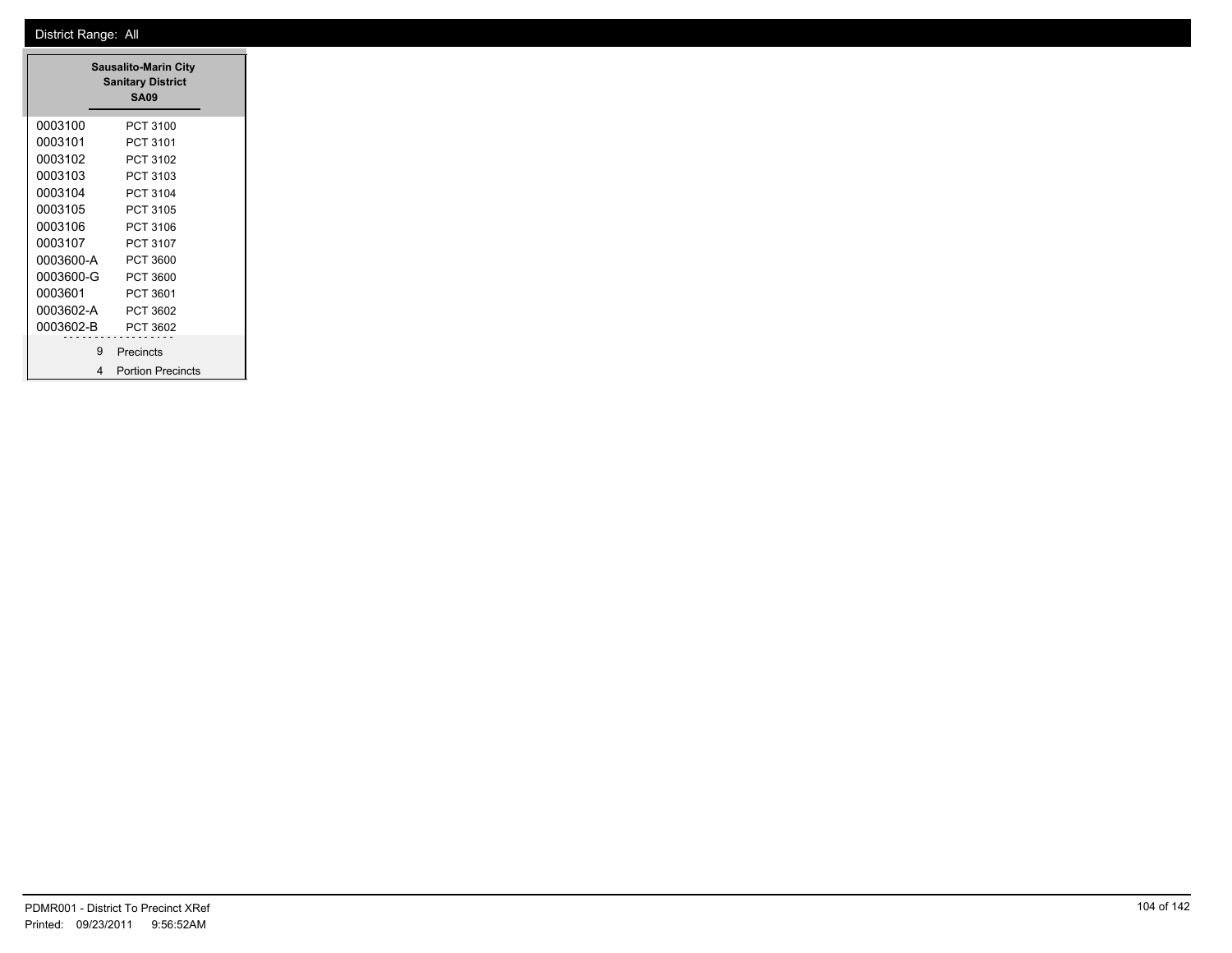District Range: All

**Sausalito-Marin City Sanitary District**
**SA09**

| | |
|---|---|
| 0003100 | PCT 3100 |
| 0003101 | PCT 3101 |
| 0003102 | PCT 3102 |
| 0003103 | PCT 3103 |
| 0003104 | PCT 3104 |
| 0003105 | PCT 3105 |
| 0003106 | PCT 3106 |
| 0003107 | PCT 3107 |
| 0003600-A | PCT 3600 |
| 0003600-G | PCT 3600 |
| 0003601 | PCT 3601 |
| 0003602-A | PCT 3602 |
| 0003602-B | PCT 3602 |

9 Precincts

4 Portion Precincts

PDMR001 - District To Precinct XRef
Printed: 09/23/2011 9:56:52AM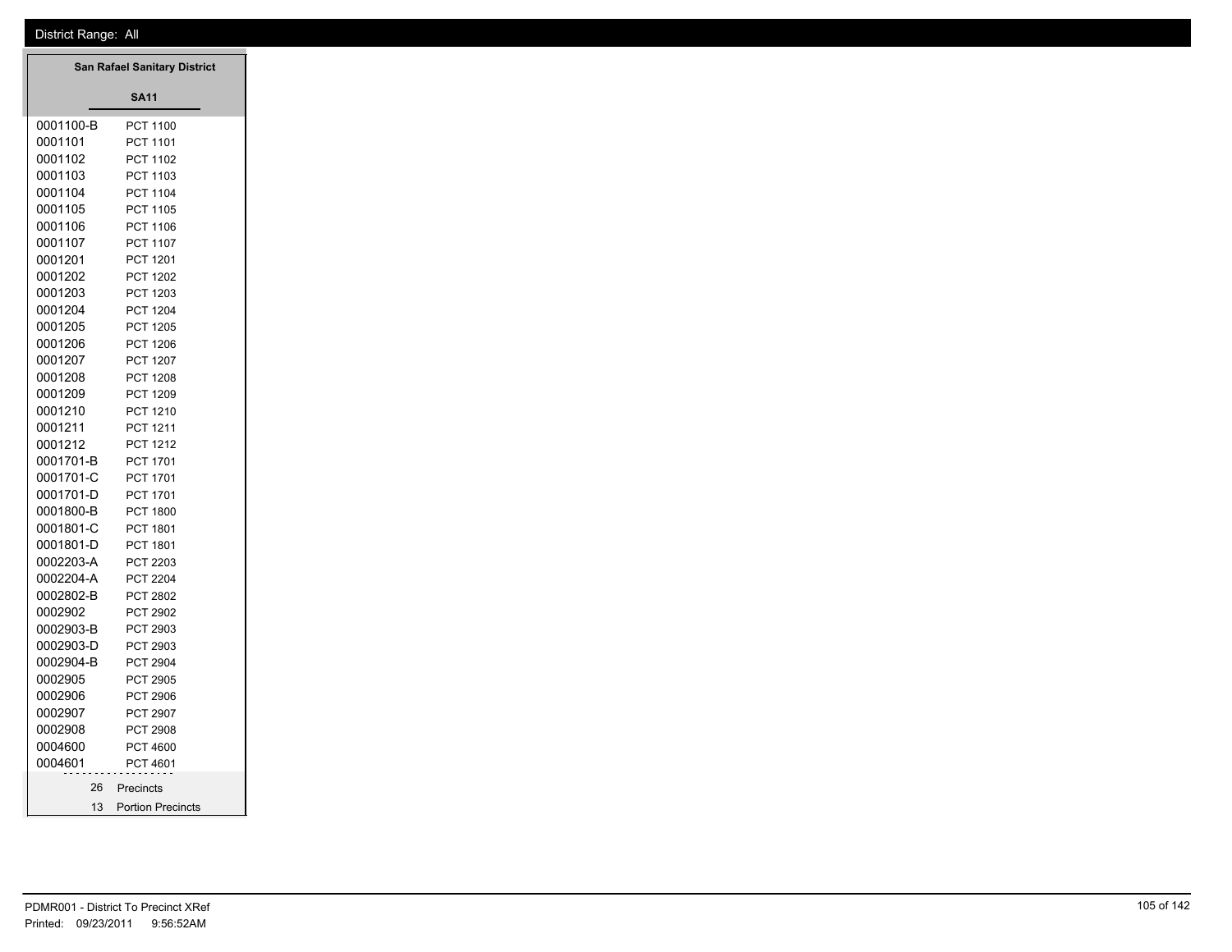District Range: All

**San Rafael Sanitary District**

**SA11**

| | |
|---|---|
| 0001100-B | PCT 1100 |
| 0001101 | PCT 1101 |
| 0001102 | PCT 1102 |
| 0001103 | PCT 1103 |
| 0001104 | PCT 1104 |
| 0001105 | PCT 1105 |
| 0001106 | PCT 1106 |
| 0001107 | PCT 1107 |
| 0001201 | PCT 1201 |
| 0001202 | PCT 1202 |
| 0001203 | PCT 1203 |
| 0001204 | PCT 1204 |
| 0001205 | PCT 1205 |
| 0001206 | PCT 1206 |
| 0001207 | PCT 1207 |
| 0001208 | PCT 1208 |
| 0001209 | PCT 1209 |
| 0001210 | PCT 1210 |
| 0001211 | PCT 1211 |
| 0001212 | PCT 1212 |
| 0001701-B | PCT 1701 |
| 0001701-C | PCT 1701 |
| 0001701-D | PCT 1701 |
| 0001800-B | PCT 1800 |
| 0001801-C | PCT 1801 |
| 0001801-D | PCT 1801 |
| 0002203-A | PCT 2203 |
| 0002204-A | PCT 2204 |
| 0002802-B | PCT 2802 |
| 0002902 | PCT 2902 |
| 0002903-B | PCT 2903 |
| 0002903-D | PCT 2903 |
| 0002904-B | PCT 2904 |
| 0002905 | PCT 2905 |
| 0002906 | PCT 2906 |
| 0002907 | PCT 2907 |
| 0002908 | PCT 2908 |
| 0004600 | PCT 4600 |
| 0004601 | PCT 4601 |

26 Precincts

13 Portion Precincts

PDMR001 - District To Precinct XRef

Printed: 09/23/2011 9:56:52AM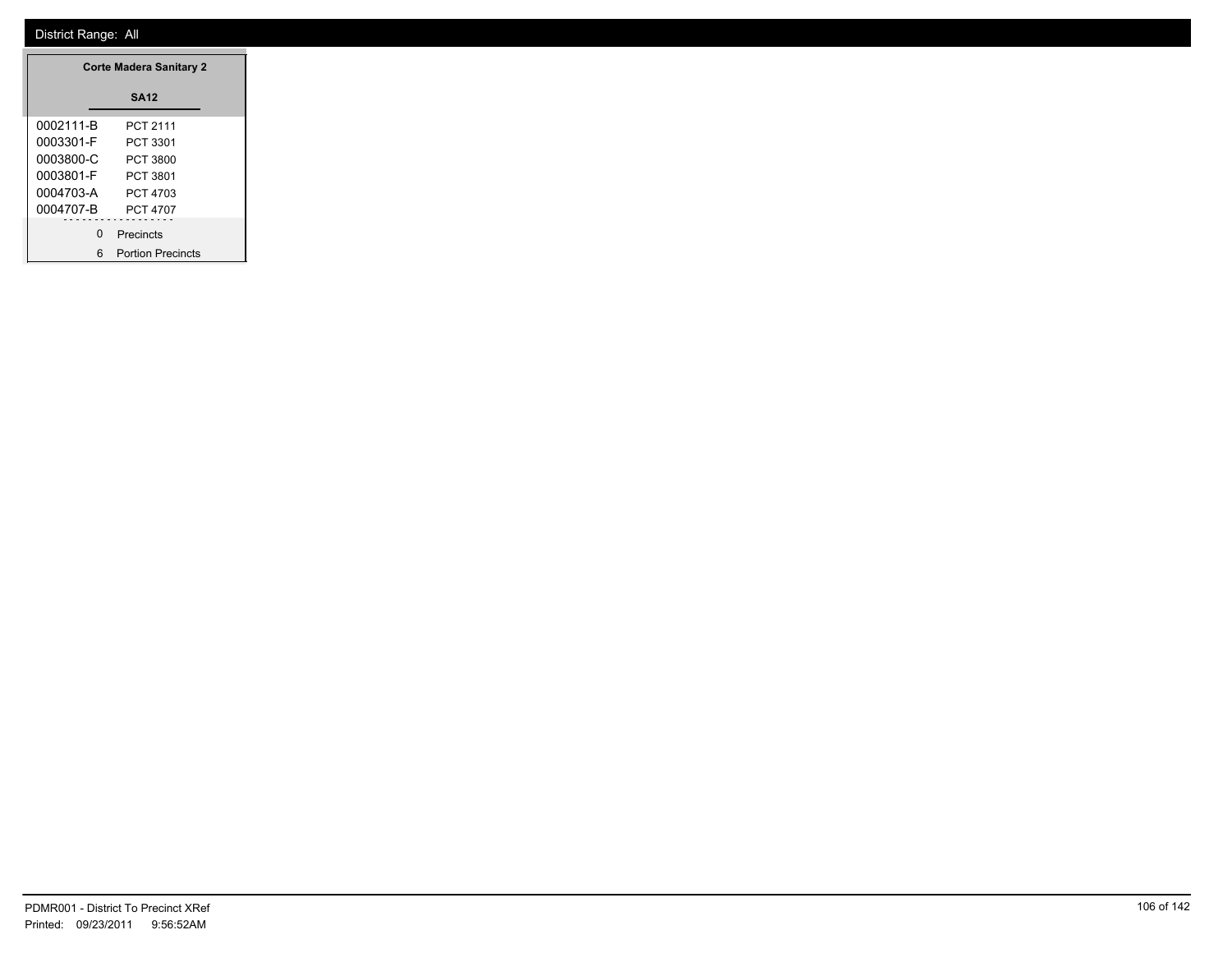District Range: All

**Corte Madera Sanitary 2**

**SA12**

| | |
|---|---|
| 0002111-B | PCT 2111 |
| 0003301-F | PCT 3301 |
| 0003800-C | PCT 3800 |
| 0003801-F | PCT 3801 |
| 0004703-A | PCT 4703 |
| 0004707-B | PCT 4707 |

0 Precincts

6 Portion Precincts

PDMR001 - District To Precinct XRef
Printed: 09/23/2011 9:56:52AM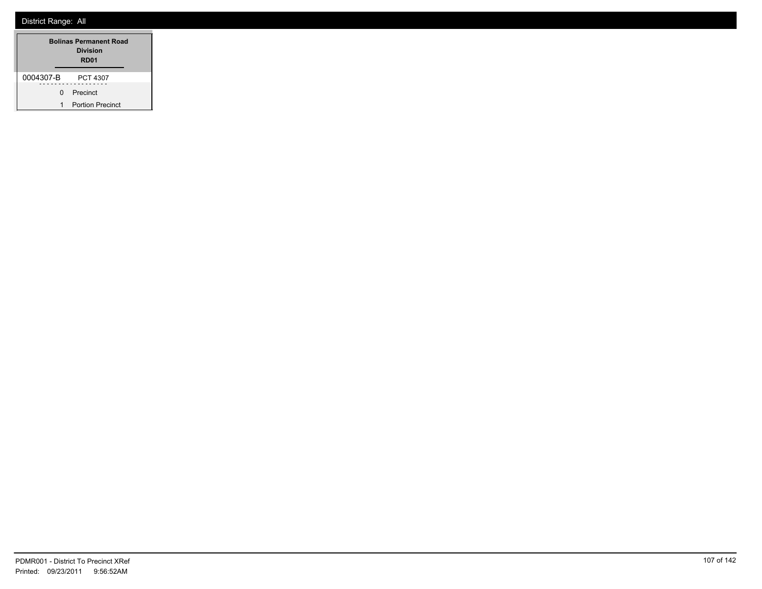District Range: All

| **Bolinas Permanent Road Division RD01** | |
|---|---|
| 0004307-B | PCT 4307 |
| 0 | Precinct |
| 1 | Portion Precinct |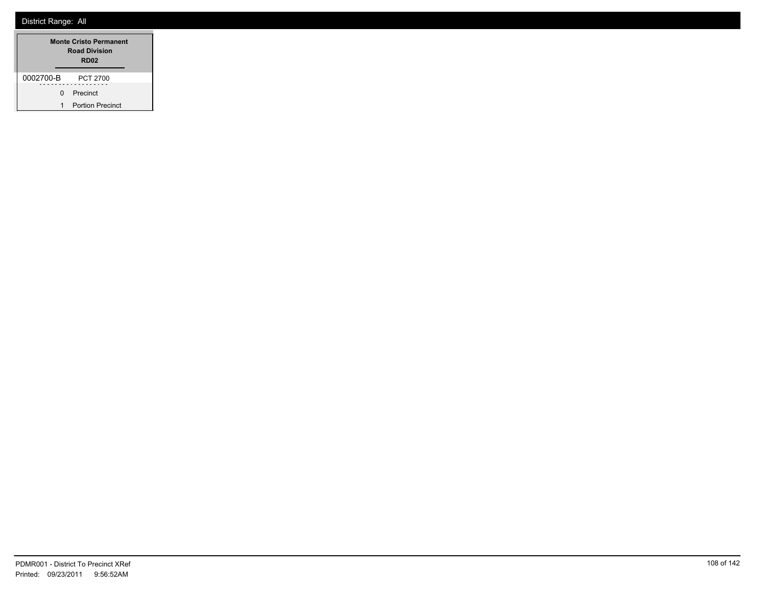District Range: All

**Monte Cristo Permanent Road Division**
**RD02**

0002700-B PCT 2700

| | |
|---|---|
| 0 | Precinct |
| 1 | Portion Precinct |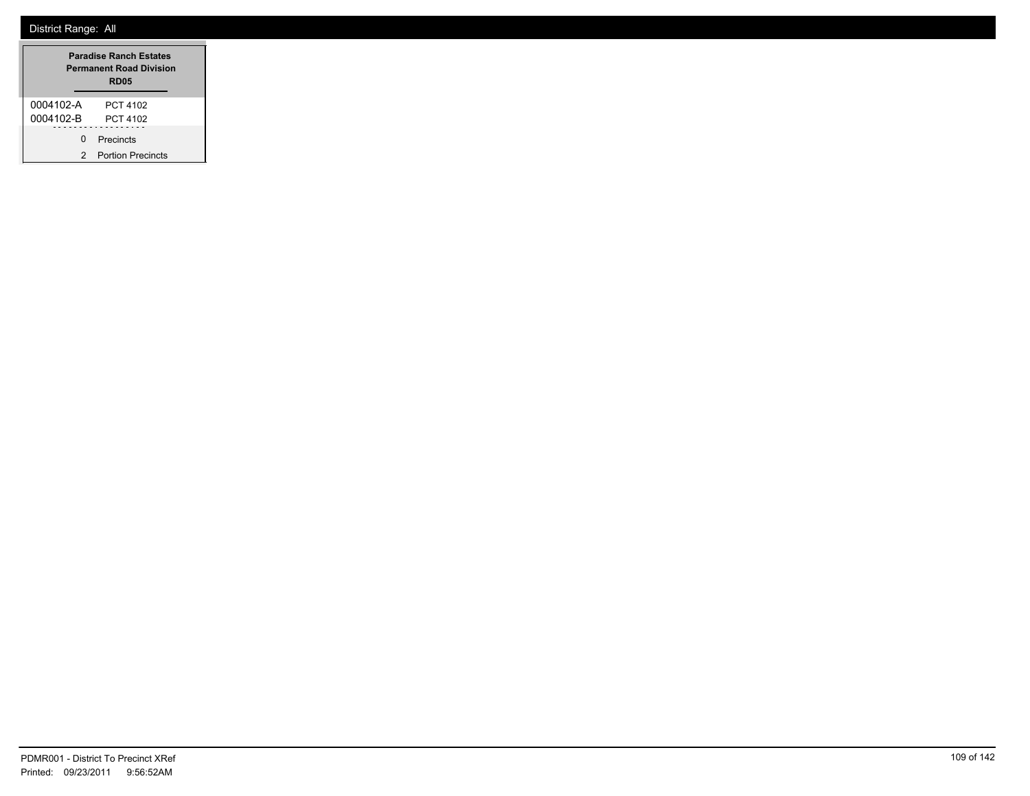District Range: All

**Paradise Ranch Estates**
**Permanent Road Division**
**RD05**

| | |
|---|---|
| 0004102-A | PCT 4102 |
| 0004102-B | PCT 4102 |

0 Precincts

2 Portion Precincts

PDMR001 - District To Precinct XRef
Printed: 09/23/2011 9:56:52AM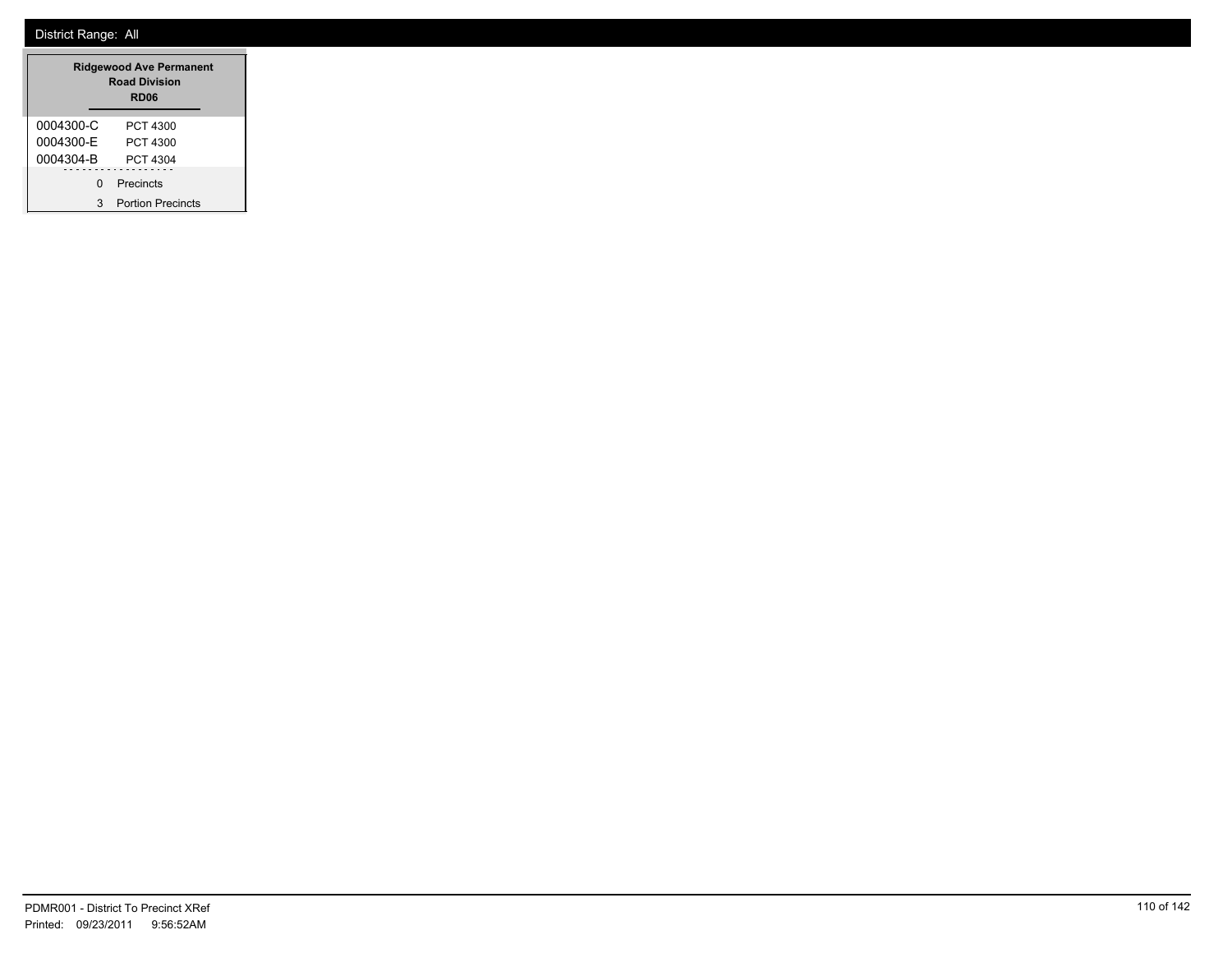District Range: All

**Ridgewood Ave Permanent Road Division**
**RD06**

| | |
|---|---|
| 0004300-C | PCT 4300 |
| 0004300-E | PCT 4300 |
| 0004304-B | PCT 4304 |
| 0 | Precincts |
| 3 | Portion Precincts |

PDMR001 - District To Precinct XRef
Printed: 09/23/2011 9:56:52AM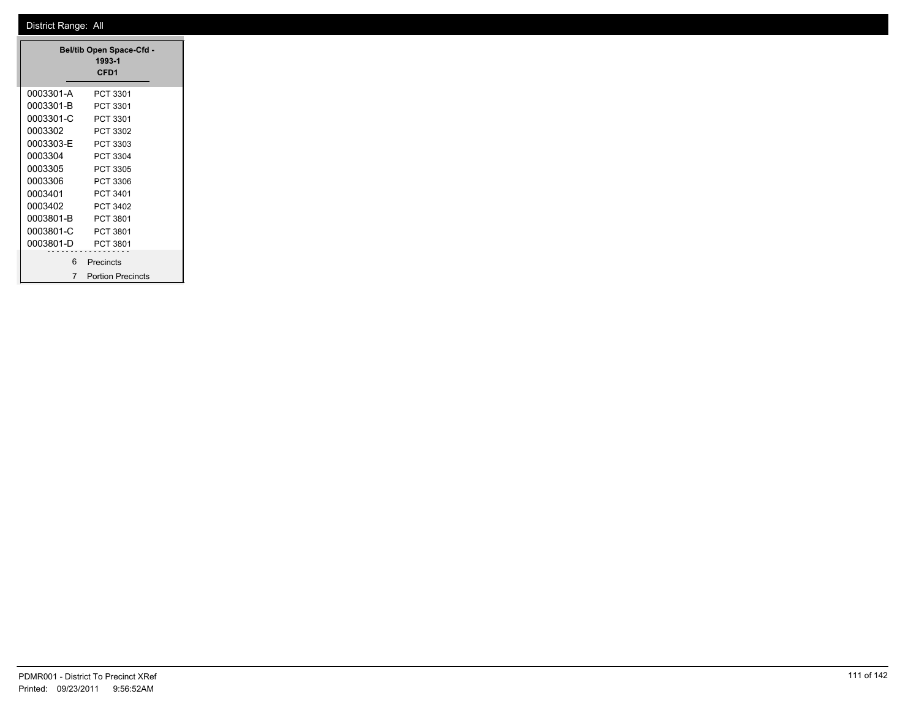District Range: All

**Bel/tib Open Space-Cfd - 1993-1**
**CFD1**

| Precinct | Name |
|---|---|
| 0003301-A | PCT 3301 |
| 0003301-B | PCT 3301 |
| 0003301-C | PCT 3301 |
| 0003302 | PCT 3302 |
| 0003303-E | PCT 3303 |
| 0003304 | PCT 3304 |
| 0003305 | PCT 3305 |
| 0003306 | PCT 3306 |
| 0003401 | PCT 3401 |
| 0003402 | PCT 3402 |
| 0003801-B | PCT 3801 |
| 0003801-C | PCT 3801 |
| 0003801-D | PCT 3801 |

6 Precincts
7 Portion Precincts

PDMR001 - District To Precinct XRef
Printed: 09/23/2011 9:56:52AM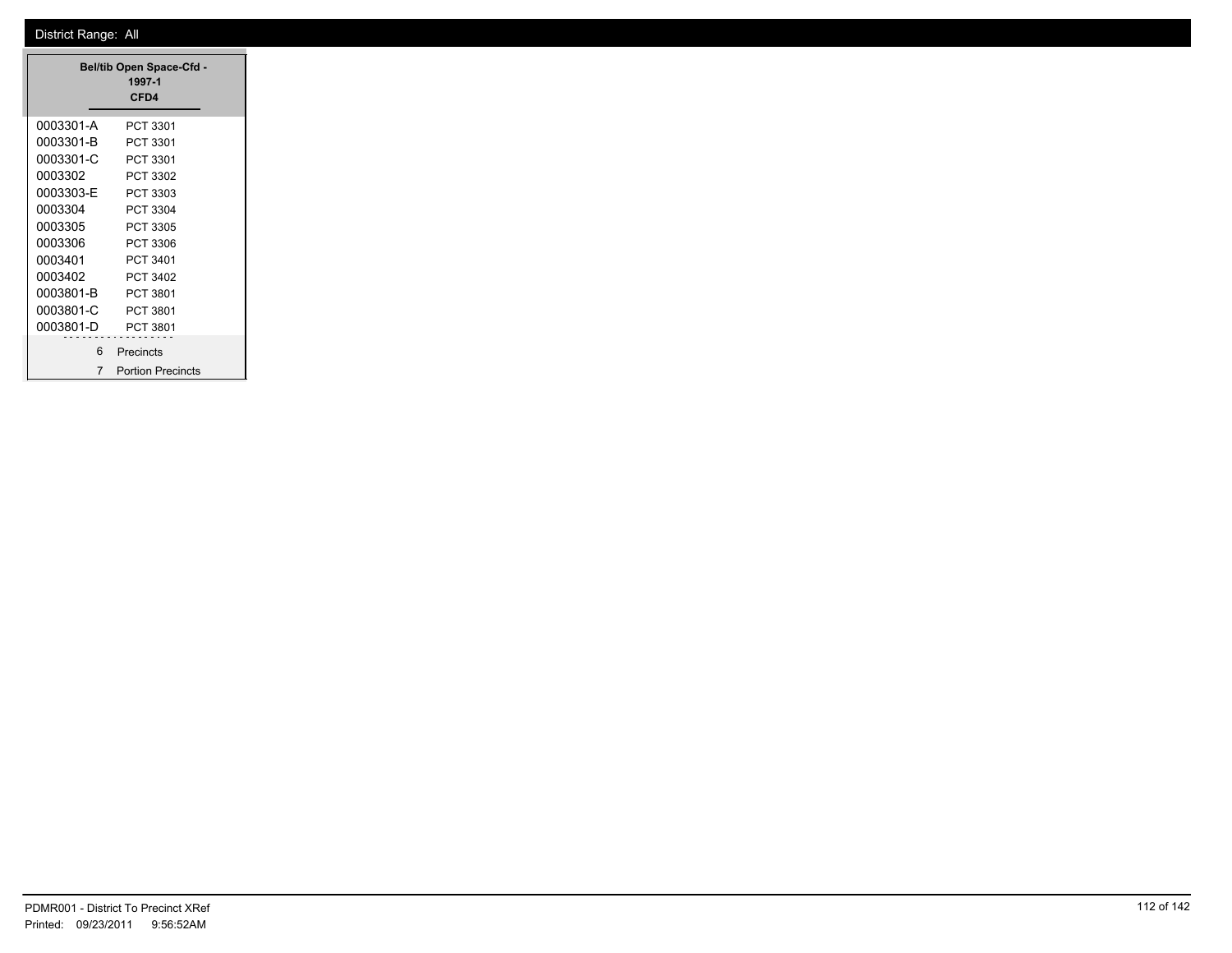District Range: All

**Bel/tib Open Space-Cfd - 1997-1**
**CFD4**

| Precinct | Name |
|---|---|
| 0003301-A | PCT 3301 |
| 0003301-B | PCT 3301 |
| 0003301-C | PCT 3301 |
| 0003302 | PCT 3302 |
| 0003303-E | PCT 3303 |
| 0003304 | PCT 3304 |
| 0003305 | PCT 3305 |
| 0003306 | PCT 3306 |
| 0003401 | PCT 3401 |
| 0003402 | PCT 3402 |
| 0003801-B | PCT 3801 |
| 0003801-C | PCT 3801 |
| 0003801-D | PCT 3801 |

6 Precincts

7 Portion Precincts

PDMR001 - District To Precinct XRef
Printed: 09/23/2011 9:56:52AM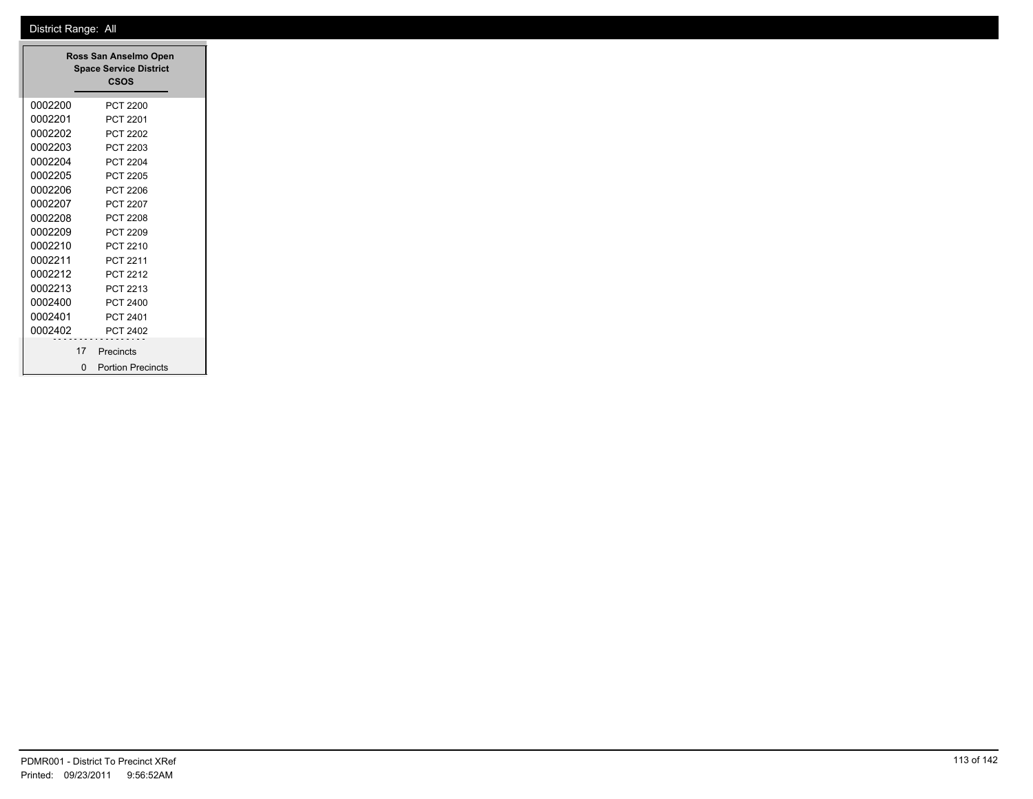District Range: All

## Ross San Anselmo Open Space Service District
### CSOS

| | |
|---|---|
| 0002200 | PCT 2200 |
| 0002201 | PCT 2201 |
| 0002202 | PCT 2202 |
| 0002203 | PCT 2203 |
| 0002204 | PCT 2204 |
| 0002205 | PCT 2205 |
| 0002206 | PCT 2206 |
| 0002207 | PCT 2207 |
| 0002208 | PCT 2208 |
| 0002209 | PCT 2209 |
| 0002210 | PCT 2210 |
| 0002211 | PCT 2211 |
| 0002212 | PCT 2212 |
| 0002213 | PCT 2213 |
| 0002400 | PCT 2400 |
| 0002401 | PCT 2401 |
| 0002402 | PCT 2402 |

17 Precincts

0 Portion Precincts

PDMR001 - District To Precinct XRef
Printed: 09/23/2011 9:56:52AM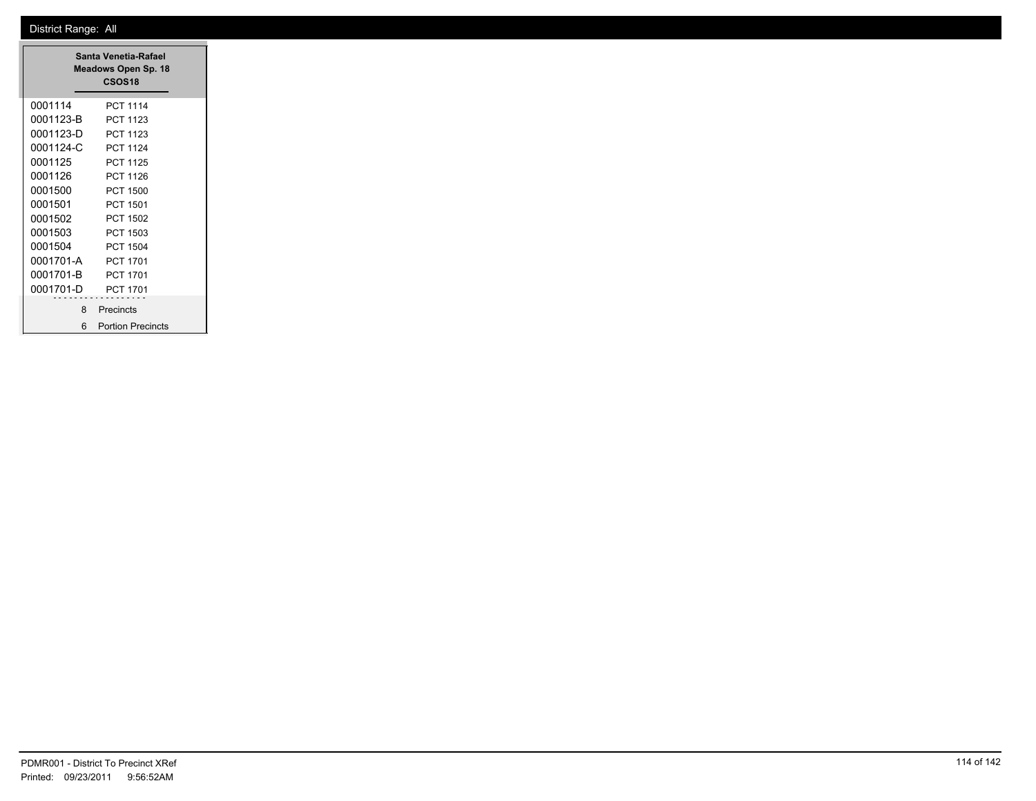District Range: All

**Santa Venetia-Rafael Meadows Open Sp. 18**
**CSOS18**

| | |
|---|---|
| 0001114 | PCT 1114 |
| 0001123-B | PCT 1123 |
| 0001123-D | PCT 1123 |
| 0001124-C | PCT 1124 |
| 0001125 | PCT 1125 |
| 0001126 | PCT 1126 |
| 0001500 | PCT 1500 |
| 0001501 | PCT 1501 |
| 0001502 | PCT 1502 |
| 0001503 | PCT 1503 |
| 0001504 | PCT 1504 |
| 0001701-A | PCT 1701 |
| 0001701-B | PCT 1701 |
| 0001701-D | PCT 1701 |

8 Precincts

6 Portion Precincts

PDMR001 - District To Precinct XRef
Printed: 09/23/2011 9:56:52AM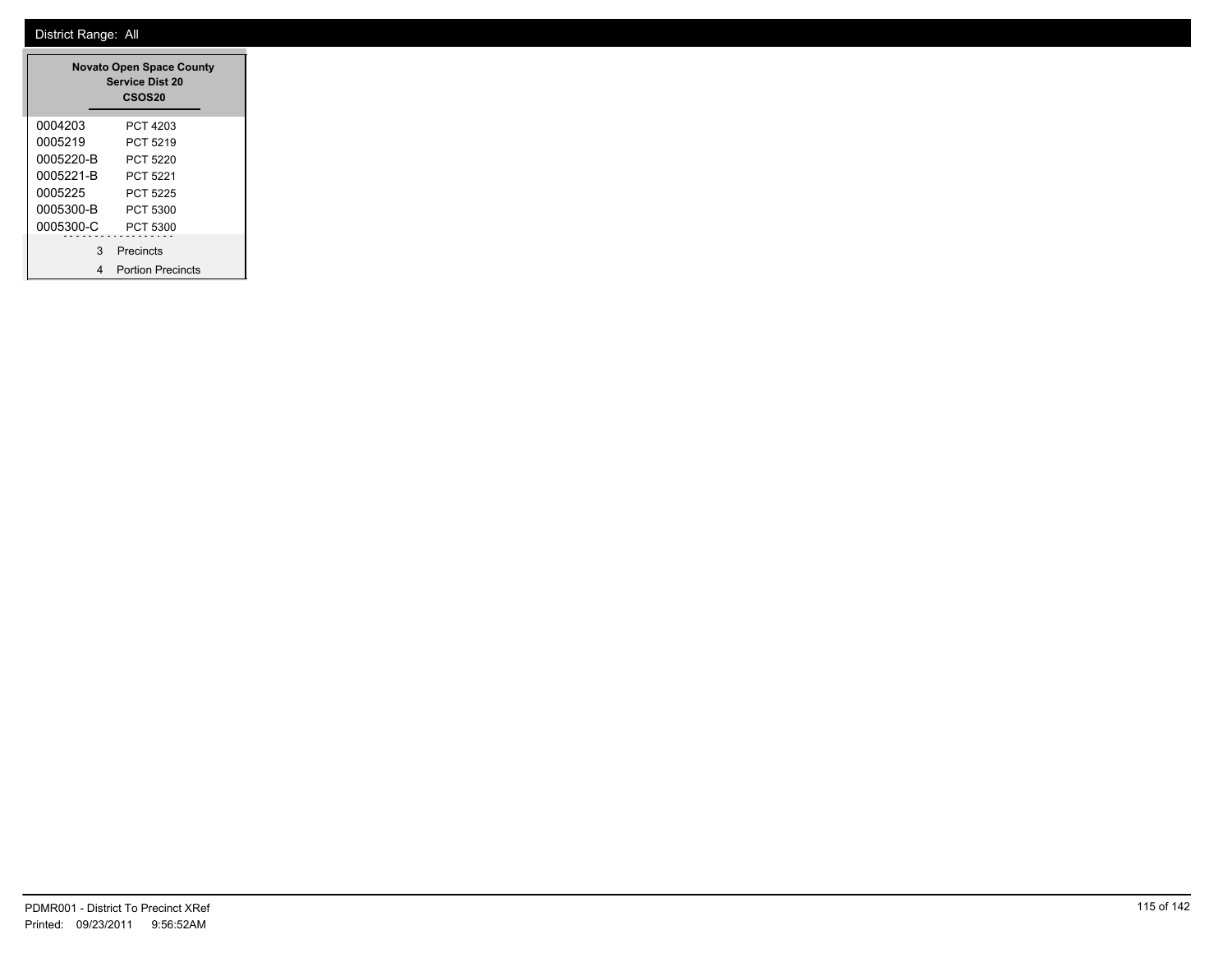District Range: All

| Novato Open Space County Service Dist 20 CSOS20 | |
|---|---|
| 0004203 | PCT 4203 |
| 0005219 | PCT 5219 |
| 0005220-B | PCT 5220 |
| 0005221-B | PCT 5221 |
| 0005225 | PCT 5225 |
| 0005300-B | PCT 5300 |
| 0005300-C | PCT 5300 |
| 3 | Precincts |
| 4 | Portion Precincts |

PDMR001 - District To Precinct XRef
Printed: 09/23/2011 9:56:52AM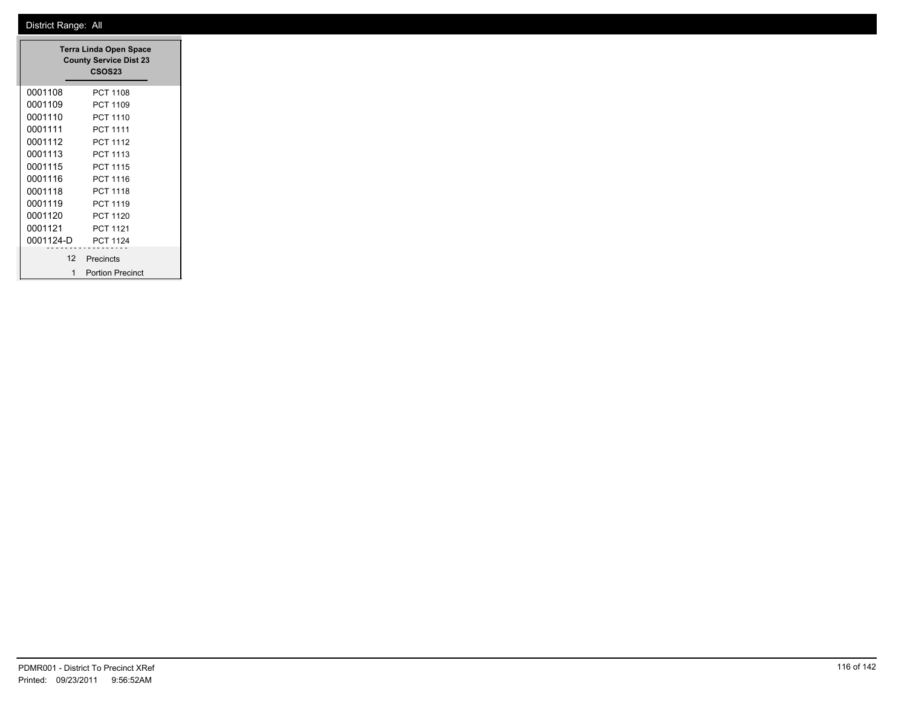District Range: All

**Terra Linda Open Space County Service Dist 23**
**CSOS23**

| | |
|---|---|
| 0001108 | PCT 1108 |
| 0001109 | PCT 1109 |
| 0001110 | PCT 1110 |
| 0001111 | PCT 1111 |
| 0001112 | PCT 1112 |
| 0001113 | PCT 1113 |
| 0001115 | PCT 1115 |
| 0001116 | PCT 1116 |
| 0001118 | PCT 1118 |
| 0001119 | PCT 1119 |
| 0001120 | PCT 1120 |
| 0001121 | PCT 1121 |
| 0001124-D | PCT 1124 |

12 Precincts

1 Portion Precinct

PDMR001 - District To Precinct XRef

Printed: 09/23/2011 9:56:52AM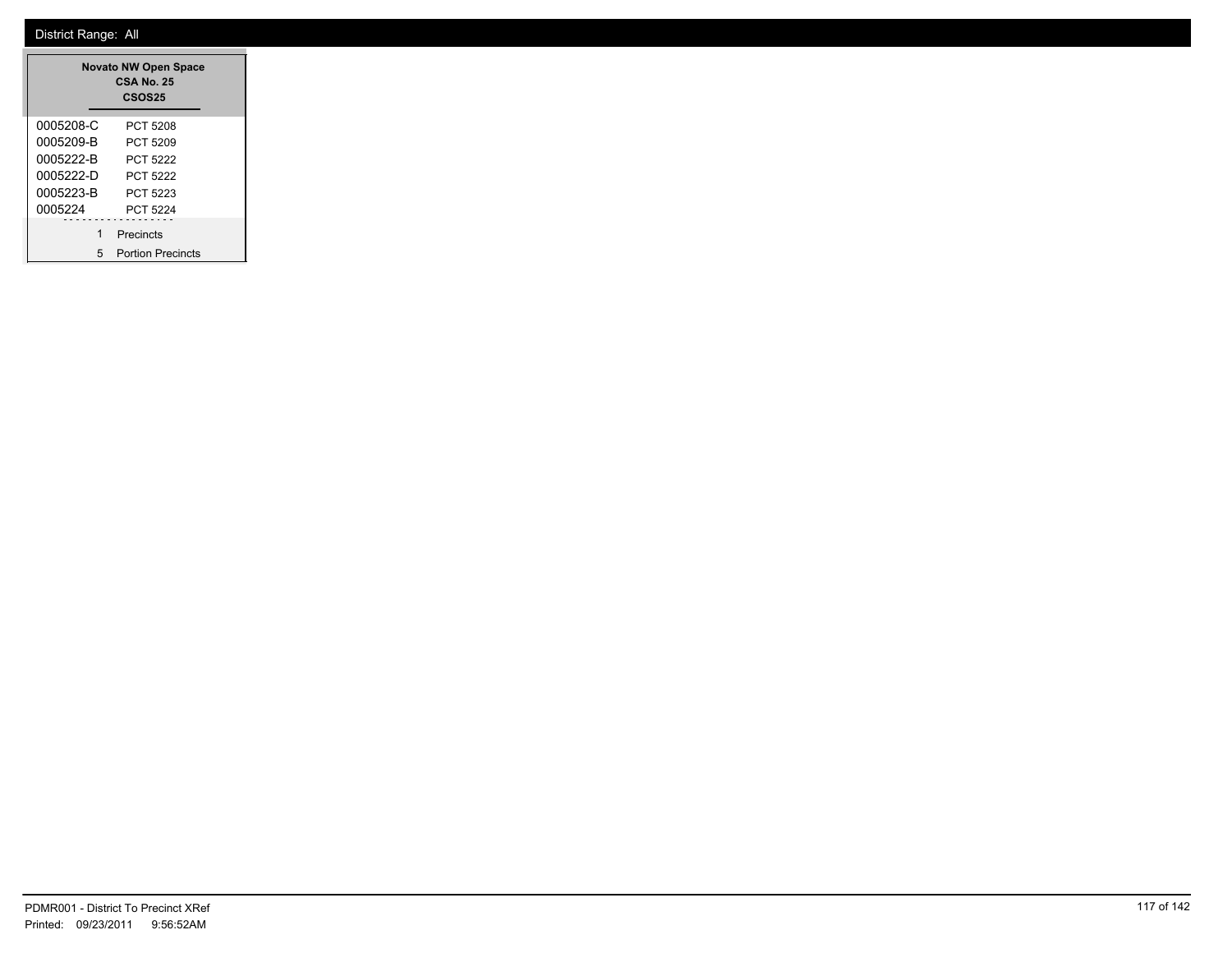District Range: All

**Novato NW Open Space**
**CSA No. 25**
**CSOS25**

| | |
|---|---|
| 0005208-C | PCT 5208 |
| 0005209-B | PCT 5209 |
| 0005222-B | PCT 5222 |
| 0005222-D | PCT 5222 |
| 0005223-B | PCT 5223 |
| 0005224 | PCT 5224 |

| | |
|---|---|
| 1 | Precincts |
| 5 | Portion Precincts |

PDMR001 - District To Precinct XRef
Printed: 09/23/2011 9:56:52AM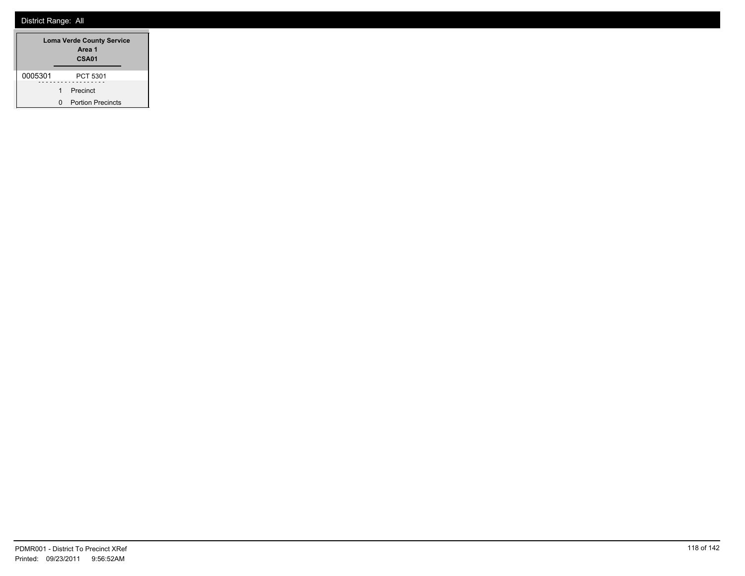District Range: All

**Loma Verde County Service Area 1**
**CSA01**

| | |
|---|---|
| 0005301 | PCT 5301 |
| 1 | Precinct |
| 0 | Portion Precincts |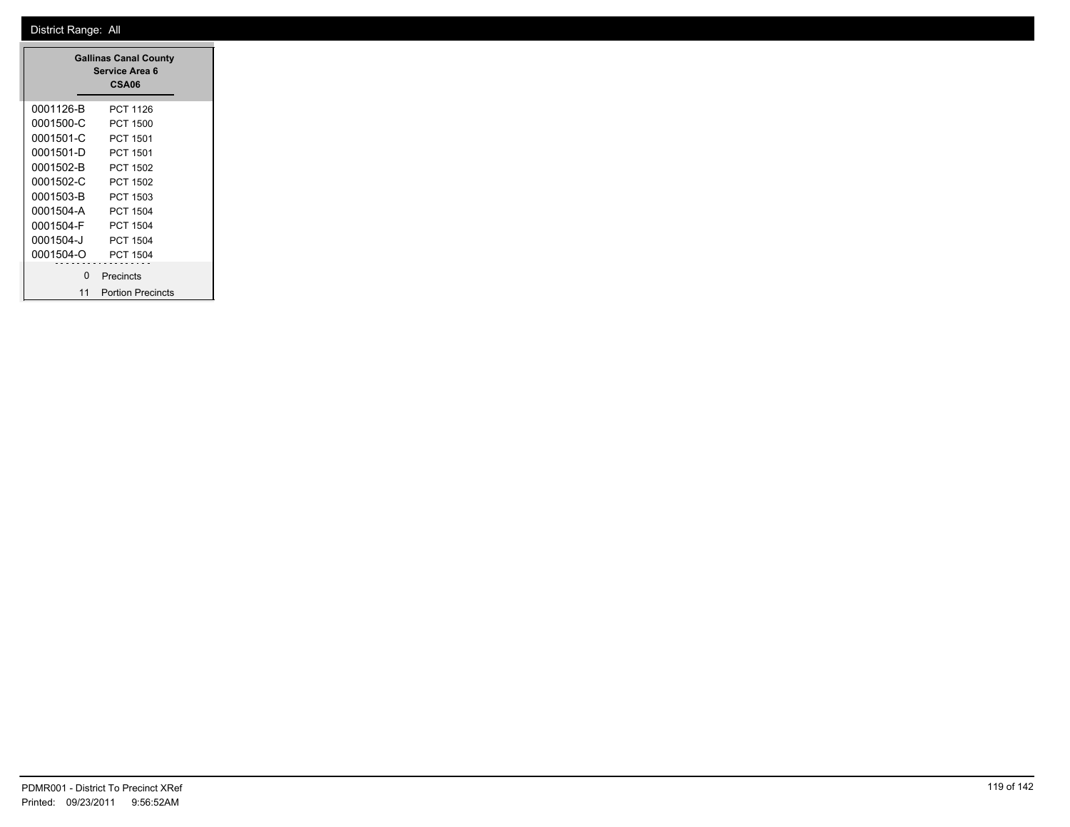District Range: All

**Gallinas Canal County Service Area 6**
**CSA06**

| Precinct Portion | Precinct |
|---|---|
| 0001126-B | PCT 1126 |
| 0001500-C | PCT 1500 |
| 0001501-C | PCT 1501 |
| 0001501-D | PCT 1501 |
| 0001502-B | PCT 1502 |
| 0001502-C | PCT 1502 |
| 0001503-B | PCT 1503 |
| 0001504-A | PCT 1504 |
| 0001504-F | PCT 1504 |
| 0001504-J | PCT 1504 |
| 0001504-O | PCT 1504 |

0 Precincts

11 Portion Precincts

PDMR001 - District To Precinct XRef
Printed: 09/23/2011 9:56:52AM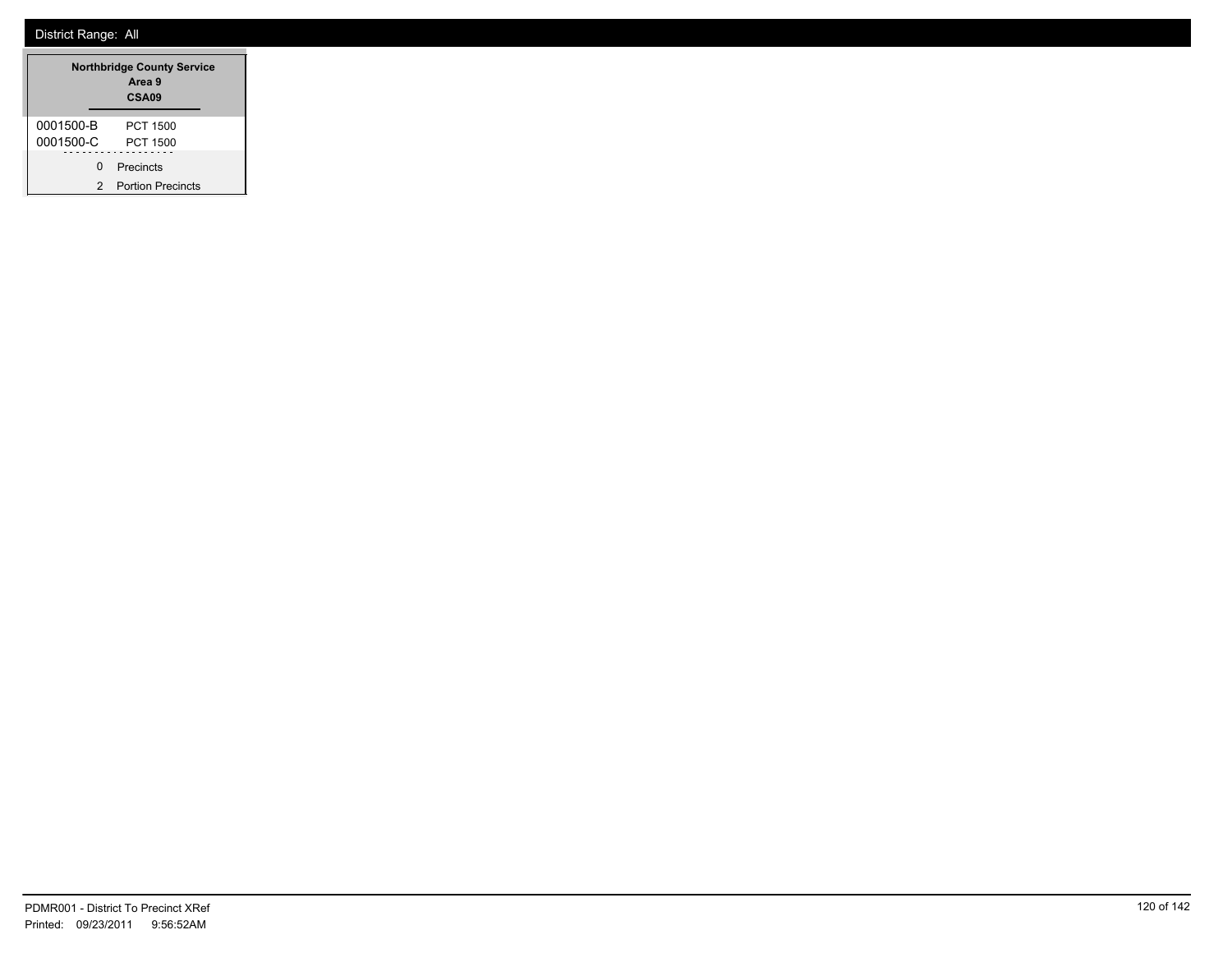District Range: All

| Northbridge County Service Area 9 CSA09 | |
|---|---|
| 0001500-B | PCT 1500 |
| 0001500-C | PCT 1500 |
| 0 | Precincts |
| 2 | Portion Precincts |

PDMR001 - District To Precinct XRef
Printed: 09/23/2011 9:56:52AM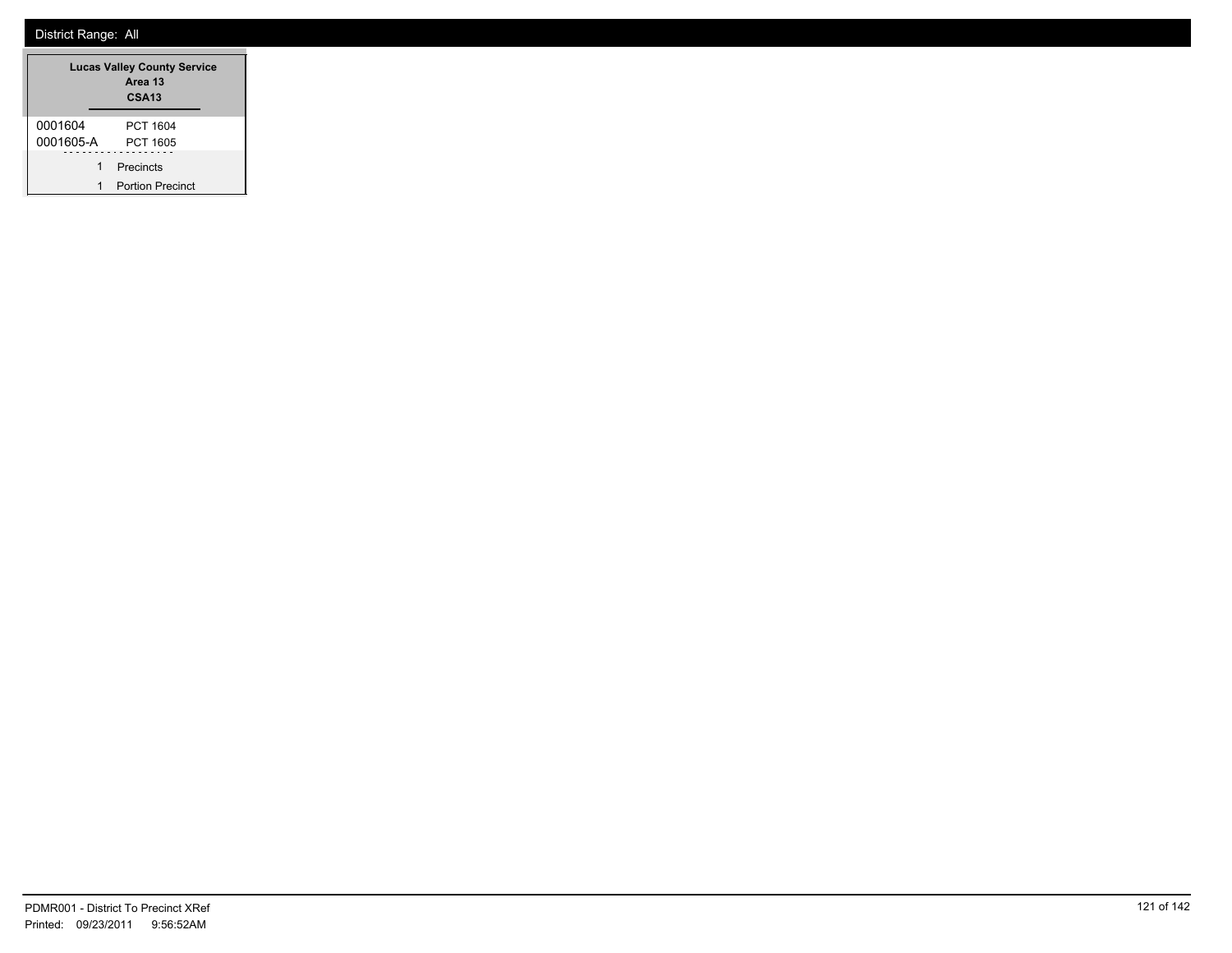District Range: All

| Lucas Valley County Service Area 13 CSA13 | |
|---|---|
| 0001604 | PCT 1604 |
| 0001605-A | PCT 1605 |
| 1 | Precincts |
| 1 | Portion Precinct |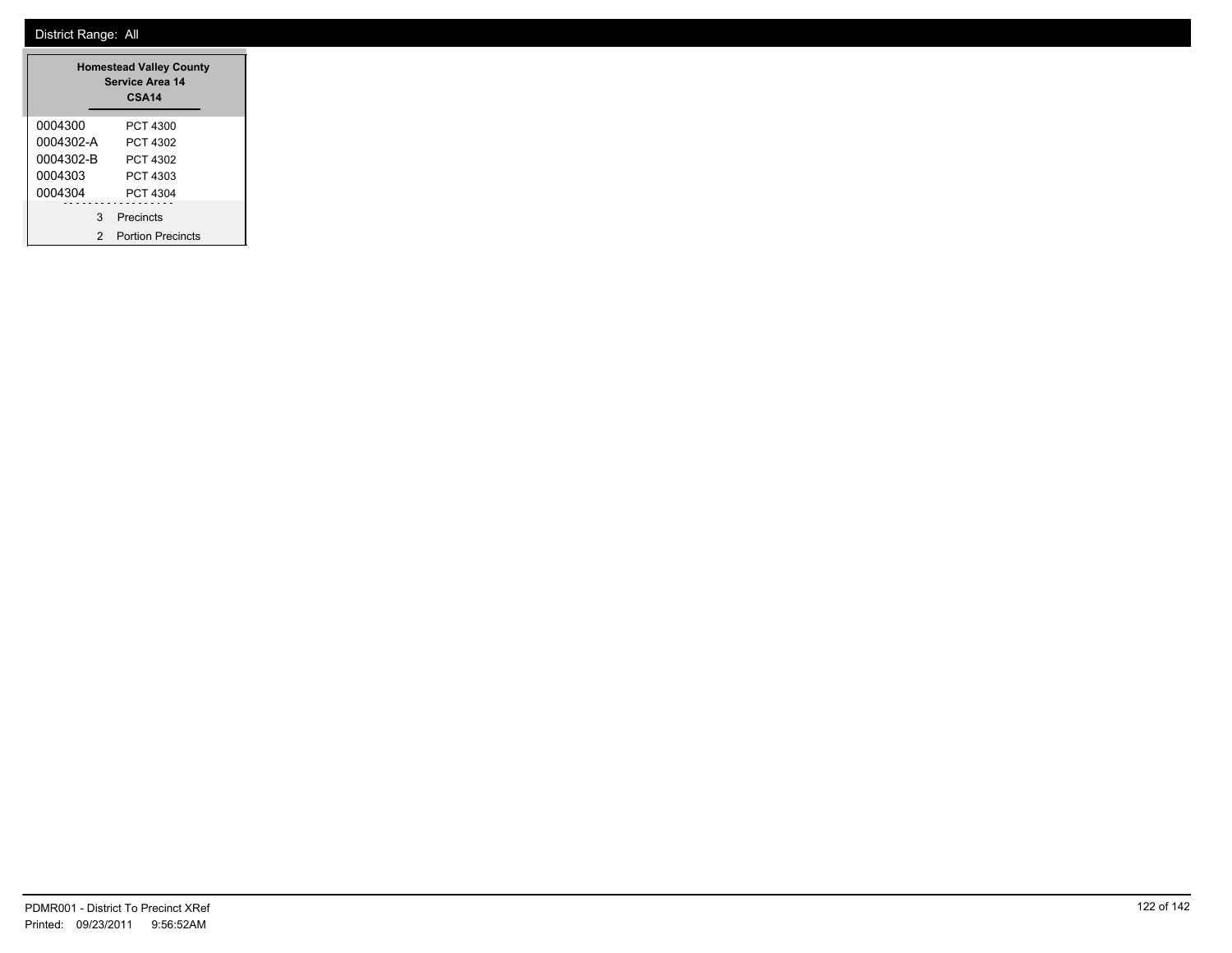District Range: All

**Homestead Valley County Service Area 14**
**CSA14**

| Precinct | Name |
|---|---|
| 0004300 | PCT 4300 |
| 0004302-A | PCT 4302 |
| 0004302-B | PCT 4302 |
| 0004303 | PCT 4303 |
| 0004304 | PCT 4304 |

3 Precincts

2 Portion Precincts

PDMR001 - District To Precinct XRef
Printed: 09/23/2011 9:56:52AM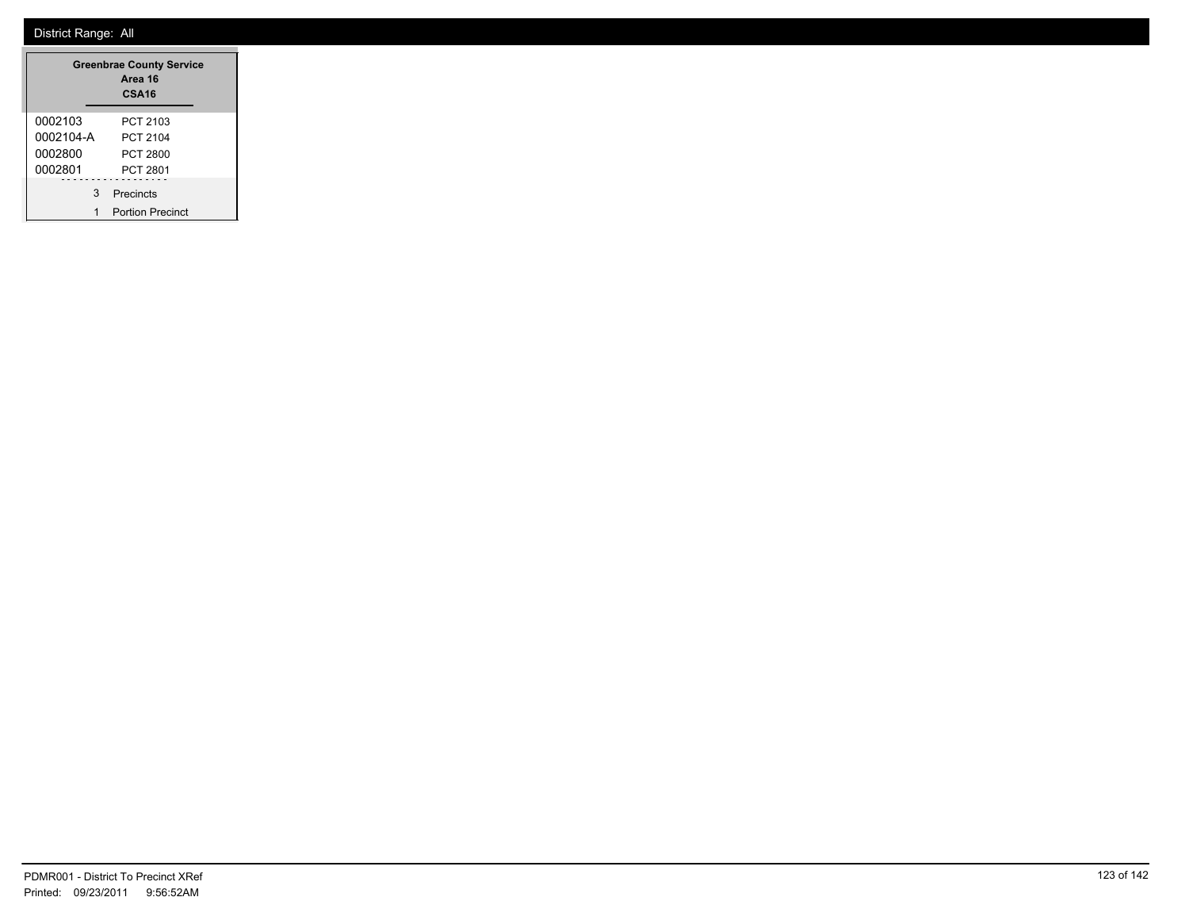District Range: All

**Greenbrae County Service Area 16**
**CSA16**

| | |
|---|---|
| 0002103 | PCT 2103 |
| 0002104-A | PCT 2104 |
| 0002800 | PCT 2800 |
| 0002801 | PCT 2801 |

3 Precincts

1 Portion Precinct

PDMR001 - District To Precinct XRef
Printed: 09/23/2011 9:56:52AM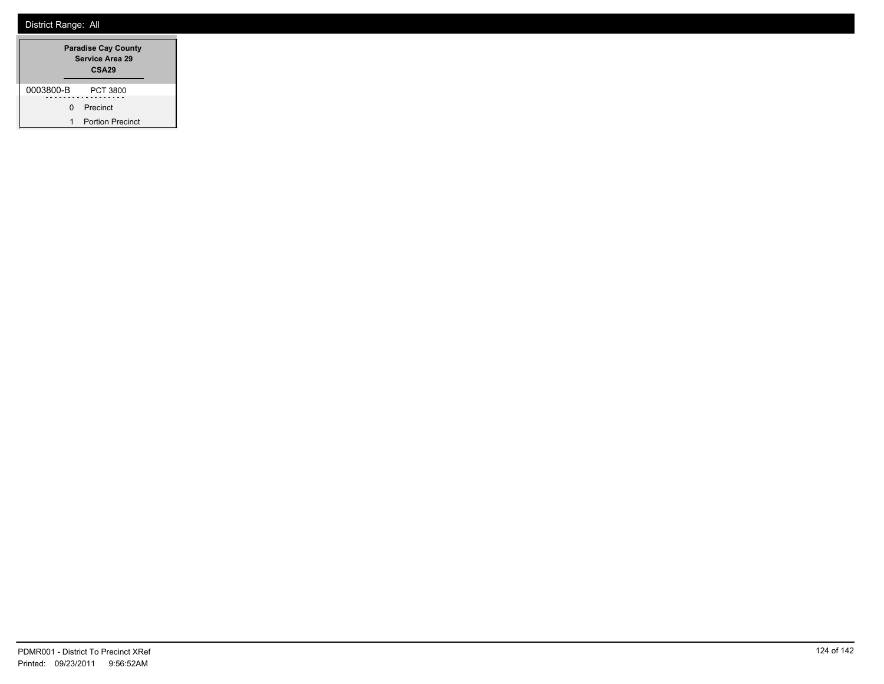District Range: All

| Paradise Cay County Service Area 29 CSA29 | |
|---|---|
| 0003800-B | PCT 3800 |
| 0 | Precinct |
| 1 | Portion Precinct |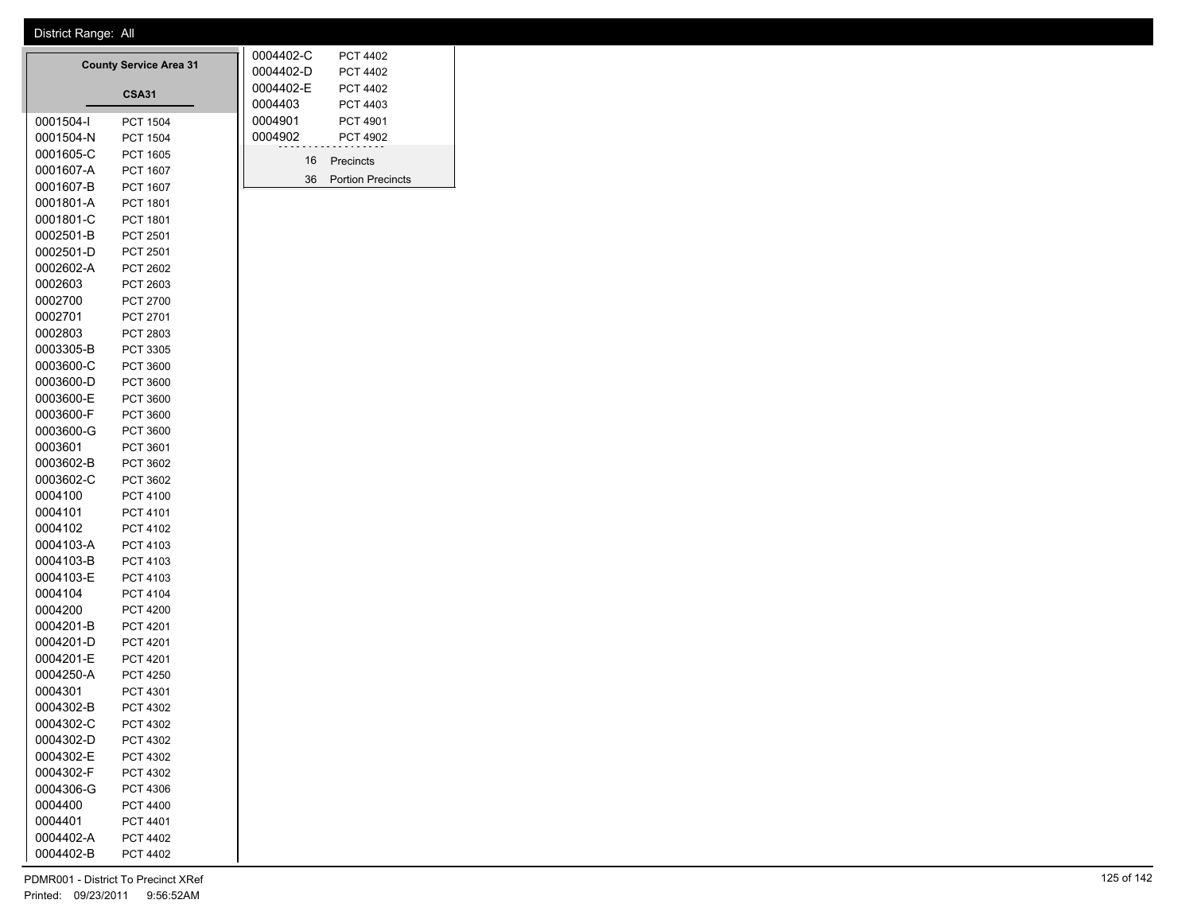District Range: All

**County Service Area 31**

**CSA31**

| Precinct | Name |
|---|---|
| 0001504-I | PCT 1504 |
| 0001504-N | PCT 1504 |
| 0001605-C | PCT 1605 |
| 0001607-A | PCT 1607 |
| 0001607-B | PCT 1607 |
| 0001801-A | PCT 1801 |
| 0001801-C | PCT 1801 |
| 0002501-B | PCT 2501 |
| 0002501-D | PCT 2501 |
| 0002602-A | PCT 2602 |
| 0002603 | PCT 2603 |
| 0002700 | PCT 2700 |
| 0002701 | PCT 2701 |
| 0002803 | PCT 2803 |
| 0003305-B | PCT 3305 |
| 0003600-C | PCT 3600 |
| 0003600-D | PCT 3600 |
| 0003600-E | PCT 3600 |
| 0003600-F | PCT 3600 |
| 0003600-G | PCT 3600 |
| 0003601 | PCT 3601 |
| 0003602-B | PCT 3602 |
| 0003602-C | PCT 3602 |
| 0004100 | PCT 4100 |
| 0004101 | PCT 4101 |
| 0004102 | PCT 4102 |
| 0004103-A | PCT 4103 |
| 0004103-B | PCT 4103 |
| 0004103-E | PCT 4103 |
| 0004104 | PCT 4104 |
| 0004200 | PCT 4200 |
| 0004201-B | PCT 4201 |
| 0004201-D | PCT 4201 |
| 0004201-E | PCT 4201 |
| 0004250-A | PCT 4250 |
| 0004301 | PCT 4301 |
| 0004302-B | PCT 4302 |
| 0004302-C | PCT 4302 |
| 0004302-D | PCT 4302 |
| 0004302-E | PCT 4302 |
| 0004302-F | PCT 4302 |
| 0004306-G | PCT 4306 |
| 0004400 | PCT 4400 |
| 0004401 | PCT 4401 |
| 0004402-A | PCT 4402 |
| 0004402-B | PCT 4402 |
| 0004402-C | PCT 4402 |
| 0004402-D | PCT 4402 |
| 0004402-E | PCT 4402 |
| 0004403 | PCT 4403 |
| 0004901 | PCT 4901 |
| 0004902 | PCT 4902 |

16 Precincts

36 Portion Precincts

PDMR001 - District To Precinct XRef

Printed: 09/23/2011 9:56:52AM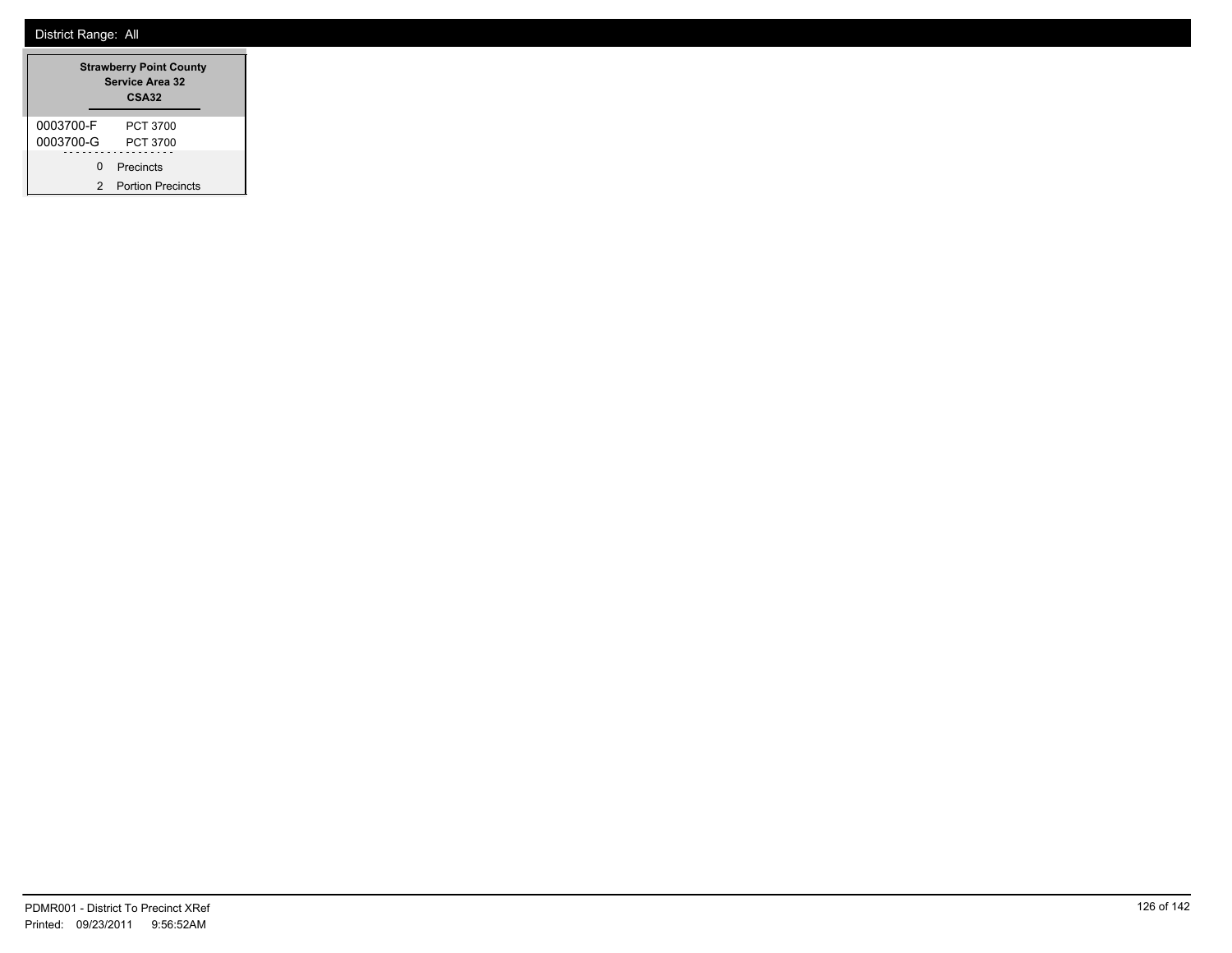District Range: All

**Strawberry Point County Service Area 32**
**CSA32**

| | |
|---|---|
| 0003700-F | PCT 3700 |
| 0003700-G | PCT 3700 |

0 Precincts
2 Portion Precincts

PDMR001 - District To Precinct XRef
Printed: 09/23/2011 9:56:52AM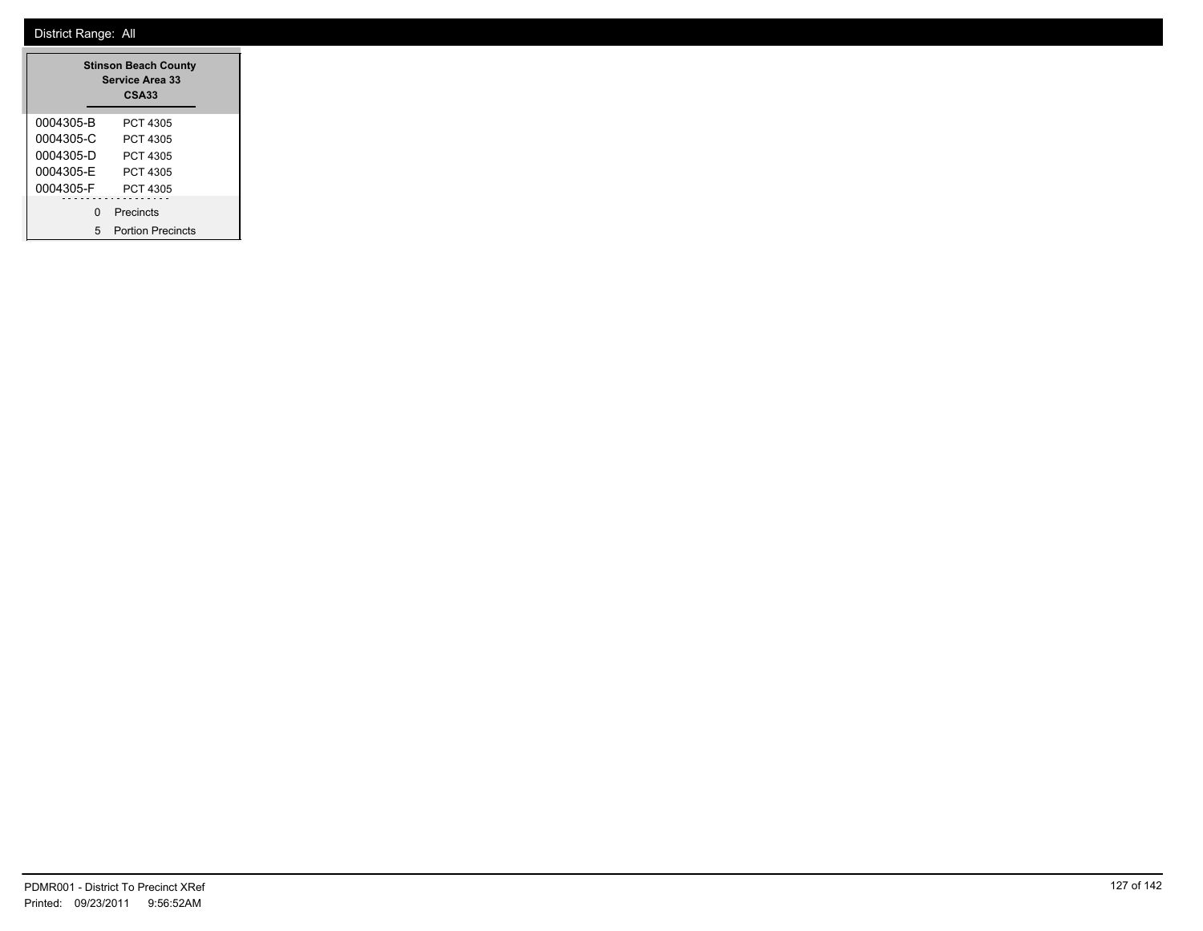District Range: All

**Stinson Beach County Service Area 33**
**CSA33**

| | |
|---|---|
| 0004305-B | PCT 4305 |
| 0004305-C | PCT 4305 |
| 0004305-D | PCT 4305 |
| 0004305-E | PCT 4305 |
| 0004305-F | PCT 4305 |

0 Precincts

5 Portion Precincts

PDMR001 - District To Precinct XRef
Printed: 09/23/2011 9:56:52AM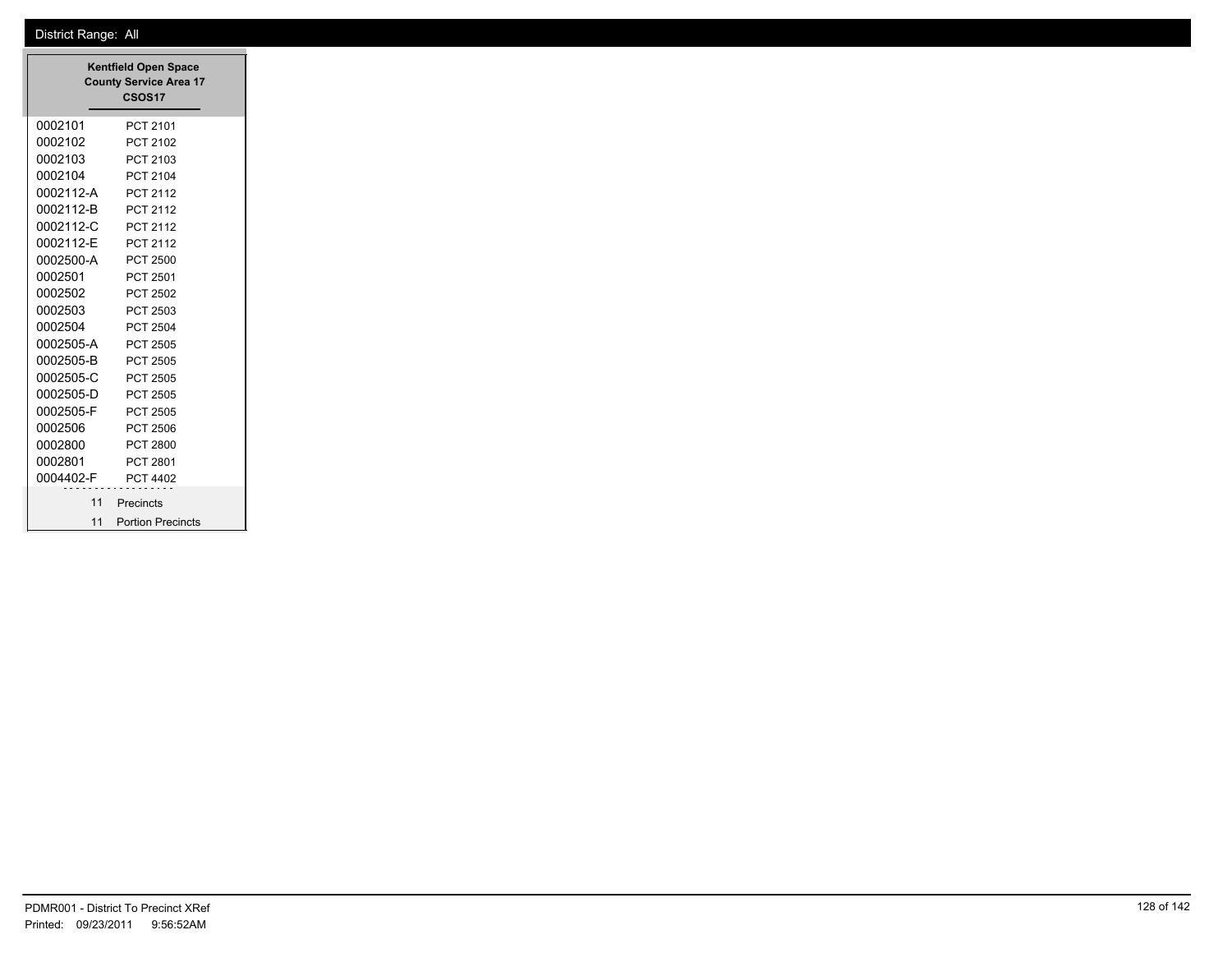District Range: All

**Kentfield Open Space**
**County Service Area 17**
**CSOS17**

| | |
|---|---|
| 0002101 | PCT 2101 |
| 0002102 | PCT 2102 |
| 0002103 | PCT 2103 |
| 0002104 | PCT 2104 |
| 0002112-A | PCT 2112 |
| 0002112-B | PCT 2112 |
| 0002112-C | PCT 2112 |
| 0002112-E | PCT 2112 |
| 0002500-A | PCT 2500 |
| 0002501 | PCT 2501 |
| 0002502 | PCT 2502 |
| 0002503 | PCT 2503 |
| 0002504 | PCT 2504 |
| 0002505-A | PCT 2505 |
| 0002505-B | PCT 2505 |
| 0002505-C | PCT 2505 |
| 0002505-D | PCT 2505 |
| 0002505-F | PCT 2505 |
| 0002506 | PCT 2506 |
| 0002800 | PCT 2800 |
| 0002801 | PCT 2801 |
| 0004402-F | PCT 4402 |

11 Precincts

11 Portion Precincts

PDMR001 - District To Precinct XRef
Printed: 09/23/2011 9:56:52AM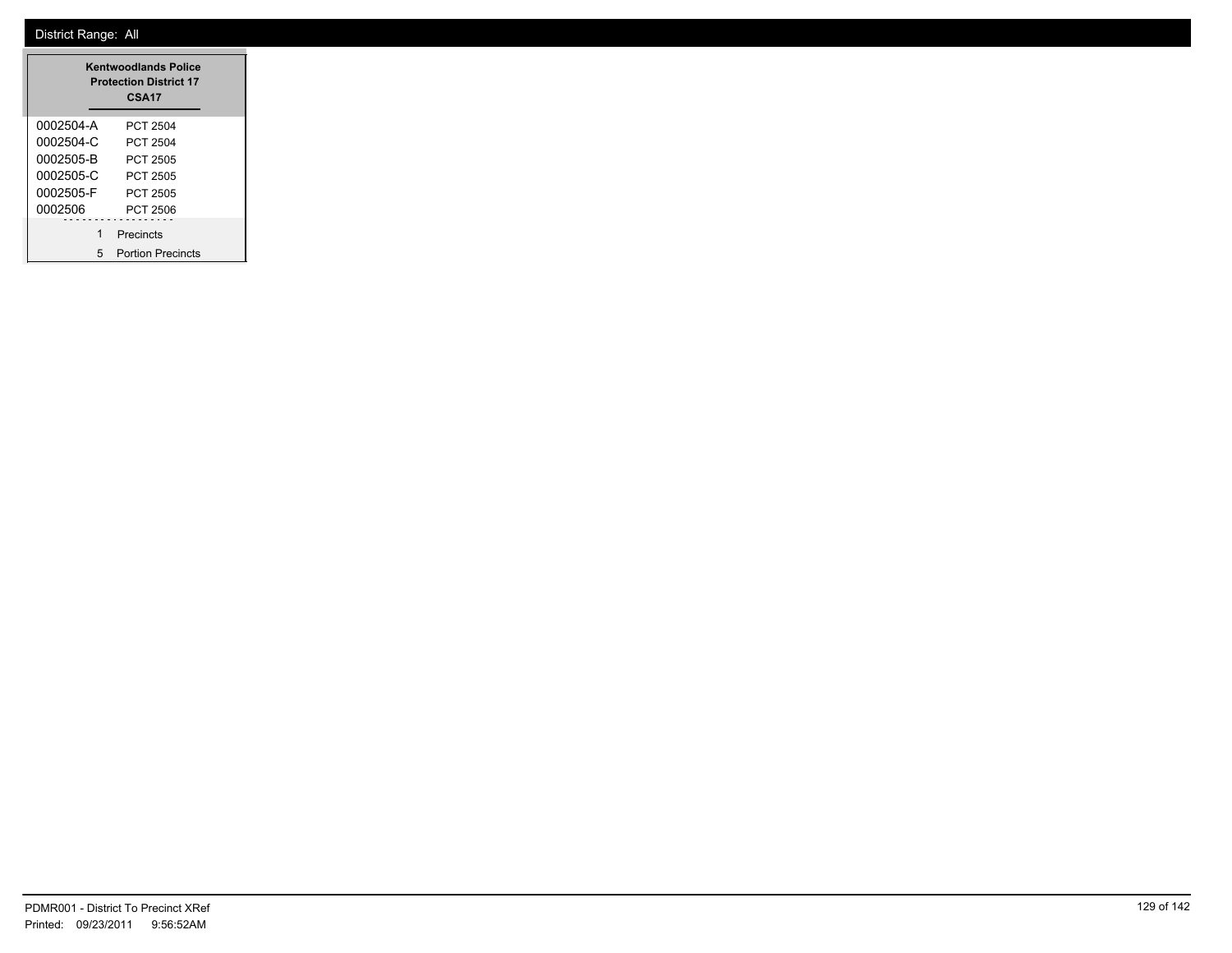District Range: All

**Kentwoodlands Police Protection District 17**
**CSA17**

| | |
|---|---|
| 0002504-A | PCT 2504 |
| 0002504-C | PCT 2504 |
| 0002505-B | PCT 2505 |
| 0002505-C | PCT 2505 |
| 0002505-F | PCT 2505 |
| 0002506 | PCT 2506 |

1 Precincts
5 Portion Precincts

PDMR001 - District To Precinct XRef
Printed: 09/23/2011 9:56:52AM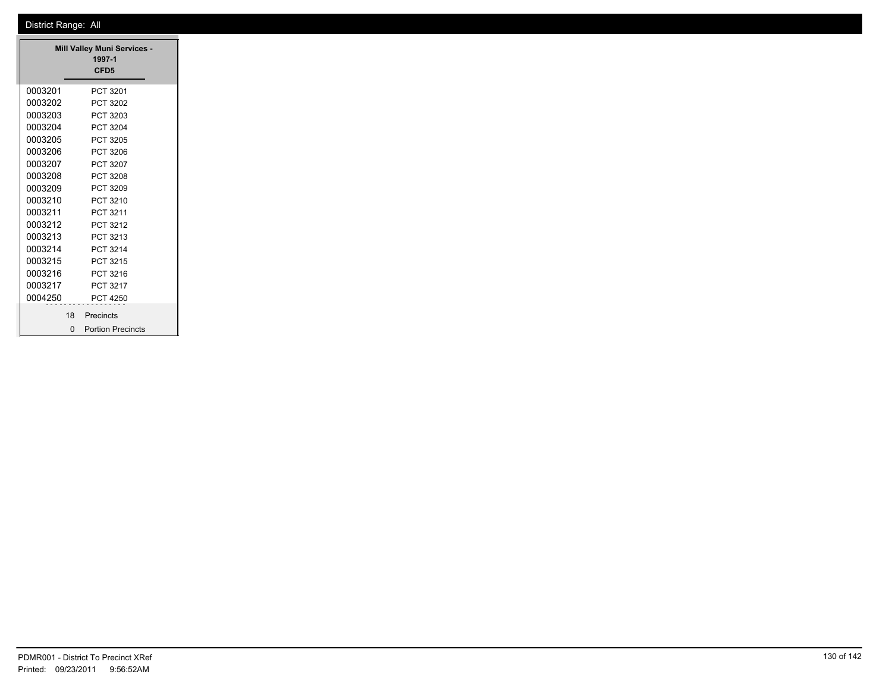District Range: All

**Mill Valley Muni Services - 1997-1 CFD5**

| | |
|---|---|
| 0003201 | PCT 3201 |
| 0003202 | PCT 3202 |
| 0003203 | PCT 3203 |
| 0003204 | PCT 3204 |
| 0003205 | PCT 3205 |
| 0003206 | PCT 3206 |
| 0003207 | PCT 3207 |
| 0003208 | PCT 3208 |
| 0003209 | PCT 3209 |
| 0003210 | PCT 3210 |
| 0003211 | PCT 3211 |
| 0003212 | PCT 3212 |
| 0003213 | PCT 3213 |
| 0003214 | PCT 3214 |
| 0003215 | PCT 3215 |
| 0003216 | PCT 3216 |
| 0003217 | PCT 3217 |
| 0004250 | PCT 4250 |

18 Precincts

0 Portion Precincts

PDMR001 - District To Precinct XRef

Printed: 09/23/2011 9:56:52AM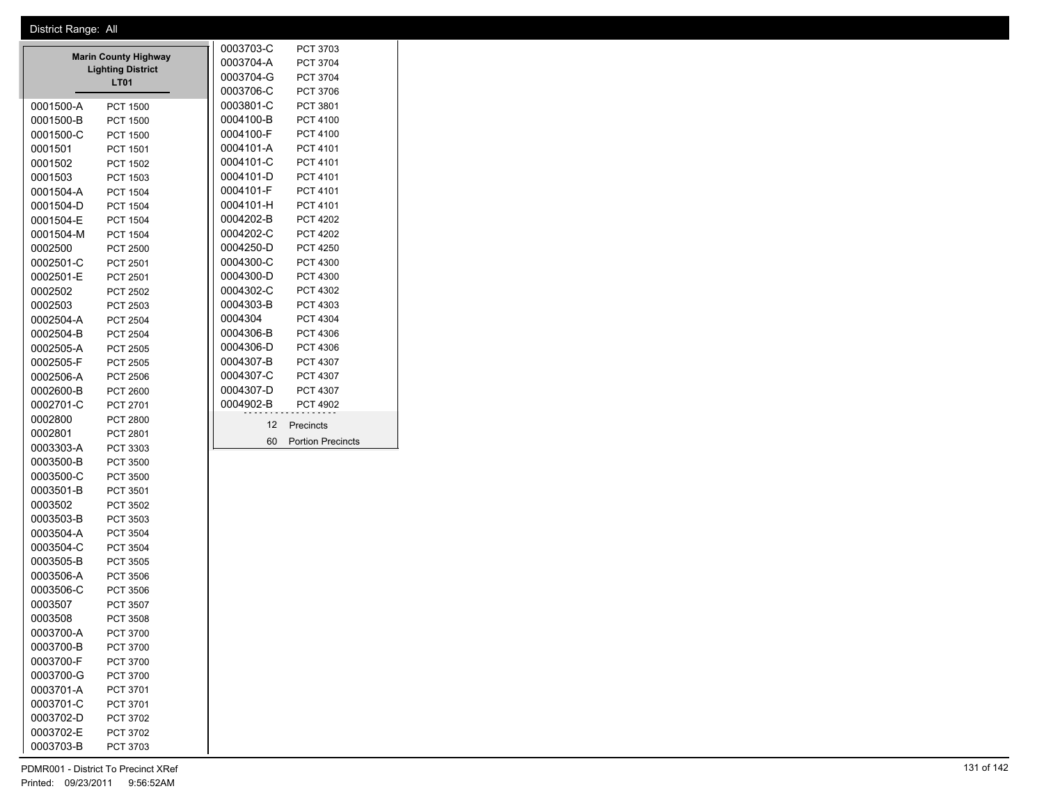District Range: All

## Marin County Highway Lighting District LT01

| Precinct | Name |
|---|---|
| 0001500-A | PCT 1500 |
| 0001500-B | PCT 1500 |
| 0001500-C | PCT 1500 |
| 0001501 | PCT 1501 |
| 0001502 | PCT 1502 |
| 0001503 | PCT 1503 |
| 0001504-A | PCT 1504 |
| 0001504-D | PCT 1504 |
| 0001504-E | PCT 1504 |
| 0001504-M | PCT 1504 |
| 0002500 | PCT 2500 |
| 0002501-C | PCT 2501 |
| 0002501-E | PCT 2501 |
| 0002502 | PCT 2502 |
| 0002503 | PCT 2503 |
| 0002504-A | PCT 2504 |
| 0002504-B | PCT 2504 |
| 0002505-A | PCT 2505 |
| 0002505-F | PCT 2505 |
| 0002506-A | PCT 2506 |
| 0002600-B | PCT 2600 |
| 0002701-C | PCT 2701 |
| 0002800 | PCT 2800 |
| 0002801 | PCT 2801 |
| 0003303-A | PCT 3303 |
| 0003500-B | PCT 3500 |
| 0003500-C | PCT 3500 |
| 0003501-B | PCT 3501 |
| 0003502 | PCT 3502 |
| 0003503-B | PCT 3503 |
| 0003504-A | PCT 3504 |
| 0003504-C | PCT 3504 |
| 0003505-B | PCT 3505 |
| 0003506-A | PCT 3506 |
| 0003506-C | PCT 3506 |
| 0003507 | PCT 3507 |
| 0003508 | PCT 3508 |
| 0003700-A | PCT 3700 |
| 0003700-B | PCT 3700 |
| 0003700-F | PCT 3700 |
| 0003700-G | PCT 3700 |
| 0003701-A | PCT 3701 |
| 0003701-C | PCT 3701 |
| 0003702-D | PCT 3702 |
| 0003702-E | PCT 3702 |
| 0003703-B | PCT 3703 |
| 0003703-C | PCT 3703 |
| 0003704-A | PCT 3704 |
| 0003704-G | PCT 3704 |
| 0003706-C | PCT 3706 |
| 0003801-C | PCT 3801 |
| 0004100-B | PCT 4100 |
| 0004100-F | PCT 4100 |
| 0004101-A | PCT 4101 |
| 0004101-C | PCT 4101 |
| 0004101-D | PCT 4101 |
| 0004101-F | PCT 4101 |
| 0004101-H | PCT 4101 |
| 0004202-B | PCT 4202 |
| 0004202-C | PCT 4202 |
| 0004250-D | PCT 4250 |
| 0004300-C | PCT 4300 |
| 0004300-D | PCT 4300 |
| 0004302-C | PCT 4302 |
| 0004303-B | PCT 4303 |
| 0004304 | PCT 4304 |
| 0004306-B | PCT 4306 |
| 0004306-D | PCT 4306 |
| 0004307-B | PCT 4307 |
| 0004307-C | PCT 4307 |
| 0004307-D | PCT 4307 |
| 0004902-B | PCT 4902 |

12 Precincts

60 Portion Precincts

PDMR001 - District To Precinct XRef

Printed: 09/23/2011 9:56:52AM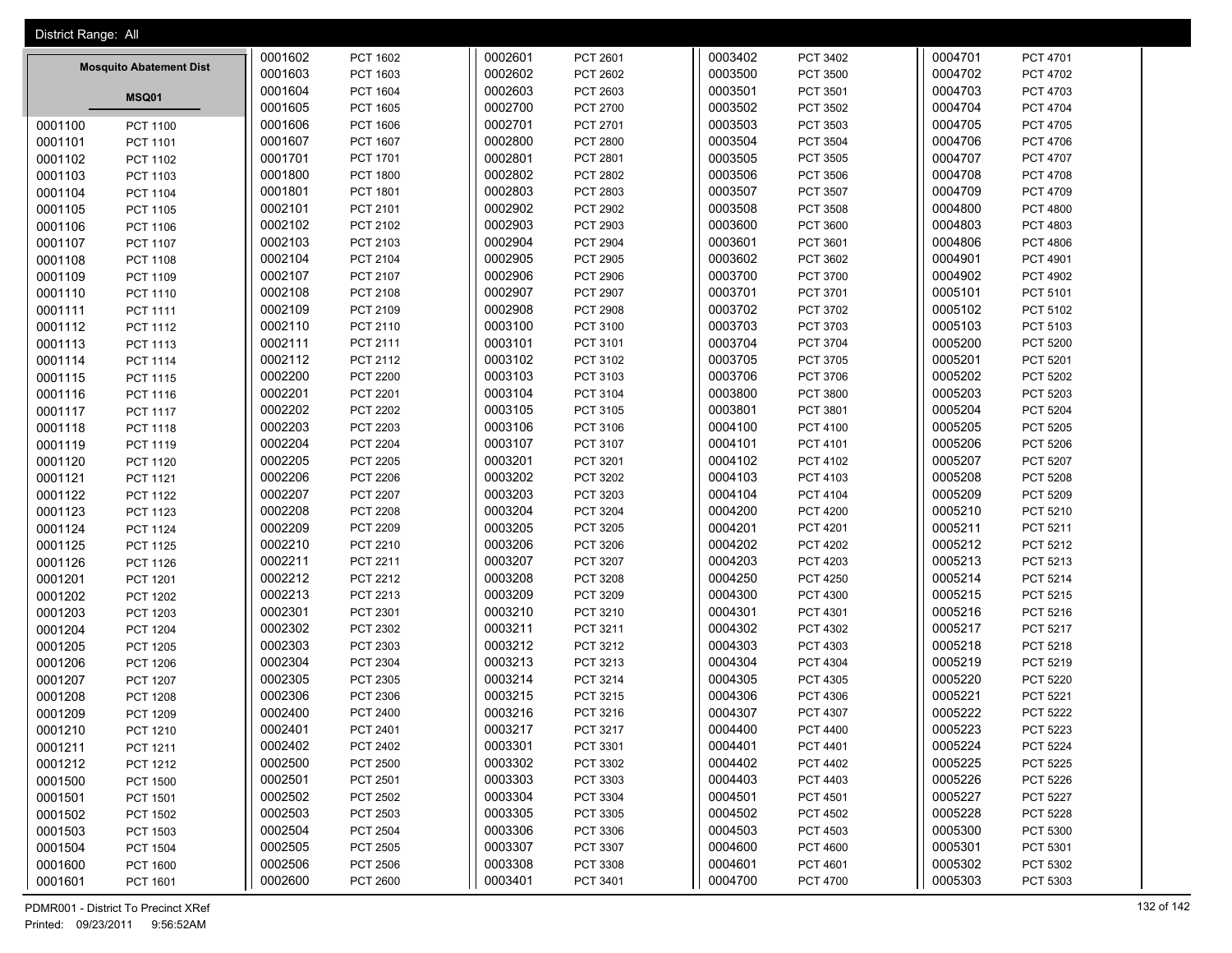District Range: All

**Mosquito Abatement Dist**

**MSQ01**

| District | Precinct |
|---|---|
| 0001100 | PCT 1100 |
| 0001101 | PCT 1101 |
| 0001102 | PCT 1102 |
| 0001103 | PCT 1103 |
| 0001104 | PCT 1104 |
| 0001105 | PCT 1105 |
| 0001106 | PCT 1106 |
| 0001107 | PCT 1107 |
| 0001108 | PCT 1108 |
| 0001109 | PCT 1109 |
| 0001110 | PCT 1110 |
| 0001111 | PCT 1111 |
| 0001112 | PCT 1112 |
| 0001113 | PCT 1113 |
| 0001114 | PCT 1114 |
| 0001115 | PCT 1115 |
| 0001116 | PCT 1116 |
| 0001117 | PCT 1117 |
| 0001118 | PCT 1118 |
| 0001119 | PCT 1119 |
| 0001120 | PCT 1120 |
| 0001121 | PCT 1121 |
| 0001122 | PCT 1122 |
| 0001123 | PCT 1123 |
| 0001124 | PCT 1124 |
| 0001125 | PCT 1125 |
| 0001126 | PCT 1126 |
| 0001201 | PCT 1201 |
| 0001202 | PCT 1202 |
| 0001203 | PCT 1203 |
| 0001204 | PCT 1204 |
| 0001205 | PCT 1205 |
| 0001206 | PCT 1206 |
| 0001207 | PCT 1207 |
| 0001208 | PCT 1208 |
| 0001209 | PCT 1209 |
| 0001210 | PCT 1210 |
| 0001211 | PCT 1211 |
| 0001212 | PCT 1212 |
| 0001500 | PCT 1500 |
| 0001501 | PCT 1501 |
| 0001502 | PCT 1502 |
| 0001503 | PCT 1503 |
| 0001504 | PCT 1504 |
| 0001600 | PCT 1600 |
| 0001601 | PCT 1601 |
| 0001602 | PCT 1602 |
| 0001603 | PCT 1603 |
| 0001604 | PCT 1604 |
| 0001605 | PCT 1605 |
| 0001606 | PCT 1606 |
| 0001607 | PCT 1607 |
| 0001701 | PCT 1701 |
| 0001800 | PCT 1800 |
| 0001801 | PCT 1801 |
| 0002101 | PCT 2101 |
| 0002102 | PCT 2102 |
| 0002103 | PCT 2103 |
| 0002104 | PCT 2104 |
| 0002107 | PCT 2107 |
| 0002108 | PCT 2108 |
| 0002109 | PCT 2109 |
| 0002110 | PCT 2110 |
| 0002111 | PCT 2111 |
| 0002112 | PCT 2112 |
| 0002200 | PCT 2200 |
| 0002201 | PCT 2201 |
| 0002202 | PCT 2202 |
| 0002203 | PCT 2203 |
| 0002204 | PCT 2204 |
| 0002205 | PCT 2205 |
| 0002206 | PCT 2206 |
| 0002207 | PCT 2207 |
| 0002208 | PCT 2208 |
| 0002209 | PCT 2209 |
| 0002210 | PCT 2210 |
| 0002211 | PCT 2211 |
| 0002212 | PCT 2212 |
| 0002213 | PCT 2213 |
| 0002301 | PCT 2301 |
| 0002302 | PCT 2302 |
| 0002303 | PCT 2303 |
| 0002304 | PCT 2304 |
| 0002305 | PCT 2305 |
| 0002306 | PCT 2306 |
| 0002400 | PCT 2400 |
| 0002401 | PCT 2401 |
| 0002402 | PCT 2402 |
| 0002500 | PCT 2500 |
| 0002501 | PCT 2501 |
| 0002502 | PCT 2502 |
| 0002503 | PCT 2503 |
| 0002504 | PCT 2504 |
| 0002505 | PCT 2505 |
| 0002506 | PCT 2506 |
| 0002600 | PCT 2600 |
| 0002601 | PCT 2601 |
| 0002602 | PCT 2602 |
| 0002603 | PCT 2603 |
| 0002700 | PCT 2700 |
| 0002701 | PCT 2701 |
| 0002800 | PCT 2800 |
| 0002801 | PCT 2801 |
| 0002802 | PCT 2802 |
| 0002803 | PCT 2803 |
| 0002902 | PCT 2902 |
| 0002903 | PCT 2903 |
| 0002904 | PCT 2904 |
| 0002905 | PCT 2905 |
| 0002906 | PCT 2906 |
| 0002907 | PCT 2907 |
| 0002908 | PCT 2908 |
| 0003100 | PCT 3100 |
| 0003101 | PCT 3101 |
| 0003102 | PCT 3102 |
| 0003103 | PCT 3103 |
| 0003104 | PCT 3104 |
| 0003105 | PCT 3105 |
| 0003106 | PCT 3106 |
| 0003107 | PCT 3107 |
| 0003201 | PCT 3201 |
| 0003202 | PCT 3202 |
| 0003203 | PCT 3203 |
| 0003204 | PCT 3204 |
| 0003205 | PCT 3205 |
| 0003206 | PCT 3206 |
| 0003207 | PCT 3207 |
| 0003208 | PCT 3208 |
| 0003209 | PCT 3209 |
| 0003210 | PCT 3210 |
| 0003211 | PCT 3211 |
| 0003212 | PCT 3212 |
| 0003213 | PCT 3213 |
| 0003214 | PCT 3214 |
| 0003215 | PCT 3215 |
| 0003216 | PCT 3216 |
| 0003217 | PCT 3217 |
| 0003301 | PCT 3301 |
| 0003302 | PCT 3302 |
| 0003303 | PCT 3303 |
| 0003304 | PCT 3304 |
| 0003305 | PCT 3305 |
| 0003306 | PCT 3306 |
| 0003307 | PCT 3307 |
| 0003308 | PCT 3308 |
| 0003401 | PCT 3401 |
| 0003402 | PCT 3402 |
| 0003500 | PCT 3500 |
| 0003501 | PCT 3501 |
| 0003502 | PCT 3502 |
| 0003503 | PCT 3503 |
| 0003504 | PCT 3504 |
| 0003505 | PCT 3505 |
| 0003506 | PCT 3506 |
| 0003507 | PCT 3507 |
| 0003508 | PCT 3508 |
| 0003600 | PCT 3600 |
| 0003601 | PCT 3601 |
| 0003602 | PCT 3602 |
| 0003700 | PCT 3700 |
| 0003701 | PCT 3701 |
| 0003702 | PCT 3702 |
| 0003703 | PCT 3703 |
| 0003704 | PCT 3704 |
| 0003705 | PCT 3705 |
| 0003706 | PCT 3706 |
| 0003800 | PCT 3800 |
| 0003801 | PCT 3801 |
| 0004100 | PCT 4100 |
| 0004101 | PCT 4101 |
| 0004102 | PCT 4102 |
| 0004103 | PCT 4103 |
| 0004104 | PCT 4104 |
| 0004200 | PCT 4200 |
| 0004201 | PCT 4201 |
| 0004202 | PCT 4202 |
| 0004203 | PCT 4203 |
| 0004250 | PCT 4250 |
| 0004300 | PCT 4300 |
| 0004301 | PCT 4301 |
| 0004302 | PCT 4302 |
| 0004303 | PCT 4303 |
| 0004304 | PCT 4304 |
| 0004305 | PCT 4305 |
| 0004306 | PCT 4306 |
| 0004307 | PCT 4307 |
| 0004400 | PCT 4400 |
| 0004401 | PCT 4401 |
| 0004402 | PCT 4402 |
| 0004403 | PCT 4403 |
| 0004501 | PCT 4501 |
| 0004502 | PCT 4502 |
| 0004503 | PCT 4503 |
| 0004600 | PCT 4600 |
| 0004601 | PCT 4601 |
| 0004700 | PCT 4700 |
| 0004701 | PCT 4701 |
| 0004702 | PCT 4702 |
| 0004703 | PCT 4703 |
| 0004704 | PCT 4704 |
| 0004705 | PCT 4705 |
| 0004706 | PCT 4706 |
| 0004707 | PCT 4707 |
| 0004708 | PCT 4708 |
| 0004709 | PCT 4709 |
| 0004800 | PCT 4800 |
| 0004803 | PCT 4803 |
| 0004806 | PCT 4806 |
| 0004901 | PCT 4901 |
| 0004902 | PCT 4902 |
| 0005101 | PCT 5101 |
| 0005102 | PCT 5102 |
| 0005103 | PCT 5103 |
| 0005200 | PCT 5200 |
| 0005201 | PCT 5201 |
| 0005202 | PCT 5202 |
| 0005203 | PCT 5203 |
| 0005204 | PCT 5204 |
| 0005205 | PCT 5205 |
| 0005206 | PCT 5206 |
| 0005207 | PCT 5207 |
| 0005208 | PCT 5208 |
| 0005209 | PCT 5209 |
| 0005210 | PCT 5210 |
| 0005211 | PCT 5211 |
| 0005212 | PCT 5212 |
| 0005213 | PCT 5213 |
| 0005214 | PCT 5214 |
| 0005215 | PCT 5215 |
| 0005216 | PCT 5216 |
| 0005217 | PCT 5217 |
| 0005218 | PCT 5218 |
| 0005219 | PCT 5219 |
| 0005220 | PCT 5220 |
| 0005221 | PCT 5221 |
| 0005222 | PCT 5222 |
| 0005223 | PCT 5223 |
| 0005224 | PCT 5224 |
| 0005225 | PCT 5225 |
| 0005226 | PCT 5226 |
| 0005227 | PCT 5227 |
| 0005228 | PCT 5228 |
| 0005300 | PCT 5300 |
| 0005301 | PCT 5301 |
| 0005302 | PCT 5302 |
| 0005303 | PCT 5303 |

PDMR001 - District To Precinct XRef

Printed: 09/23/2011 9:56:52AM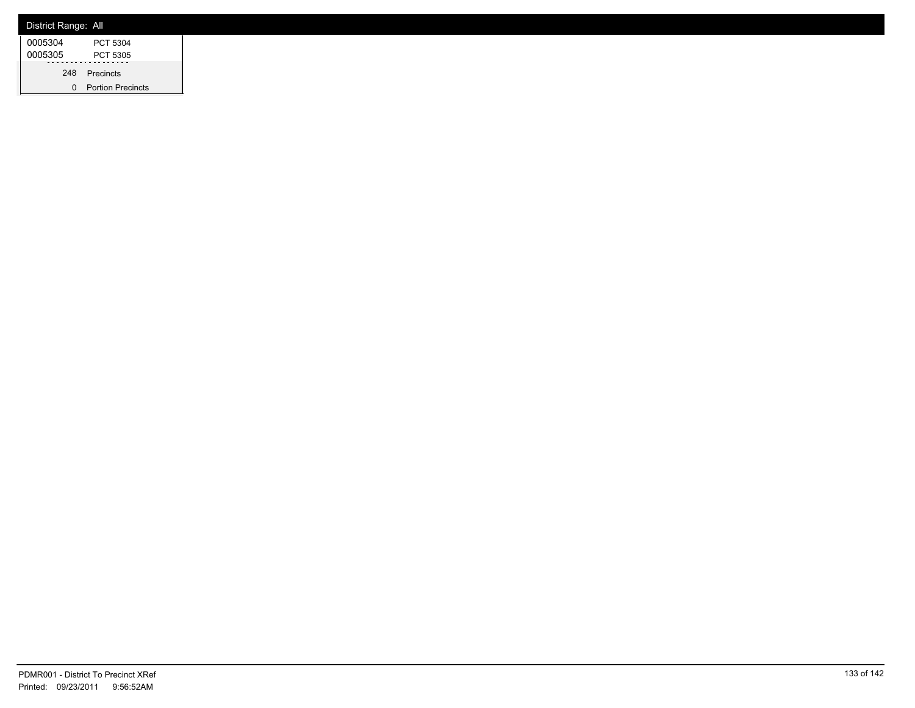District Range: All

| | |
|---|---|
| 0005304 | PCT 5304 |
| 0005305 | PCT 5305 |
| 248 | Precincts |
| 0 | Portion Precincts |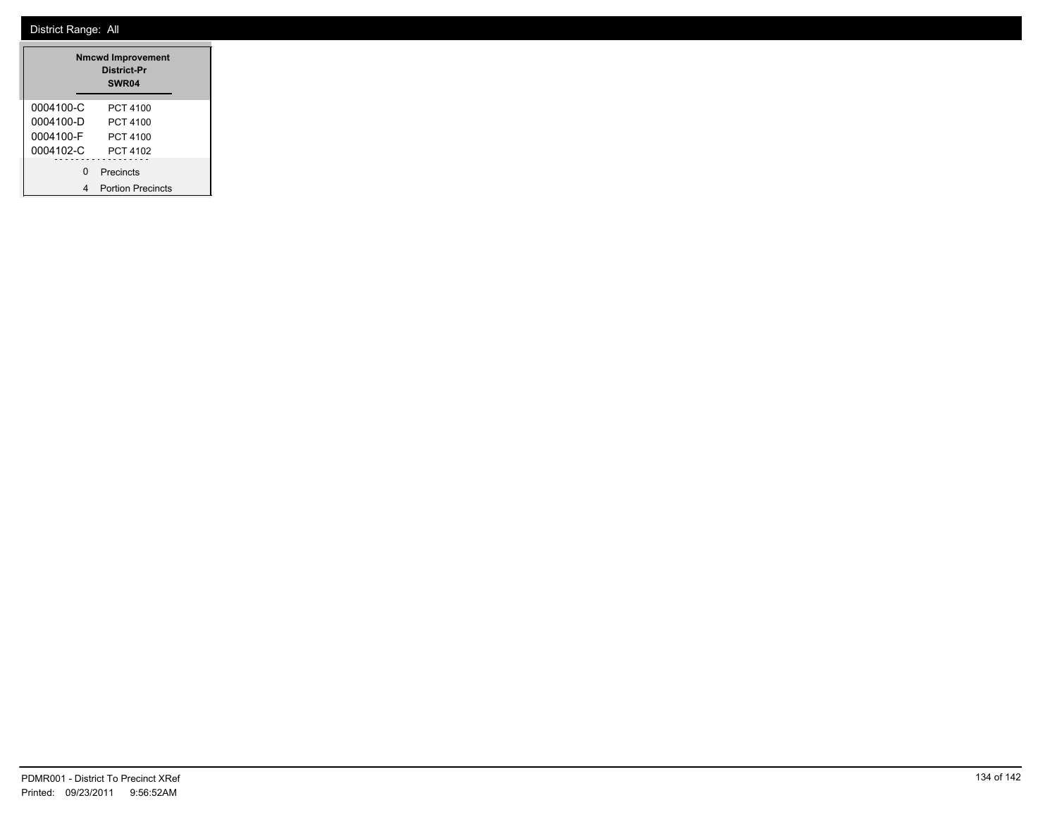District Range: All

| Nmcwd Improvement District-Pr SWR04 | |
|---|---|
| 0004100-C | PCT 4100 |
| 0004100-D | PCT 4100 |
| 0004100-F | PCT 4100 |
| 0004102-C | PCT 4102 |
| 0 | Precincts |
| 4 | Portion Precincts |

PDMR001 - District To Precinct XRef
Printed: 09/23/2011 9:56:52AM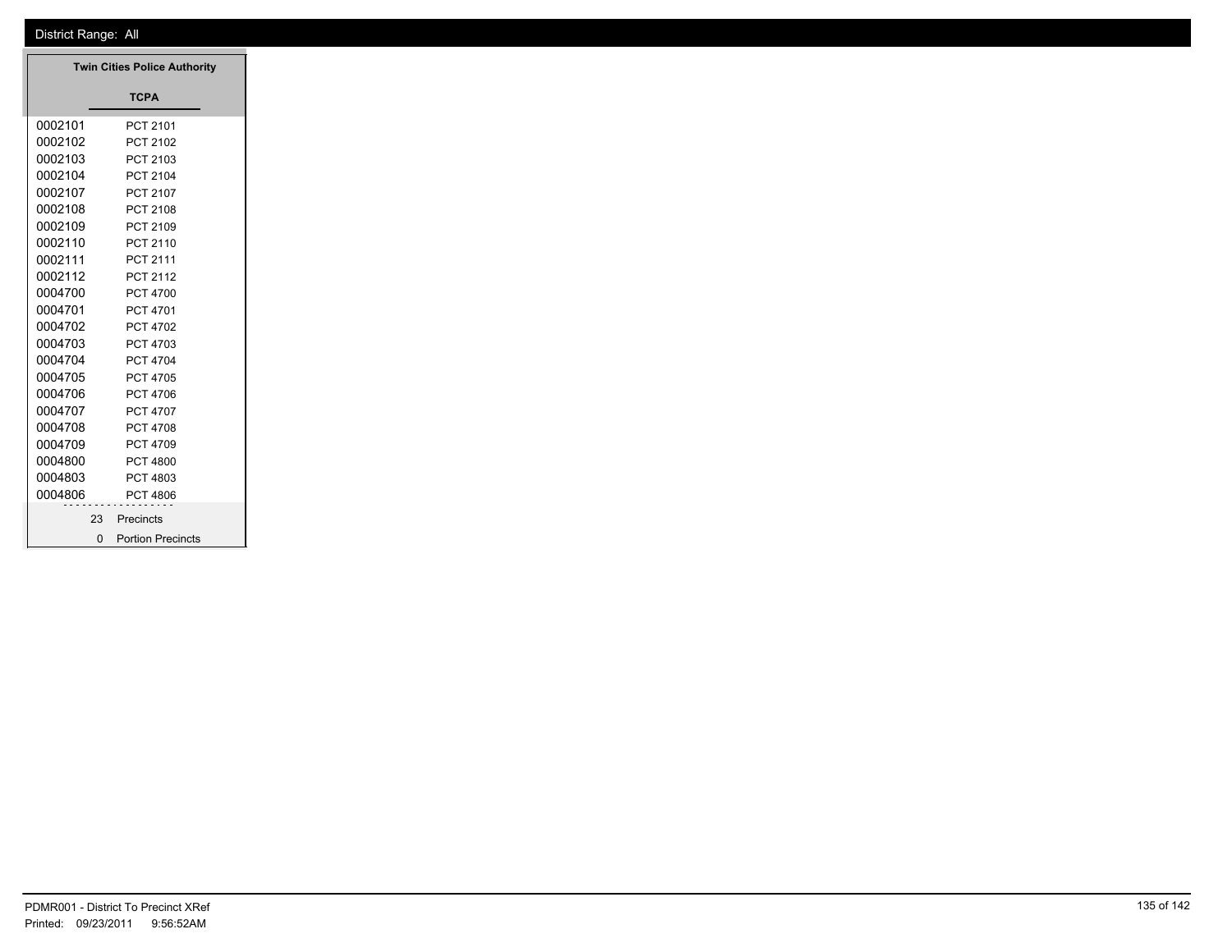District Range: All

| Twin Cities Police Authority | |
|---|---|
| | **TCPA** |
| 0002101 | PCT 2101 |
| 0002102 | PCT 2102 |
| 0002103 | PCT 2103 |
| 0002104 | PCT 2104 |
| 0002107 | PCT 2107 |
| 0002108 | PCT 2108 |
| 0002109 | PCT 2109 |
| 0002110 | PCT 2110 |
| 0002111 | PCT 2111 |
| 0002112 | PCT 2112 |
| 0004700 | PCT 4700 |
| 0004701 | PCT 4701 |
| 0004702 | PCT 4702 |
| 0004703 | PCT 4703 |
| 0004704 | PCT 4704 |
| 0004705 | PCT 4705 |
| 0004706 | PCT 4706 |
| 0004707 | PCT 4707 |
| 0004708 | PCT 4708 |
| 0004709 | PCT 4709 |
| 0004800 | PCT 4800 |
| 0004803 | PCT 4803 |
| 0004806 | PCT 4806 |
| 23 | Precincts |
| 0 | Portion Precincts |

PDMR001 - District To Precinct XRef
Printed: 09/23/2011 9:56:52AM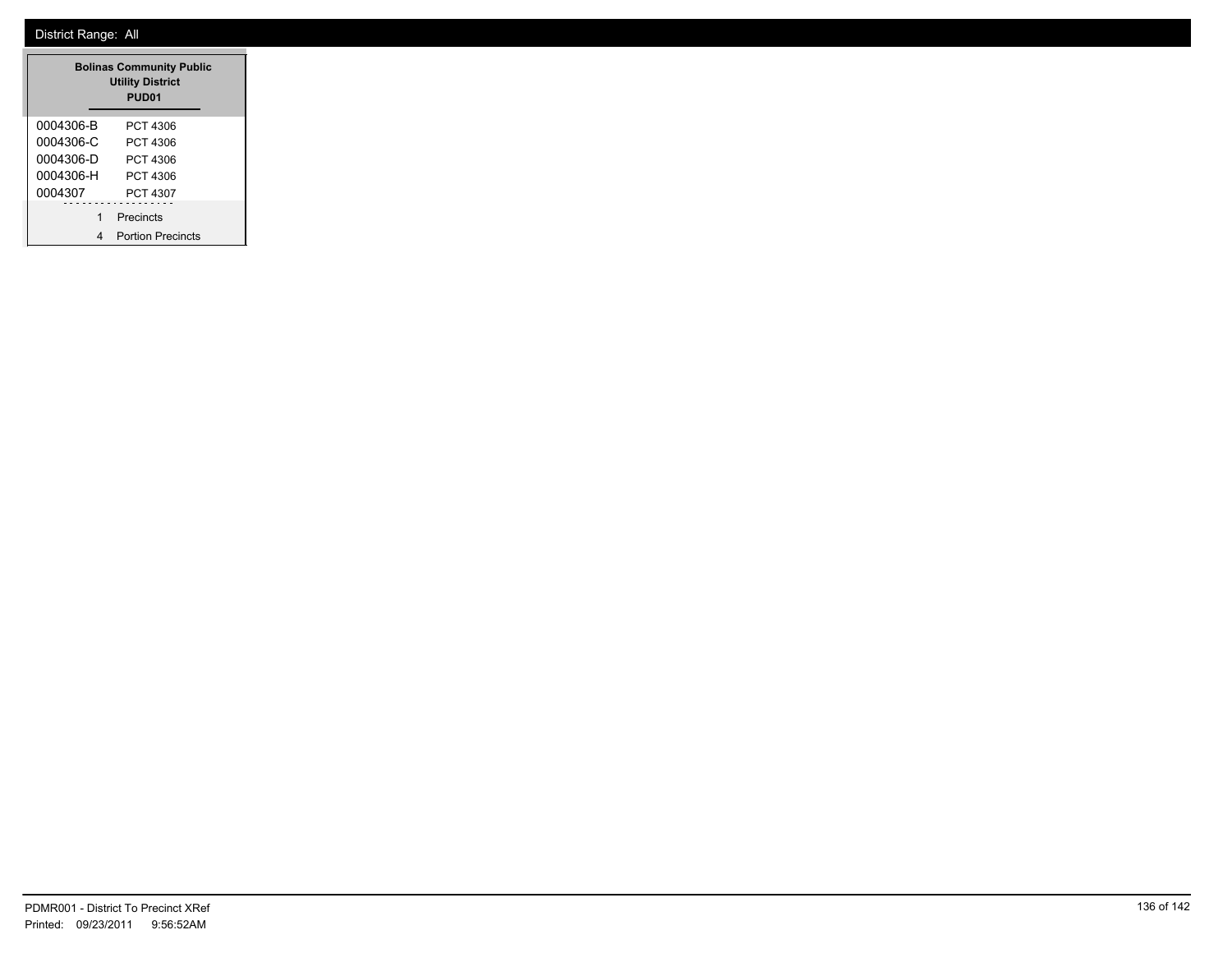District Range: All

## Bolinas Community Public Utility District
### PUD01

| | |
|---|---|
| 0004306-B | PCT 4306 |
| 0004306-C | PCT 4306 |
| 0004306-D | PCT 4306 |
| 0004306-H | PCT 4306 |
| 0004307 | PCT 4307 |

1 Precincts

4 Portion Precincts

PDMR001 - District To Precinct XRef
Printed: 09/23/2011 9:56:52AM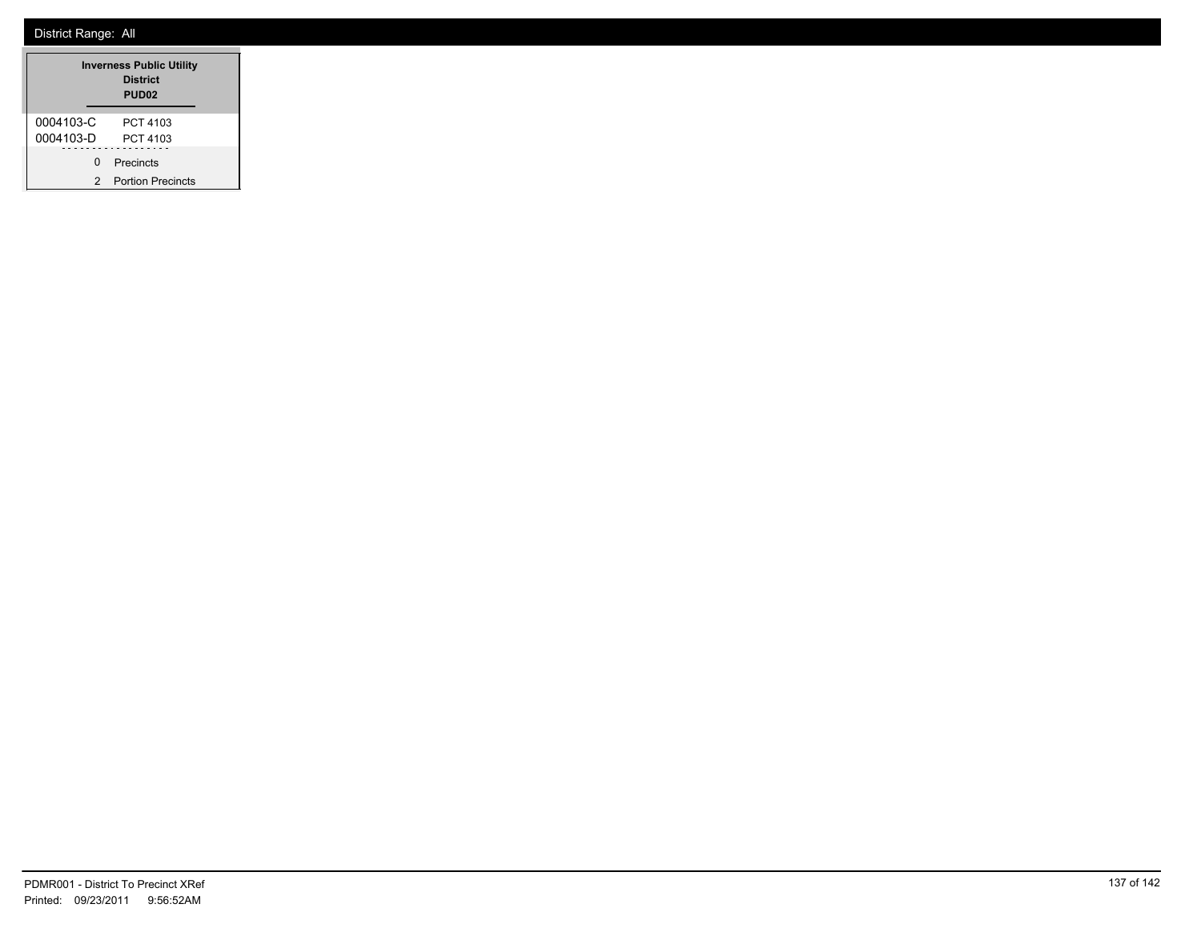District Range: All

**Inverness Public Utility District**
**PUD02**

| | |
|---|---|
| 0004103-C | PCT 4103 |
| 0004103-D | PCT 4103 |

0 Precincts

2 Portion Precincts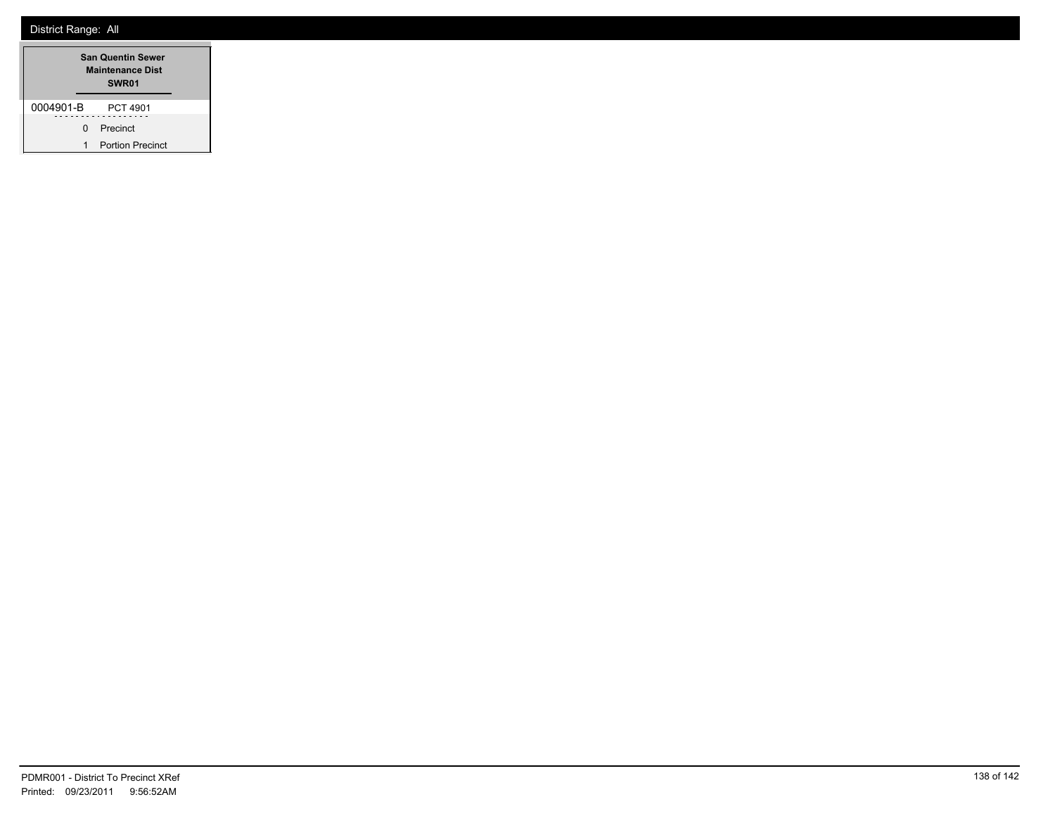District Range: All

**San Quentin Sewer Maintenance Dist**
**SWR01**

0004901-B PCT 4901

0 Precinct

1 Portion Precinct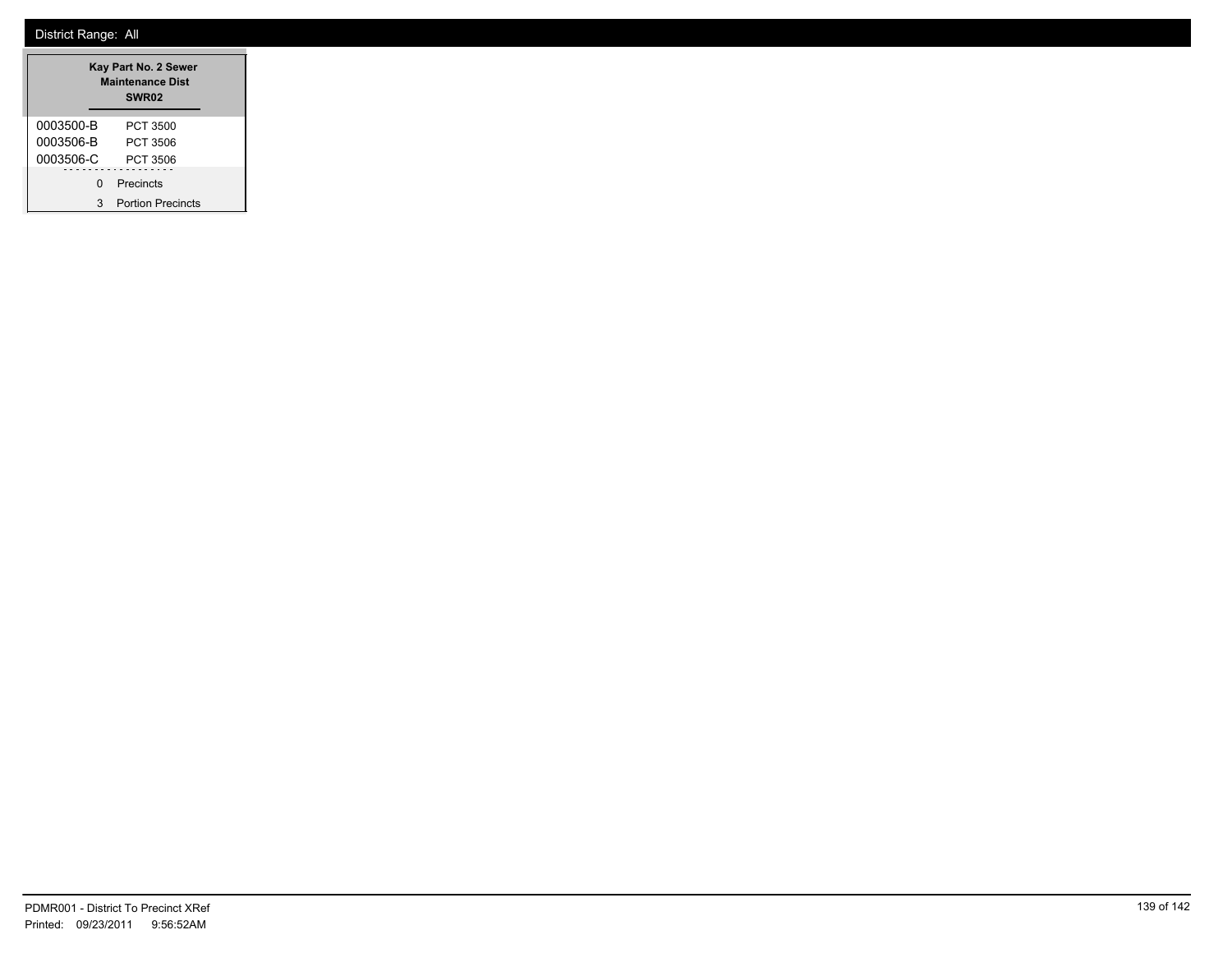District Range: All

| Kay Part No. 2 Sewer Maintenance Dist SWR02 | |
|---|---|
| 0003500-B | PCT 3500 |
| 0003506-B | PCT 3506 |
| 0003506-C | PCT 3506 |
| 0 | Precincts |
| 3 | Portion Precincts |

PDMR001 - District To Precinct XRef
Printed: 09/23/2011 9:56:52AM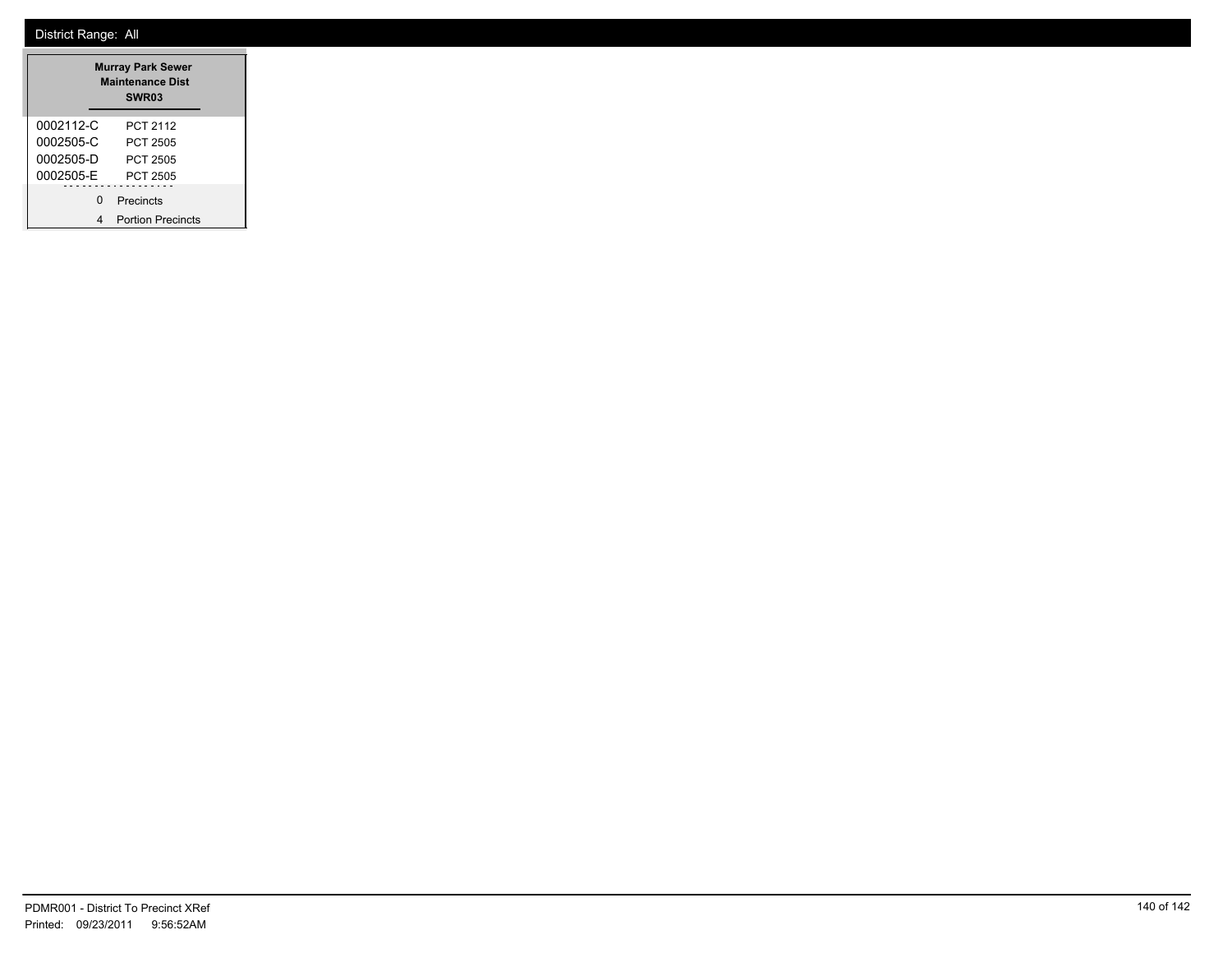District Range: All

| Murray Park Sewer Maintenance Dist SWR03 | |
|---|---|
| 0002112-C | PCT 2112 |
| 0002505-C | PCT 2505 |
| 0002505-D | PCT 2505 |
| 0002505-E | PCT 2505 |
| 0 | Precincts |
| 4 | Portion Precincts |

PDMR001 - District To Precinct XRef
Printed: 09/23/2011 9:56:52AM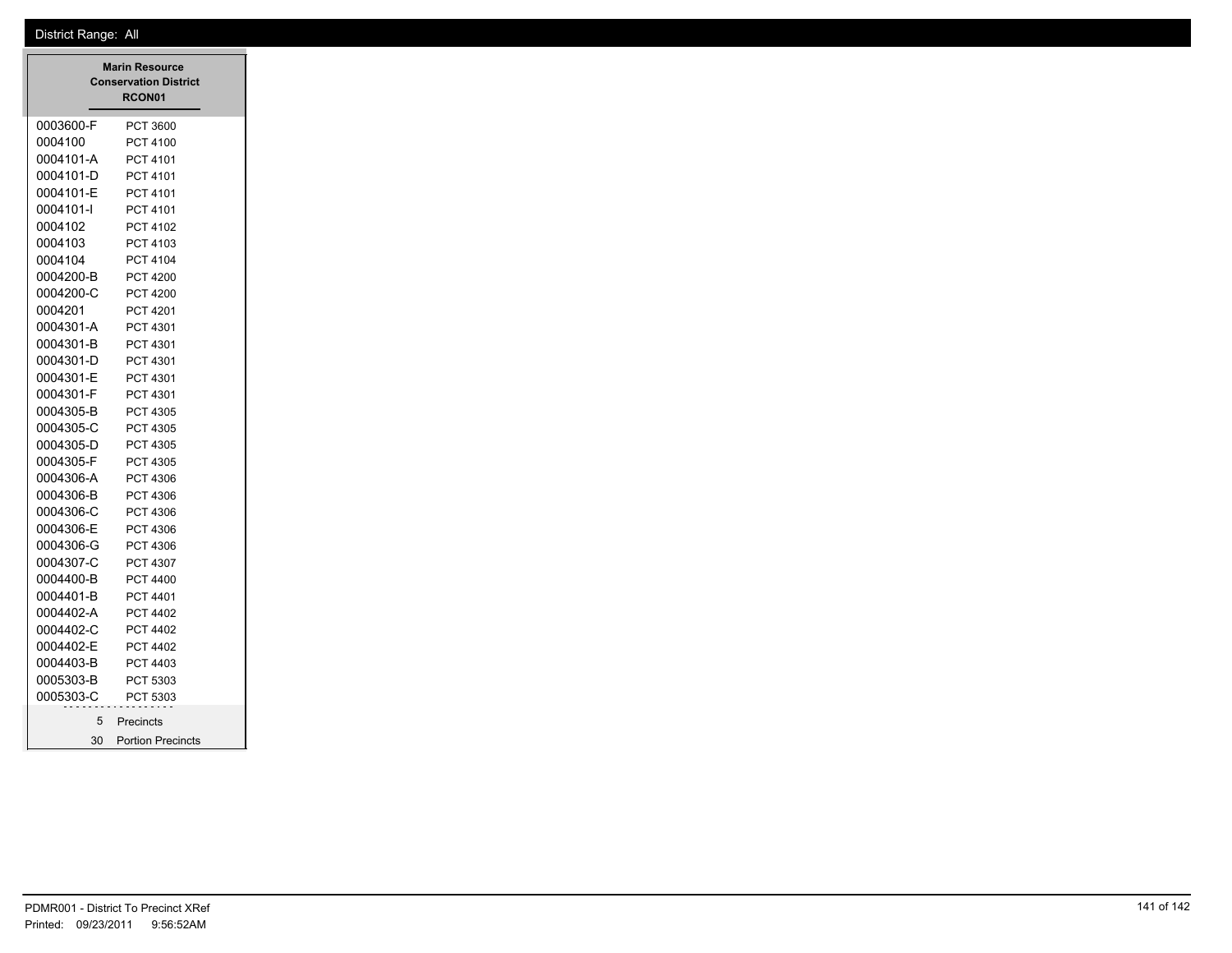District Range: All

**Marin Resource Conservation District**
**RCON01**

| | |
|---|---|
| 0003600-F | PCT 3600 |
| 0004100 | PCT 4100 |
| 0004101-A | PCT 4101 |
| 0004101-D | PCT 4101 |
| 0004101-E | PCT 4101 |
| 0004101-I | PCT 4101 |
| 0004102 | PCT 4102 |
| 0004103 | PCT 4103 |
| 0004104 | PCT 4104 |
| 0004200-B | PCT 4200 |
| 0004200-C | PCT 4200 |
| 0004201 | PCT 4201 |
| 0004301-A | PCT 4301 |
| 0004301-B | PCT 4301 |
| 0004301-D | PCT 4301 |
| 0004301-E | PCT 4301 |
| 0004301-F | PCT 4301 |
| 0004305-B | PCT 4305 |
| 0004305-C | PCT 4305 |
| 0004305-D | PCT 4305 |
| 0004305-F | PCT 4305 |
| 0004306-A | PCT 4306 |
| 0004306-B | PCT 4306 |
| 0004306-C | PCT 4306 |
| 0004306-E | PCT 4306 |
| 0004306-G | PCT 4306 |
| 0004307-C | PCT 4307 |
| 0004400-B | PCT 4400 |
| 0004401-B | PCT 4401 |
| 0004402-A | PCT 4402 |
| 0004402-C | PCT 4402 |
| 0004402-E | PCT 4402 |
| 0004403-B | PCT 4403 |
| 0005303-B | PCT 5303 |
| 0005303-C | PCT 5303 |

5 Precincts
30 Portion Precincts

PDMR001 - District To Precinct XRef
Printed: 09/23/2011 9:56:52AM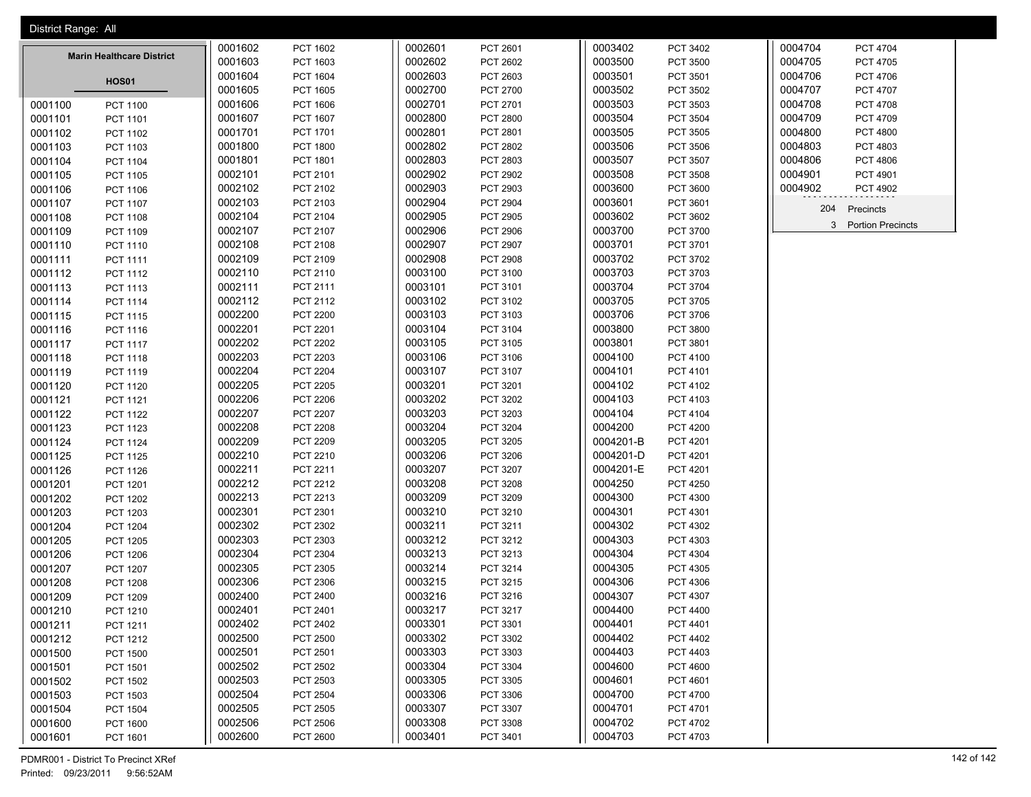District Range: All

## Marin Healthcare District

### HOS01

| | |
|---|---|
| 0001100 | PCT 1100 |
| 0001101 | PCT 1101 |
| 0001102 | PCT 1102 |
| 0001103 | PCT 1103 |
| 0001104 | PCT 1104 |
| 0001105 | PCT 1105 |
| 0001106 | PCT 1106 |
| 0001107 | PCT 1107 |
| 0001108 | PCT 1108 |
| 0001109 | PCT 1109 |
| 0001110 | PCT 1110 |
| 0001111 | PCT 1111 |
| 0001112 | PCT 1112 |
| 0001113 | PCT 1113 |
| 0001114 | PCT 1114 |
| 0001115 | PCT 1115 |
| 0001116 | PCT 1116 |
| 0001117 | PCT 1117 |
| 0001118 | PCT 1118 |
| 0001119 | PCT 1119 |
| 0001120 | PCT 1120 |
| 0001121 | PCT 1121 |
| 0001122 | PCT 1122 |
| 0001123 | PCT 1123 |
| 0001124 | PCT 1124 |
| 0001125 | PCT 1125 |
| 0001126 | PCT 1126 |
| 0001201 | PCT 1201 |
| 0001202 | PCT 1202 |
| 0001203 | PCT 1203 |
| 0001204 | PCT 1204 |
| 0001205 | PCT 1205 |
| 0001206 | PCT 1206 |
| 0001207 | PCT 1207 |
| 0001208 | PCT 1208 |
| 0001209 | PCT 1209 |
| 0001210 | PCT 1210 |
| 0001211 | PCT 1211 |
| 0001212 | PCT 1212 |
| 0001500 | PCT 1500 |
| 0001501 | PCT 1501 |
| 0001502 | PCT 1502 |
| 0001503 | PCT 1503 |
| 0001504 | PCT 1504 |
| 0001600 | PCT 1600 |
| 0001601 | PCT 1601 |
| 0001602 | PCT 1602 |
| 0001603 | PCT 1603 |
| 0001604 | PCT 1604 |
| 0001605 | PCT 1605 |
| 0001606 | PCT 1606 |
| 0001607 | PCT 1607 |
| 0001701 | PCT 1701 |
| 0001800 | PCT 1800 |
| 0001801 | PCT 1801 |
| 0002101 | PCT 2101 |
| 0002102 | PCT 2102 |
| 0002103 | PCT 2103 |
| 0002104 | PCT 2104 |
| 0002107 | PCT 2107 |
| 0002108 | PCT 2108 |
| 0002109 | PCT 2109 |
| 0002110 | PCT 2110 |
| 0002111 | PCT 2111 |
| 0002112 | PCT 2112 |
| 0002200 | PCT 2200 |
| 0002201 | PCT 2201 |
| 0002202 | PCT 2202 |
| 0002203 | PCT 2203 |
| 0002204 | PCT 2204 |
| 0002205 | PCT 2205 |
| 0002206 | PCT 2206 |
| 0002207 | PCT 2207 |
| 0002208 | PCT 2208 |
| 0002209 | PCT 2209 |
| 0002210 | PCT 2210 |
| 0002211 | PCT 2211 |
| 0002212 | PCT 2212 |
| 0002213 | PCT 2213 |
| 0002301 | PCT 2301 |
| 0002302 | PCT 2302 |
| 0002303 | PCT 2303 |
| 0002304 | PCT 2304 |
| 0002305 | PCT 2305 |
| 0002306 | PCT 2306 |
| 0002400 | PCT 2400 |
| 0002401 | PCT 2401 |
| 0002402 | PCT 2402 |
| 0002500 | PCT 2500 |
| 0002501 | PCT 2501 |
| 0002502 | PCT 2502 |
| 0002503 | PCT 2503 |
| 0002504 | PCT 2504 |
| 0002505 | PCT 2505 |
| 0002506 | PCT 2506 |
| 0002600 | PCT 2600 |
| 0002601 | PCT 2601 |
| 0002602 | PCT 2602 |
| 0002603 | PCT 2603 |
| 0002700 | PCT 2700 |
| 0002701 | PCT 2701 |
| 0002800 | PCT 2800 |
| 0002801 | PCT 2801 |
| 0002802 | PCT 2802 |
| 0002803 | PCT 2803 |
| 0002902 | PCT 2902 |
| 0002903 | PCT 2903 |
| 0002904 | PCT 2904 |
| 0002905 | PCT 2905 |
| 0002906 | PCT 2906 |
| 0002907 | PCT 2907 |
| 0002908 | PCT 2908 |
| 0003100 | PCT 3100 |
| 0003101 | PCT 3101 |
| 0003102 | PCT 3102 |
| 0003103 | PCT 3103 |
| 0003104 | PCT 3104 |
| 0003105 | PCT 3105 |
| 0003106 | PCT 3106 |
| 0003107 | PCT 3107 |
| 0003201 | PCT 3201 |
| 0003202 | PCT 3202 |
| 0003203 | PCT 3203 |
| 0003204 | PCT 3204 |
| 0003205 | PCT 3205 |
| 0003206 | PCT 3206 |
| 0003207 | PCT 3207 |
| 0003208 | PCT 3208 |
| 0003209 | PCT 3209 |
| 0003210 | PCT 3210 |
| 0003211 | PCT 3211 |
| 0003212 | PCT 3212 |
| 0003213 | PCT 3213 |
| 0003214 | PCT 3214 |
| 0003215 | PCT 3215 |
| 0003216 | PCT 3216 |
| 0003217 | PCT 3217 |
| 0003301 | PCT 3301 |
| 0003302 | PCT 3302 |
| 0003303 | PCT 3303 |
| 0003304 | PCT 3304 |
| 0003305 | PCT 3305 |
| 0003306 | PCT 3306 |
| 0003307 | PCT 3307 |
| 0003308 | PCT 3308 |
| 0003401 | PCT 3401 |
| 0003402 | PCT 3402 |
| 0003500 | PCT 3500 |
| 0003501 | PCT 3501 |
| 0003502 | PCT 3502 |
| 0003503 | PCT 3503 |
| 0003504 | PCT 3504 |
| 0003505 | PCT 3505 |
| 0003506 | PCT 3506 |
| 0003507 | PCT 3507 |
| 0003508 | PCT 3508 |
| 0003600 | PCT 3600 |
| 0003601 | PCT 3601 |
| 0003602 | PCT 3602 |
| 0003700 | PCT 3700 |
| 0003701 | PCT 3701 |
| 0003702 | PCT 3702 |
| 0003703 | PCT 3703 |
| 0003704 | PCT 3704 |
| 0003705 | PCT 3705 |
| 0003706 | PCT 3706 |
| 0003800 | PCT 3800 |
| 0003801 | PCT 3801 |
| 0004100 | PCT 4100 |
| 0004101 | PCT 4101 |
| 0004102 | PCT 4102 |
| 0004103 | PCT 4103 |
| 0004104 | PCT 4104 |
| 0004200 | PCT 4200 |
| 0004201-B | PCT 4201 |
| 0004201-D | PCT 4201 |
| 0004201-E | PCT 4201 |
| 0004250 | PCT 4250 |
| 0004300 | PCT 4300 |
| 0004301 | PCT 4301 |
| 0004302 | PCT 4302 |
| 0004303 | PCT 4303 |
| 0004304 | PCT 4304 |
| 0004305 | PCT 4305 |
| 0004306 | PCT 4306 |
| 0004307 | PCT 4307 |
| 0004400 | PCT 4400 |
| 0004401 | PCT 4401 |
| 0004402 | PCT 4402 |
| 0004403 | PCT 4403 |
| 0004600 | PCT 4600 |
| 0004601 | PCT 4601 |
| 0004700 | PCT 4700 |
| 0004701 | PCT 4701 |
| 0004702 | PCT 4702 |
| 0004703 | PCT 4703 |
| 0004704 | PCT 4704 |
| 0004705 | PCT 4705 |
| 0004706 | PCT 4706 |
| 0004707 | PCT 4707 |
| 0004708 | PCT 4708 |
| 0004709 | PCT 4709 |
| 0004800 | PCT 4800 |
| 0004803 | PCT 4803 |
| 0004806 | PCT 4806 |
| 0004901 | PCT 4901 |
| 0004902 | PCT 4902 |

204 Precincts

3 Portion Precincts

PDMR001 - District To Precinct XRef

Printed: 09/23/2011 9:56:52AM